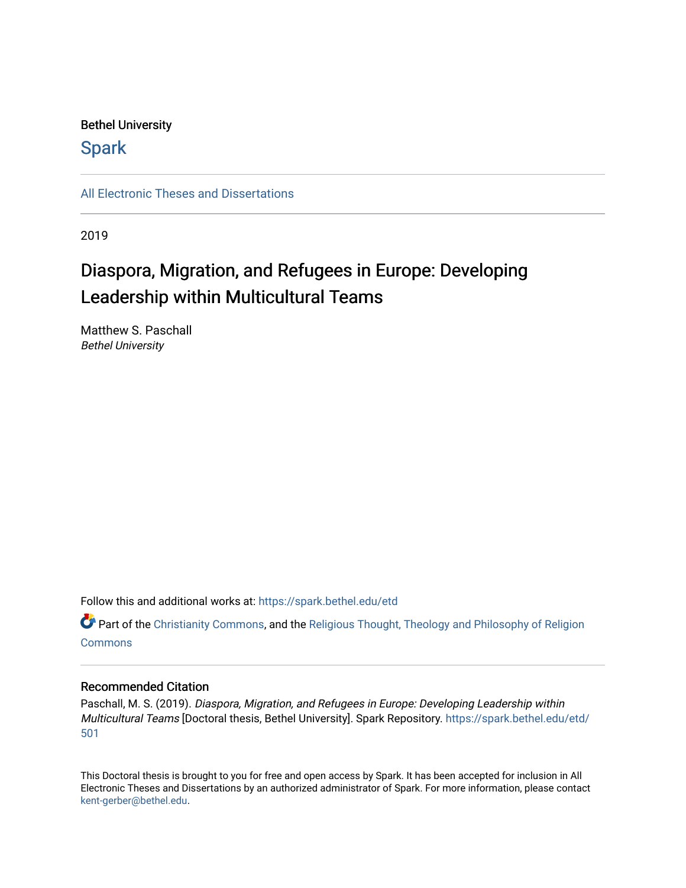Bethel University

# Spark

All Electronic Theses and Dissertations

2019

# Diaspora, Migration, and Refugees in Europe: Developing Leadership within Multicultural Teams

Matthew S. Paschall
*Bethel University*

Follow this and additional works at: https://spark.bethel.edu/etd

Part of the Christianity Commons, and the Religious Thought, Theology and Philosophy of Religion Commons

## Recommended Citation

Paschall, M. S. (2019). *Diaspora, Migration, and Refugees in Europe: Developing Leadership within Multicultural Teams* [Doctoral thesis, Bethel University]. Spark Repository. https://spark.bethel.edu/etd/501

This Doctoral thesis is brought to you for free and open access by Spark. It has been accepted for inclusion in All Electronic Theses and Dissertations by an authorized administrator of Spark. For more information, please contact kent-gerber@bethel.edu.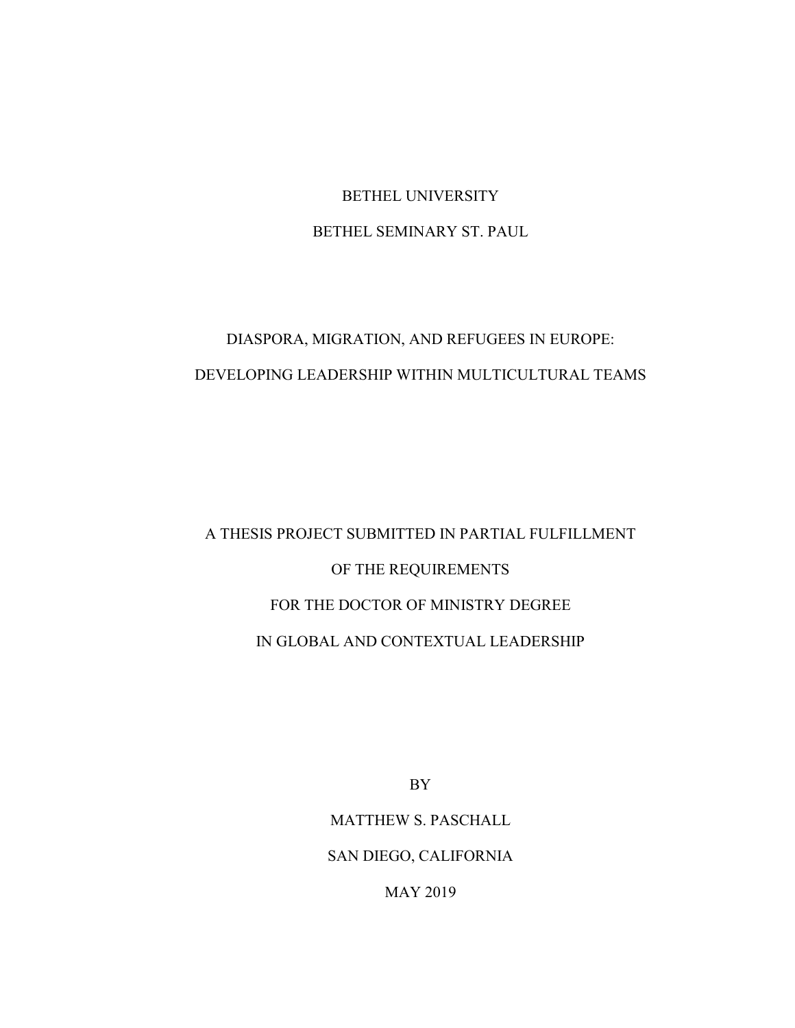BETHEL UNIVERSITY

BETHEL SEMINARY ST. PAUL

DIASPORA, MIGRATION, AND REFUGEES IN EUROPE:

DEVELOPING LEADERSHIP WITHIN MULTICULTURAL TEAMS

A THESIS PROJECT SUBMITTED IN PARTIAL FULFILLMENT

OF THE REQUIREMENTS

FOR THE DOCTOR OF MINISTRY DEGREE

IN GLOBAL AND CONTEXTUAL LEADERSHIP

BY

MATTHEW S. PASCHALL

SAN DIEGO, CALIFORNIA

MAY 2019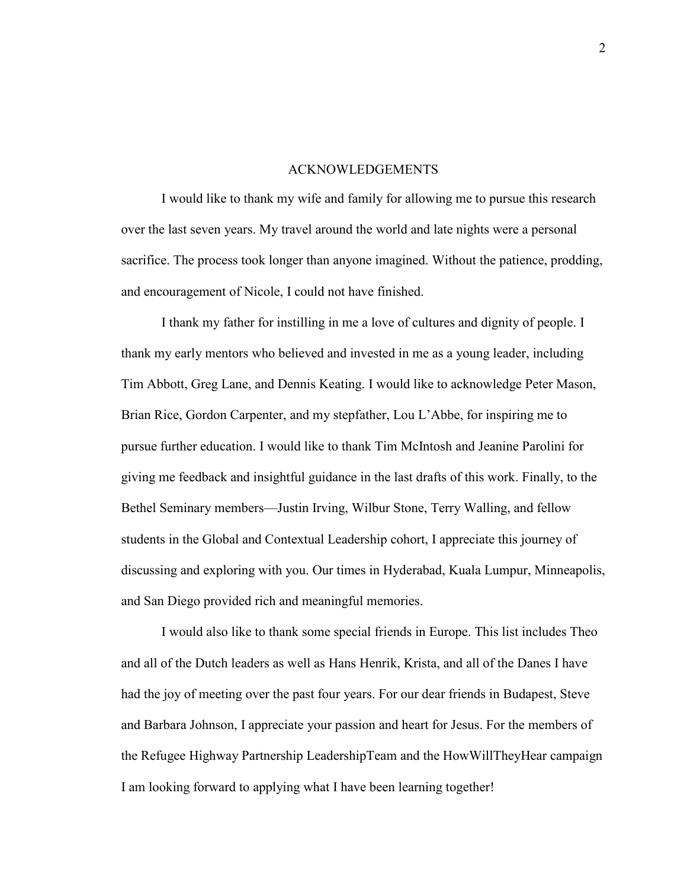# ACKNOWLEDGEMENTS

I would like to thank my wife and family for allowing me to pursue this research over the last seven years. My travel around the world and late nights were a personal sacrifice. The process took longer than anyone imagined. Without the patience, prodding, and encouragement of Nicole, I could not have finished.

I thank my father for instilling in me a love of cultures and dignity of people. I thank my early mentors who believed and invested in me as a young leader, including Tim Abbott, Greg Lane, and Dennis Keating. I would like to acknowledge Peter Mason, Brian Rice, Gordon Carpenter, and my stepfather, Lou L'Abbe, for inspiring me to pursue further education. I would like to thank Tim McIntosh and Jeanine Parolini for giving me feedback and insightful guidance in the last drafts of this work. Finally, to the Bethel Seminary members—Justin Irving, Wilbur Stone, Terry Walling, and fellow students in the Global and Contextual Leadership cohort, I appreciate this journey of discussing and exploring with you. Our times in Hyderabad, Kuala Lumpur, Minneapolis, and San Diego provided rich and meaningful memories.

I would also like to thank some special friends in Europe. This list includes Theo and all of the Dutch leaders as well as Hans Henrik, Krista, and all of the Danes I have had the joy of meeting over the past four years. For our dear friends in Budapest, Steve and Barbara Johnson, I appreciate your passion and heart for Jesus. For the members of the Refugee Highway Partnership LeadershipTeam and the HowWillTheyHear campaign I am looking forward to applying what I have been learning together!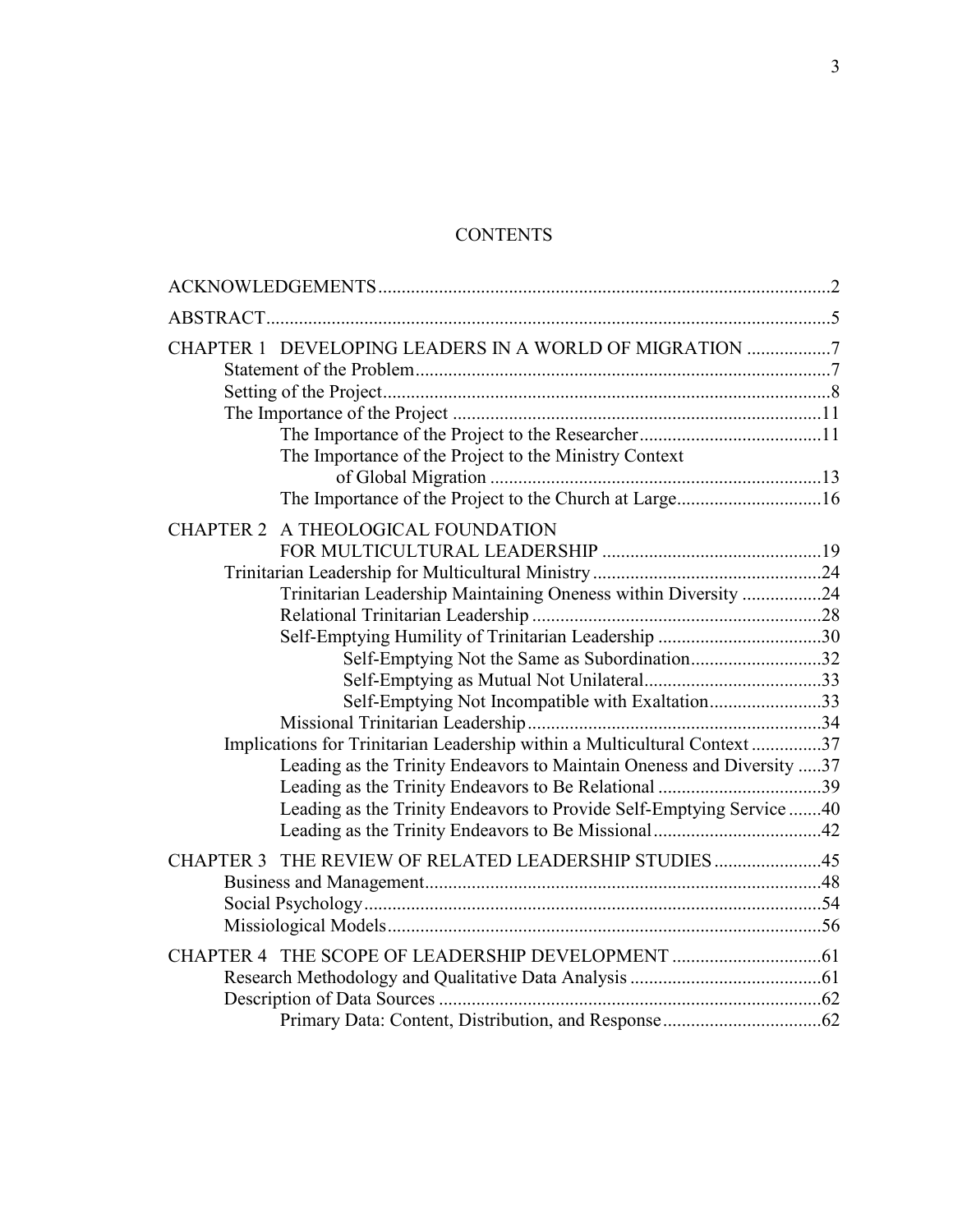# CONTENTS

ACKNOWLEDGEMENTS ... 2

ABSTRACT ... 5

CHAPTER 1 DEVELOPING LEADERS IN A WORLD OF MIGRATION ... 7
- Statement of the Problem ... 7
- Setting of the Project ... 8
- The Importance of the Project ... 11
  - The Importance of the Project to the Researcher ... 11
  - The Importance of the Project to the Ministry Context of Global Migration ... 13
  - The Importance of the Project to the Church at Large ... 16

CHAPTER 2 A THEOLOGICAL FOUNDATION FOR MULTICULTURAL LEADERSHIP ... 19
- Trinitarian Leadership for Multicultural Ministry ... 24
  - Trinitarian Leadership Maintaining Oneness within Diversity ... 24
  - Relational Trinitarian Leadership ... 28
  - Self-Emptying Humility of Trinitarian Leadership ... 30
    - Self-Emptying Not the Same as Subordination ... 32
    - Self-Emptying as Mutual Not Unilateral ... 33
    - Self-Emptying Not Incompatible with Exaltation ... 33
  - Missional Trinitarian Leadership ... 34
- Implications for Trinitarian Leadership within a Multicultural Context ... 37
  - Leading as the Trinity Endeavors to Maintain Oneness and Diversity ... 37
  - Leading as the Trinity Endeavors to Be Relational ... 39
  - Leading as the Trinity Endeavors to Provide Self-Emptying Service ... 40
  - Leading as the Trinity Endeavors to Be Missional ... 42

CHAPTER 3 THE REVIEW OF RELATED LEADERSHIP STUDIES ... 45
- Business and Management ... 48
- Social Psychology ... 54
- Missiological Models ... 56

CHAPTER 4 THE SCOPE OF LEADERSHIP DEVELOPMENT ... 61
- Research Methodology and Qualitative Data Analysis ... 61
- Description of Data Sources ... 62
  - Primary Data: Content, Distribution, and Response ... 62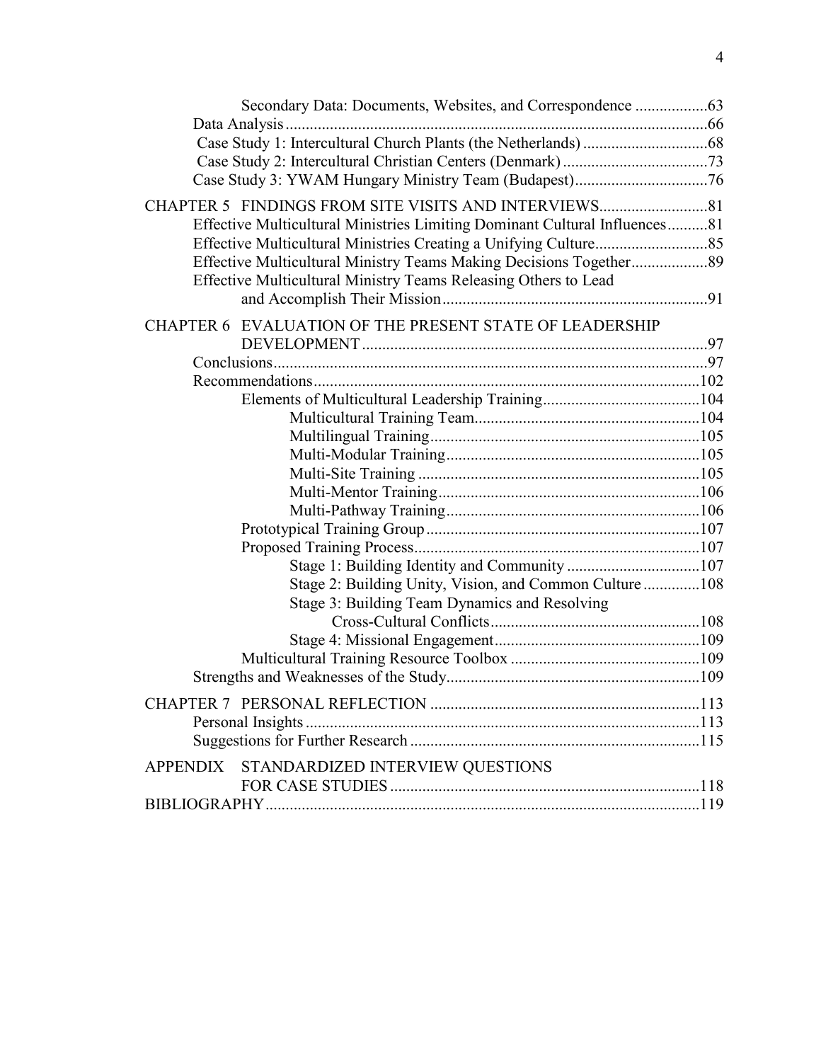Secondary Data: Documents, Websites, and Correspondence ..................63
Data Analysis .........................................................................................................66
Case Study 1: Intercultural Church Plants (the Netherlands) ...............................68
Case Study 2: Intercultural Christian Centers (Denmark) ....................................73
Case Study 3: YWAM Hungary Ministry Team (Budapest).................................76

CHAPTER 5 FINDINGS FROM SITE VISITS AND INTERVIEWS...........................81
Effective Multicultural Ministries Limiting Dominant Cultural Influences..........81
Effective Multicultural Ministries Creating a Unifying Culture............................85
Effective Multicultural Ministry Teams Making Decisions Together...................89
Effective Multicultural Ministry Teams Releasing Others to Lead and Accomplish Their Mission...........................................................................91

CHAPTER 6 EVALUATION OF THE PRESENT STATE OF LEADERSHIP DEVELOPMENT .....................................................................................97
Conclusions............................................................................................................97
Recommendations................................................................................................102
Elements of Multicultural Leadership Training.......................................104
Multicultural Training Team........................................................104
Multilingual Training...................................................................105
Multi-Modular Training...............................................................105
Multi-Site Training ......................................................................105
Multi-Mentor Training.................................................................106
Multi-Pathway Training...............................................................106
Prototypical Training Group....................................................................107
Proposed Training Process.......................................................................107
Stage 1: Building Identity and Community .................................107
Stage 2: Building Unity, Vision, and Common Culture ..............108
Stage 3: Building Team Dynamics and Resolving Cross-Cultural Conflicts....................................................108
Stage 4: Missional Engagement...................................................109
Multicultural Training Resource Toolbox ...............................................109
Strengths and Weaknesses of the Study...............................................................109

CHAPTER 7 PERSONAL REFLECTION ...................................................................113
Personal Insights ..................................................................................................113
Suggestions for Further Research ........................................................................115

APPENDIX STANDARDIZED INTERVIEW QUESTIONS FOR CASE STUDIES ............................................................................118

BIBLIOGRAPHY...........................................................................................................119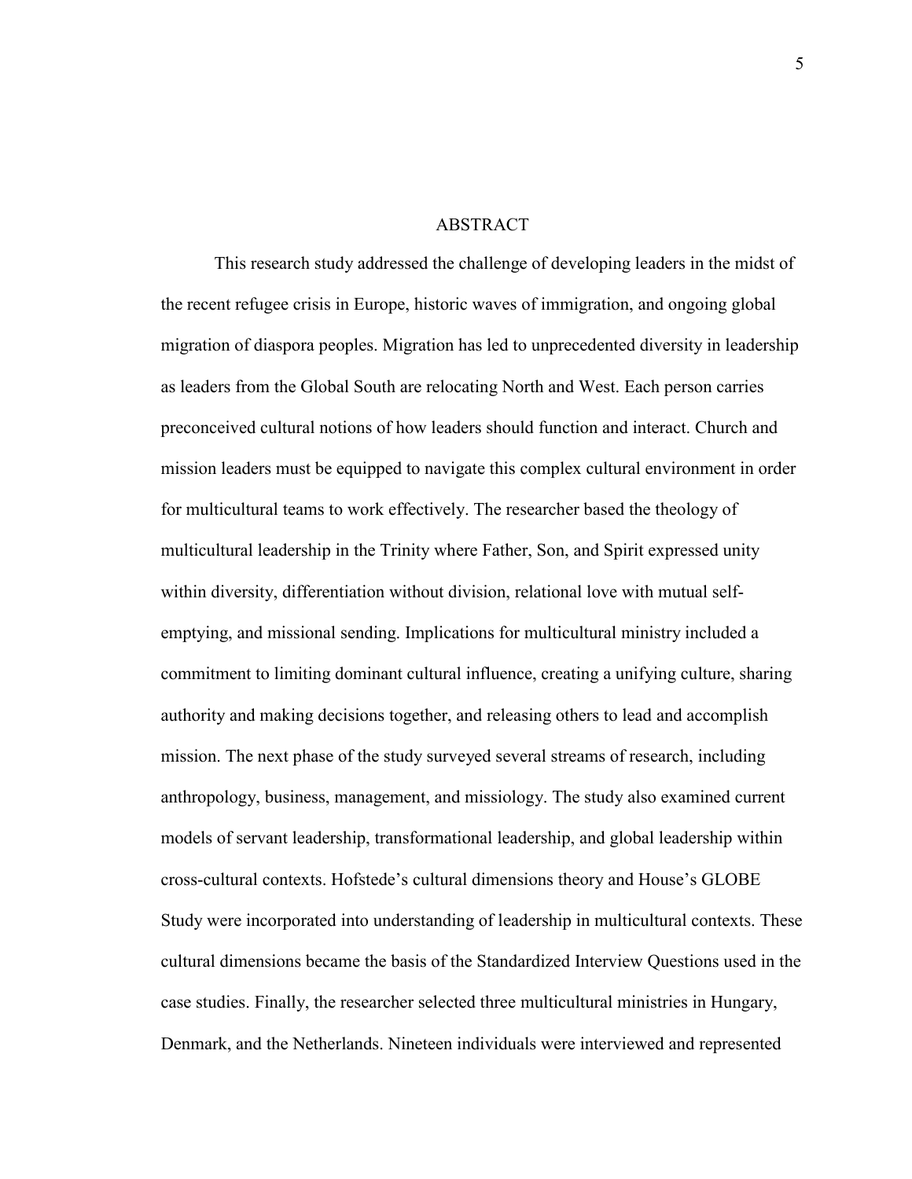# ABSTRACT

This research study addressed the challenge of developing leaders in the midst of the recent refugee crisis in Europe, historic waves of immigration, and ongoing global migration of diaspora peoples. Migration has led to unprecedented diversity in leadership as leaders from the Global South are relocating North and West. Each person carries preconceived cultural notions of how leaders should function and interact. Church and mission leaders must be equipped to navigate this complex cultural environment in order for multicultural teams to work effectively. The researcher based the theology of multicultural leadership in the Trinity where Father, Son, and Spirit expressed unity within diversity, differentiation without division, relational love with mutual self-emptying, and missional sending. Implications for multicultural ministry included a commitment to limiting dominant cultural influence, creating a unifying culture, sharing authority and making decisions together, and releasing others to lead and accomplish mission. The next phase of the study surveyed several streams of research, including anthropology, business, management, and missiology. The study also examined current models of servant leadership, transformational leadership, and global leadership within cross-cultural contexts. Hofstede's cultural dimensions theory and House's GLOBE Study were incorporated into understanding of leadership in multicultural contexts. These cultural dimensions became the basis of the Standardized Interview Questions used in the case studies. Finally, the researcher selected three multicultural ministries in Hungary, Denmark, and the Netherlands. Nineteen individuals were interviewed and represented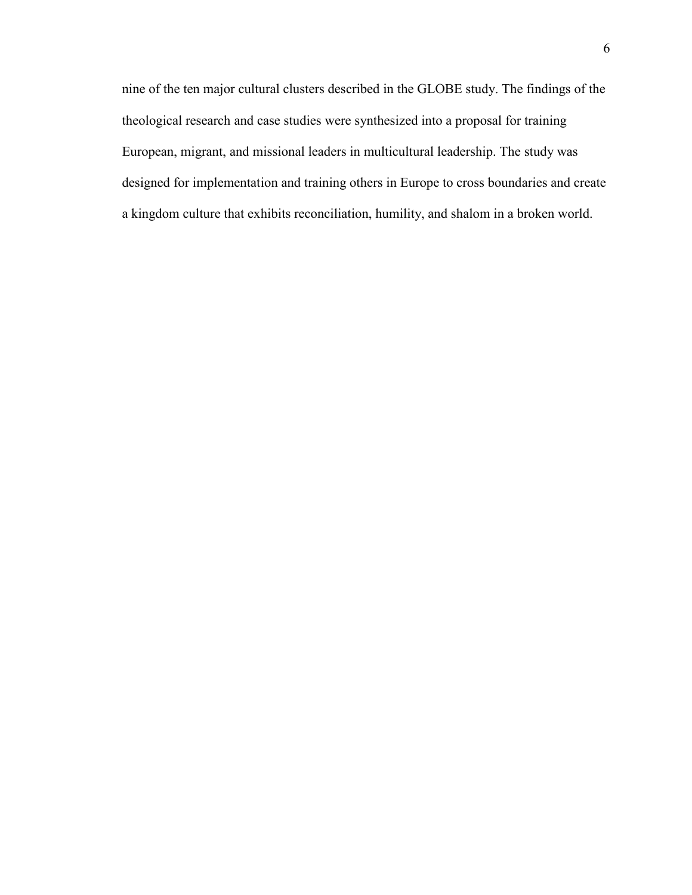nine of the ten major cultural clusters described in the GLOBE study. The findings of the theological research and case studies were synthesized into a proposal for training European, migrant, and missional leaders in multicultural leadership. The study was designed for implementation and training others in Europe to cross boundaries and create a kingdom culture that exhibits reconciliation, humility, and shalom in a broken world.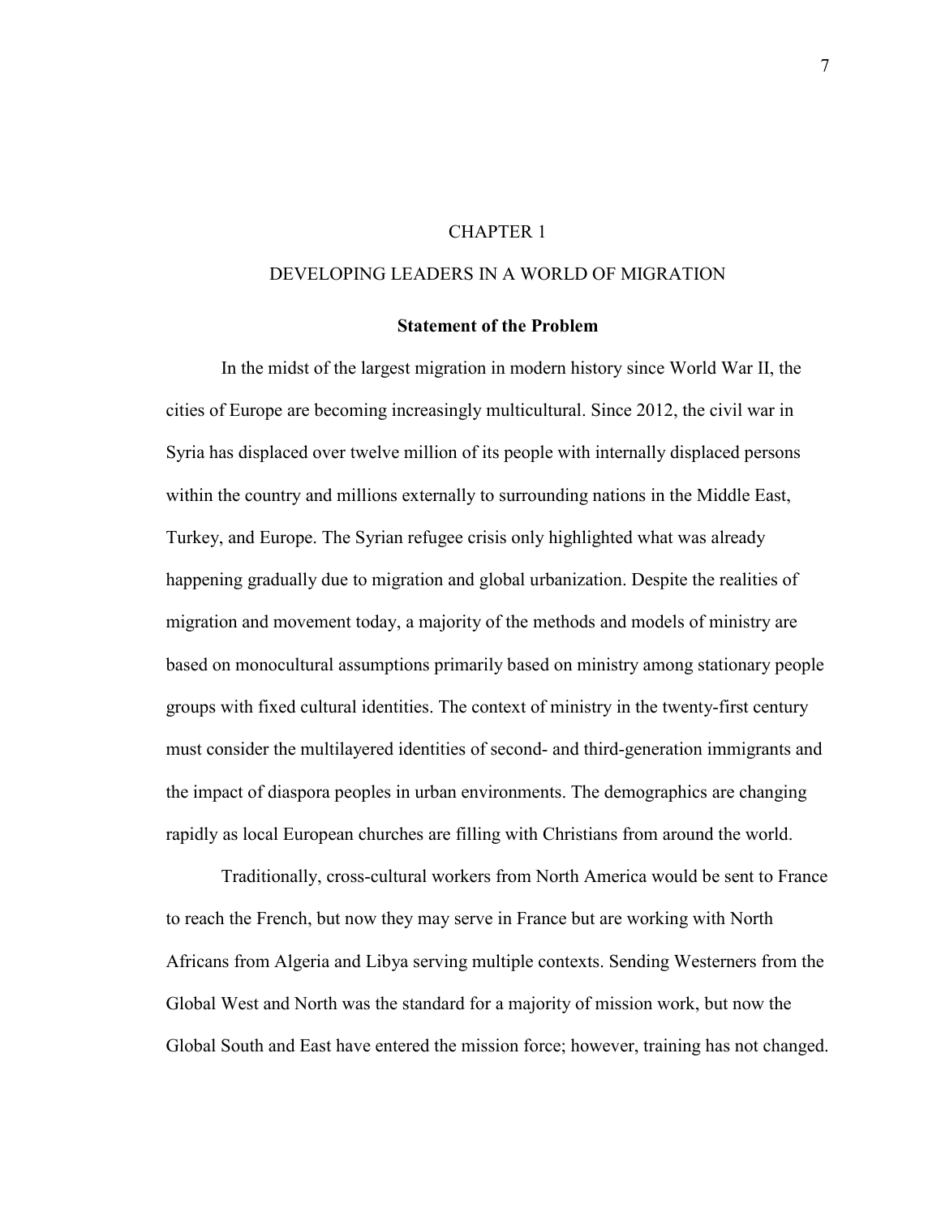# CHAPTER 1

# DEVELOPING LEADERS IN A WORLD OF MIGRATION

## Statement of the Problem

In the midst of the largest migration in modern history since World War II, the cities of Europe are becoming increasingly multicultural. Since 2012, the civil war in Syria has displaced over twelve million of its people with internally displaced persons within the country and millions externally to surrounding nations in the Middle East, Turkey, and Europe. The Syrian refugee crisis only highlighted what was already happening gradually due to migration and global urbanization. Despite the realities of migration and movement today, a majority of the methods and models of ministry are based on monocultural assumptions primarily based on ministry among stationary people groups with fixed cultural identities. The context of ministry in the twenty-first century must consider the multilayered identities of second- and third-generation immigrants and the impact of diaspora peoples in urban environments. The demographics are changing rapidly as local European churches are filling with Christians from around the world.

Traditionally, cross-cultural workers from North America would be sent to France to reach the French, but now they may serve in France but are working with North Africans from Algeria and Libya serving multiple contexts. Sending Westerners from the Global West and North was the standard for a majority of mission work, but now the Global South and East have entered the mission force; however, training has not changed.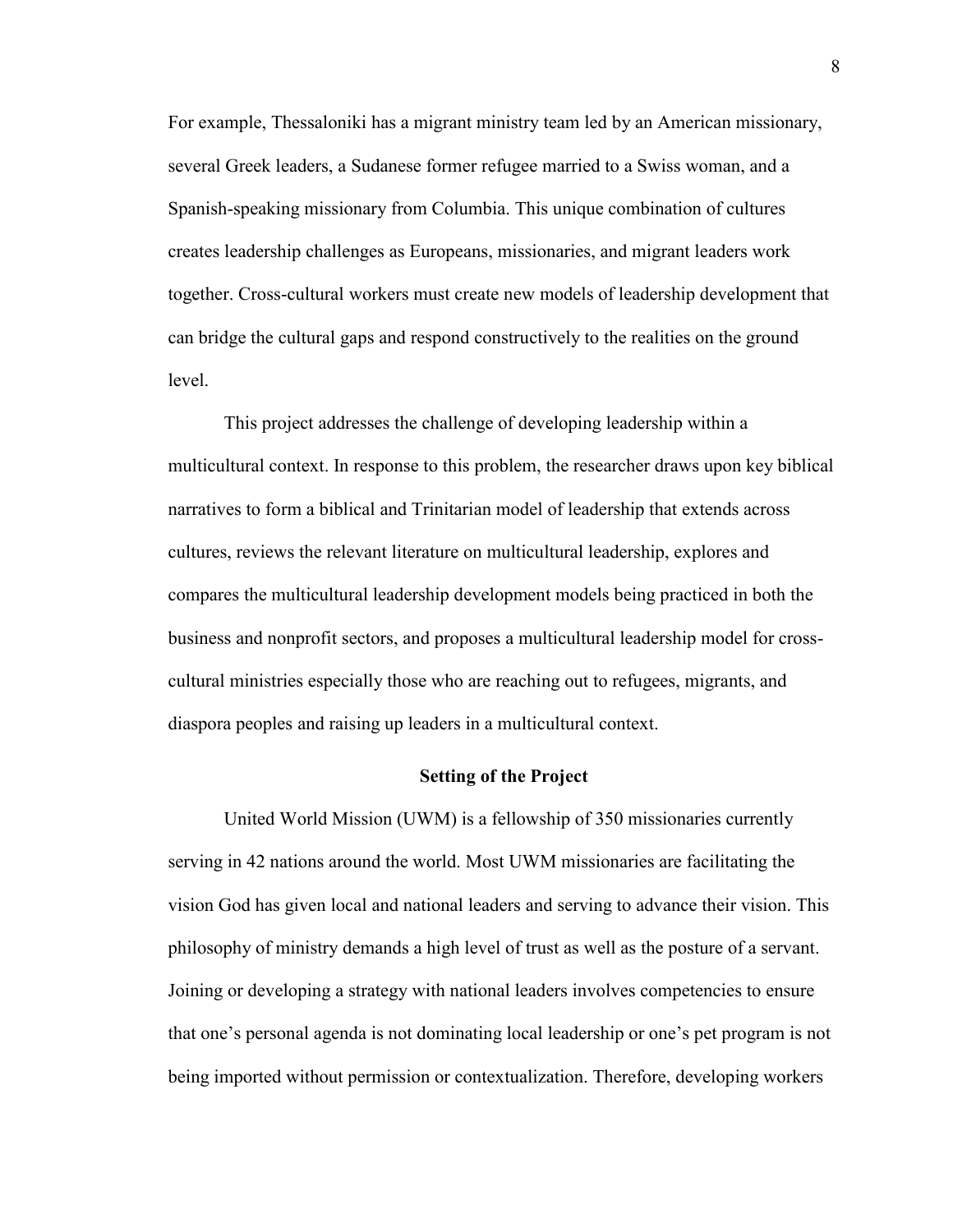For example, Thessaloniki has a migrant ministry team led by an American missionary, several Greek leaders, a Sudanese former refugee married to a Swiss woman, and a Spanish-speaking missionary from Columbia. This unique combination of cultures creates leadership challenges as Europeans, missionaries, and migrant leaders work together. Cross-cultural workers must create new models of leadership development that can bridge the cultural gaps and respond constructively to the realities on the ground level.

This project addresses the challenge of developing leadership within a multicultural context. In response to this problem, the researcher draws upon key biblical narratives to form a biblical and Trinitarian model of leadership that extends across cultures, reviews the relevant literature on multicultural leadership, explores and compares the multicultural leadership development models being practiced in both the business and nonprofit sectors, and proposes a multicultural leadership model for cross-cultural ministries especially those who are reaching out to refugees, migrants, and diaspora peoples and raising up leaders in a multicultural context.

## Setting of the Project

United World Mission (UWM) is a fellowship of 350 missionaries currently serving in 42 nations around the world. Most UWM missionaries are facilitating the vision God has given local and national leaders and serving to advance their vision. This philosophy of ministry demands a high level of trust as well as the posture of a servant. Joining or developing a strategy with national leaders involves competencies to ensure that one's personal agenda is not dominating local leadership or one's pet program is not being imported without permission or contextualization. Therefore, developing workers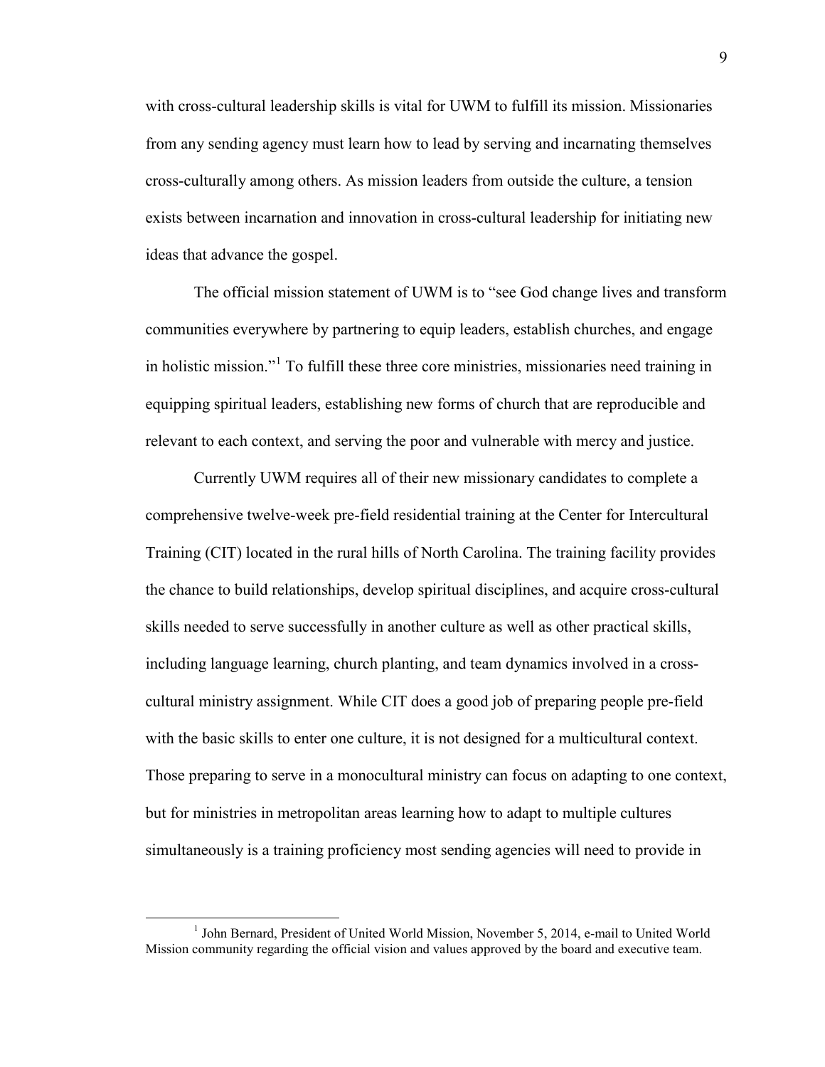with cross-cultural leadership skills is vital for UWM to fulfill its mission. Missionaries from any sending agency must learn how to lead by serving and incarnating themselves cross-culturally among others. As mission leaders from outside the culture, a tension exists between incarnation and innovation in cross-cultural leadership for initiating new ideas that advance the gospel.

The official mission statement of UWM is to "see God change lives and transform communities everywhere by partnering to equip leaders, establish churches, and engage in holistic mission."[1] To fulfill these three core ministries, missionaries need training in equipping spiritual leaders, establishing new forms of church that are reproducible and relevant to each context, and serving the poor and vulnerable with mercy and justice.

Currently UWM requires all of their new missionary candidates to complete a comprehensive twelve-week pre-field residential training at the Center for Intercultural Training (CIT) located in the rural hills of North Carolina. The training facility provides the chance to build relationships, develop spiritual disciplines, and acquire cross-cultural skills needed to serve successfully in another culture as well as other practical skills, including language learning, church planting, and team dynamics involved in a cross-cultural ministry assignment. While CIT does a good job of preparing people pre-field with the basic skills to enter one culture, it is not designed for a multicultural context. Those preparing to serve in a monocultural ministry can focus on adapting to one context, but for ministries in metropolitan areas learning how to adapt to multiple cultures simultaneously is a training proficiency most sending agencies will need to provide in

---

[1] John Bernard, President of United World Mission, November 5, 2014, e-mail to United World Mission community regarding the official vision and values approved by the board and executive team.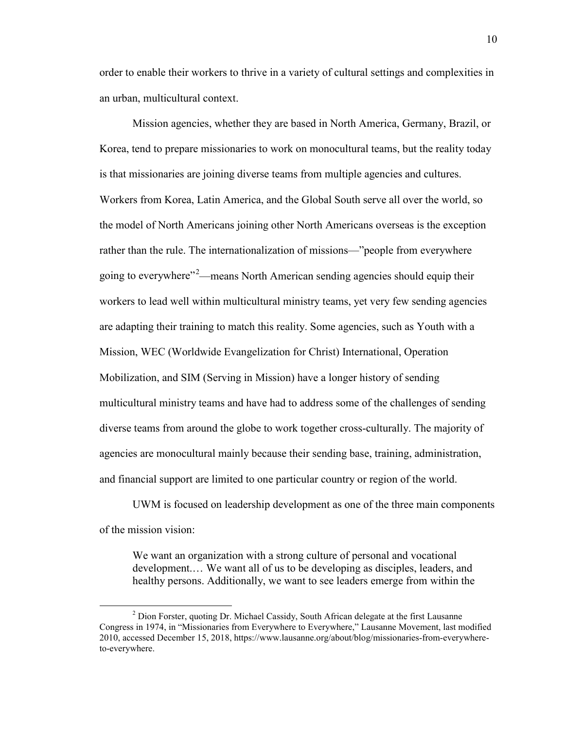order to enable their workers to thrive in a variety of cultural settings and complexities in an urban, multicultural context.

Mission agencies, whether they are based in North America, Germany, Brazil, or Korea, tend to prepare missionaries to work on monocultural teams, but the reality today is that missionaries are joining diverse teams from multiple agencies and cultures. Workers from Korea, Latin America, and the Global South serve all over the world, so the model of North Americans joining other North Americans overseas is the exception rather than the rule. The internationalization of missions—"people from everywhere going to everywhere"[2]—means North American sending agencies should equip their workers to lead well within multicultural ministry teams, yet very few sending agencies are adapting their training to match this reality. Some agencies, such as Youth with a Mission, WEC (Worldwide Evangelization for Christ) International, Operation Mobilization, and SIM (Serving in Mission) have a longer history of sending multicultural ministry teams and have had to address some of the challenges of sending diverse teams from around the globe to work together cross-culturally. The majority of agencies are monocultural mainly because their sending base, training, administration, and financial support are limited to one particular country or region of the world.

UWM is focused on leadership development as one of the three main components of the mission vision:

> We want an organization with a strong culture of personal and vocational development.… We want all of us to be developing as disciples, leaders, and healthy persons. Additionally, we want to see leaders emerge from within the

[2] Dion Forster, quoting Dr. Michael Cassidy, South African delegate at the first Lausanne Congress in 1974, in "Missionaries from Everywhere to Everywhere," Lausanne Movement, last modified 2010, accessed December 15, 2018, https://www.lausanne.org/about/blog/missionaries-from-everywhere-to-everywhere.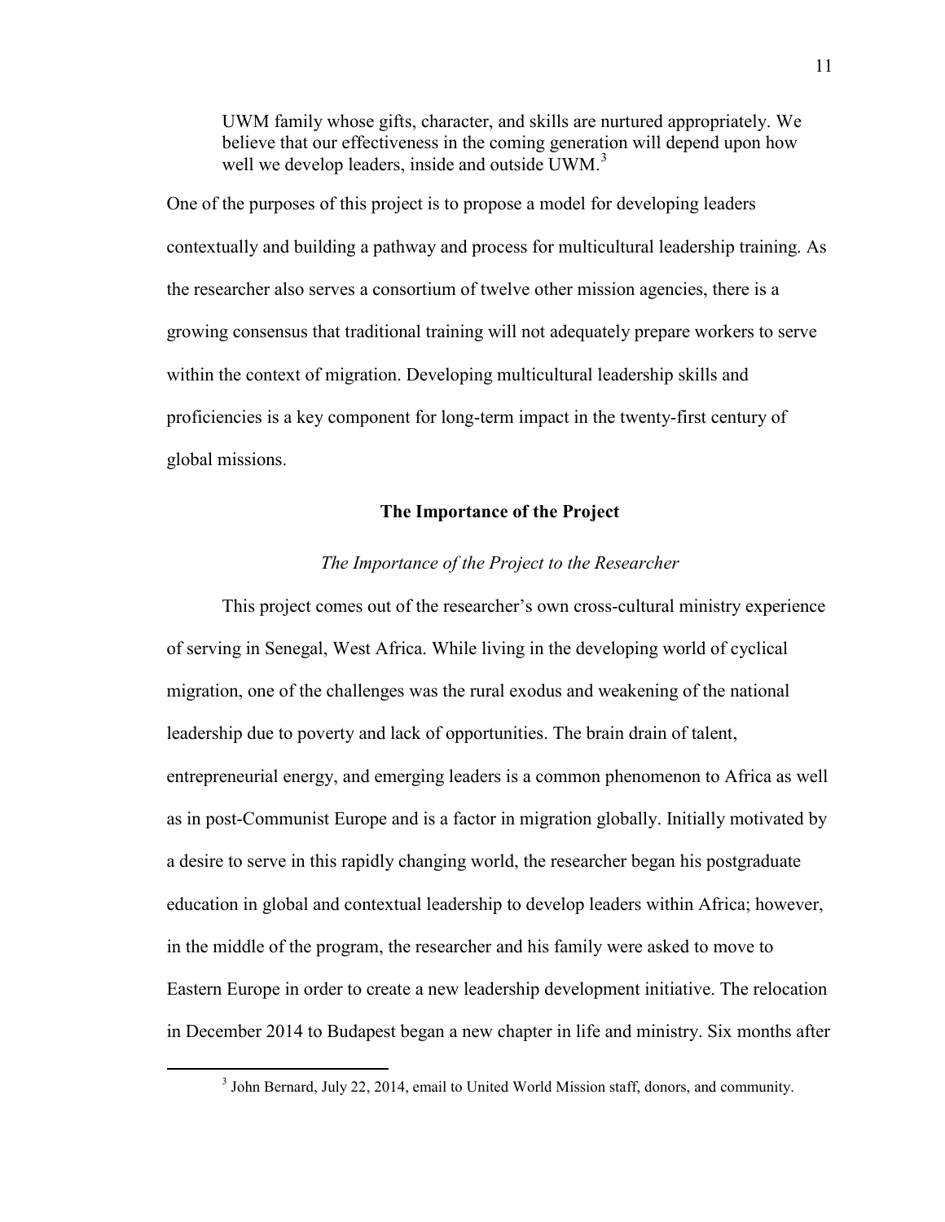> UWM family whose gifts, character, and skills are nurtured appropriately. We believe that our effectiveness in the coming generation will depend upon how well we develop leaders, inside and outside UWM.[3]

One of the purposes of this project is to propose a model for developing leaders contextually and building a pathway and process for multicultural leadership training. As the researcher also serves a consortium of twelve other mission agencies, there is a growing consensus that traditional training will not adequately prepare workers to serve within the context of migration. Developing multicultural leadership skills and proficiencies is a key component for long-term impact in the twenty-first century of global missions.

## The Importance of the Project

### *The Importance of the Project to the Researcher*

This project comes out of the researcher's own cross-cultural ministry experience of serving in Senegal, West Africa. While living in the developing world of cyclical migration, one of the challenges was the rural exodus and weakening of the national leadership due to poverty and lack of opportunities. The brain drain of talent, entrepreneurial energy, and emerging leaders is a common phenomenon to Africa as well as in post-Communist Europe and is a factor in migration globally. Initially motivated by a desire to serve in this rapidly changing world, the researcher began his postgraduate education in global and contextual leadership to develop leaders within Africa; however, in the middle of the program, the researcher and his family were asked to move to Eastern Europe in order to create a new leadership development initiative. The relocation in December 2014 to Budapest began a new chapter in life and ministry. Six months after

---

[3] John Bernard, July 22, 2014, email to United World Mission staff, donors, and community.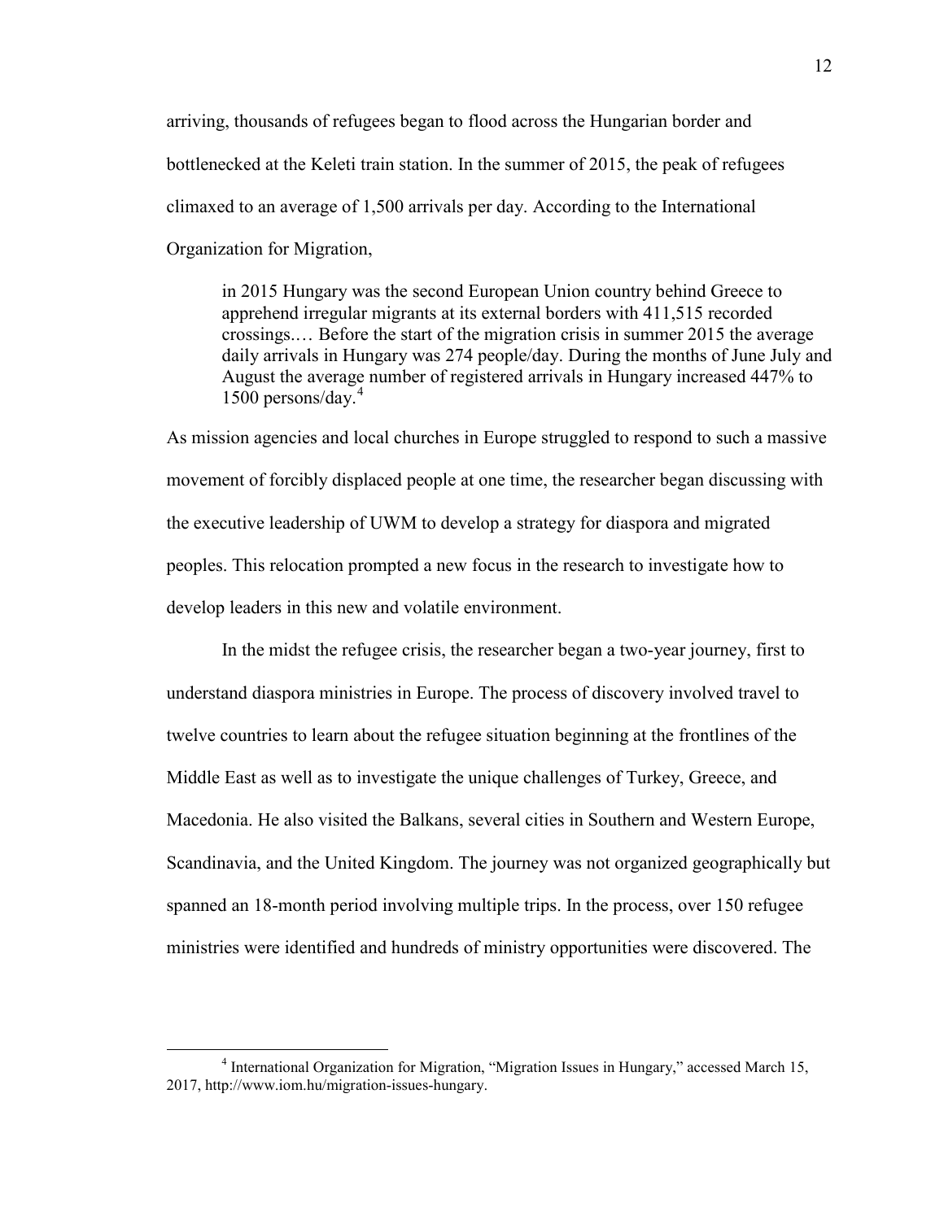arriving, thousands of refugees began to flood across the Hungarian border and bottlenecked at the Keleti train station. In the summer of 2015, the peak of refugees climaxed to an average of 1,500 arrivals per day. According to the International Organization for Migration,

> in 2015 Hungary was the second European Union country behind Greece to apprehend irregular migrants at its external borders with 411,515 recorded crossings.… Before the start of the migration crisis in summer 2015 the average daily arrivals in Hungary was 274 people/day. During the months of June July and August the average number of registered arrivals in Hungary increased 447% to 1500 persons/day.[4]

As mission agencies and local churches in Europe struggled to respond to such a massive movement of forcibly displaced people at one time, the researcher began discussing with the executive leadership of UWM to develop a strategy for diaspora and migrated peoples. This relocation prompted a new focus in the research to investigate how to develop leaders in this new and volatile environment.

In the midst the refugee crisis, the researcher began a two-year journey, first to understand diaspora ministries in Europe. The process of discovery involved travel to twelve countries to learn about the refugee situation beginning at the frontlines of the Middle East as well as to investigate the unique challenges of Turkey, Greece, and Macedonia. He also visited the Balkans, several cities in Southern and Western Europe, Scandinavia, and the United Kingdom. The journey was not organized geographically but spanned an 18-month period involving multiple trips. In the process, over 150 refugee ministries were identified and hundreds of ministry opportunities were discovered. The

---

[4] International Organization for Migration, "Migration Issues in Hungary," accessed March 15, 2017, http://www.iom.hu/migration-issues-hungary.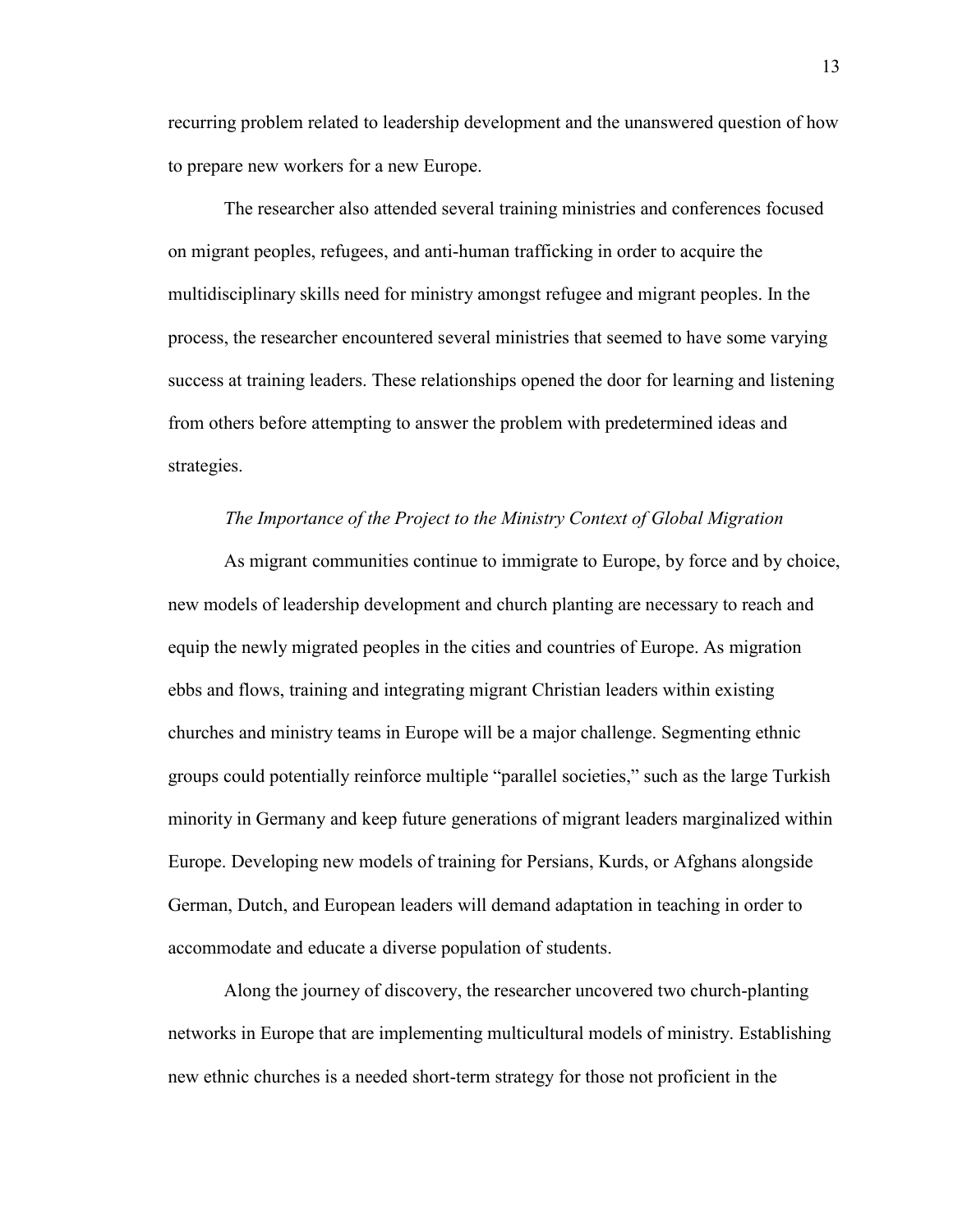recurring problem related to leadership development and the unanswered question of how to prepare new workers for a new Europe.

The researcher also attended several training ministries and conferences focused on migrant peoples, refugees, and anti-human trafficking in order to acquire the multidisciplinary skills need for ministry amongst refugee and migrant peoples. In the process, the researcher encountered several ministries that seemed to have some varying success at training leaders. These relationships opened the door for learning and listening from others before attempting to answer the problem with predetermined ideas and strategies.

### *The Importance of the Project to the Ministry Context of Global Migration*

As migrant communities continue to immigrate to Europe, by force and by choice, new models of leadership development and church planting are necessary to reach and equip the newly migrated peoples in the cities and countries of Europe. As migration ebbs and flows, training and integrating migrant Christian leaders within existing churches and ministry teams in Europe will be a major challenge. Segmenting ethnic groups could potentially reinforce multiple "parallel societies," such as the large Turkish minority in Germany and keep future generations of migrant leaders marginalized within Europe. Developing new models of training for Persians, Kurds, or Afghans alongside German, Dutch, and European leaders will demand adaptation in teaching in order to accommodate and educate a diverse population of students.

Along the journey of discovery, the researcher uncovered two church-planting networks in Europe that are implementing multicultural models of ministry. Establishing new ethnic churches is a needed short-term strategy for those not proficient in the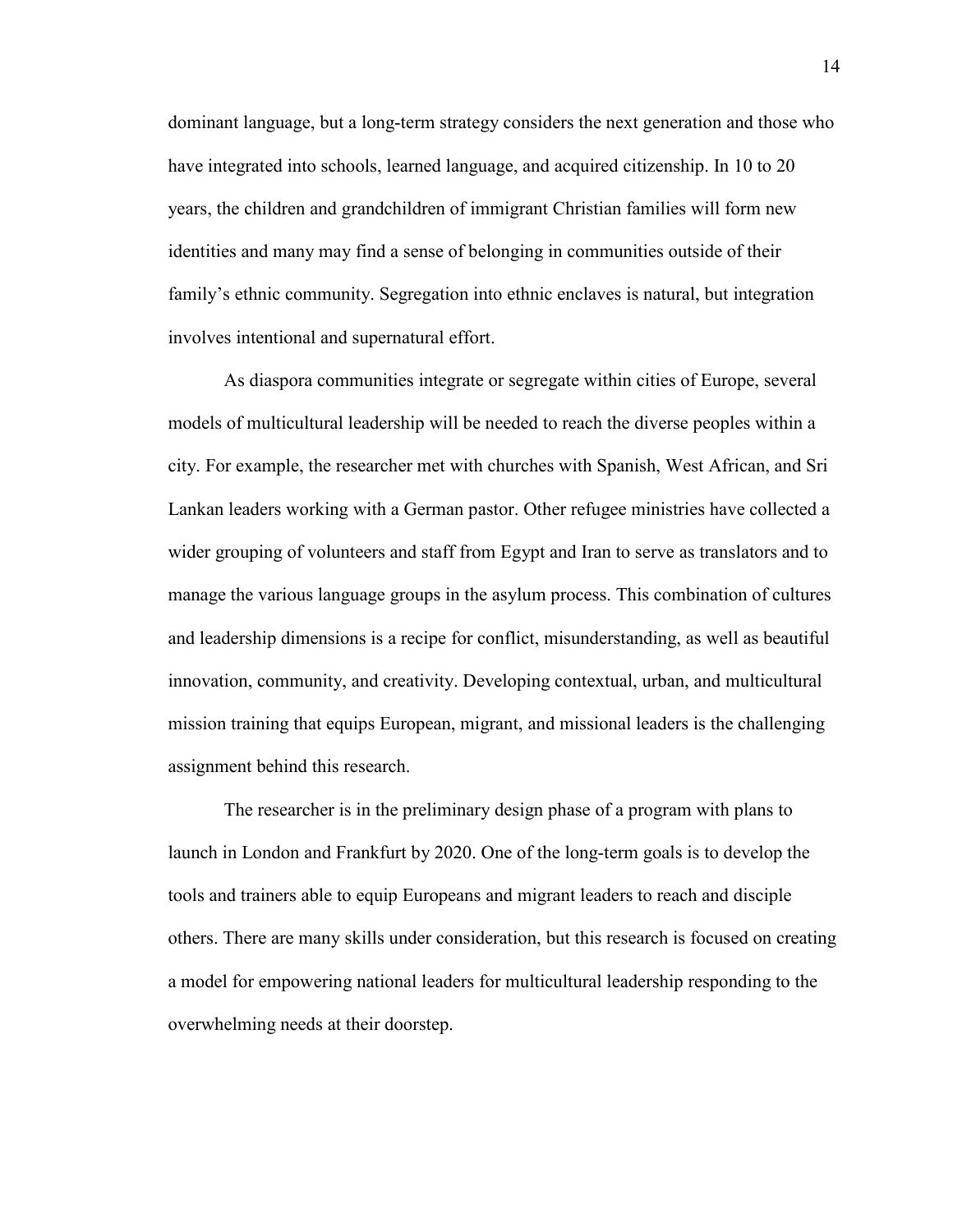dominant language, but a long-term strategy considers the next generation and those who have integrated into schools, learned language, and acquired citizenship. In 10 to 20 years, the children and grandchildren of immigrant Christian families will form new identities and many may find a sense of belonging in communities outside of their family's ethnic community. Segregation into ethnic enclaves is natural, but integration involves intentional and supernatural effort.

As diaspora communities integrate or segregate within cities of Europe, several models of multicultural leadership will be needed to reach the diverse peoples within a city. For example, the researcher met with churches with Spanish, West African, and Sri Lankan leaders working with a German pastor. Other refugee ministries have collected a wider grouping of volunteers and staff from Egypt and Iran to serve as translators and to manage the various language groups in the asylum process. This combination of cultures and leadership dimensions is a recipe for conflict, misunderstanding, as well as beautiful innovation, community, and creativity. Developing contextual, urban, and multicultural mission training that equips European, migrant, and missional leaders is the challenging assignment behind this research.

The researcher is in the preliminary design phase of a program with plans to launch in London and Frankfurt by 2020. One of the long-term goals is to develop the tools and trainers able to equip Europeans and migrant leaders to reach and disciple others. There are many skills under consideration, but this research is focused on creating a model for empowering national leaders for multicultural leadership responding to the overwhelming needs at their doorstep.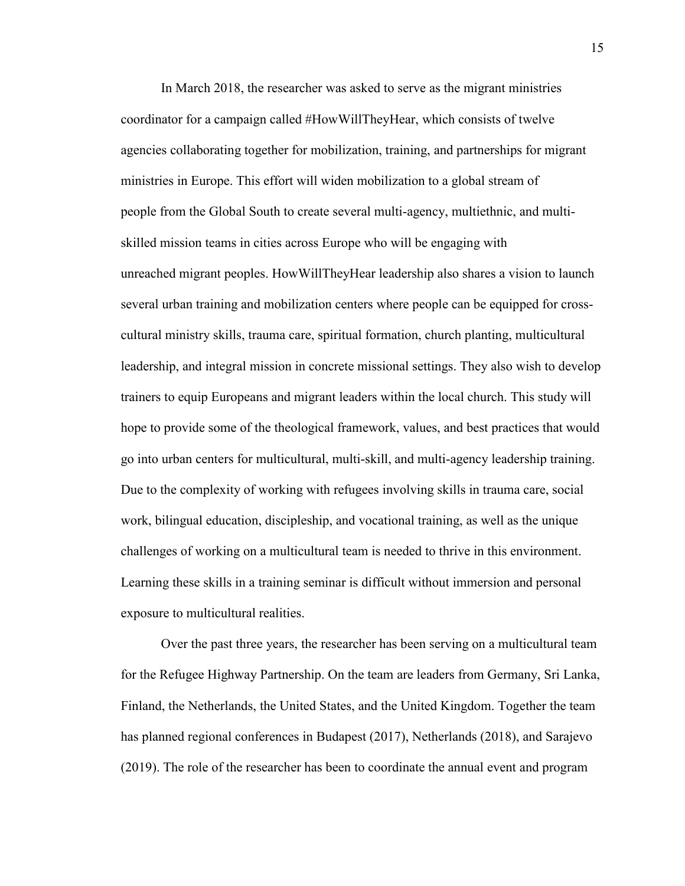In March 2018, the researcher was asked to serve as the migrant ministries coordinator for a campaign called #HowWillTheyHear, which consists of twelve agencies collaborating together for mobilization, training, and partnerships for migrant ministries in Europe. This effort will widen mobilization to a global stream of people from the Global South to create several multi-agency, multiethnic, and multi-skilled mission teams in cities across Europe who will be engaging with unreached migrant peoples. HowWillTheyHear leadership also shares a vision to launch several urban training and mobilization centers where people can be equipped for cross-cultural ministry skills, trauma care, spiritual formation, church planting, multicultural leadership, and integral mission in concrete missional settings. They also wish to develop trainers to equip Europeans and migrant leaders within the local church. This study will hope to provide some of the theological framework, values, and best practices that would go into urban centers for multicultural, multi-skill, and multi-agency leadership training. Due to the complexity of working with refugees involving skills in trauma care, social work, bilingual education, discipleship, and vocational training, as well as the unique challenges of working on a multicultural team is needed to thrive in this environment. Learning these skills in a training seminar is difficult without immersion and personal exposure to multicultural realities.

Over the past three years, the researcher has been serving on a multicultural team for the Refugee Highway Partnership. On the team are leaders from Germany, Sri Lanka, Finland, the Netherlands, the United States, and the United Kingdom. Together the team has planned regional conferences in Budapest (2017), Netherlands (2018), and Sarajevo (2019). The role of the researcher has been to coordinate the annual event and program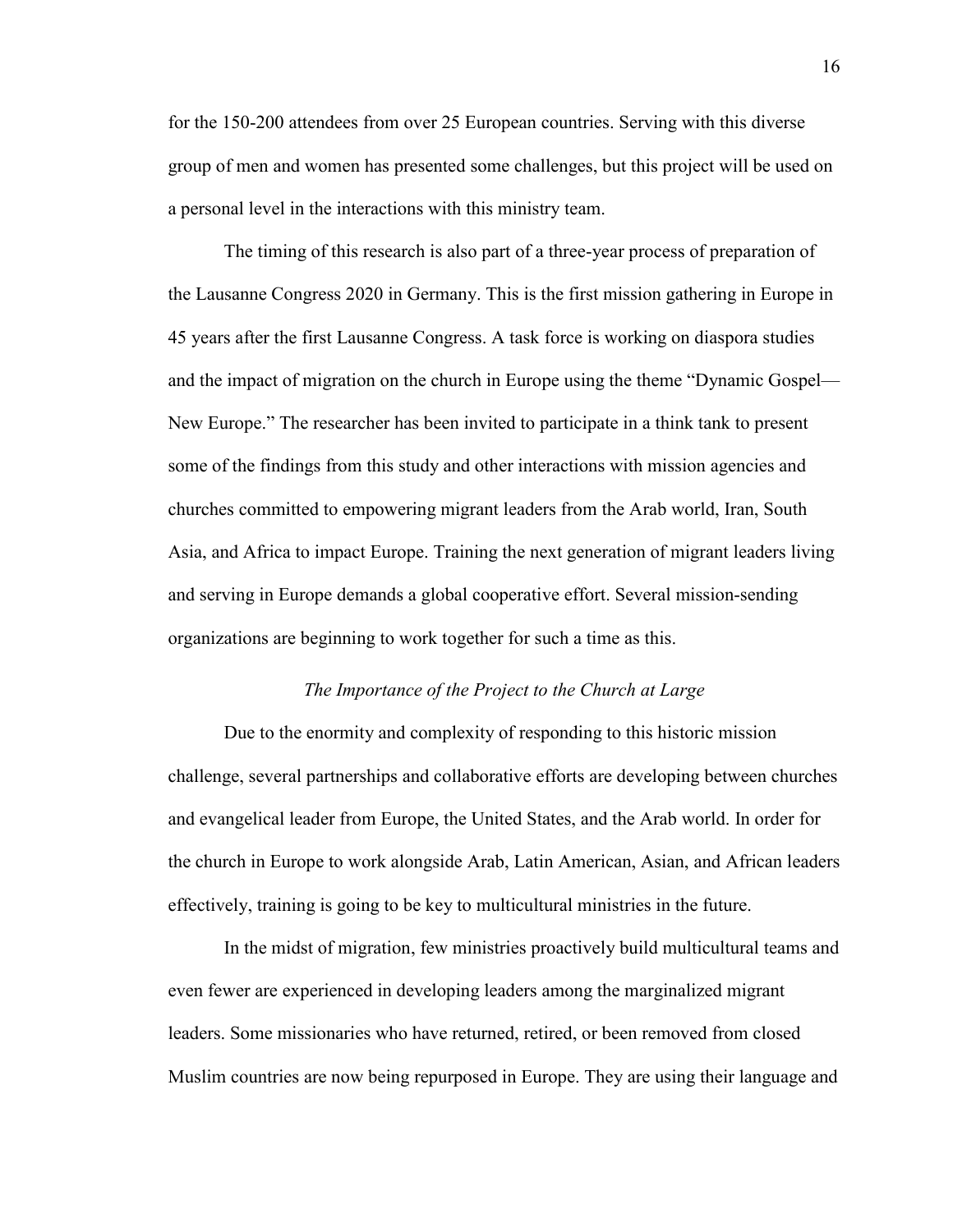for the 150-200 attendees from over 25 European countries. Serving with this diverse group of men and women has presented some challenges, but this project will be used on a personal level in the interactions with this ministry team.

The timing of this research is also part of a three-year process of preparation of the Lausanne Congress 2020 in Germany. This is the first mission gathering in Europe in 45 years after the first Lausanne Congress. A task force is working on diaspora studies and the impact of migration on the church in Europe using the theme "Dynamic Gospel—New Europe." The researcher has been invited to participate in a think tank to present some of the findings from this study and other interactions with mission agencies and churches committed to empowering migrant leaders from the Arab world, Iran, South Asia, and Africa to impact Europe. Training the next generation of migrant leaders living and serving in Europe demands a global cooperative effort. Several mission-sending organizations are beginning to work together for such a time as this.

### *The Importance of the Project to the Church at Large*

Due to the enormity and complexity of responding to this historic mission challenge, several partnerships and collaborative efforts are developing between churches and evangelical leader from Europe, the United States, and the Arab world. In order for the church in Europe to work alongside Arab, Latin American, Asian, and African leaders effectively, training is going to be key to multicultural ministries in the future.

In the midst of migration, few ministries proactively build multicultural teams and even fewer are experienced in developing leaders among the marginalized migrant leaders. Some missionaries who have returned, retired, or been removed from closed Muslim countries are now being repurposed in Europe. They are using their language and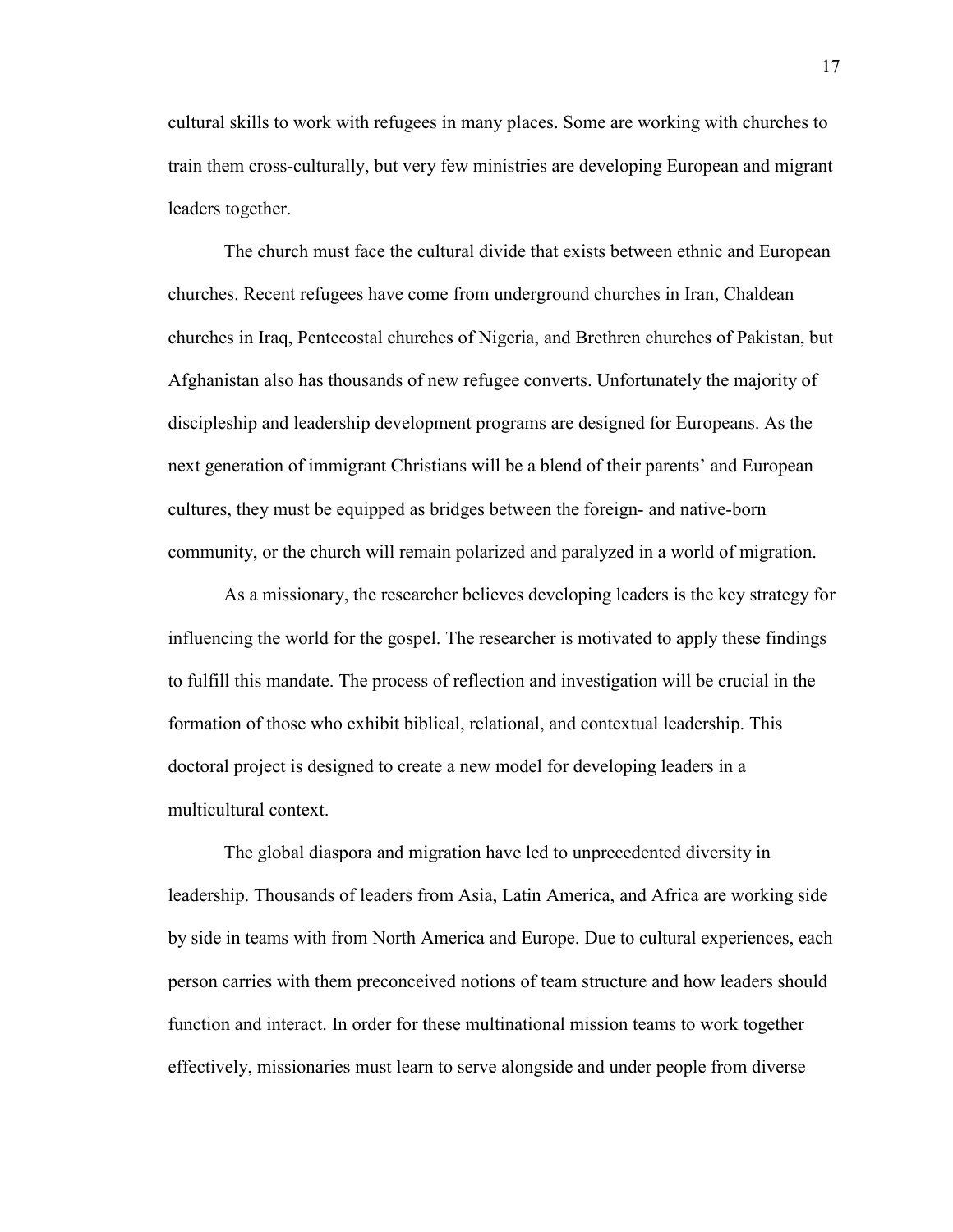cultural skills to work with refugees in many places. Some are working with churches to train them cross-culturally, but very few ministries are developing European and migrant leaders together.

The church must face the cultural divide that exists between ethnic and European churches. Recent refugees have come from underground churches in Iran, Chaldean churches in Iraq, Pentecostal churches of Nigeria, and Brethren churches of Pakistan, but Afghanistan also has thousands of new refugee converts. Unfortunately the majority of discipleship and leadership development programs are designed for Europeans. As the next generation of immigrant Christians will be a blend of their parents' and European cultures, they must be equipped as bridges between the foreign- and native-born community, or the church will remain polarized and paralyzed in a world of migration.

As a missionary, the researcher believes developing leaders is the key strategy for influencing the world for the gospel. The researcher is motivated to apply these findings to fulfill this mandate. The process of reflection and investigation will be crucial in the formation of those who exhibit biblical, relational, and contextual leadership. This doctoral project is designed to create a new model for developing leaders in a multicultural context.

The global diaspora and migration have led to unprecedented diversity in leadership. Thousands of leaders from Asia, Latin America, and Africa are working side by side in teams with from North America and Europe. Due to cultural experiences, each person carries with them preconceived notions of team structure and how leaders should function and interact. In order for these multinational mission teams to work together effectively, missionaries must learn to serve alongside and under people from diverse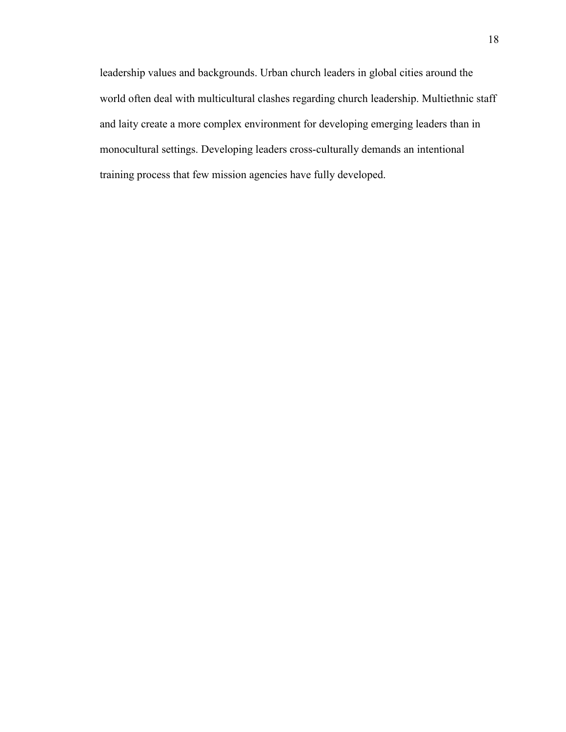leadership values and backgrounds. Urban church leaders in global cities around the world often deal with multicultural clashes regarding church leadership. Multiethnic staff and laity create a more complex environment for developing emerging leaders than in monocultural settings. Developing leaders cross-culturally demands an intentional training process that few mission agencies have fully developed.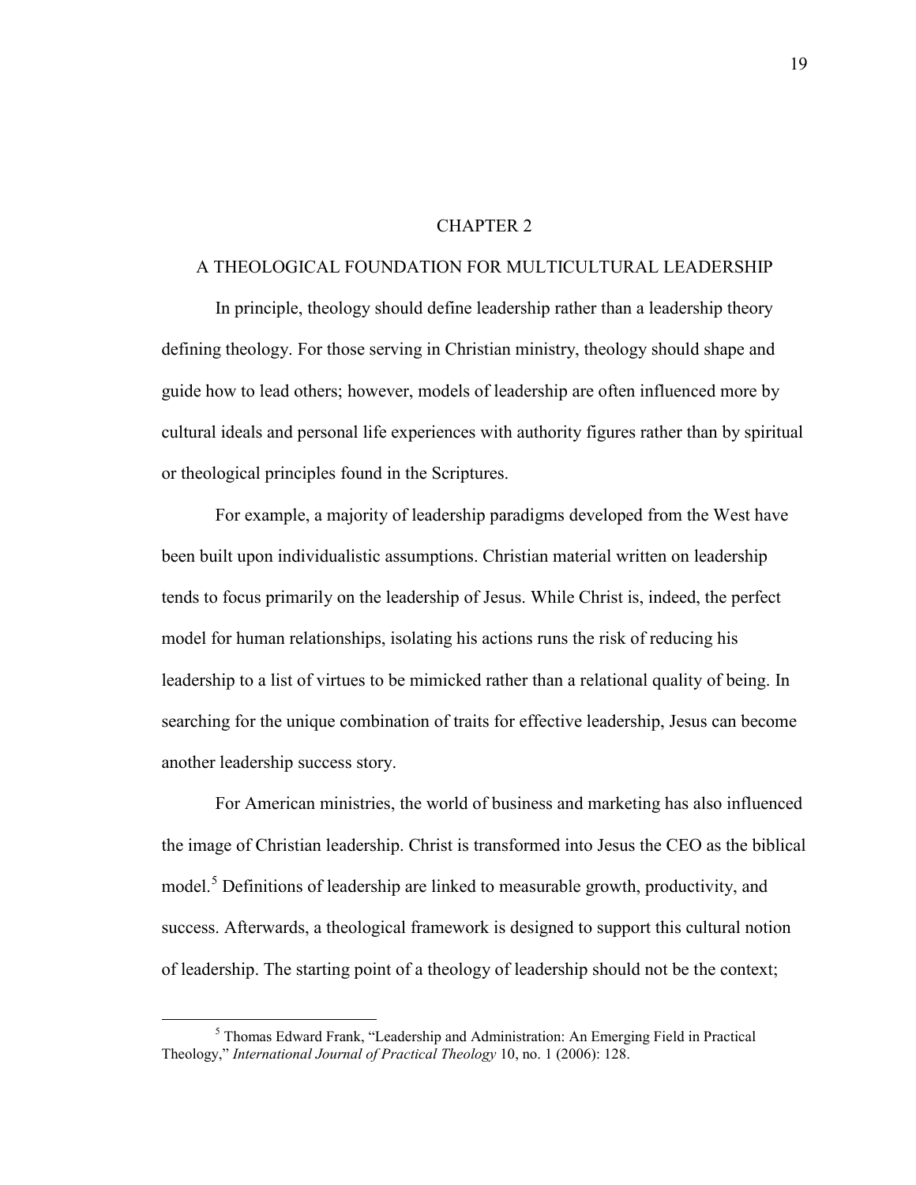# CHAPTER 2

## A THEOLOGICAL FOUNDATION FOR MULTICULTURAL LEADERSHIP

In principle, theology should define leadership rather than a leadership theory defining theology. For those serving in Christian ministry, theology should shape and guide how to lead others; however, models of leadership are often influenced more by cultural ideals and personal life experiences with authority figures rather than by spiritual or theological principles found in the Scriptures.

For example, a majority of leadership paradigms developed from the West have been built upon individualistic assumptions. Christian material written on leadership tends to focus primarily on the leadership of Jesus. While Christ is, indeed, the perfect model for human relationships, isolating his actions runs the risk of reducing his leadership to a list of virtues to be mimicked rather than a relational quality of being. In searching for the unique combination of traits for effective leadership, Jesus can become another leadership success story.

For American ministries, the world of business and marketing has also influenced the image of Christian leadership. Christ is transformed into Jesus the CEO as the biblical model.[5] Definitions of leadership are linked to measurable growth, productivity, and success. Afterwards, a theological framework is designed to support this cultural notion of leadership. The starting point of a theology of leadership should not be the context;

---

[5] Thomas Edward Frank, "Leadership and Administration: An Emerging Field in Practical Theology," *International Journal of Practical Theology* 10, no. 1 (2006): 128.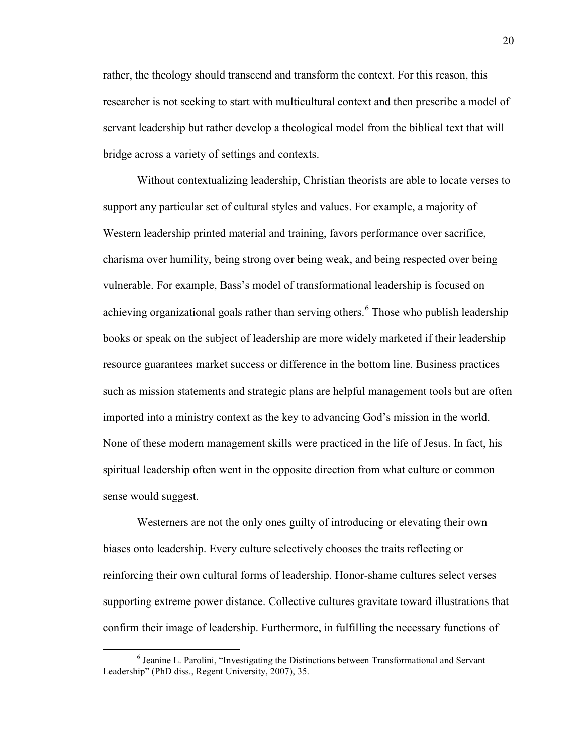rather, the theology should transcend and transform the context. For this reason, this researcher is not seeking to start with multicultural context and then prescribe a model of servant leadership but rather develop a theological model from the biblical text that will bridge across a variety of settings and contexts.

Without contextualizing leadership, Christian theorists are able to locate verses to support any particular set of cultural styles and values. For example, a majority of Western leadership printed material and training, favors performance over sacrifice, charisma over humility, being strong over being weak, and being respected over being vulnerable. For example, Bass's model of transformational leadership is focused on achieving organizational goals rather than serving others.[6] Those who publish leadership books or speak on the subject of leadership are more widely marketed if their leadership resource guarantees market success or difference in the bottom line. Business practices such as mission statements and strategic plans are helpful management tools but are often imported into a ministry context as the key to advancing God's mission in the world. None of these modern management skills were practiced in the life of Jesus. In fact, his spiritual leadership often went in the opposite direction from what culture or common sense would suggest.

Westerners are not the only ones guilty of introducing or elevating their own biases onto leadership. Every culture selectively chooses the traits reflecting or reinforcing their own cultural forms of leadership. Honor-shame cultures select verses supporting extreme power distance. Collective cultures gravitate toward illustrations that confirm their image of leadership. Furthermore, in fulfilling the necessary functions of

---

[6] Jeanine L. Parolini, "Investigating the Distinctions between Transformational and Servant Leadership" (PhD diss., Regent University, 2007), 35.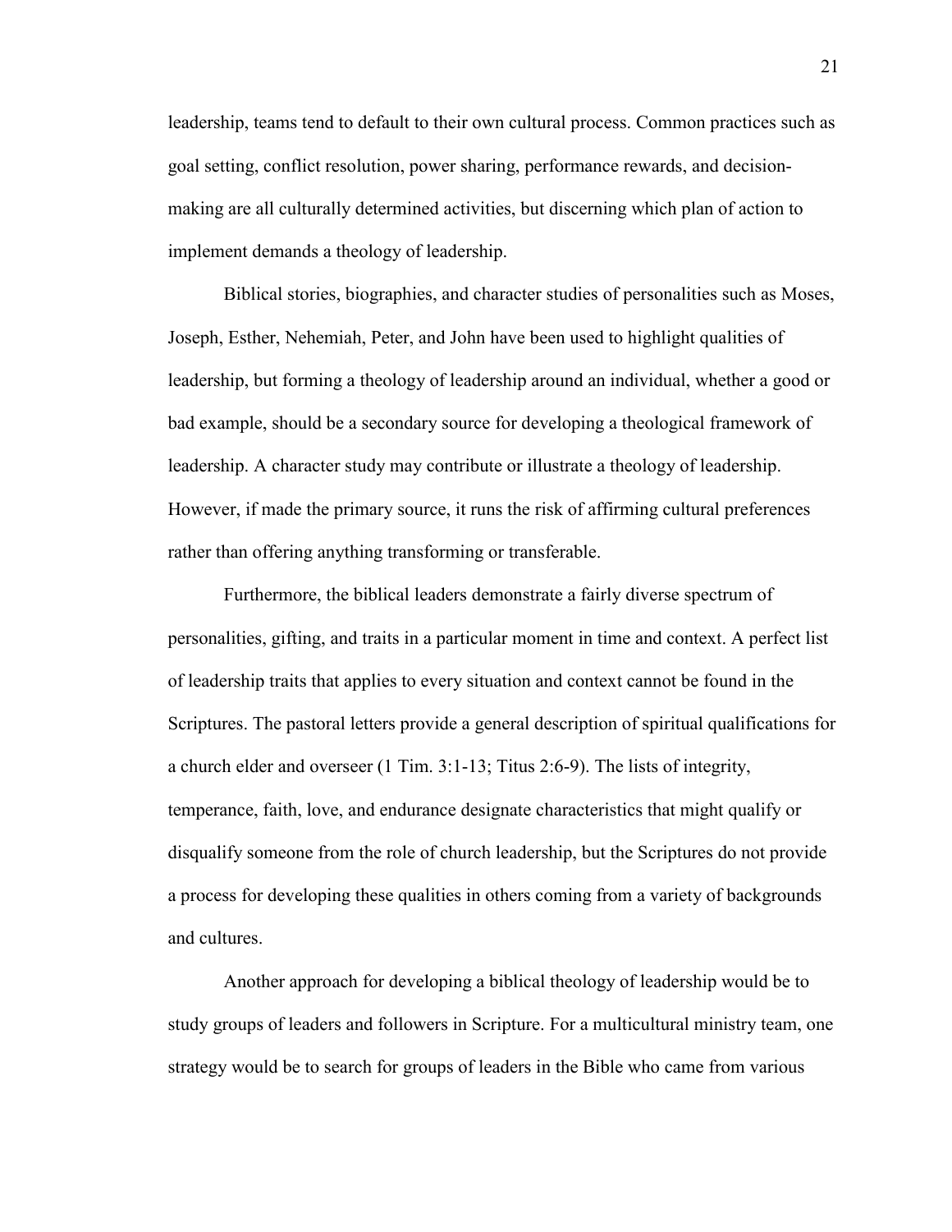leadership, teams tend to default to their own cultural process. Common practices such as goal setting, conflict resolution, power sharing, performance rewards, and decision-making are all culturally determined activities, but discerning which plan of action to implement demands a theology of leadership.

Biblical stories, biographies, and character studies of personalities such as Moses, Joseph, Esther, Nehemiah, Peter, and John have been used to highlight qualities of leadership, but forming a theology of leadership around an individual, whether a good or bad example, should be a secondary source for developing a theological framework of leadership. A character study may contribute or illustrate a theology of leadership. However, if made the primary source, it runs the risk of affirming cultural preferences rather than offering anything transforming or transferable.

Furthermore, the biblical leaders demonstrate a fairly diverse spectrum of personalities, gifting, and traits in a particular moment in time and context. A perfect list of leadership traits that applies to every situation and context cannot be found in the Scriptures. The pastoral letters provide a general description of spiritual qualifications for a church elder and overseer (1 Tim. 3:1-13; Titus 2:6-9). The lists of integrity, temperance, faith, love, and endurance designate characteristics that might qualify or disqualify someone from the role of church leadership, but the Scriptures do not provide a process for developing these qualities in others coming from a variety of backgrounds and cultures.

Another approach for developing a biblical theology of leadership would be to study groups of leaders and followers in Scripture. For a multicultural ministry team, one strategy would be to search for groups of leaders in the Bible who came from various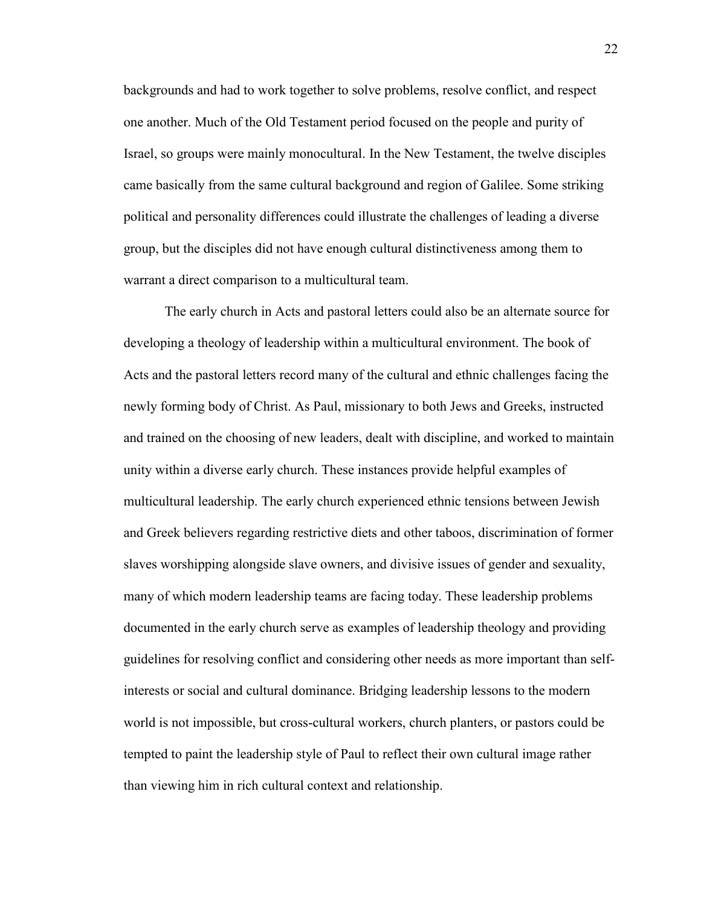backgrounds and had to work together to solve problems, resolve conflict, and respect one another. Much of the Old Testament period focused on the people and purity of Israel, so groups were mainly monocultural. In the New Testament, the twelve disciples came basically from the same cultural background and region of Galilee. Some striking political and personality differences could illustrate the challenges of leading a diverse group, but the disciples did not have enough cultural distinctiveness among them to warrant a direct comparison to a multicultural team.

The early church in Acts and pastoral letters could also be an alternate source for developing a theology of leadership within a multicultural environment. The book of Acts and the pastoral letters record many of the cultural and ethnic challenges facing the newly forming body of Christ. As Paul, missionary to both Jews and Greeks, instructed and trained on the choosing of new leaders, dealt with discipline, and worked to maintain unity within a diverse early church. These instances provide helpful examples of multicultural leadership. The early church experienced ethnic tensions between Jewish and Greek believers regarding restrictive diets and other taboos, discrimination of former slaves worshipping alongside slave owners, and divisive issues of gender and sexuality, many of which modern leadership teams are facing today. These leadership problems documented in the early church serve as examples of leadership theology and providing guidelines for resolving conflict and considering other needs as more important than self-interests or social and cultural dominance. Bridging leadership lessons to the modern world is not impossible, but cross-cultural workers, church planters, or pastors could be tempted to paint the leadership style of Paul to reflect their own cultural image rather than viewing him in rich cultural context and relationship.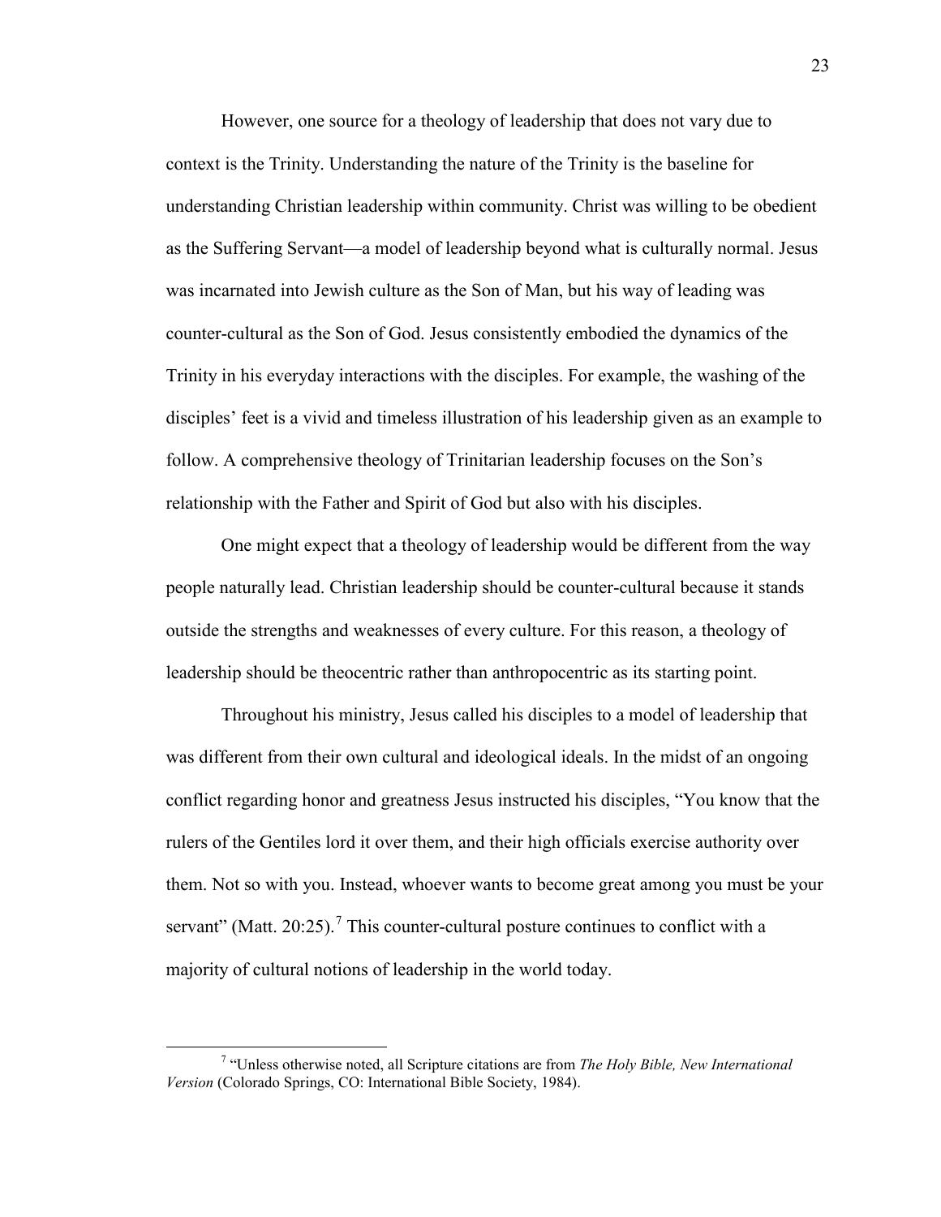However, one source for a theology of leadership that does not vary due to context is the Trinity. Understanding the nature of the Trinity is the baseline for understanding Christian leadership within community. Christ was willing to be obedient as the Suffering Servant—a model of leadership beyond what is culturally normal. Jesus was incarnated into Jewish culture as the Son of Man, but his way of leading was counter-cultural as the Son of God. Jesus consistently embodied the dynamics of the Trinity in his everyday interactions with the disciples. For example, the washing of the disciples' feet is a vivid and timeless illustration of his leadership given as an example to follow. A comprehensive theology of Trinitarian leadership focuses on the Son's relationship with the Father and Spirit of God but also with his disciples.

One might expect that a theology of leadership would be different from the way people naturally lead. Christian leadership should be counter-cultural because it stands outside the strengths and weaknesses of every culture. For this reason, a theology of leadership should be theocentric rather than anthropocentric as its starting point.

Throughout his ministry, Jesus called his disciples to a model of leadership that was different from their own cultural and ideological ideals. In the midst of an ongoing conflict regarding honor and greatness Jesus instructed his disciples, "You know that the rulers of the Gentiles lord it over them, and their high officials exercise authority over them. Not so with you. Instead, whoever wants to become great among you must be your servant" (Matt. 20:25).[7] This counter-cultural posture continues to conflict with a majority of cultural notions of leadership in the world today.

---

[7] "Unless otherwise noted, all Scripture citations are from *The Holy Bible, New International Version* (Colorado Springs, CO: International Bible Society, 1984).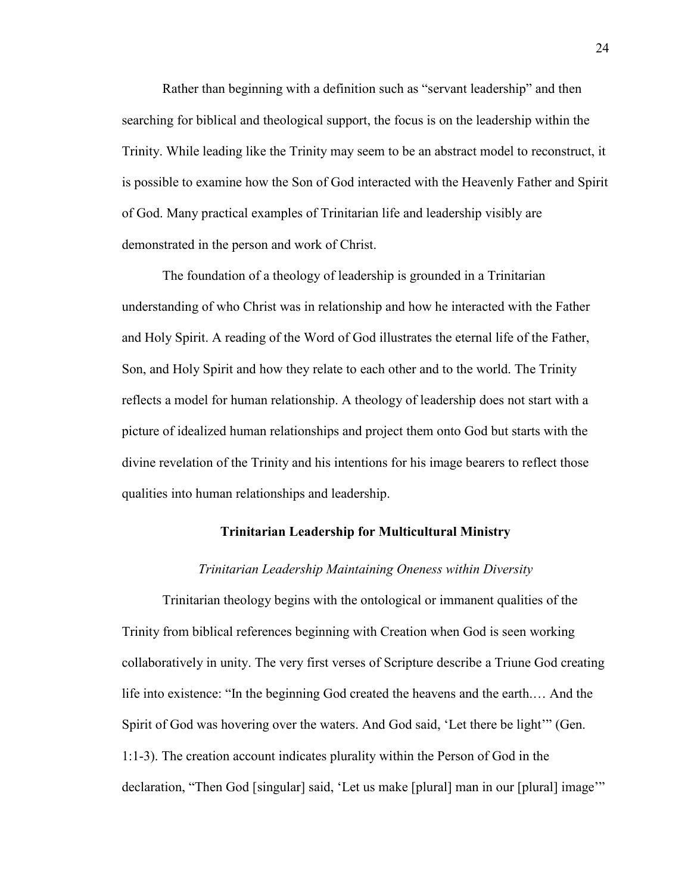Rather than beginning with a definition such as "servant leadership" and then searching for biblical and theological support, the focus is on the leadership within the Trinity. While leading like the Trinity may seem to be an abstract model to reconstruct, it is possible to examine how the Son of God interacted with the Heavenly Father and Spirit of God. Many practical examples of Trinitarian life and leadership visibly are demonstrated in the person and work of Christ.

The foundation of a theology of leadership is grounded in a Trinitarian understanding of who Christ was in relationship and how he interacted with the Father and Holy Spirit. A reading of the Word of God illustrates the eternal life of the Father, Son, and Holy Spirit and how they relate to each other and to the world. The Trinity reflects a model for human relationship. A theology of leadership does not start with a picture of idealized human relationships and project them onto God but starts with the divine revelation of the Trinity and his intentions for his image bearers to reflect those qualities into human relationships and leadership.

## Trinitarian Leadership for Multicultural Ministry

### *Trinitarian Leadership Maintaining Oneness within Diversity*

Trinitarian theology begins with the ontological or immanent qualities of the Trinity from biblical references beginning with Creation when God is seen working collaboratively in unity. The very first verses of Scripture describe a Triune God creating life into existence: "In the beginning God created the heavens and the earth.… And the Spirit of God was hovering over the waters. And God said, 'Let there be light'" (Gen. 1:1-3). The creation account indicates plurality within the Person of God in the declaration, "Then God [singular] said, 'Let us make [plural] man in our [plural] image'"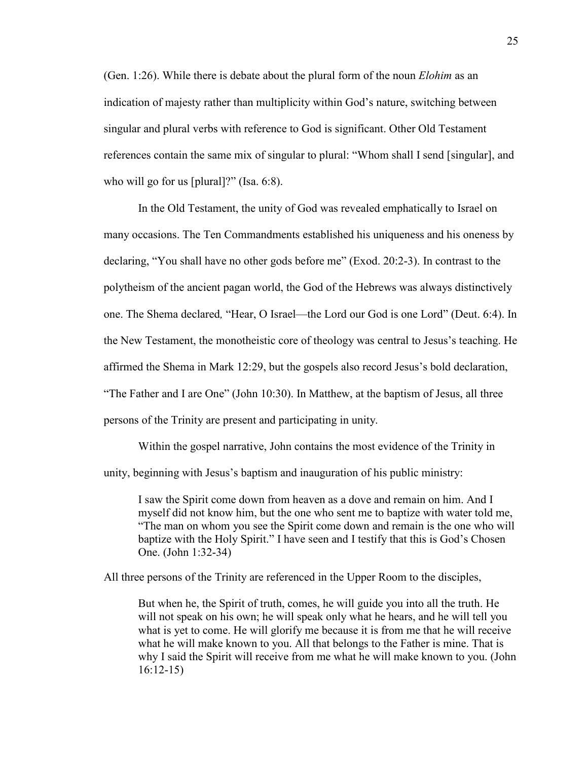(Gen. 1:26). While there is debate about the plural form of the noun *Elohim* as an indication of majesty rather than multiplicity within God's nature, switching between singular and plural verbs with reference to God is significant. Other Old Testament references contain the same mix of singular to plural: "Whom shall I send [singular], and who will go for us [plural]?" (Isa. 6:8).

In the Old Testament, the unity of God was revealed emphatically to Israel on many occasions. The Ten Commandments established his uniqueness and his oneness by declaring, "You shall have no other gods before me" (Exod. 20:2-3). In contrast to the polytheism of the ancient pagan world, the God of the Hebrews was always distinctively one. The Shema declared*,* "Hear, O Israel—the Lord our God is one Lord" (Deut. 6:4). In the New Testament, the monotheistic core of theology was central to Jesus's teaching. He affirmed the Shema in Mark 12:29, but the gospels also record Jesus's bold declaration, "The Father and I are One" (John 10:30). In Matthew, at the baptism of Jesus, all three persons of the Trinity are present and participating in unity.

Within the gospel narrative, John contains the most evidence of the Trinity in unity, beginning with Jesus's baptism and inauguration of his public ministry:

> I saw the Spirit come down from heaven as a dove and remain on him. And I myself did not know him, but the one who sent me to baptize with water told me, "The man on whom you see the Spirit come down and remain is the one who will baptize with the Holy Spirit." I have seen and I testify that this is God's Chosen One. (John 1:32-34)

All three persons of the Trinity are referenced in the Upper Room to the disciples,

> But when he, the Spirit of truth, comes, he will guide you into all the truth. He will not speak on his own; he will speak only what he hears, and he will tell you what is yet to come. He will glorify me because it is from me that he will receive what he will make known to you. All that belongs to the Father is mine. That is why I said the Spirit will receive from me what he will make known to you. (John 16:12-15)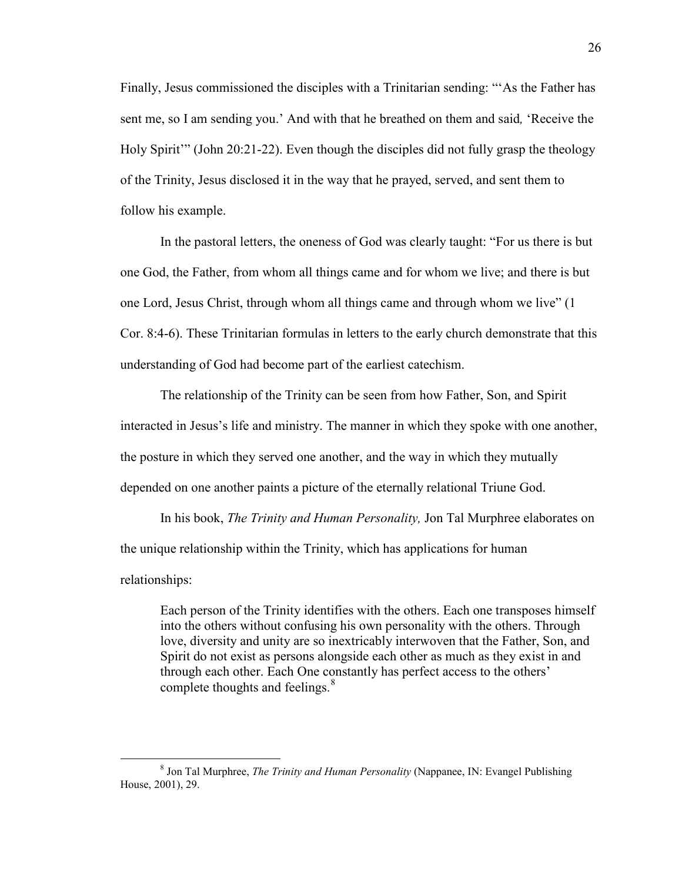Finally, Jesus commissioned the disciples with a Trinitarian sending: "'As the Father has sent me, so I am sending you.' And with that he breathed on them and said, 'Receive the Holy Spirit'" (John 20:21-22). Even though the disciples did not fully grasp the theology of the Trinity, Jesus disclosed it in the way that he prayed, served, and sent them to follow his example.

In the pastoral letters, the oneness of God was clearly taught: "For us there is but one God, the Father, from whom all things came and for whom we live; and there is but one Lord, Jesus Christ, through whom all things came and through whom we live" (1 Cor. 8:4-6). These Trinitarian formulas in letters to the early church demonstrate that this understanding of God had become part of the earliest catechism.

The relationship of the Trinity can be seen from how Father, Son, and Spirit interacted in Jesus's life and ministry. The manner in which they spoke with one another, the posture in which they served one another, and the way in which they mutually depended on one another paints a picture of the eternally relational Triune God.

In his book, *The Trinity and Human Personality,* Jon Tal Murphree elaborates on the unique relationship within the Trinity, which has applications for human relationships:

> Each person of the Trinity identifies with the others. Each one transposes himself into the others without confusing his own personality with the others. Through love, diversity and unity are so inextricably interwoven that the Father, Son, and Spirit do not exist as persons alongside each other as much as they exist in and through each other. Each One constantly has perfect access to the others' complete thoughts and feelings.[8]

---

[8] Jon Tal Murphree, *The Trinity and Human Personality* (Nappanee, IN: Evangel Publishing House, 2001), 29.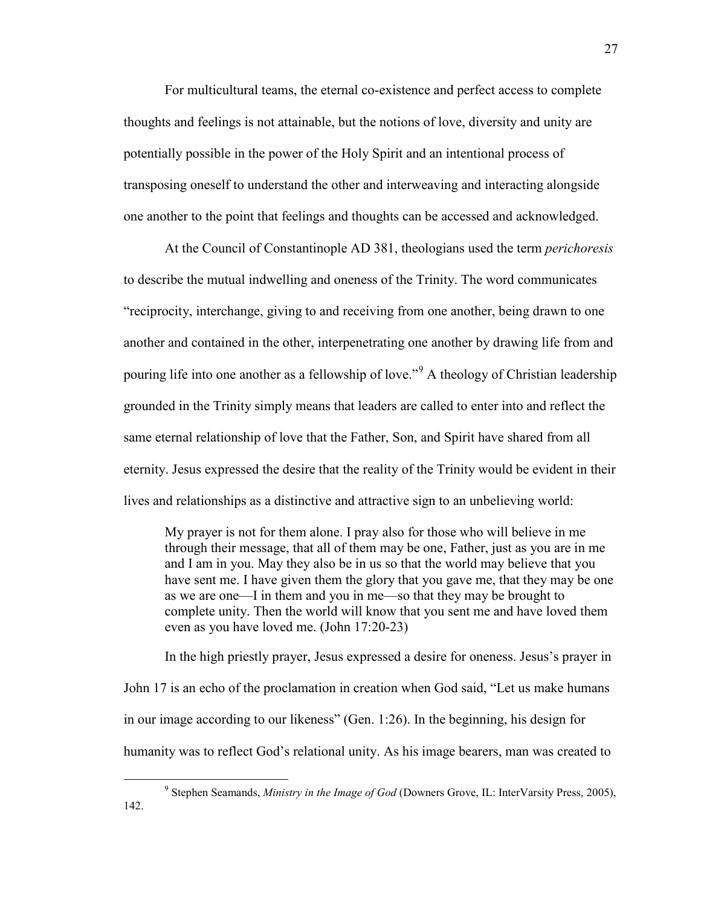For multicultural teams, the eternal co-existence and perfect access to complete thoughts and feelings is not attainable, but the notions of love, diversity and unity are potentially possible in the power of the Holy Spirit and an intentional process of transposing oneself to understand the other and interweaving and interacting alongside one another to the point that feelings and thoughts can be accessed and acknowledged.

At the Council of Constantinople AD 381, theologians used the term *perichoresis* to describe the mutual indwelling and oneness of the Trinity. The word communicates "reciprocity, interchange, giving to and receiving from one another, being drawn to one another and contained in the other, interpenetrating one another by drawing life from and pouring life into one another as a fellowship of love."[9] A theology of Christian leadership grounded in the Trinity simply means that leaders are called to enter into and reflect the same eternal relationship of love that the Father, Son, and Spirit have shared from all eternity. Jesus expressed the desire that the reality of the Trinity would be evident in their lives and relationships as a distinctive and attractive sign to an unbelieving world:

> My prayer is not for them alone. I pray also for those who will believe in me through their message, that all of them may be one, Father, just as you are in me and I am in you. May they also be in us so that the world may believe that you have sent me. I have given them the glory that you gave me, that they may be one as we are one—I in them and you in me—so that they may be brought to complete unity. Then the world will know that you sent me and have loved them even as you have loved me. (John 17:20-23)

In the high priestly prayer, Jesus expressed a desire for oneness. Jesus's prayer in John 17 is an echo of the proclamation in creation when God said, "Let us make humans in our image according to our likeness" (Gen. 1:26). In the beginning, his design for humanity was to reflect God's relational unity. As his image bearers, man was created to

---

[9] Stephen Seamands, *Ministry in the Image of God* (Downers Grove, IL: InterVarsity Press, 2005), 142.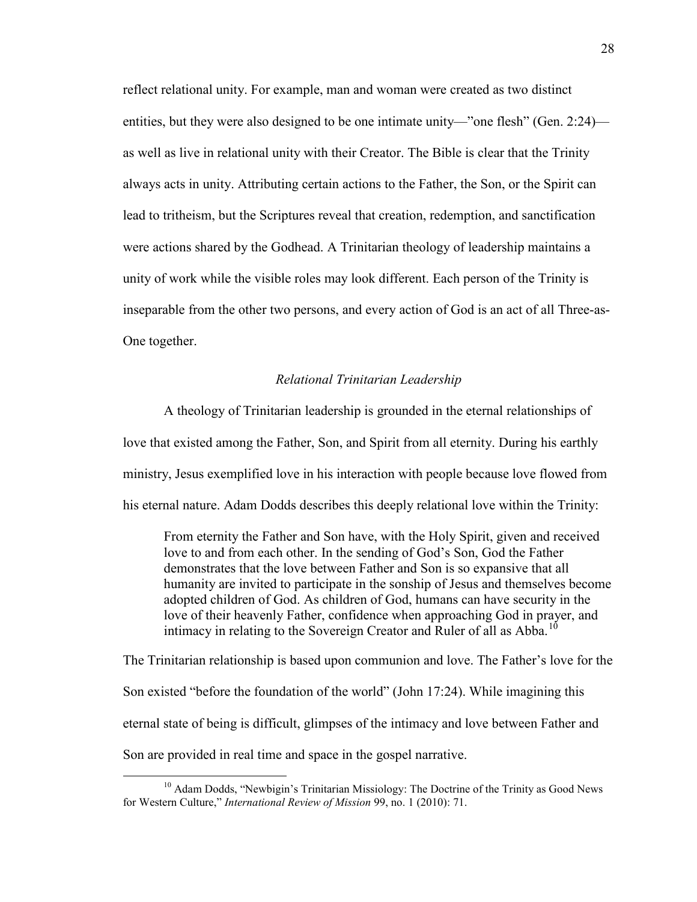reflect relational unity. For example, man and woman were created as two distinct entities, but they were also designed to be one intimate unity—"one flesh" (Gen. 2:24)—as well as live in relational unity with their Creator. The Bible is clear that the Trinity always acts in unity. Attributing certain actions to the Father, the Son, or the Spirit can lead to tritheism, but the Scriptures reveal that creation, redemption, and sanctification were actions shared by the Godhead. A Trinitarian theology of leadership maintains a unity of work while the visible roles may look different. Each person of the Trinity is inseparable from the other two persons, and every action of God is an act of all Three-as-One together.

### *Relational Trinitarian Leadership*

A theology of Trinitarian leadership is grounded in the eternal relationships of love that existed among the Father, Son, and Spirit from all eternity. During his earthly ministry, Jesus exemplified love in his interaction with people because love flowed from his eternal nature. Adam Dodds describes this deeply relational love within the Trinity:

> From eternity the Father and Son have, with the Holy Spirit, given and received love to and from each other. In the sending of God's Son, God the Father demonstrates that the love between Father and Son is so expansive that all humanity are invited to participate in the sonship of Jesus and themselves become adopted children of God. As children of God, humans can have security in the love of their heavenly Father, confidence when approaching God in prayer, and intimacy in relating to the Sovereign Creator and Ruler of all as Abba.[10]

The Trinitarian relationship is based upon communion and love. The Father's love for the Son existed "before the foundation of the world" (John 17:24). While imagining this eternal state of being is difficult, glimpses of the intimacy and love between Father and Son are provided in real time and space in the gospel narrative.

---

[10] Adam Dodds, "Newbigin's Trinitarian Missiology: The Doctrine of the Trinity as Good News for Western Culture," *International Review of Mission* 99, no. 1 (2010): 71.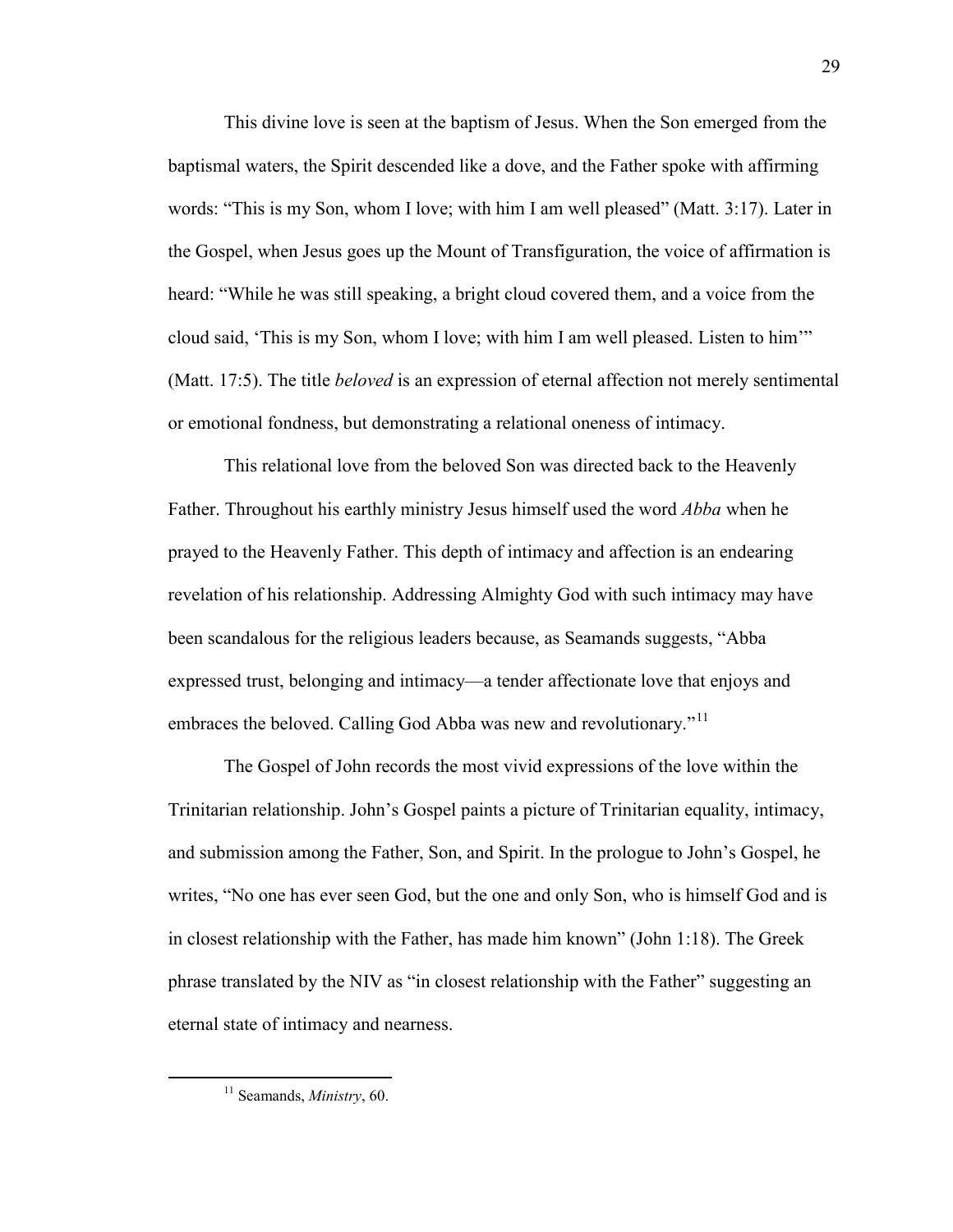This divine love is seen at the baptism of Jesus. When the Son emerged from the baptismal waters, the Spirit descended like a dove, and the Father spoke with affirming words: “This is my Son, whom I love; with him I am well pleased” (Matt. 3:17). Later in the Gospel, when Jesus goes up the Mount of Transfiguration, the voice of affirmation is heard: “While he was still speaking, a bright cloud covered them, and a voice from the cloud said, ‘This is my Son, whom I love; with him I am well pleased. Listen to him’” (Matt. 17:5). The title *beloved* is an expression of eternal affection not merely sentimental or emotional fondness, but demonstrating a relational oneness of intimacy.

This relational love from the beloved Son was directed back to the Heavenly Father. Throughout his earthly ministry Jesus himself used the word *Abba* when he prayed to the Heavenly Father. This depth of intimacy and affection is an endearing revelation of his relationship. Addressing Almighty God with such intimacy may have been scandalous for the religious leaders because, as Seamands suggests, “Abba expressed trust, belonging and intimacy—a tender affectionate love that enjoys and embraces the beloved. Calling God Abba was new and revolutionary.”[11]

The Gospel of John records the most vivid expressions of the love within the Trinitarian relationship. John’s Gospel paints a picture of Trinitarian equality, intimacy, and submission among the Father, Son, and Spirit. In the prologue to John’s Gospel, he writes, “No one has ever seen God, but the one and only Son, who is himself God and is in closest relationship with the Father, has made him known” (John 1:18). The Greek phrase translated by the NIV as “in closest relationship with the Father” suggesting an eternal state of intimacy and nearness.

[11] Seamands, *Ministry*, 60.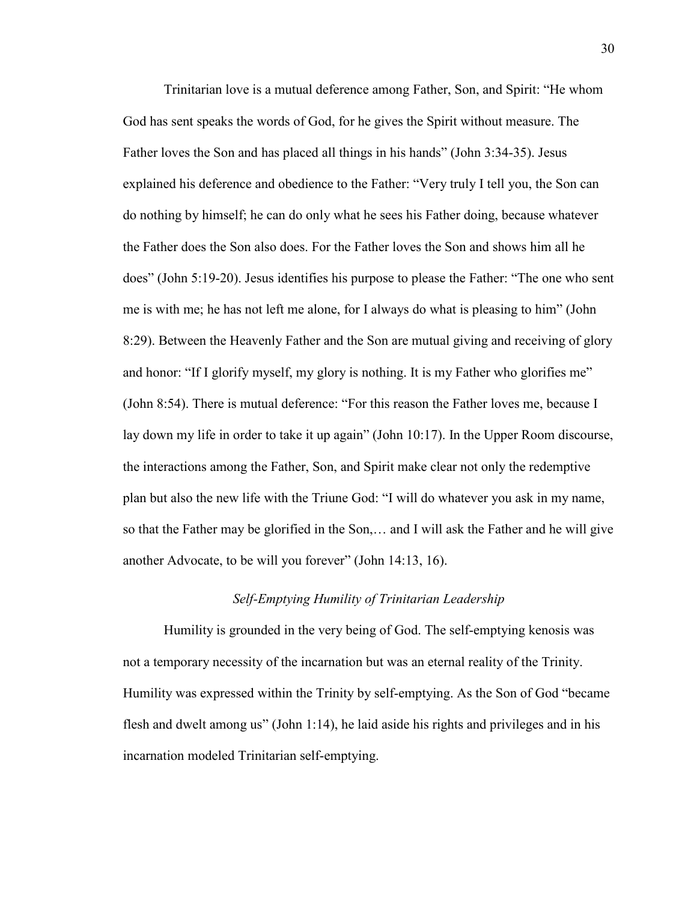Trinitarian love is a mutual deference among Father, Son, and Spirit: "He whom God has sent speaks the words of God, for he gives the Spirit without measure. The Father loves the Son and has placed all things in his hands" (John 3:34-35). Jesus explained his deference and obedience to the Father: "Very truly I tell you, the Son can do nothing by himself; he can do only what he sees his Father doing, because whatever the Father does the Son also does. For the Father loves the Son and shows him all he does" (John 5:19-20). Jesus identifies his purpose to please the Father: "The one who sent me is with me; he has not left me alone, for I always do what is pleasing to him" (John 8:29). Between the Heavenly Father and the Son are mutual giving and receiving of glory and honor: "If I glorify myself, my glory is nothing. It is my Father who glorifies me" (John 8:54). There is mutual deference: "For this reason the Father loves me, because I lay down my life in order to take it up again" (John 10:17). In the Upper Room discourse, the interactions among the Father, Son, and Spirit make clear not only the redemptive plan but also the new life with the Triune God: "I will do whatever you ask in my name, so that the Father may be glorified in the Son,… and I will ask the Father and he will give another Advocate, to be will you forever" (John 14:13, 16).

### *Self-Emptying Humility of Trinitarian Leadership*

Humility is grounded in the very being of God. The self-emptying kenosis was not a temporary necessity of the incarnation but was an eternal reality of the Trinity. Humility was expressed within the Trinity by self-emptying. As the Son of God "became flesh and dwelt among us" (John 1:14), he laid aside his rights and privileges and in his incarnation modeled Trinitarian self-emptying.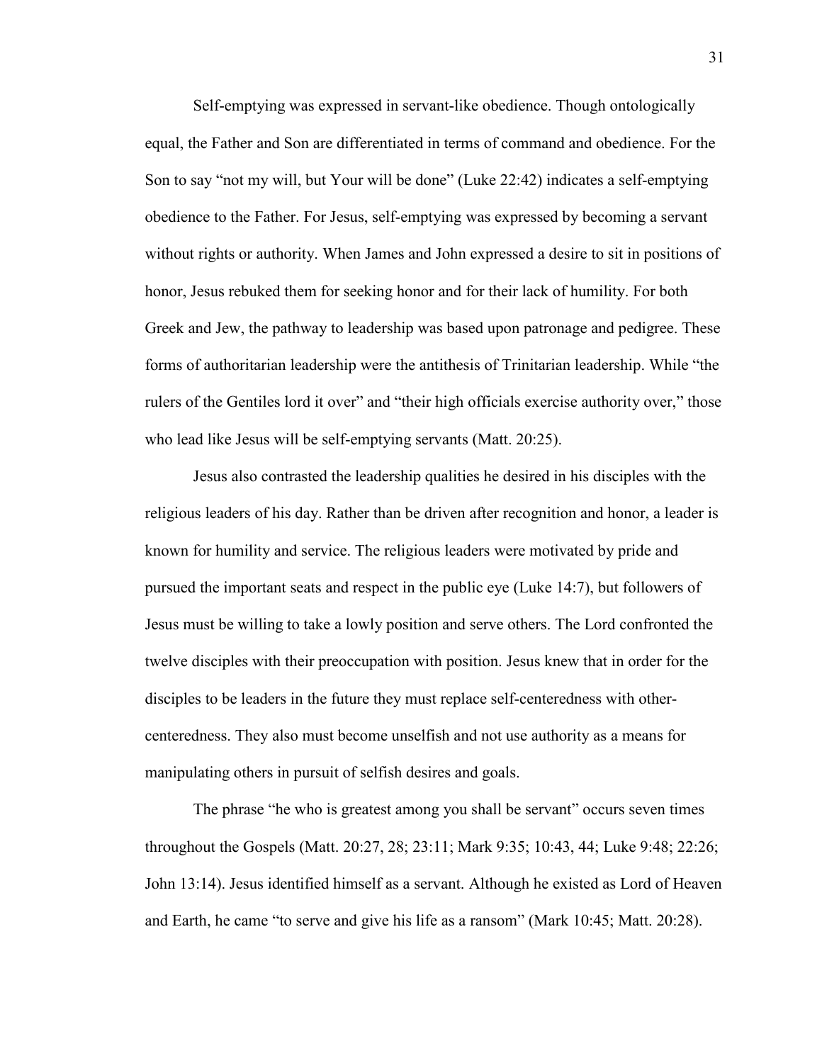Self-emptying was expressed in servant-like obedience. Though ontologically equal, the Father and Son are differentiated in terms of command and obedience. For the Son to say "not my will, but Your will be done" (Luke 22:42) indicates a self-emptying obedience to the Father. For Jesus, self-emptying was expressed by becoming a servant without rights or authority. When James and John expressed a desire to sit in positions of honor, Jesus rebuked them for seeking honor and for their lack of humility. For both Greek and Jew, the pathway to leadership was based upon patronage and pedigree. These forms of authoritarian leadership were the antithesis of Trinitarian leadership. While "the rulers of the Gentiles lord it over" and "their high officials exercise authority over," those who lead like Jesus will be self-emptying servants (Matt. 20:25).

Jesus also contrasted the leadership qualities he desired in his disciples with the religious leaders of his day. Rather than be driven after recognition and honor, a leader is known for humility and service. The religious leaders were motivated by pride and pursued the important seats and respect in the public eye (Luke 14:7), but followers of Jesus must be willing to take a lowly position and serve others. The Lord confronted the twelve disciples with their preoccupation with position. Jesus knew that in order for the disciples to be leaders in the future they must replace self-centeredness with other-centeredness. They also must become unselfish and not use authority as a means for manipulating others in pursuit of selfish desires and goals.

The phrase "he who is greatest among you shall be servant" occurs seven times throughout the Gospels (Matt. 20:27, 28; 23:11; Mark 9:35; 10:43, 44; Luke 9:48; 22:26; John 13:14). Jesus identified himself as a servant. Although he existed as Lord of Heaven and Earth, he came "to serve and give his life as a ransom" (Mark 10:45; Matt. 20:28).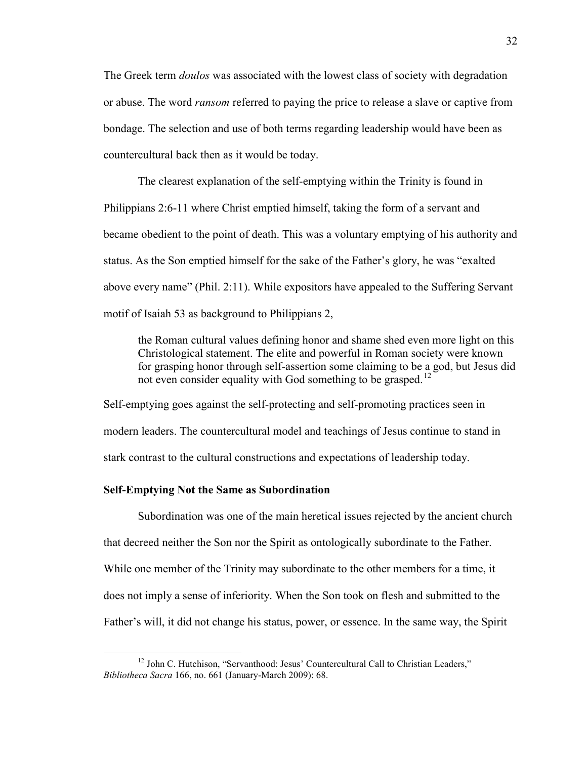The Greek term *doulos* was associated with the lowest class of society with degradation or abuse. The word *ransom* referred to paying the price to release a slave or captive from bondage. The selection and use of both terms regarding leadership would have been as countercultural back then as it would be today.

The clearest explanation of the self-emptying within the Trinity is found in Philippians 2:6-11 where Christ emptied himself, taking the form of a servant and became obedient to the point of death. This was a voluntary emptying of his authority and status. As the Son emptied himself for the sake of the Father's glory, he was "exalted above every name" (Phil. 2:11). While expositors have appealed to the Suffering Servant motif of Isaiah 53 as background to Philippians 2,

> the Roman cultural values defining honor and shame shed even more light on this Christological statement. The elite and powerful in Roman society were known for grasping honor through self-assertion some claiming to be a god, but Jesus did not even consider equality with God something to be grasped.[12]

Self-emptying goes against the self-protecting and self-promoting practices seen in modern leaders. The countercultural model and teachings of Jesus continue to stand in stark contrast to the cultural constructions and expectations of leadership today.

**Self-Emptying Not the Same as Subordination**

Subordination was one of the main heretical issues rejected by the ancient church that decreed neither the Son nor the Spirit as ontologically subordinate to the Father. While one member of the Trinity may subordinate to the other members for a time, it does not imply a sense of inferiority. When the Son took on flesh and submitted to the Father's will, it did not change his status, power, or essence. In the same way, the Spirit

---

[12] John C. Hutchison, "Servanthood: Jesus' Countercultural Call to Christian Leaders," *Bibliotheca Sacra* 166, no. 661 (January-March 2009): 68.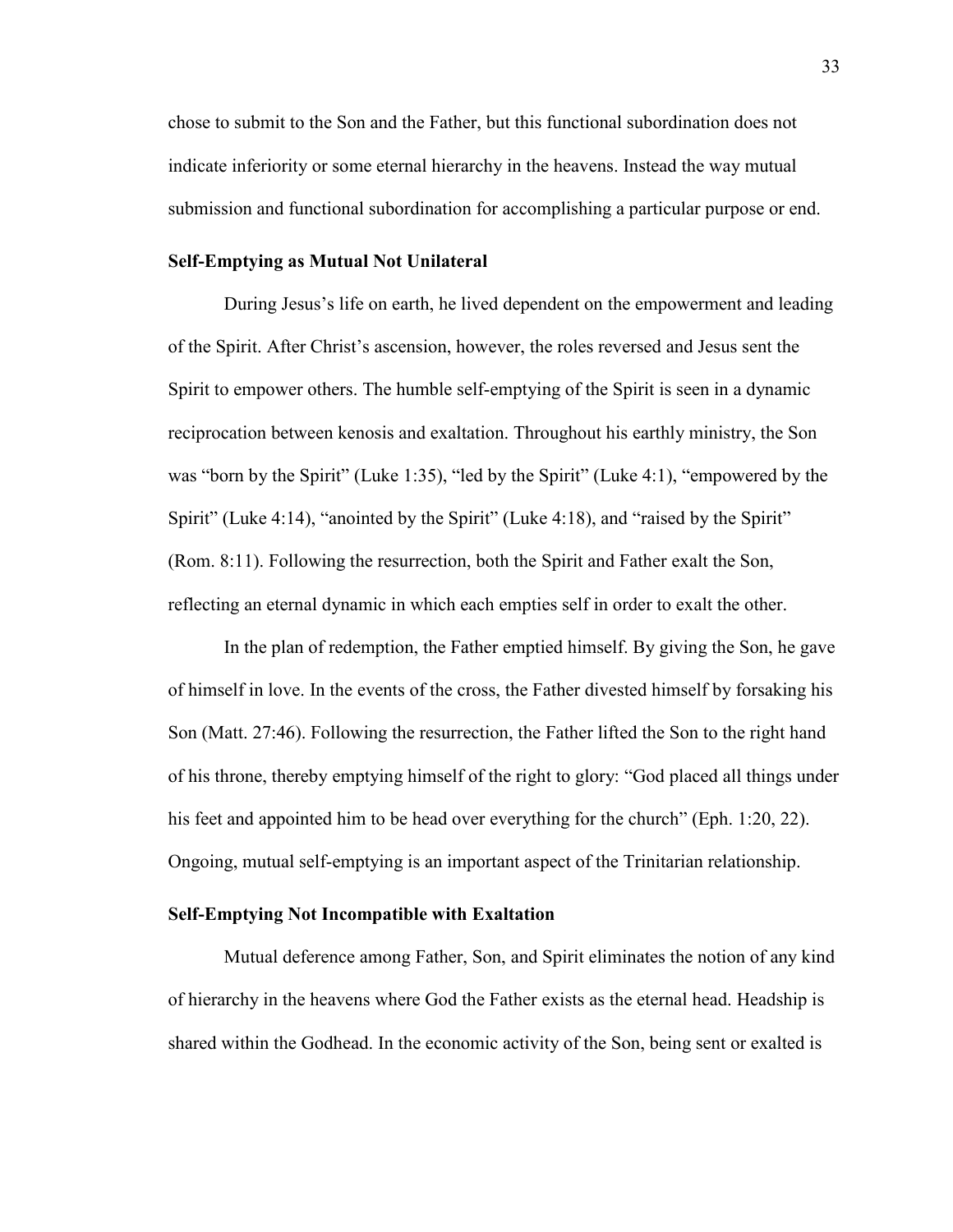chose to submit to the Son and the Father, but this functional subordination does not indicate inferiority or some eternal hierarchy in the heavens. Instead the way mutual submission and functional subordination for accomplishing a particular purpose or end.

### Self-Emptying as Mutual Not Unilateral

During Jesus's life on earth, he lived dependent on the empowerment and leading of the Spirit. After Christ's ascension, however, the roles reversed and Jesus sent the Spirit to empower others. The humble self-emptying of the Spirit is seen in a dynamic reciprocation between kenosis and exaltation. Throughout his earthly ministry, the Son was "born by the Spirit" (Luke 1:35), "led by the Spirit" (Luke 4:1), "empowered by the Spirit" (Luke 4:14), "anointed by the Spirit" (Luke 4:18), and "raised by the Spirit" (Rom. 8:11). Following the resurrection, both the Spirit and Father exalt the Son, reflecting an eternal dynamic in which each empties self in order to exalt the other.

In the plan of redemption, the Father emptied himself. By giving the Son, he gave of himself in love. In the events of the cross, the Father divested himself by forsaking his Son (Matt. 27:46). Following the resurrection, the Father lifted the Son to the right hand of his throne, thereby emptying himself of the right to glory: "God placed all things under his feet and appointed him to be head over everything for the church" (Eph. 1:20, 22). Ongoing, mutual self-emptying is an important aspect of the Trinitarian relationship.

### Self-Emptying Not Incompatible with Exaltation

Mutual deference among Father, Son, and Spirit eliminates the notion of any kind of hierarchy in the heavens where God the Father exists as the eternal head. Headship is shared within the Godhead. In the economic activity of the Son, being sent or exalted is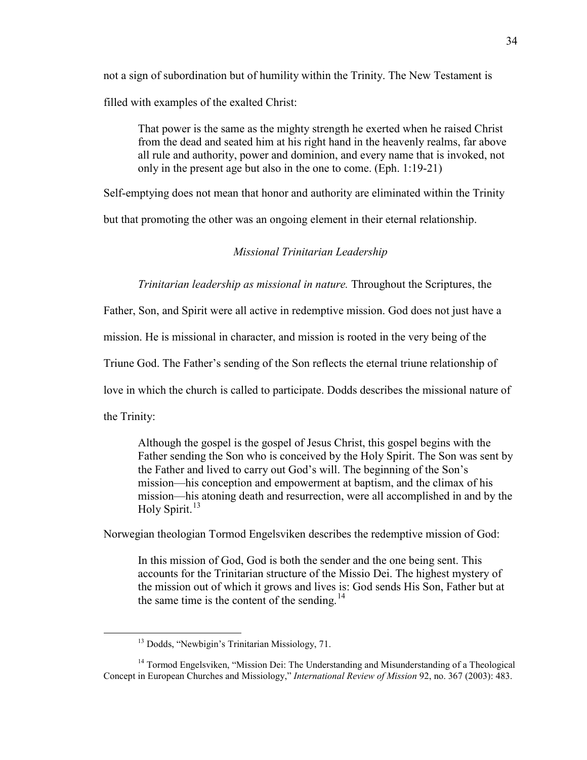not a sign of subordination but of humility within the Trinity. The New Testament is filled with examples of the exalted Christ:

> That power is the same as the mighty strength he exerted when he raised Christ from the dead and seated him at his right hand in the heavenly realms, far above all rule and authority, power and dominion, and every name that is invoked, not only in the present age but also in the one to come. (Eph. 1:19-21)

Self-emptying does not mean that honor and authority are eliminated within the Trinity but that promoting the other was an ongoing element in their eternal relationship.

### *Missional Trinitarian Leadership*

*Trinitarian leadership as missional in nature.* Throughout the Scriptures, the Father, Son, and Spirit were all active in redemptive mission. God does not just have a mission. He is missional in character, and mission is rooted in the very being of the Triune God. The Father's sending of the Son reflects the eternal triune relationship of love in which the church is called to participate. Dodds describes the missional nature of the Trinity:

> Although the gospel is the gospel of Jesus Christ, this gospel begins with the Father sending the Son who is conceived by the Holy Spirit. The Son was sent by the Father and lived to carry out God's will. The beginning of the Son's mission—his conception and empowerment at baptism, and the climax of his mission—his atoning death and resurrection, were all accomplished in and by the Holy Spirit.[13]

Norwegian theologian Tormod Engelsviken describes the redemptive mission of God:

> In this mission of God, God is both the sender and the one being sent. This accounts for the Trinitarian structure of the Missio Dei. The highest mystery of the mission out of which it grows and lives is: God sends His Son, Father but at the same time is the content of the sending.[14]

---

[13] Dodds, "Newbigin's Trinitarian Missiology, 71.

[14] Tormod Engelsviken, "Mission Dei: The Understanding and Misunderstanding of a Theological Concept in European Churches and Missiology," *International Review of Mission* 92, no. 367 (2003): 483.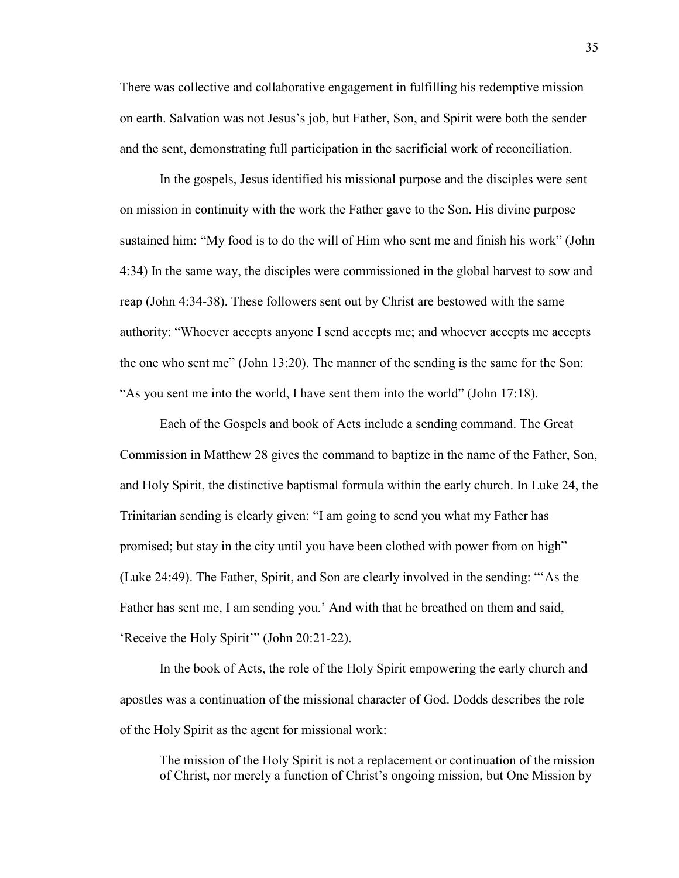There was collective and collaborative engagement in fulfilling his redemptive mission on earth. Salvation was not Jesus's job, but Father, Son, and Spirit were both the sender and the sent, demonstrating full participation in the sacrificial work of reconciliation.

In the gospels, Jesus identified his missional purpose and the disciples were sent on mission in continuity with the work the Father gave to the Son. His divine purpose sustained him: "My food is to do the will of Him who sent me and finish his work" (John 4:34) In the same way, the disciples were commissioned in the global harvest to sow and reap (John 4:34-38). These followers sent out by Christ are bestowed with the same authority: "Whoever accepts anyone I send accepts me; and whoever accepts me accepts the one who sent me" (John 13:20). The manner of the sending is the same for the Son: "As you sent me into the world, I have sent them into the world" (John 17:18).

Each of the Gospels and book of Acts include a sending command. The Great Commission in Matthew 28 gives the command to baptize in the name of the Father, Son, and Holy Spirit, the distinctive baptismal formula within the early church. In Luke 24, the Trinitarian sending is clearly given: "I am going to send you what my Father has promised; but stay in the city until you have been clothed with power from on high" (Luke 24:49). The Father, Spirit, and Son are clearly involved in the sending: "'As the Father has sent me, I am sending you.' And with that he breathed on them and said, 'Receive the Holy Spirit'" (John 20:21-22).

In the book of Acts, the role of the Holy Spirit empowering the early church and apostles was a continuation of the missional character of God. Dodds describes the role of the Holy Spirit as the agent for missional work:

> The mission of the Holy Spirit is not a replacement or continuation of the mission of Christ, nor merely a function of Christ's ongoing mission, but One Mission by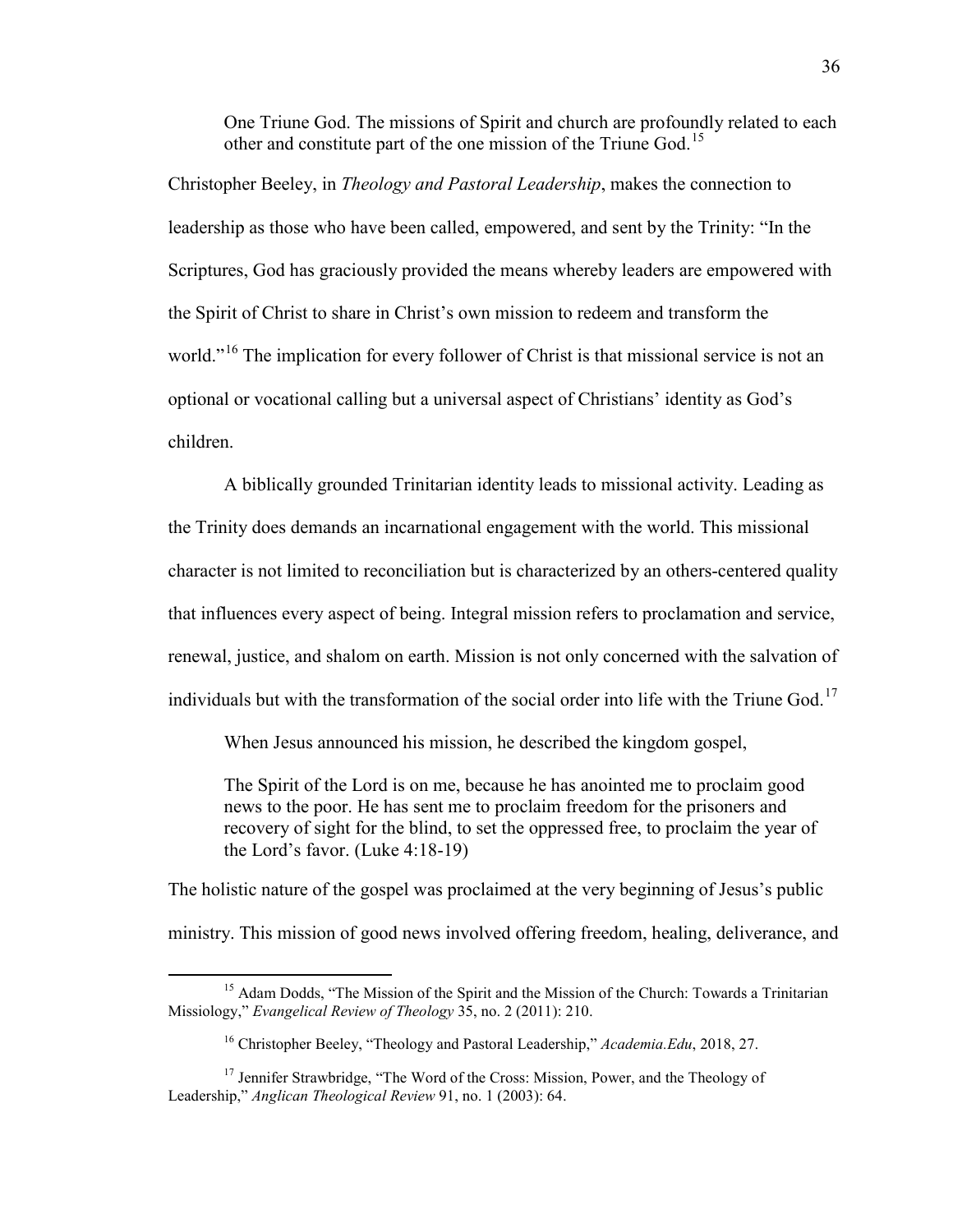> One Triune God. The missions of Spirit and church are profoundly related to each other and constitute part of the one mission of the Triune God.[15]

Christopher Beeley, in *Theology and Pastoral Leadership*, makes the connection to leadership as those who have been called, empowered, and sent by the Trinity: "In the Scriptures, God has graciously provided the means whereby leaders are empowered with the Spirit of Christ to share in Christ's own mission to redeem and transform the world."[16] The implication for every follower of Christ is that missional service is not an optional or vocational calling but a universal aspect of Christians' identity as God's children.

A biblically grounded Trinitarian identity leads to missional activity. Leading as the Trinity does demands an incarnational engagement with the world. This missional character is not limited to reconciliation but is characterized by an others-centered quality that influences every aspect of being. Integral mission refers to proclamation and service, renewal, justice, and shalom on earth. Mission is not only concerned with the salvation of individuals but with the transformation of the social order into life with the Triune God.[17]

When Jesus announced his mission, he described the kingdom gospel,

> The Spirit of the Lord is on me, because he has anointed me to proclaim good news to the poor. He has sent me to proclaim freedom for the prisoners and recovery of sight for the blind, to set the oppressed free, to proclaim the year of the Lord's favor. (Luke 4:18-19)

The holistic nature of the gospel was proclaimed at the very beginning of Jesus's public ministry. This mission of good news involved offering freedom, healing, deliverance, and

---

[15] Adam Dodds, "The Mission of the Spirit and the Mission of the Church: Towards a Trinitarian Missiology," *Evangelical Review of Theology* 35, no. 2 (2011): 210.

[16] Christopher Beeley, "Theology and Pastoral Leadership," *Academia.Edu*, 2018, 27.

[17] Jennifer Strawbridge, "The Word of the Cross: Mission, Power, and the Theology of Leadership," *Anglican Theological Review* 91, no. 1 (2003): 64.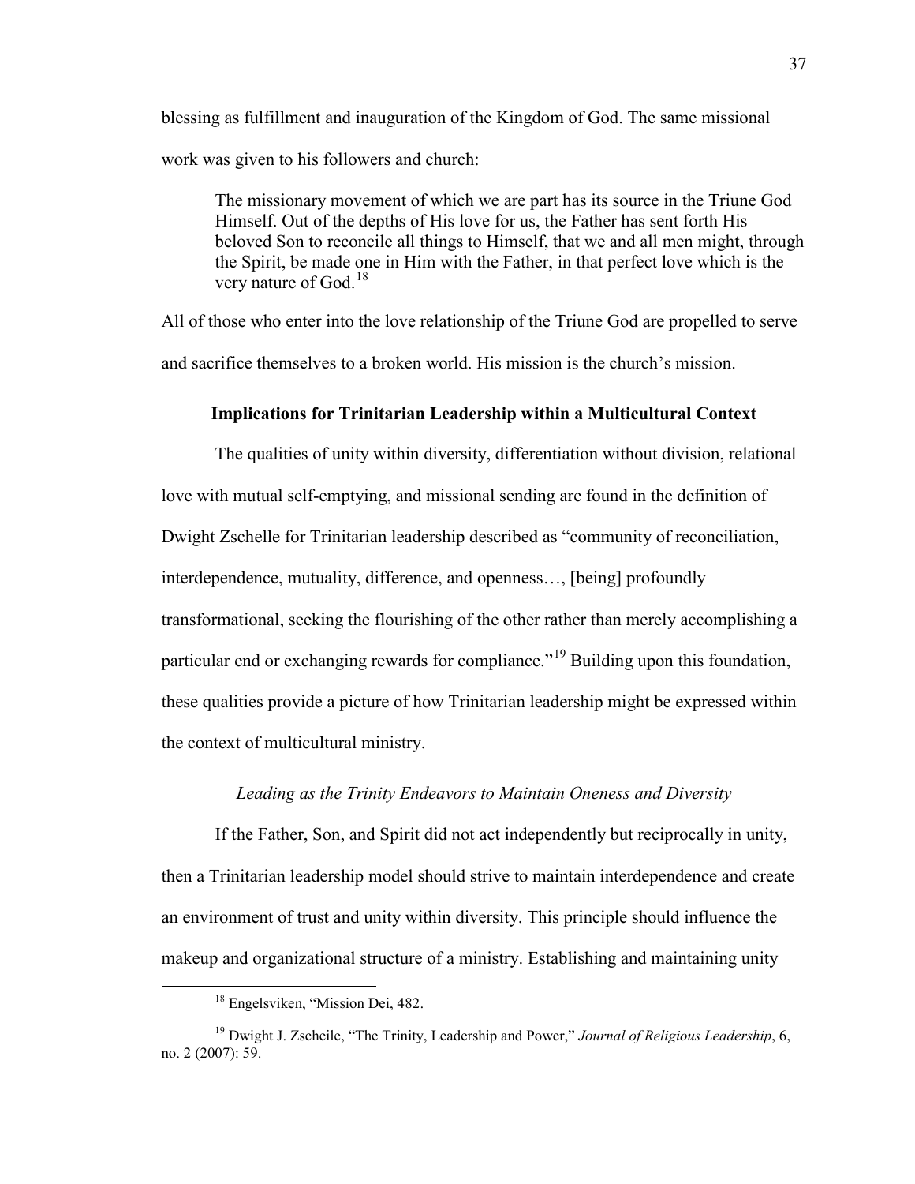blessing as fulfillment and inauguration of the Kingdom of God. The same missional work was given to his followers and church:

> The missionary movement of which we are part has its source in the Triune God Himself. Out of the depths of His love for us, the Father has sent forth His beloved Son to reconcile all things to Himself, that we and all men might, through the Spirit, be made one in Him with the Father, in that perfect love which is the very nature of God.[18]

All of those who enter into the love relationship of the Triune God are propelled to serve and sacrifice themselves to a broken world. His mission is the church's mission.

## Implications for Trinitarian Leadership within a Multicultural Context

The qualities of unity within diversity, differentiation without division, relational love with mutual self-emptying, and missional sending are found in the definition of Dwight Zschelle for Trinitarian leadership described as "community of reconciliation, interdependence, mutuality, difference, and openness…, [being] profoundly transformational, seeking the flourishing of the other rather than merely accomplishing a particular end or exchanging rewards for compliance."[19] Building upon this foundation, these qualities provide a picture of how Trinitarian leadership might be expressed within the context of multicultural ministry.

### *Leading as the Trinity Endeavors to Maintain Oneness and Diversity*

If the Father, Son, and Spirit did not act independently but reciprocally in unity, then a Trinitarian leadership model should strive to maintain interdependence and create an environment of trust and unity within diversity. This principle should influence the makeup and organizational structure of a ministry. Establishing and maintaining unity

---

[18] Engelsviken, "Mission Dei, 482.

[19] Dwight J. Zscheile, "The Trinity, Leadership and Power," *Journal of Religious Leadership*, 6, no. 2 (2007): 59.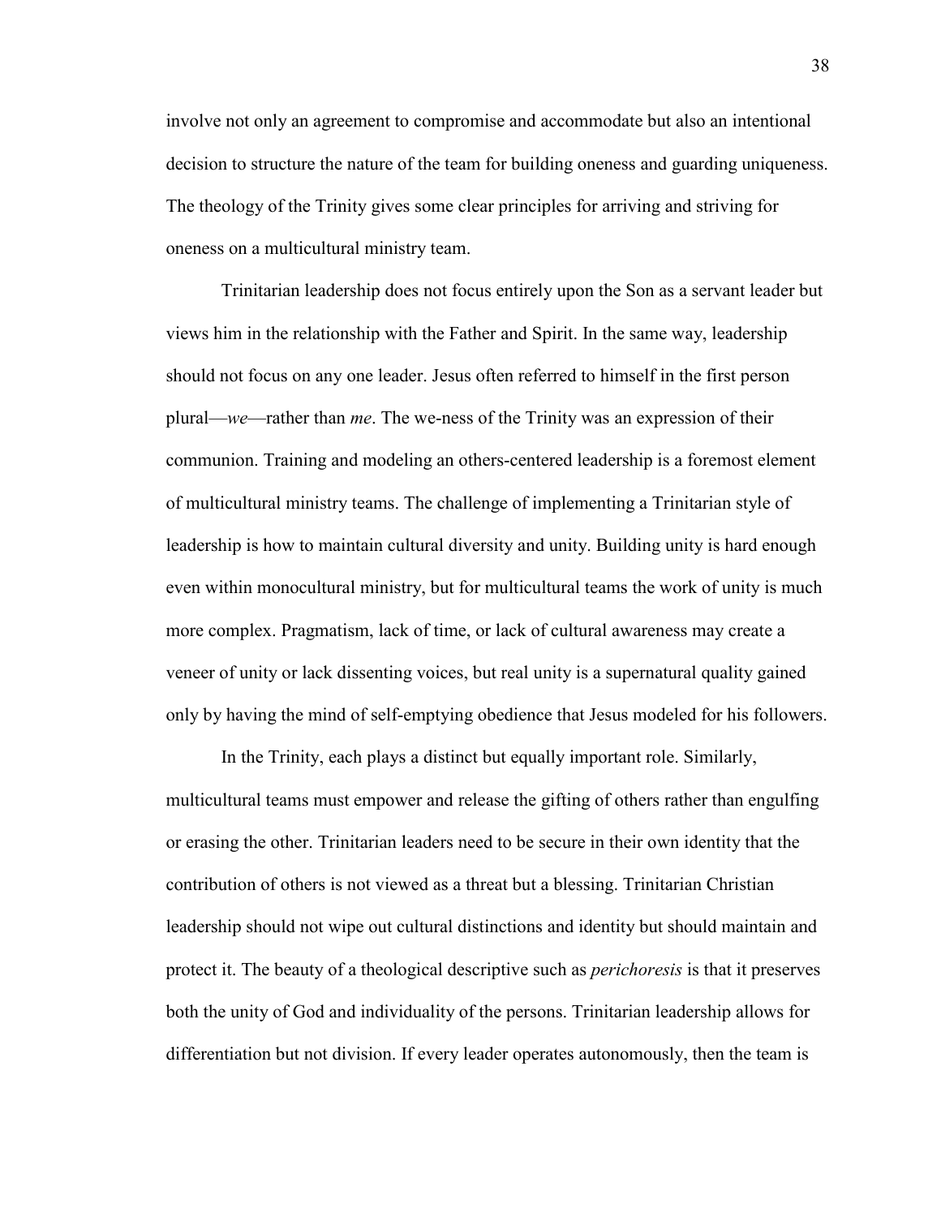involve not only an agreement to compromise and accommodate but also an intentional decision to structure the nature of the team for building oneness and guarding uniqueness. The theology of the Trinity gives some clear principles for arriving and striving for oneness on a multicultural ministry team.

Trinitarian leadership does not focus entirely upon the Son as a servant leader but views him in the relationship with the Father and Spirit. In the same way, leadership should not focus on any one leader. Jesus often referred to himself in the first person plural—*we*—rather than *me*. The we-ness of the Trinity was an expression of their communion. Training and modeling an others-centered leadership is a foremost element of multicultural ministry teams. The challenge of implementing a Trinitarian style of leadership is how to maintain cultural diversity and unity. Building unity is hard enough even within monocultural ministry, but for multicultural teams the work of unity is much more complex. Pragmatism, lack of time, or lack of cultural awareness may create a veneer of unity or lack dissenting voices, but real unity is a supernatural quality gained only by having the mind of self-emptying obedience that Jesus modeled for his followers.

In the Trinity, each plays a distinct but equally important role. Similarly, multicultural teams must empower and release the gifting of others rather than engulfing or erasing the other. Trinitarian leaders need to be secure in their own identity that the contribution of others is not viewed as a threat but a blessing. Trinitarian Christian leadership should not wipe out cultural distinctions and identity but should maintain and protect it. The beauty of a theological descriptive such as *perichoresis* is that it preserves both the unity of God and individuality of the persons. Trinitarian leadership allows for differentiation but not division. If every leader operates autonomously, then the team is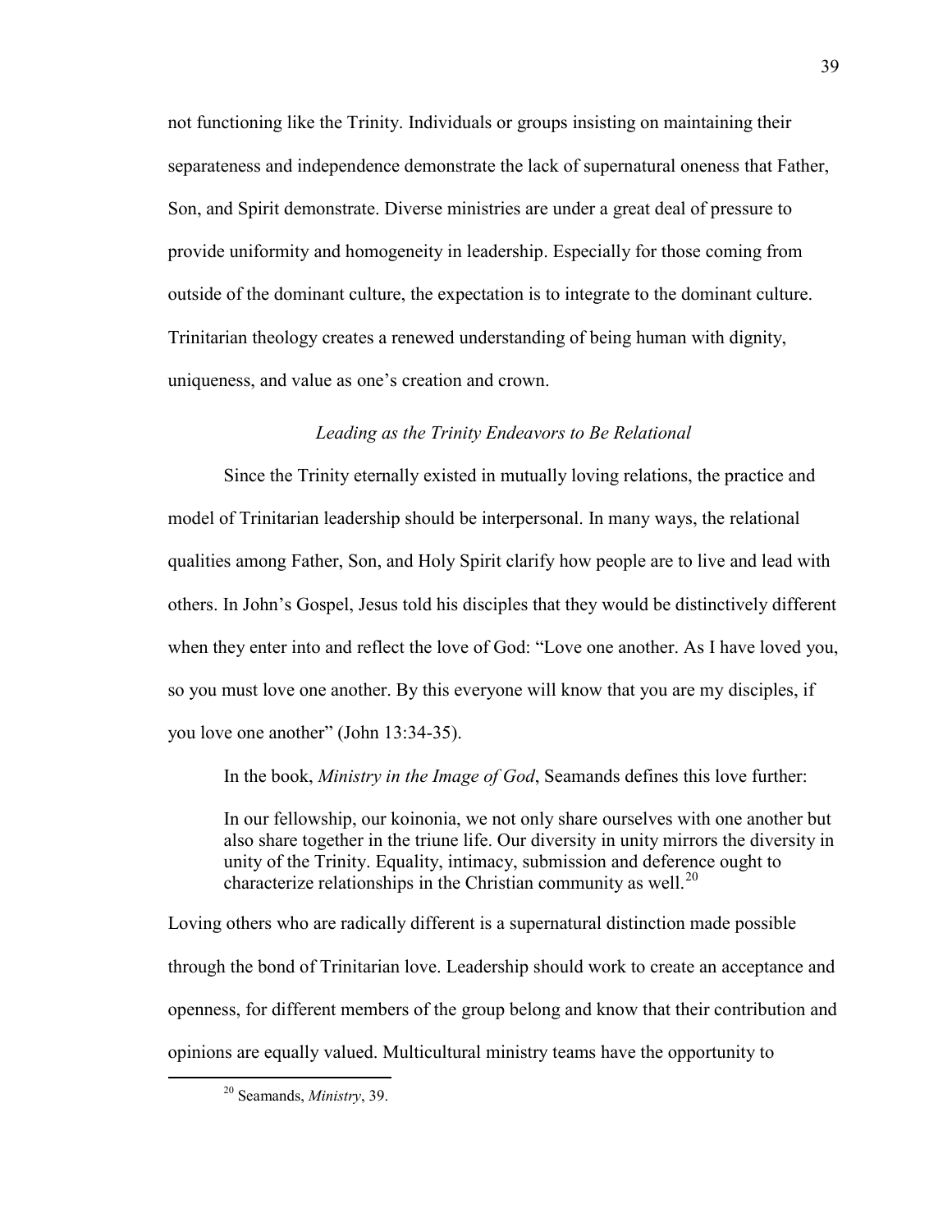not functioning like the Trinity. Individuals or groups insisting on maintaining their separateness and independence demonstrate the lack of supernatural oneness that Father, Son, and Spirit demonstrate. Diverse ministries are under a great deal of pressure to provide uniformity and homogeneity in leadership. Especially for those coming from outside of the dominant culture, the expectation is to integrate to the dominant culture. Trinitarian theology creates a renewed understanding of being human with dignity, uniqueness, and value as one's creation and crown.

### *Leading as the Trinity Endeavors to Be Relational*

Since the Trinity eternally existed in mutually loving relations, the practice and model of Trinitarian leadership should be interpersonal. In many ways, the relational qualities among Father, Son, and Holy Spirit clarify how people are to live and lead with others. In John's Gospel, Jesus told his disciples that they would be distinctively different when they enter into and reflect the love of God: "Love one another. As I have loved you, so you must love one another. By this everyone will know that you are my disciples, if you love one another" (John 13:34-35).

In the book, *Ministry in the Image of God*, Seamands defines this love further:

> In our fellowship, our koinonia, we not only share ourselves with one another but also share together in the triune life. Our diversity in unity mirrors the diversity in unity of the Trinity. Equality, intimacy, submission and deference ought to characterize relationships in the Christian community as well.[20]

Loving others who are radically different is a supernatural distinction made possible through the bond of Trinitarian love. Leadership should work to create an acceptance and openness, for different members of the group belong and know that their contribution and opinions are equally valued. Multicultural ministry teams have the opportunity to

[20] Seamands, *Ministry*, 39.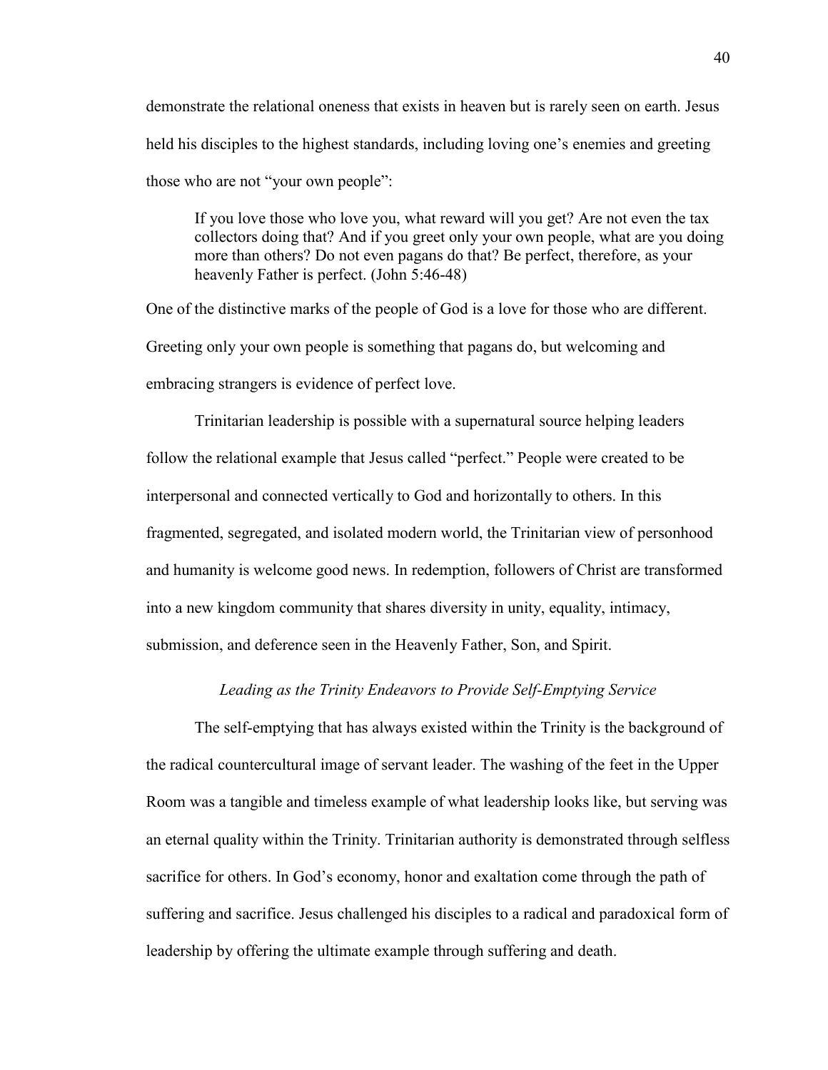demonstrate the relational oneness that exists in heaven but is rarely seen on earth. Jesus held his disciples to the highest standards, including loving one's enemies and greeting those who are not "your own people":

> If you love those who love you, what reward will you get? Are not even the tax collectors doing that? And if you greet only your own people, what are you doing more than others? Do not even pagans do that? Be perfect, therefore, as your heavenly Father is perfect. (John 5:46-48)

One of the distinctive marks of the people of God is a love for those who are different. Greeting only your own people is something that pagans do, but welcoming and embracing strangers is evidence of perfect love.

Trinitarian leadership is possible with a supernatural source helping leaders follow the relational example that Jesus called "perfect." People were created to be interpersonal and connected vertically to God and horizontally to others. In this fragmented, segregated, and isolated modern world, the Trinitarian view of personhood and humanity is welcome good news. In redemption, followers of Christ are transformed into a new kingdom community that shares diversity in unity, equality, intimacy, submission, and deference seen in the Heavenly Father, Son, and Spirit.

### *Leading as the Trinity Endeavors to Provide Self-Emptying Service*

The self-emptying that has always existed within the Trinity is the background of the radical countercultural image of servant leader. The washing of the feet in the Upper Room was a tangible and timeless example of what leadership looks like, but serving was an eternal quality within the Trinity. Trinitarian authority is demonstrated through selfless sacrifice for others. In God's economy, honor and exaltation come through the path of suffering and sacrifice. Jesus challenged his disciples to a radical and paradoxical form of leadership by offering the ultimate example through suffering and death.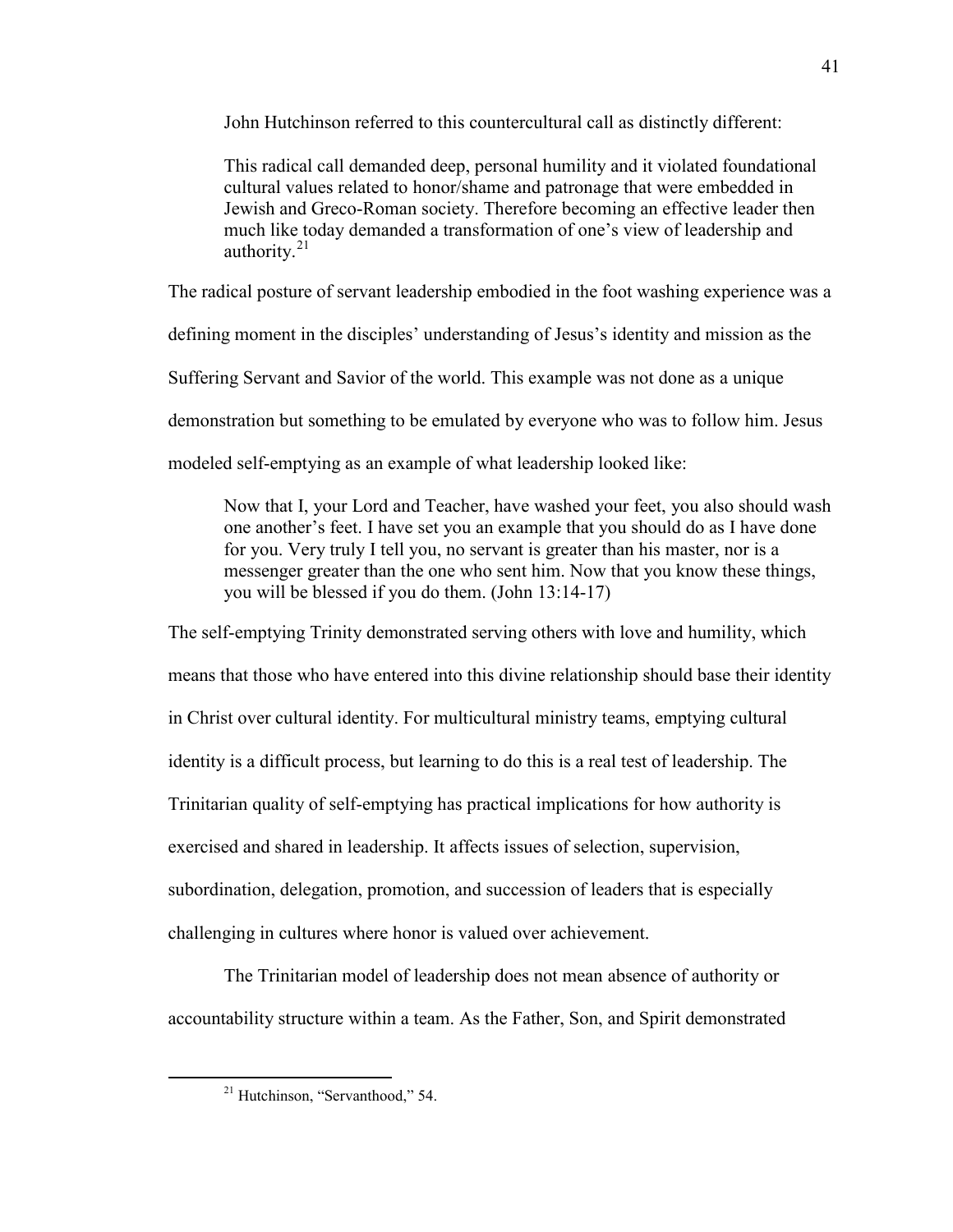John Hutchinson referred to this countercultural call as distinctly different:

> This radical call demanded deep, personal humility and it violated foundational cultural values related to honor/shame and patronage that were embedded in Jewish and Greco-Roman society. Therefore becoming an effective leader then much like today demanded a transformation of one's view of leadership and authority.[21]

The radical posture of servant leadership embodied in the foot washing experience was a defining moment in the disciples' understanding of Jesus's identity and mission as the Suffering Servant and Savior of the world. This example was not done as a unique demonstration but something to be emulated by everyone who was to follow him. Jesus modeled self-emptying as an example of what leadership looked like:

> Now that I, your Lord and Teacher, have washed your feet, you also should wash one another's feet. I have set you an example that you should do as I have done for you. Very truly I tell you, no servant is greater than his master, nor is a messenger greater than the one who sent him. Now that you know these things, you will be blessed if you do them. (John 13:14-17)

The self-emptying Trinity demonstrated serving others with love and humility, which means that those who have entered into this divine relationship should base their identity in Christ over cultural identity. For multicultural ministry teams, emptying cultural identity is a difficult process, but learning to do this is a real test of leadership. The Trinitarian quality of self-emptying has practical implications for how authority is exercised and shared in leadership. It affects issues of selection, supervision, subordination, delegation, promotion, and succession of leaders that is especially challenging in cultures where honor is valued over achievement.

The Trinitarian model of leadership does not mean absence of authority or accountability structure within a team. As the Father, Son, and Spirit demonstrated

---

[21] Hutchinson, "Servanthood," 54.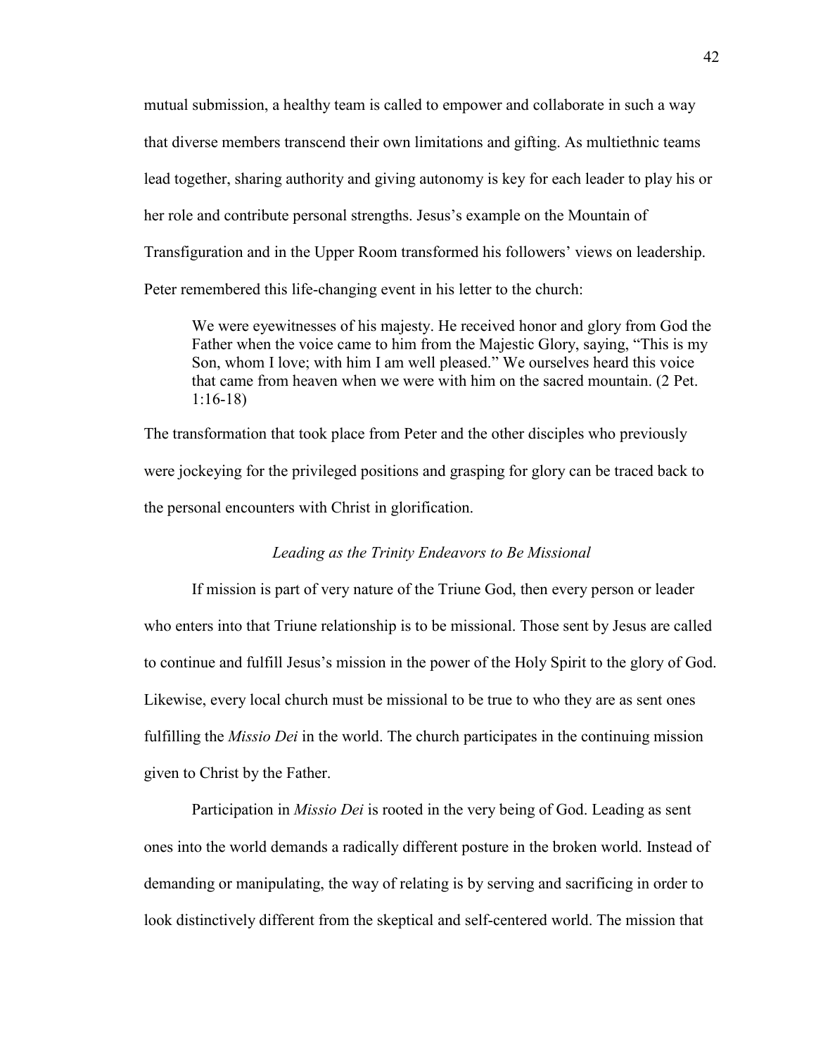mutual submission, a healthy team is called to empower and collaborate in such a way that diverse members transcend their own limitations and gifting. As multiethnic teams lead together, sharing authority and giving autonomy is key for each leader to play his or her role and contribute personal strengths. Jesus's example on the Mountain of Transfiguration and in the Upper Room transformed his followers' views on leadership. Peter remembered this life-changing event in his letter to the church:

> We were eyewitnesses of his majesty. He received honor and glory from God the Father when the voice came to him from the Majestic Glory, saying, "This is my Son, whom I love; with him I am well pleased." We ourselves heard this voice that came from heaven when we were with him on the sacred mountain. (2 Pet. 1:16-18)

The transformation that took place from Peter and the other disciples who previously were jockeying for the privileged positions and grasping for glory can be traced back to the personal encounters with Christ in glorification.

### *Leading as the Trinity Endeavors to Be Missional*

If mission is part of very nature of the Triune God, then every person or leader who enters into that Triune relationship is to be missional. Those sent by Jesus are called to continue and fulfill Jesus's mission in the power of the Holy Spirit to the glory of God. Likewise, every local church must be missional to be true to who they are as sent ones fulfilling the *Missio Dei* in the world. The church participates in the continuing mission given to Christ by the Father.

Participation in *Missio Dei* is rooted in the very being of God. Leading as sent ones into the world demands a radically different posture in the broken world. Instead of demanding or manipulating, the way of relating is by serving and sacrificing in order to look distinctively different from the skeptical and self-centered world. The mission that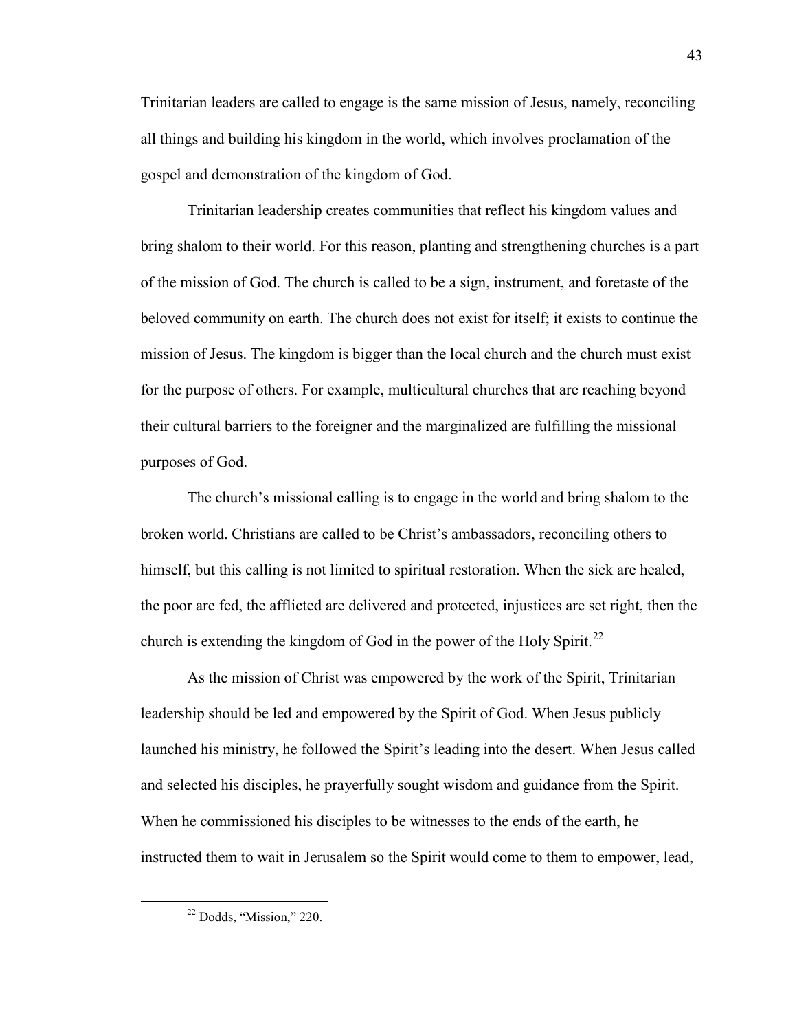Trinitarian leaders are called to engage is the same mission of Jesus, namely, reconciling all things and building his kingdom in the world, which involves proclamation of the gospel and demonstration of the kingdom of God.

Trinitarian leadership creates communities that reflect his kingdom values and bring shalom to their world. For this reason, planting and strengthening churches is a part of the mission of God. The church is called to be a sign, instrument, and foretaste of the beloved community on earth. The church does not exist for itself; it exists to continue the mission of Jesus. The kingdom is bigger than the local church and the church must exist for the purpose of others. For example, multicultural churches that are reaching beyond their cultural barriers to the foreigner and the marginalized are fulfilling the missional purposes of God.

The church's missional calling is to engage in the world and bring shalom to the broken world. Christians are called to be Christ's ambassadors, reconciling others to himself, but this calling is not limited to spiritual restoration. When the sick are healed, the poor are fed, the afflicted are delivered and protected, injustices are set right, then the church is extending the kingdom of God in the power of the Holy Spirit.[22]

As the mission of Christ was empowered by the work of the Spirit, Trinitarian leadership should be led and empowered by the Spirit of God. When Jesus publicly launched his ministry, he followed the Spirit's leading into the desert. When Jesus called and selected his disciples, he prayerfully sought wisdom and guidance from the Spirit. When he commissioned his disciples to be witnesses to the ends of the earth, he instructed them to wait in Jerusalem so the Spirit would come to them to empower, lead,

[22] Dodds, "Mission," 220.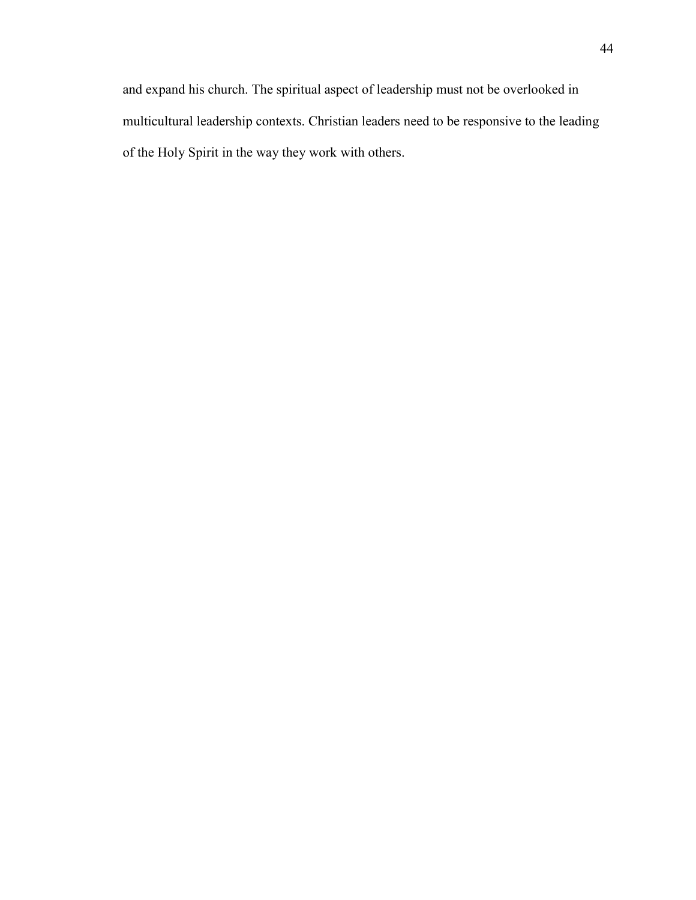and expand his church. The spiritual aspect of leadership must not be overlooked in multicultural leadership contexts. Christian leaders need to be responsive to the leading of the Holy Spirit in the way they work with others.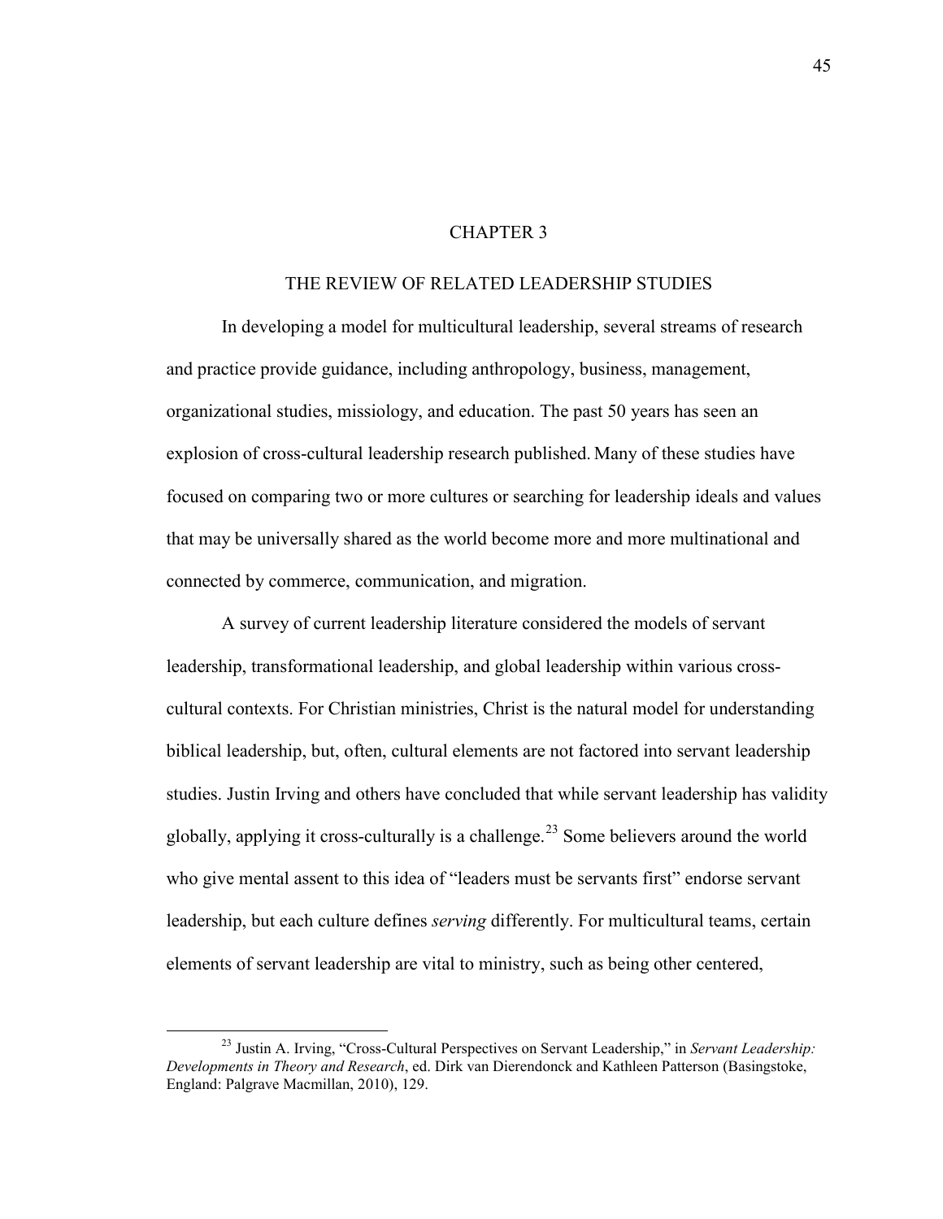# CHAPTER 3

## THE REVIEW OF RELATED LEADERSHIP STUDIES

In developing a model for multicultural leadership, several streams of research and practice provide guidance, including anthropology, business, management, organizational studies, missiology, and education. The past 50 years has seen an explosion of cross-cultural leadership research published. Many of these studies have focused on comparing two or more cultures or searching for leadership ideals and values that may be universally shared as the world become more and more multinational and connected by commerce, communication, and migration.

A survey of current leadership literature considered the models of servant leadership, transformational leadership, and global leadership within various cross-cultural contexts. For Christian ministries, Christ is the natural model for understanding biblical leadership, but, often, cultural elements are not factored into servant leadership studies. Justin Irving and others have concluded that while servant leadership has validity globally, applying it cross-culturally is a challenge.[23] Some believers around the world who give mental assent to this idea of "leaders must be servants first" endorse servant leadership, but each culture defines *serving* differently. For multicultural teams, certain elements of servant leadership are vital to ministry, such as being other centered,

---

[23] Justin A. Irving, "Cross-Cultural Perspectives on Servant Leadership," in *Servant Leadership: Developments in Theory and Research*, ed. Dirk van Dierendonck and Kathleen Patterson (Basingstoke, England: Palgrave Macmillan, 2010), 129.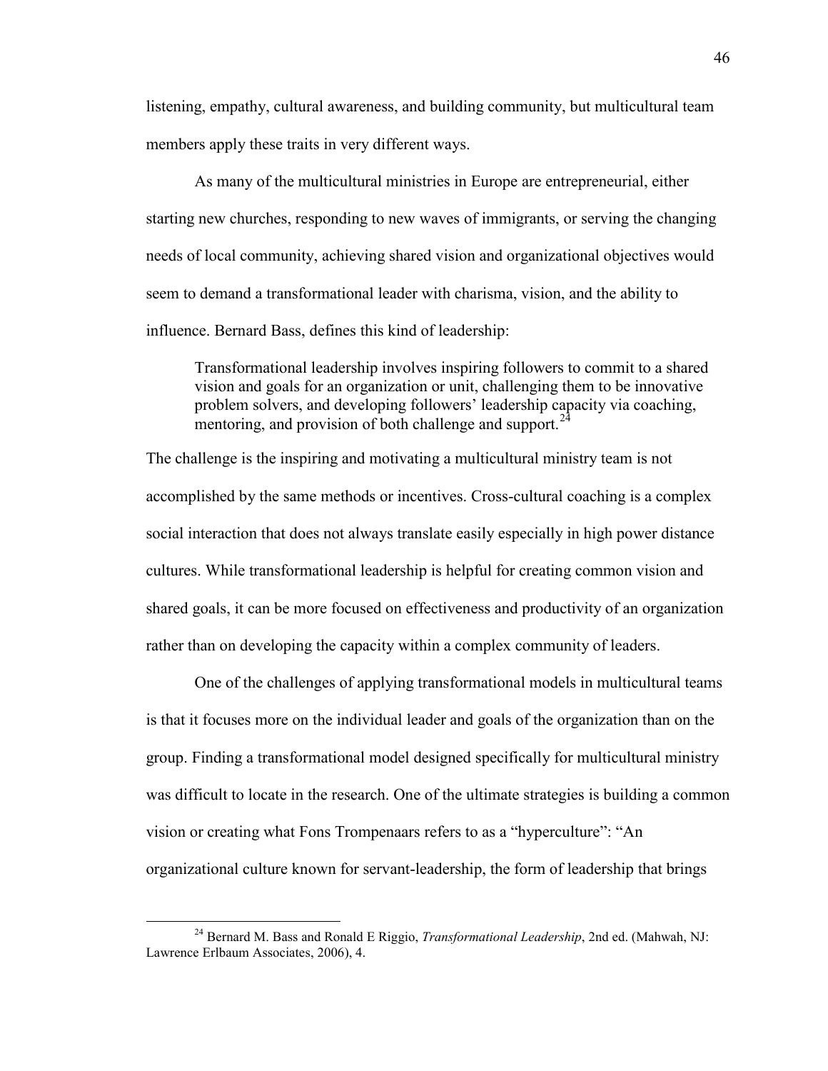listening, empathy, cultural awareness, and building community, but multicultural team members apply these traits in very different ways.

As many of the multicultural ministries in Europe are entrepreneurial, either starting new churches, responding to new waves of immigrants, or serving the changing needs of local community, achieving shared vision and organizational objectives would seem to demand a transformational leader with charisma, vision, and the ability to influence. Bernard Bass, defines this kind of leadership:

> Transformational leadership involves inspiring followers to commit to a shared vision and goals for an organization or unit, challenging them to be innovative problem solvers, and developing followers' leadership capacity via coaching, mentoring, and provision of both challenge and support.[24]

The challenge is the inspiring and motivating a multicultural ministry team is not accomplished by the same methods or incentives. Cross-cultural coaching is a complex social interaction that does not always translate easily especially in high power distance cultures. While transformational leadership is helpful for creating common vision and shared goals, it can be more focused on effectiveness and productivity of an organization rather than on developing the capacity within a complex community of leaders.

One of the challenges of applying transformational models in multicultural teams is that it focuses more on the individual leader and goals of the organization than on the group. Finding a transformational model designed specifically for multicultural ministry was difficult to locate in the research. One of the ultimate strategies is building a common vision or creating what Fons Trompenaars refers to as a "hyperculture": "An organizational culture known for servant-leadership, the form of leadership that brings

---

[24] Bernard M. Bass and Ronald E Riggio, *Transformational Leadership*, 2nd ed. (Mahwah, NJ: Lawrence Erlbaum Associates, 2006), 4.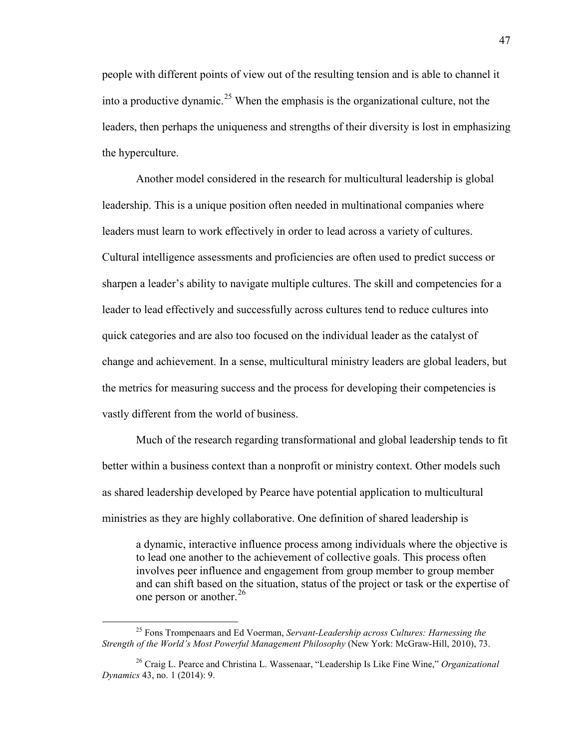people with different points of view out of the resulting tension and is able to channel it into a productive dynamic.[25] When the emphasis is the organizational culture, not the leaders, then perhaps the uniqueness and strengths of their diversity is lost in emphasizing the hyperculture.

Another model considered in the research for multicultural leadership is global leadership. This is a unique position often needed in multinational companies where leaders must learn to work effectively in order to lead across a variety of cultures. Cultural intelligence assessments and proficiencies are often used to predict success or sharpen a leader's ability to navigate multiple cultures. The skill and competencies for a leader to lead effectively and successfully across cultures tend to reduce cultures into quick categories and are also too focused on the individual leader as the catalyst of change and achievement. In a sense, multicultural ministry leaders are global leaders, but the metrics for measuring success and the process for developing their competencies is vastly different from the world of business.

Much of the research regarding transformational and global leadership tends to fit better within a business context than a nonprofit or ministry context. Other models such as shared leadership developed by Pearce have potential application to multicultural ministries as they are highly collaborative. One definition of shared leadership is

> a dynamic, interactive influence process among individuals where the objective is to lead one another to the achievement of collective goals. This process often involves peer influence and engagement from group member to group member and can shift based on the situation, status of the project or task or the expertise of one person or another.[26]

---

[25] Fons Trompenaars and Ed Voerman, *Servant-Leadership across Cultures: Harnessing the Strength of the World's Most Powerful Management Philosophy* (New York: McGraw-Hill, 2010), 73.

[26] Craig L. Pearce and Christina L. Wassenaar, "Leadership Is Like Fine Wine," *Organizational Dynamics* 43, no. 1 (2014): 9.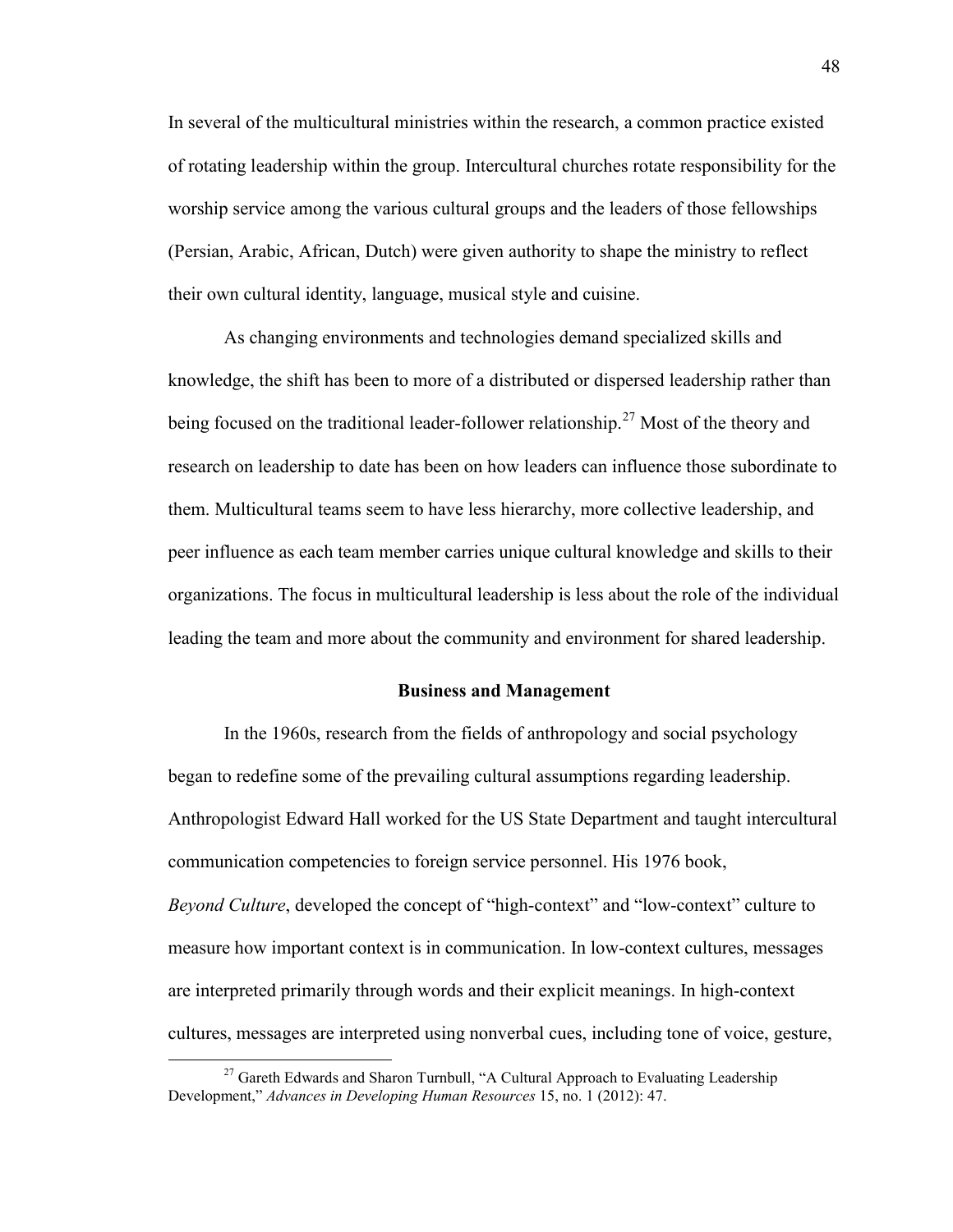In several of the multicultural ministries within the research, a common practice existed of rotating leadership within the group. Intercultural churches rotate responsibility for the worship service among the various cultural groups and the leaders of those fellowships (Persian, Arabic, African, Dutch) were given authority to shape the ministry to reflect their own cultural identity, language, musical style and cuisine.

As changing environments and technologies demand specialized skills and knowledge, the shift has been to more of a distributed or dispersed leadership rather than being focused on the traditional leader-follower relationship.[27] Most of the theory and research on leadership to date has been on how leaders can influence those subordinate to them. Multicultural teams seem to have less hierarchy, more collective leadership, and peer influence as each team member carries unique cultural knowledge and skills to their organizations. The focus in multicultural leadership is less about the role of the individual leading the team and more about the community and environment for shared leadership.

## Business and Management

In the 1960s, research from the fields of anthropology and social psychology began to redefine some of the prevailing cultural assumptions regarding leadership. Anthropologist Edward Hall worked for the US State Department and taught intercultural communication competencies to foreign service personnel. His 1976 book, *Beyond Culture*, developed the concept of "high-context" and "low-context" culture to measure how important context is in communication. In low-context cultures, messages are interpreted primarily through words and their explicit meanings. In high-context cultures, messages are interpreted using nonverbal cues, including tone of voice, gesture,

[27] Gareth Edwards and Sharon Turnbull, "A Cultural Approach to Evaluating Leadership Development," *Advances in Developing Human Resources* 15, no. 1 (2012): 47.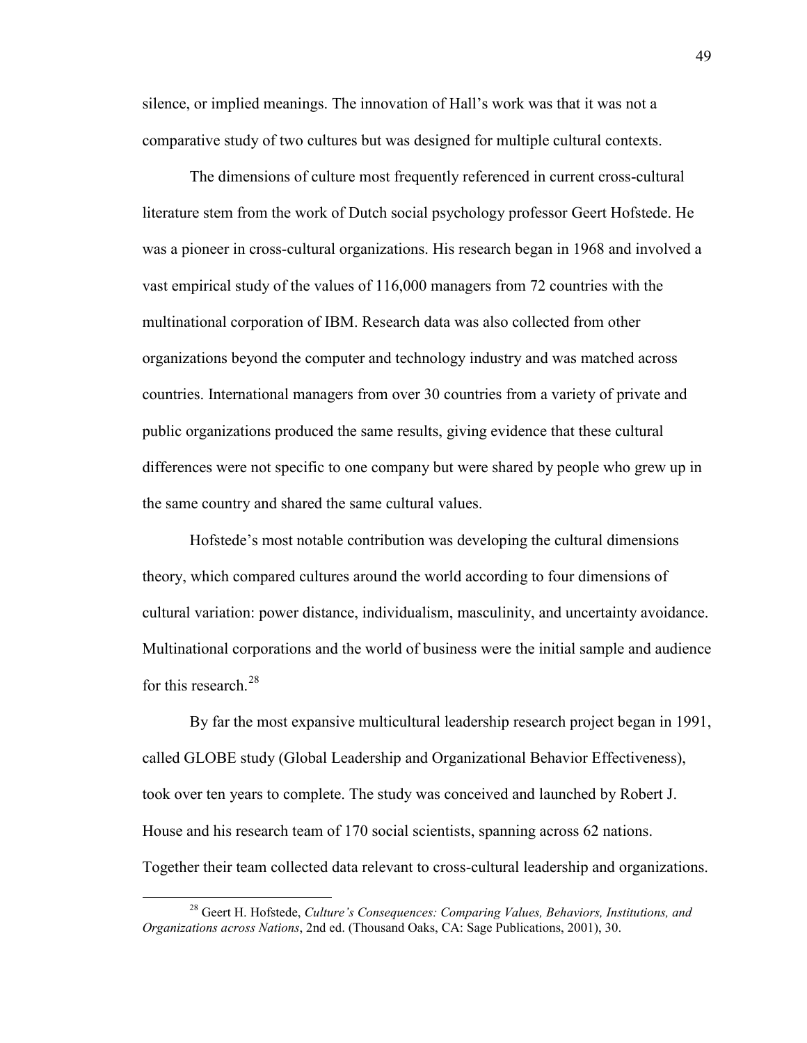silence, or implied meanings. The innovation of Hall's work was that it was not a comparative study of two cultures but was designed for multiple cultural contexts.

The dimensions of culture most frequently referenced in current cross-cultural literature stem from the work of Dutch social psychology professor Geert Hofstede. He was a pioneer in cross-cultural organizations. His research began in 1968 and involved a vast empirical study of the values of 116,000 managers from 72 countries with the multinational corporation of IBM. Research data was also collected from other organizations beyond the computer and technology industry and was matched across countries. International managers from over 30 countries from a variety of private and public organizations produced the same results, giving evidence that these cultural differences were not specific to one company but were shared by people who grew up in the same country and shared the same cultural values.

Hofstede's most notable contribution was developing the cultural dimensions theory, which compared cultures around the world according to four dimensions of cultural variation: power distance, individualism, masculinity, and uncertainty avoidance. Multinational corporations and the world of business were the initial sample and audience for this research.[28]

By far the most expansive multicultural leadership research project began in 1991, called GLOBE study (Global Leadership and Organizational Behavior Effectiveness), took over ten years to complete. The study was conceived and launched by Robert J. House and his research team of 170 social scientists, spanning across 62 nations. Together their team collected data relevant to cross-cultural leadership and organizations.

---

[28] Geert H. Hofstede, *Culture's Consequences: Comparing Values, Behaviors, Institutions, and Organizations across Nations*, 2nd ed. (Thousand Oaks, CA: Sage Publications, 2001), 30.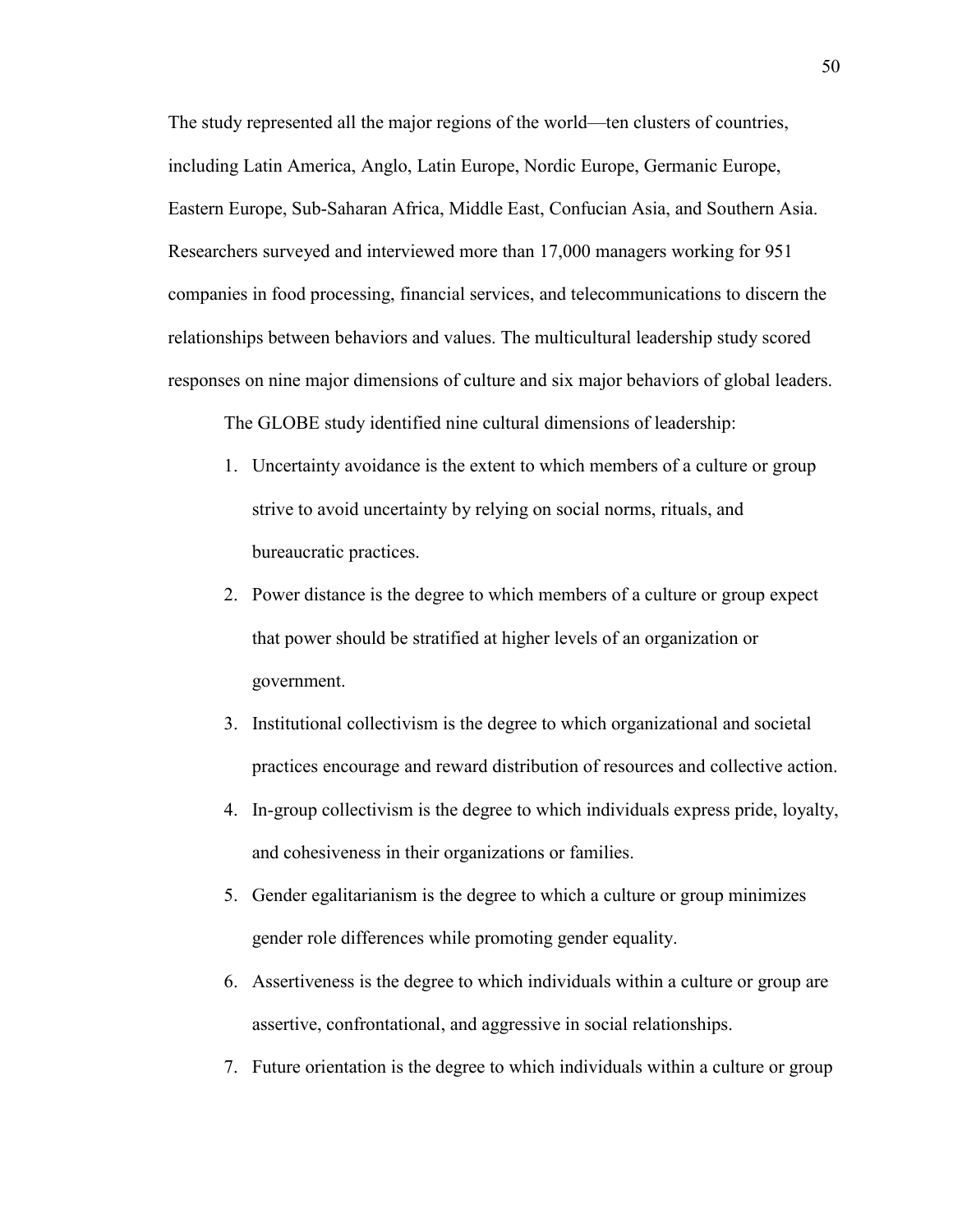The study represented all the major regions of the world—ten clusters of countries, including Latin America, Anglo, Latin Europe, Nordic Europe, Germanic Europe, Eastern Europe, Sub-Saharan Africa, Middle East, Confucian Asia, and Southern Asia. Researchers surveyed and interviewed more than 17,000 managers working for 951 companies in food processing, financial services, and telecommunications to discern the relationships between behaviors and values. The multicultural leadership study scored responses on nine major dimensions of culture and six major behaviors of global leaders.

The GLOBE study identified nine cultural dimensions of leadership:

1. Uncertainty avoidance is the extent to which members of a culture or group strive to avoid uncertainty by relying on social norms, rituals, and bureaucratic practices.
2. Power distance is the degree to which members of a culture or group expect that power should be stratified at higher levels of an organization or government.
3. Institutional collectivism is the degree to which organizational and societal practices encourage and reward distribution of resources and collective action.
4. In-group collectivism is the degree to which individuals express pride, loyalty, and cohesiveness in their organizations or families.
5. Gender egalitarianism is the degree to which a culture or group minimizes gender role differences while promoting gender equality.
6. Assertiveness is the degree to which individuals within a culture or group are assertive, confrontational, and aggressive in social relationships.
7. Future orientation is the degree to which individuals within a culture or group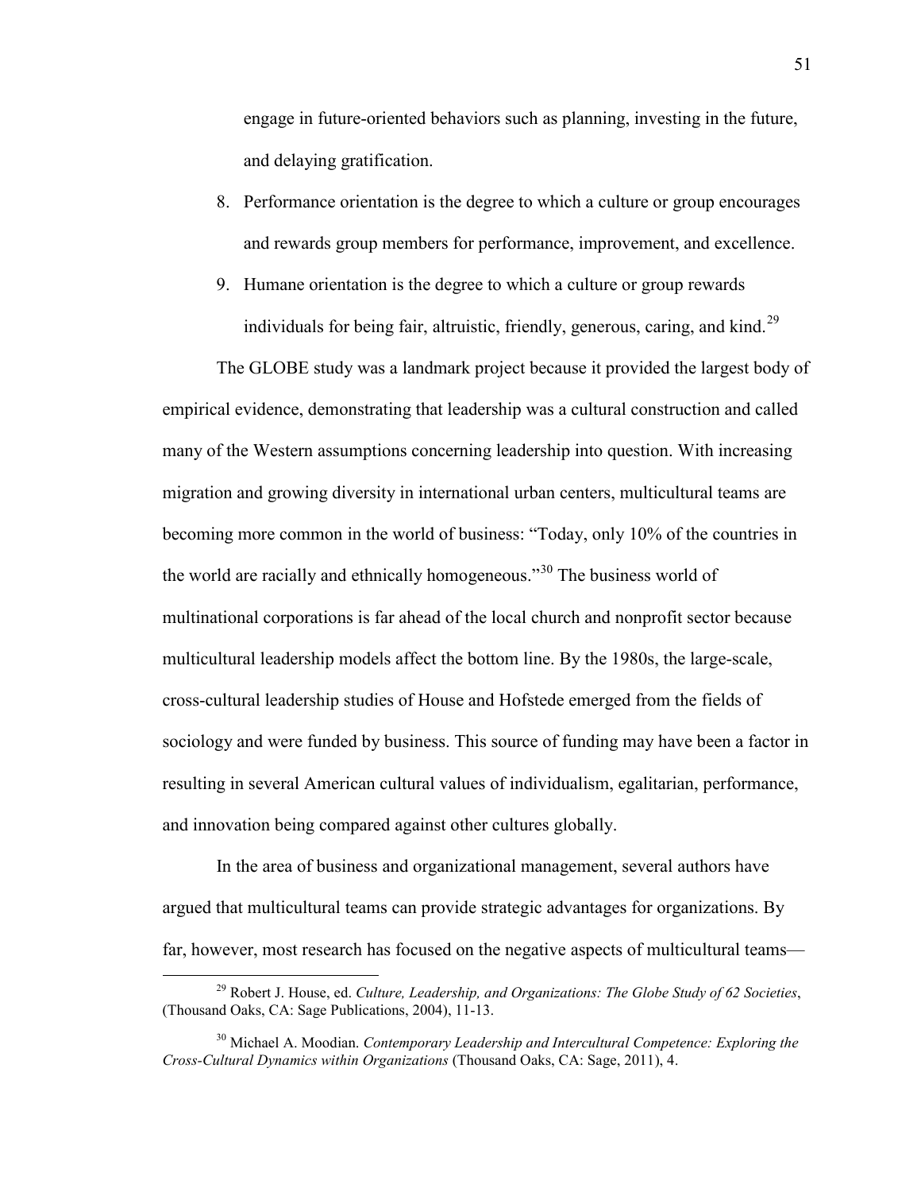engage in future-oriented behaviors such as planning, investing in the future, and delaying gratification.

8. Performance orientation is the degree to which a culture or group encourages and rewards group members for performance, improvement, and excellence.
9. Humane orientation is the degree to which a culture or group rewards individuals for being fair, altruistic, friendly, generous, caring, and kind.[29]

The GLOBE study was a landmark project because it provided the largest body of empirical evidence, demonstrating that leadership was a cultural construction and called many of the Western assumptions concerning leadership into question. With increasing migration and growing diversity in international urban centers, multicultural teams are becoming more common in the world of business: "Today, only 10% of the countries in the world are racially and ethnically homogeneous."[30] The business world of multinational corporations is far ahead of the local church and nonprofit sector because multicultural leadership models affect the bottom line. By the 1980s, the large-scale, cross-cultural leadership studies of House and Hofstede emerged from the fields of sociology and were funded by business. This source of funding may have been a factor in resulting in several American cultural values of individualism, egalitarian, performance, and innovation being compared against other cultures globally.

In the area of business and organizational management, several authors have argued that multicultural teams can provide strategic advantages for organizations. By far, however, most research has focused on the negative aspects of multicultural teams—

---

[29] Robert J. House, ed. *Culture, Leadership, and Organizations: The Globe Study of 62 Societies*, (Thousand Oaks, CA: Sage Publications, 2004), 11-13.

[30] Michael A. Moodian. *Contemporary Leadership and Intercultural Competence: Exploring the Cross-Cultural Dynamics within Organizations* (Thousand Oaks, CA: Sage, 2011), 4.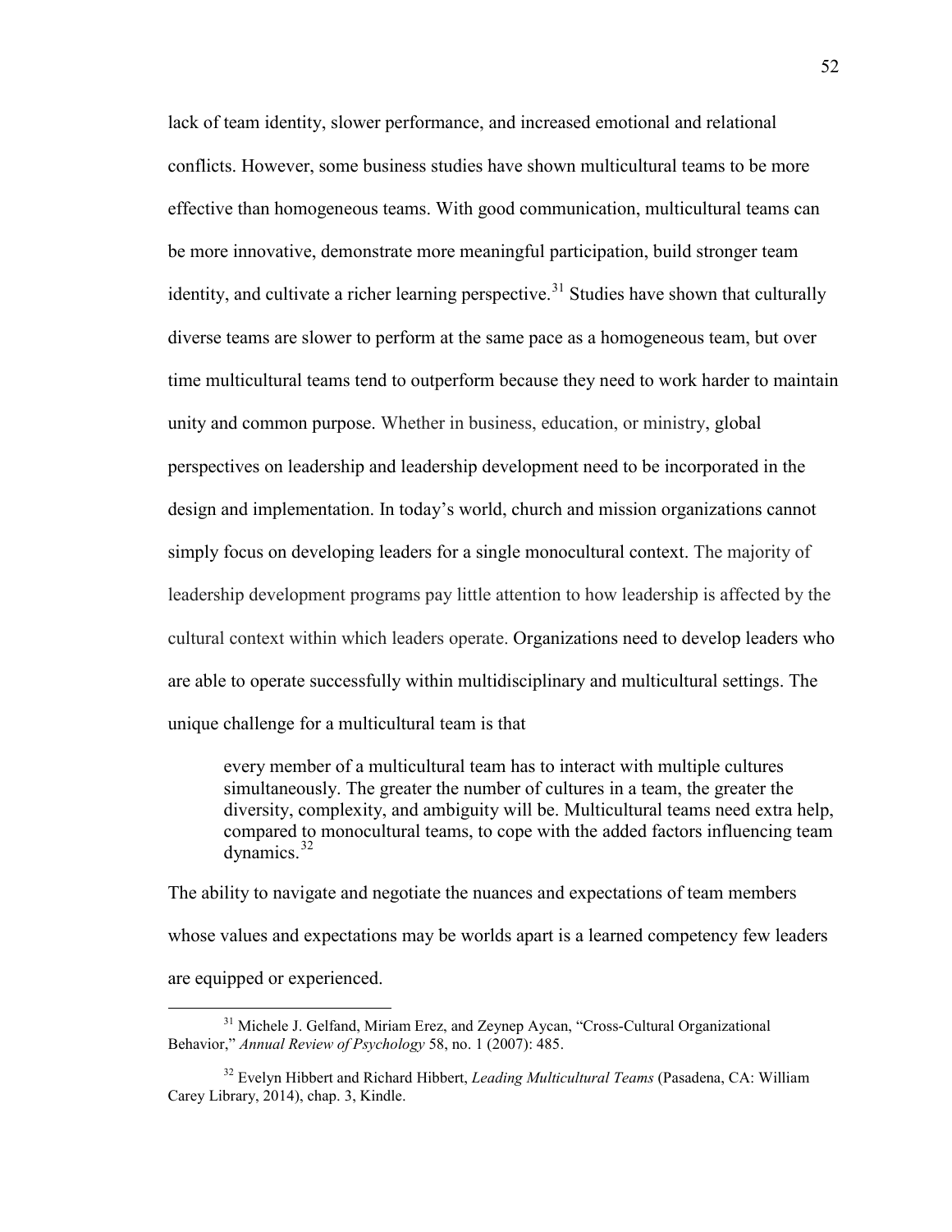lack of team identity, slower performance, and increased emotional and relational conflicts. However, some business studies have shown multicultural teams to be more effective than homogeneous teams. With good communication, multicultural teams can be more innovative, demonstrate more meaningful participation, build stronger team identity, and cultivate a richer learning perspective.[31] Studies have shown that culturally diverse teams are slower to perform at the same pace as a homogeneous team, but over time multicultural teams tend to outperform because they need to work harder to maintain unity and common purpose. Whether in business, education, or ministry, global perspectives on leadership and leadership development need to be incorporated in the design and implementation. In today's world, church and mission organizations cannot simply focus on developing leaders for a single monocultural context. The majority of leadership development programs pay little attention to how leadership is affected by the cultural context within which leaders operate. Organizations need to develop leaders who are able to operate successfully within multidisciplinary and multicultural settings. The unique challenge for a multicultural team is that

> every member of a multicultural team has to interact with multiple cultures simultaneously. The greater the number of cultures in a team, the greater the diversity, complexity, and ambiguity will be. Multicultural teams need extra help, compared to monocultural teams, to cope with the added factors influencing team dynamics.[32]

The ability to navigate and negotiate the nuances and expectations of team members whose values and expectations may be worlds apart is a learned competency few leaders are equipped or experienced.

---

[31] Michele J. Gelfand, Miriam Erez, and Zeynep Aycan, "Cross-Cultural Organizational Behavior," *Annual Review of Psychology* 58, no. 1 (2007): 485.

[32] Evelyn Hibbert and Richard Hibbert, *Leading Multicultural Teams* (Pasadena, CA: William Carey Library, 2014), chap. 3, Kindle.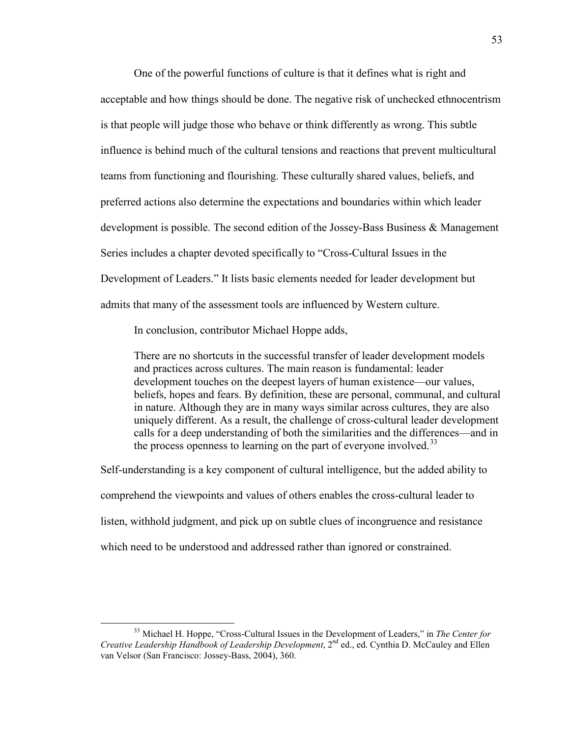One of the powerful functions of culture is that it defines what is right and acceptable and how things should be done. The negative risk of unchecked ethnocentrism is that people will judge those who behave or think differently as wrong. This subtle influence is behind much of the cultural tensions and reactions that prevent multicultural teams from functioning and flourishing. These culturally shared values, beliefs, and preferred actions also determine the expectations and boundaries within which leader development is possible. The second edition of the Jossey-Bass Business & Management Series includes a chapter devoted specifically to "Cross-Cultural Issues in the Development of Leaders." It lists basic elements needed for leader development but admits that many of the assessment tools are influenced by Western culture.

In conclusion, contributor Michael Hoppe adds,

> There are no shortcuts in the successful transfer of leader development models and practices across cultures. The main reason is fundamental: leader development touches on the deepest layers of human existence—our values, beliefs, hopes and fears. By definition, these are personal, communal, and cultural in nature. Although they are in many ways similar across cultures, they are also uniquely different. As a result, the challenge of cross-cultural leader development calls for a deep understanding of both the similarities and the differences—and in the process openness to learning on the part of everyone involved.[33]

Self-understanding is a key component of cultural intelligence, but the added ability to comprehend the viewpoints and values of others enables the cross-cultural leader to listen, withhold judgment, and pick up on subtle clues of incongruence and resistance which need to be understood and addressed rather than ignored or constrained.

---

[33] Michael H. Hoppe, "Cross-Cultural Issues in the Development of Leaders," in *The Center for Creative Leadership Handbook of Leadership Development*, 2nd ed., ed. Cynthia D. McCauley and Ellen van Velsor (San Francisco: Jossey-Bass, 2004), 360.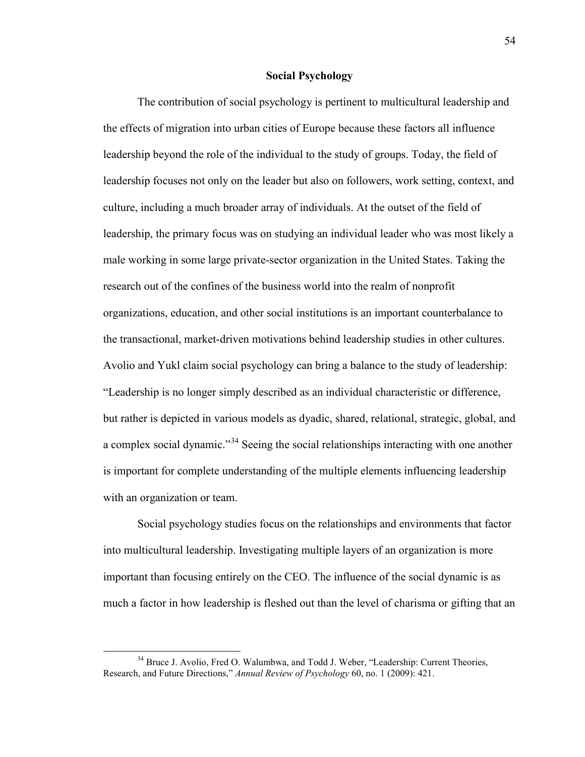## Social Psychology

The contribution of social psychology is pertinent to multicultural leadership and the effects of migration into urban cities of Europe because these factors all influence leadership beyond the role of the individual to the study of groups. Today, the field of leadership focuses not only on the leader but also on followers, work setting, context, and culture, including a much broader array of individuals. At the outset of the field of leadership, the primary focus was on studying an individual leader who was most likely a male working in some large private-sector organization in the United States. Taking the research out of the confines of the business world into the realm of nonprofit organizations, education, and other social institutions is an important counterbalance to the transactional, market-driven motivations behind leadership studies in other cultures. Avolio and Yukl claim social psychology can bring a balance to the study of leadership: "Leadership is no longer simply described as an individual characteristic or difference, but rather is depicted in various models as dyadic, shared, relational, strategic, global, and a complex social dynamic."[34] Seeing the social relationships interacting with one another is important for complete understanding of the multiple elements influencing leadership with an organization or team.

Social psychology studies focus on the relationships and environments that factor into multicultural leadership. Investigating multiple layers of an organization is more important than focusing entirely on the CEO. The influence of the social dynamic is as much a factor in how leadership is fleshed out than the level of charisma or gifting that an

---

[34] Bruce J. Avolio, Fred O. Walumbwa, and Todd J. Weber, "Leadership: Current Theories, Research, and Future Directions," *Annual Review of Psychology* 60, no. 1 (2009): 421.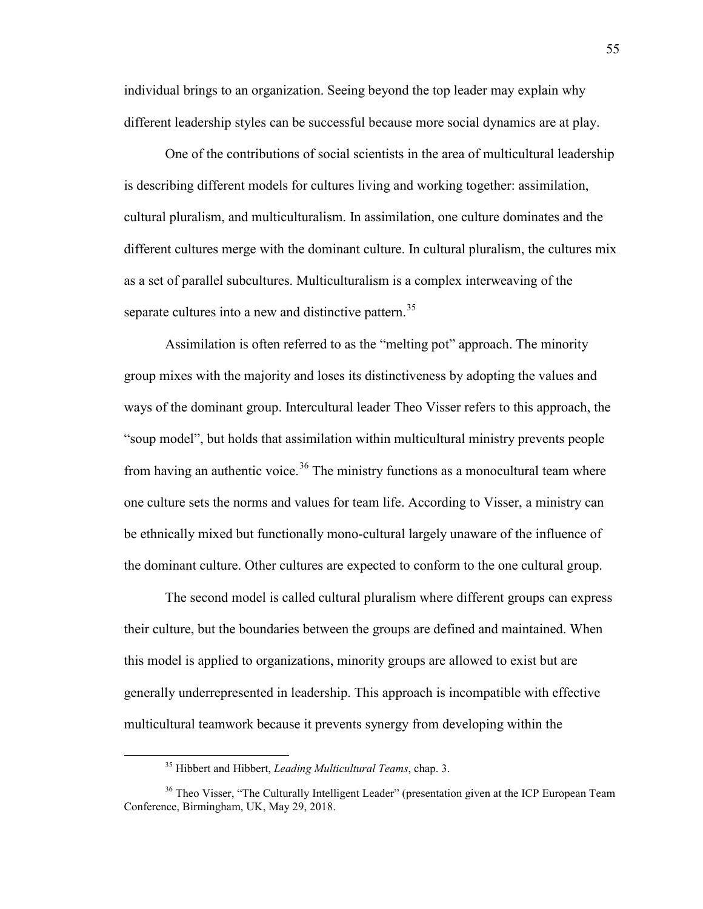individual brings to an organization. Seeing beyond the top leader may explain why different leadership styles can be successful because more social dynamics are at play.

One of the contributions of social scientists in the area of multicultural leadership is describing different models for cultures living and working together: assimilation, cultural pluralism, and multiculturalism. In assimilation, one culture dominates and the different cultures merge with the dominant culture. In cultural pluralism, the cultures mix as a set of parallel subcultures. Multiculturalism is a complex interweaving of the separate cultures into a new and distinctive pattern.[35]

Assimilation is often referred to as the "melting pot" approach. The minority group mixes with the majority and loses its distinctiveness by adopting the values and ways of the dominant group. Intercultural leader Theo Visser refers to this approach, the "soup model", but holds that assimilation within multicultural ministry prevents people from having an authentic voice.[36] The ministry functions as a monocultural team where one culture sets the norms and values for team life. According to Visser, a ministry can be ethnically mixed but functionally mono-cultural largely unaware of the influence of the dominant culture. Other cultures are expected to conform to the one cultural group.

The second model is called cultural pluralism where different groups can express their culture, but the boundaries between the groups are defined and maintained. When this model is applied to organizations, minority groups are allowed to exist but are generally underrepresented in leadership. This approach is incompatible with effective multicultural teamwork because it prevents synergy from developing within the

[35] Hibbert and Hibbert, *Leading Multicultural Teams*, chap. 3.

[36] Theo Visser, "The Culturally Intelligent Leader" (presentation given at the ICP European Team Conference, Birmingham, UK, May 29, 2018.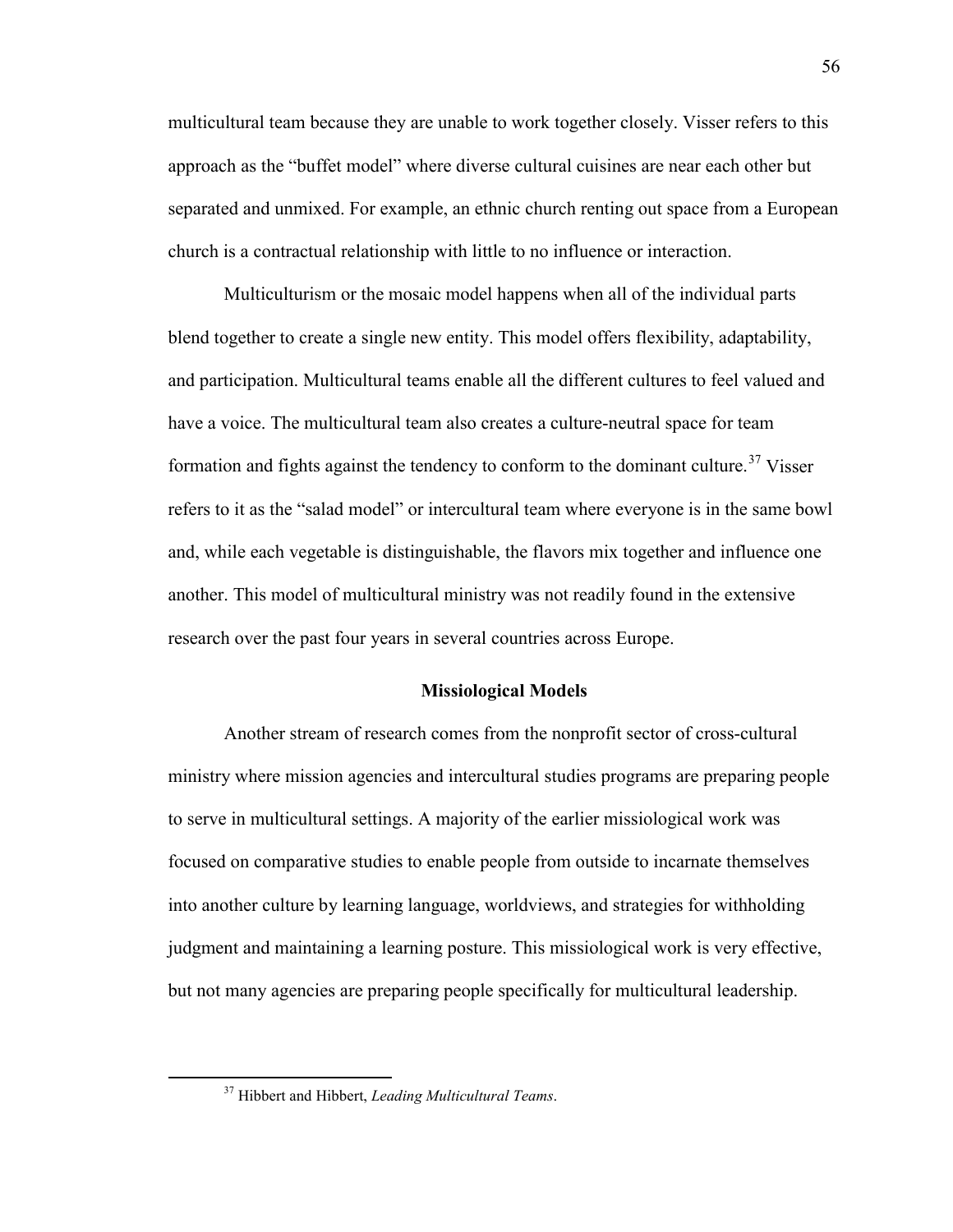multicultural team because they are unable to work together closely. Visser refers to this approach as the "buffet model" where diverse cultural cuisines are near each other but separated and unmixed. For example, an ethnic church renting out space from a European church is a contractual relationship with little to no influence or interaction.

Multiculturism or the mosaic model happens when all of the individual parts blend together to create a single new entity. This model offers flexibility, adaptability, and participation. Multicultural teams enable all the different cultures to feel valued and have a voice. The multicultural team also creates a culture-neutral space for team formation and fights against the tendency to conform to the dominant culture.[37] Visser refers to it as the "salad model" or intercultural team where everyone is in the same bowl and, while each vegetable is distinguishable, the flavors mix together and influence one another. This model of multicultural ministry was not readily found in the extensive research over the past four years in several countries across Europe.

## Missiological Models

Another stream of research comes from the nonprofit sector of cross-cultural ministry where mission agencies and intercultural studies programs are preparing people to serve in multicultural settings. A majority of the earlier missiological work was focused on comparative studies to enable people from outside to incarnate themselves into another culture by learning language, worldviews, and strategies for withholding judgment and maintaining a learning posture. This missiological work is very effective, but not many agencies are preparing people specifically for multicultural leadership.

---

[37] Hibbert and Hibbert, *Leading Multicultural Teams*.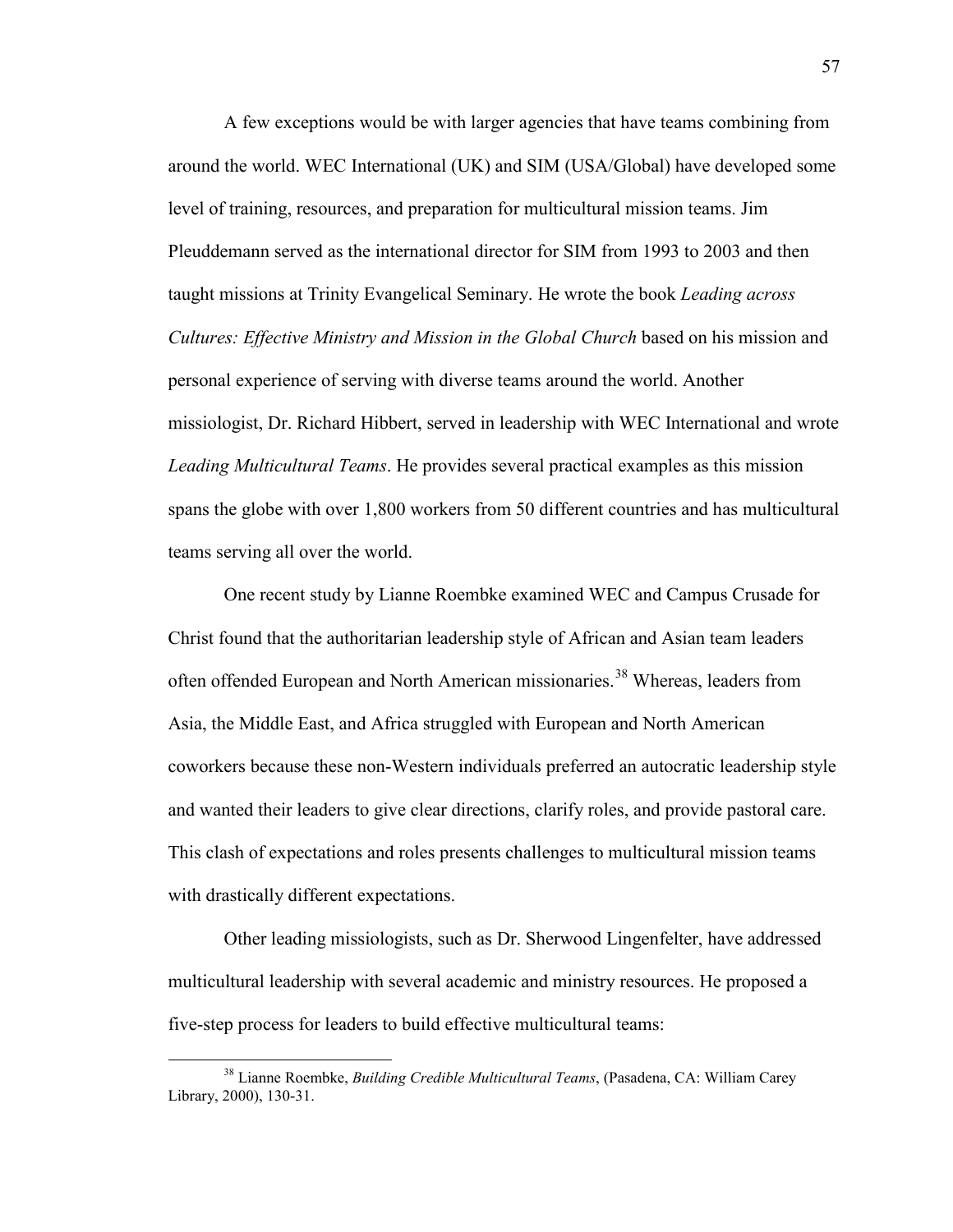A few exceptions would be with larger agencies that have teams combining from around the world. WEC International (UK) and SIM (USA/Global) have developed some level of training, resources, and preparation for multicultural mission teams. Jim Pleuddemann served as the international director for SIM from 1993 to 2003 and then taught missions at Trinity Evangelical Seminary. He wrote the book *Leading across Cultures: Effective Ministry and Mission in the Global Church* based on his mission and personal experience of serving with diverse teams around the world. Another missiologist, Dr. Richard Hibbert, served in leadership with WEC International and wrote *Leading Multicultural Teams*. He provides several practical examples as this mission spans the globe with over 1,800 workers from 50 different countries and has multicultural teams serving all over the world.

One recent study by Lianne Roembke examined WEC and Campus Crusade for Christ found that the authoritarian leadership style of African and Asian team leaders often offended European and North American missionaries.[38] Whereas, leaders from Asia, the Middle East, and Africa struggled with European and North American coworkers because these non-Western individuals preferred an autocratic leadership style and wanted their leaders to give clear directions, clarify roles, and provide pastoral care. This clash of expectations and roles presents challenges to multicultural mission teams with drastically different expectations.

Other leading missiologists, such as Dr. Sherwood Lingenfelter, have addressed multicultural leadership with several academic and ministry resources. He proposed a five-step process for leaders to build effective multicultural teams:

---

[38] Lianne Roembke, *Building Credible Multicultural Teams*, (Pasadena, CA: William Carey Library, 2000), 130-31.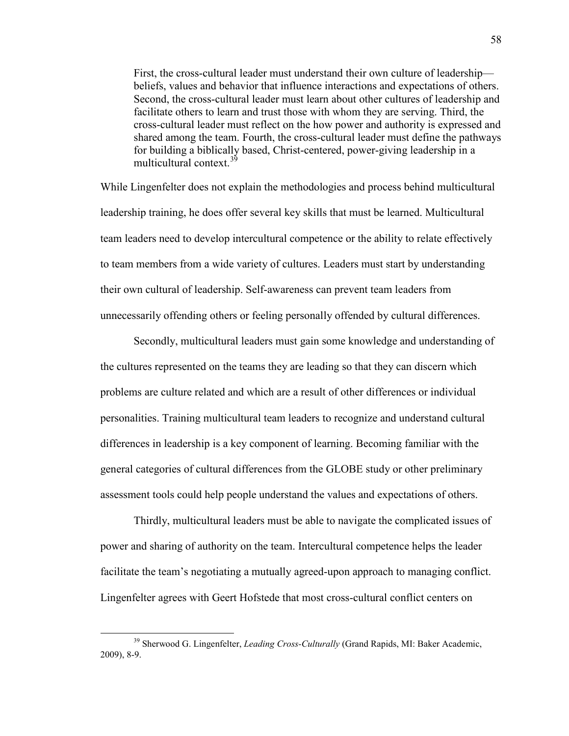> First, the cross-cultural leader must understand their own culture of leadership—beliefs, values and behavior that influence interactions and expectations of others. Second, the cross-cultural leader must learn about other cultures of leadership and facilitate others to learn and trust those with whom they are serving. Third, the cross-cultural leader must reflect on the how power and authority is expressed and shared among the team. Fourth, the cross-cultural leader must define the pathways for building a biblically based, Christ-centered, power-giving leadership in a multicultural context.[39]

While Lingenfelter does not explain the methodologies and process behind multicultural leadership training, he does offer several key skills that must be learned. Multicultural team leaders need to develop intercultural competence or the ability to relate effectively to team members from a wide variety of cultures. Leaders must start by understanding their own cultural of leadership. Self-awareness can prevent team leaders from unnecessarily offending others or feeling personally offended by cultural differences.

Secondly, multicultural leaders must gain some knowledge and understanding of the cultures represented on the teams they are leading so that they can discern which problems are culture related and which are a result of other differences or individual personalities. Training multicultural team leaders to recognize and understand cultural differences in leadership is a key component of learning. Becoming familiar with the general categories of cultural differences from the GLOBE study or other preliminary assessment tools could help people understand the values and expectations of others.

Thirdly, multicultural leaders must be able to navigate the complicated issues of power and sharing of authority on the team. Intercultural competence helps the leader facilitate the team's negotiating a mutually agreed-upon approach to managing conflict. Lingenfelter agrees with Geert Hofstede that most cross-cultural conflict centers on

---

[39] Sherwood G. Lingenfelter, *Leading Cross-Culturally* (Grand Rapids, MI: Baker Academic, 2009), 8-9.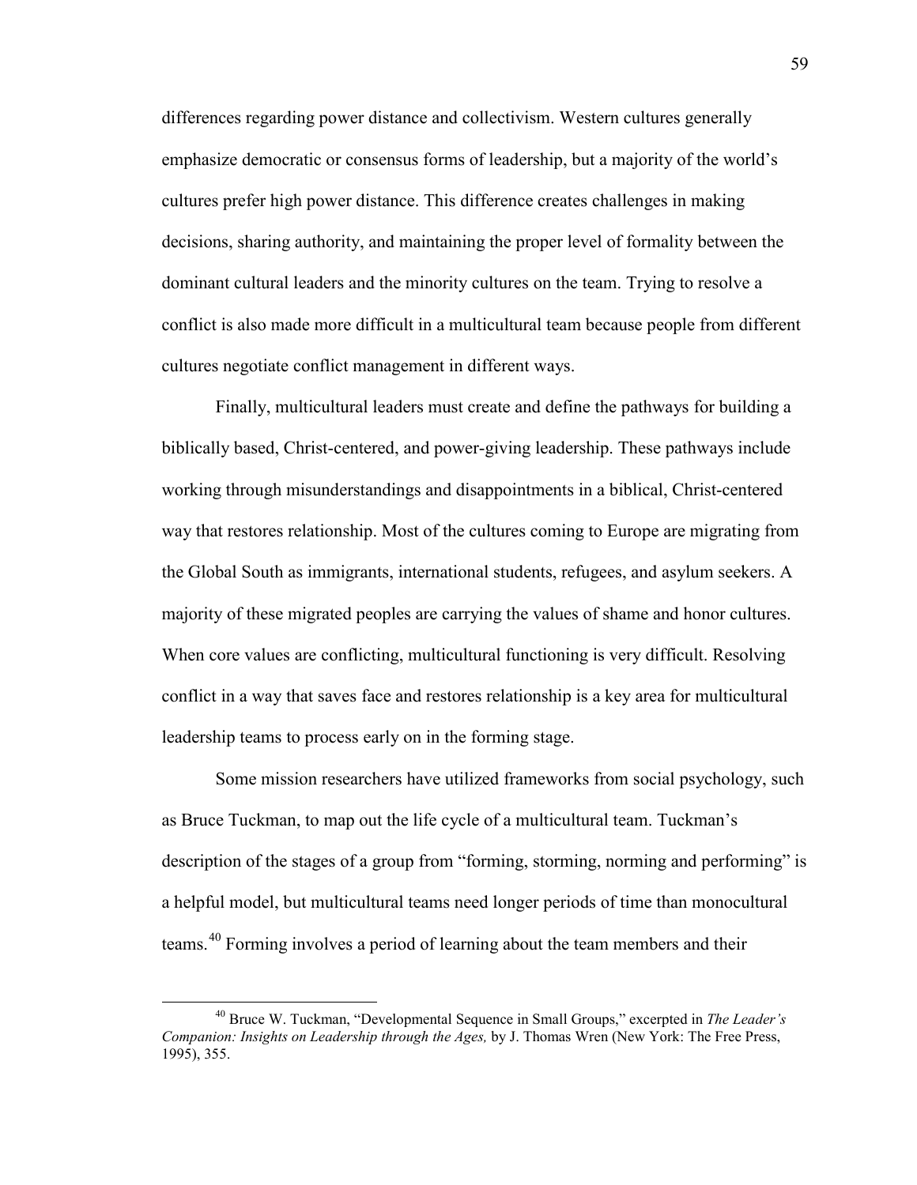differences regarding power distance and collectivism. Western cultures generally emphasize democratic or consensus forms of leadership, but a majority of the world's cultures prefer high power distance. This difference creates challenges in making decisions, sharing authority, and maintaining the proper level of formality between the dominant cultural leaders and the minority cultures on the team. Trying to resolve a conflict is also made more difficult in a multicultural team because people from different cultures negotiate conflict management in different ways.

Finally, multicultural leaders must create and define the pathways for building a biblically based, Christ-centered, and power-giving leadership. These pathways include working through misunderstandings and disappointments in a biblical, Christ-centered way that restores relationship. Most of the cultures coming to Europe are migrating from the Global South as immigrants, international students, refugees, and asylum seekers. A majority of these migrated peoples are carrying the values of shame and honor cultures. When core values are conflicting, multicultural functioning is very difficult. Resolving conflict in a way that saves face and restores relationship is a key area for multicultural leadership teams to process early on in the forming stage.

Some mission researchers have utilized frameworks from social psychology, such as Bruce Tuckman, to map out the life cycle of a multicultural team. Tuckman's description of the stages of a group from "forming, storming, norming and performing" is a helpful model, but multicultural teams need longer periods of time than monocultural teams.[40] Forming involves a period of learning about the team members and their

---

[40] Bruce W. Tuckman, "Developmental Sequence in Small Groups," excerpted in *The Leader's Companion: Insights on Leadership through the Ages,* by J. Thomas Wren (New York: The Free Press, 1995), 355.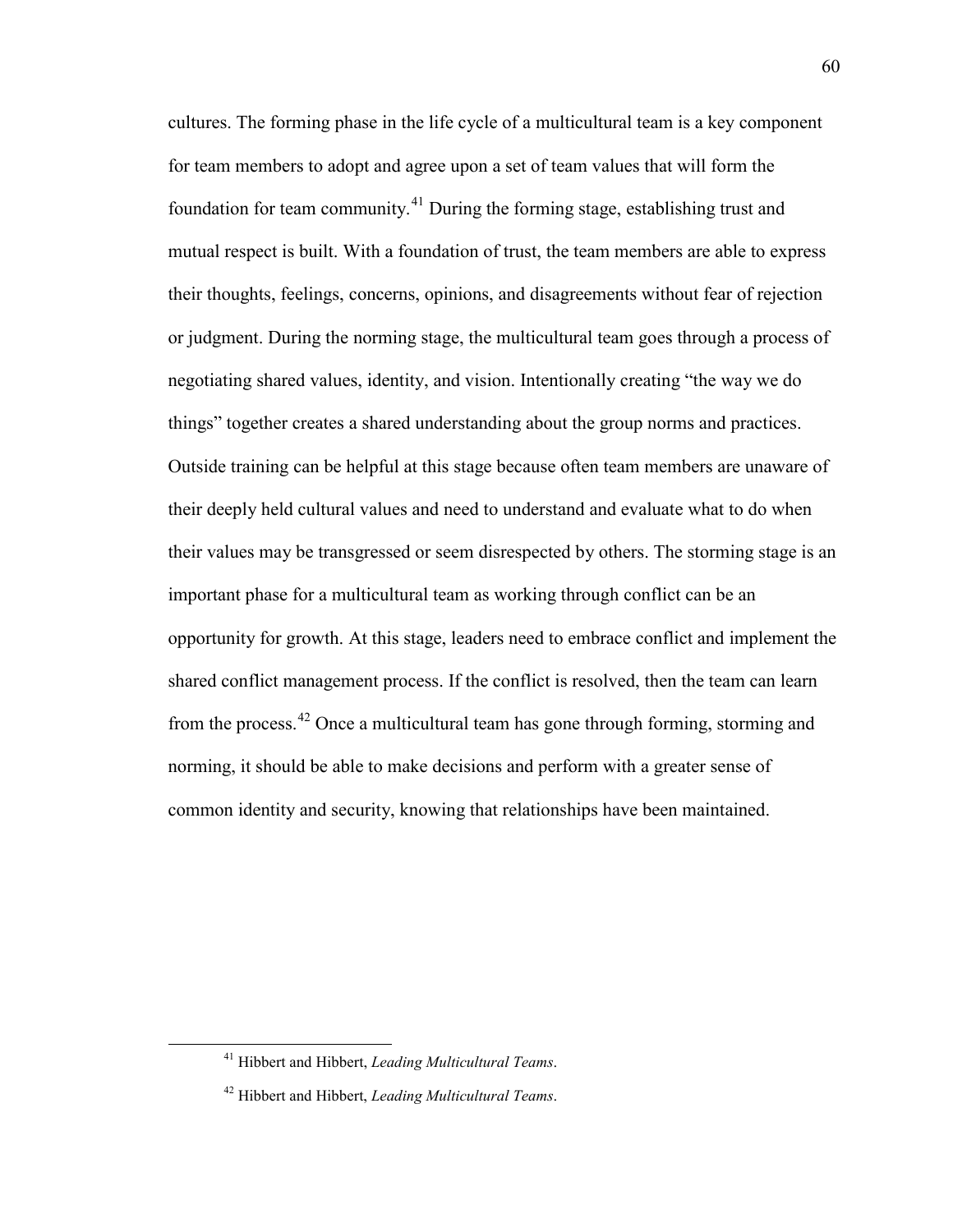cultures. The forming phase in the life cycle of a multicultural team is a key component for team members to adopt and agree upon a set of team values that will form the foundation for team community.[41] During the forming stage, establishing trust and mutual respect is built. With a foundation of trust, the team members are able to express their thoughts, feelings, concerns, opinions, and disagreements without fear of rejection or judgment. During the norming stage, the multicultural team goes through a process of negotiating shared values, identity, and vision. Intentionally creating "the way we do things" together creates a shared understanding about the group norms and practices. Outside training can be helpful at this stage because often team members are unaware of their deeply held cultural values and need to understand and evaluate what to do when their values may be transgressed or seem disrespected by others. The storming stage is an important phase for a multicultural team as working through conflict can be an opportunity for growth. At this stage, leaders need to embrace conflict and implement the shared conflict management process. If the conflict is resolved, then the team can learn from the process.[42] Once a multicultural team has gone through forming, storming and norming, it should be able to make decisions and perform with a greater sense of common identity and security, knowing that relationships have been maintained.

---

[41] Hibbert and Hibbert, *Leading Multicultural Teams*.

[42] Hibbert and Hibbert, *Leading Multicultural Teams*.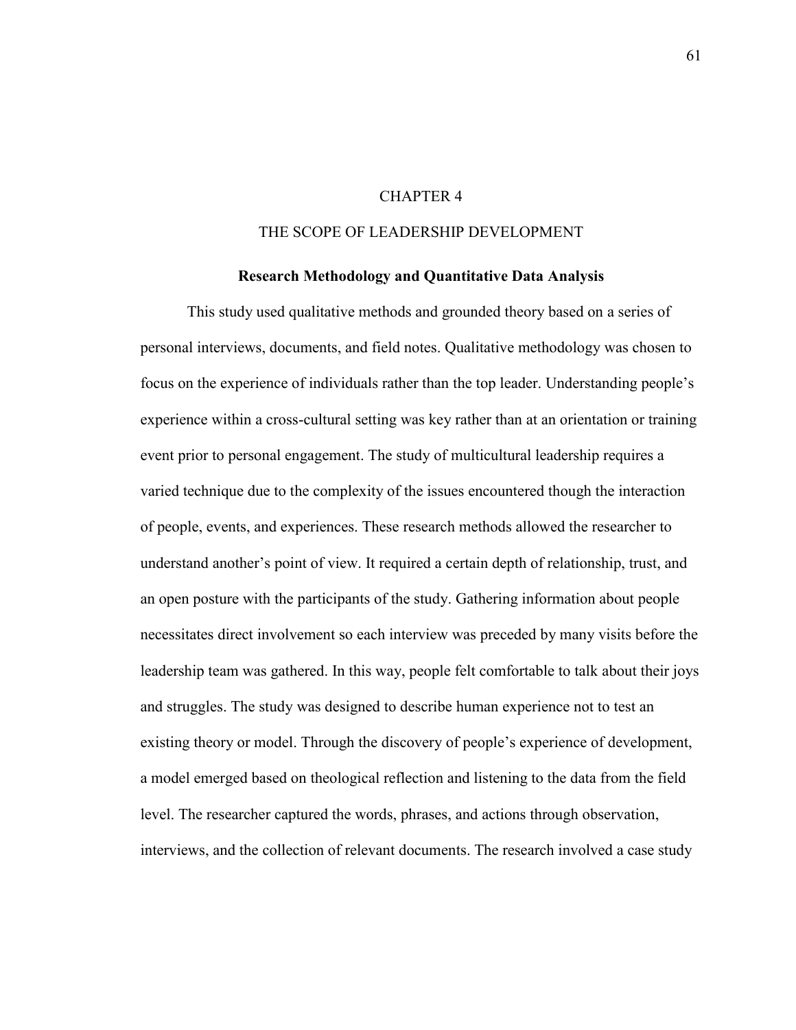# CHAPTER 4

# THE SCOPE OF LEADERSHIP DEVELOPMENT

## Research Methodology and Quantitative Data Analysis

This study used qualitative methods and grounded theory based on a series of personal interviews, documents, and field notes. Qualitative methodology was chosen to focus on the experience of individuals rather than the top leader. Understanding people's experience within a cross-cultural setting was key rather than at an orientation or training event prior to personal engagement. The study of multicultural leadership requires a varied technique due to the complexity of the issues encountered though the interaction of people, events, and experiences. These research methods allowed the researcher to understand another's point of view. It required a certain depth of relationship, trust, and an open posture with the participants of the study. Gathering information about people necessitates direct involvement so each interview was preceded by many visits before the leadership team was gathered. In this way, people felt comfortable to talk about their joys and struggles. The study was designed to describe human experience not to test an existing theory or model. Through the discovery of people's experience of development, a model emerged based on theological reflection and listening to the data from the field level. The researcher captured the words, phrases, and actions through observation, interviews, and the collection of relevant documents. The research involved a case study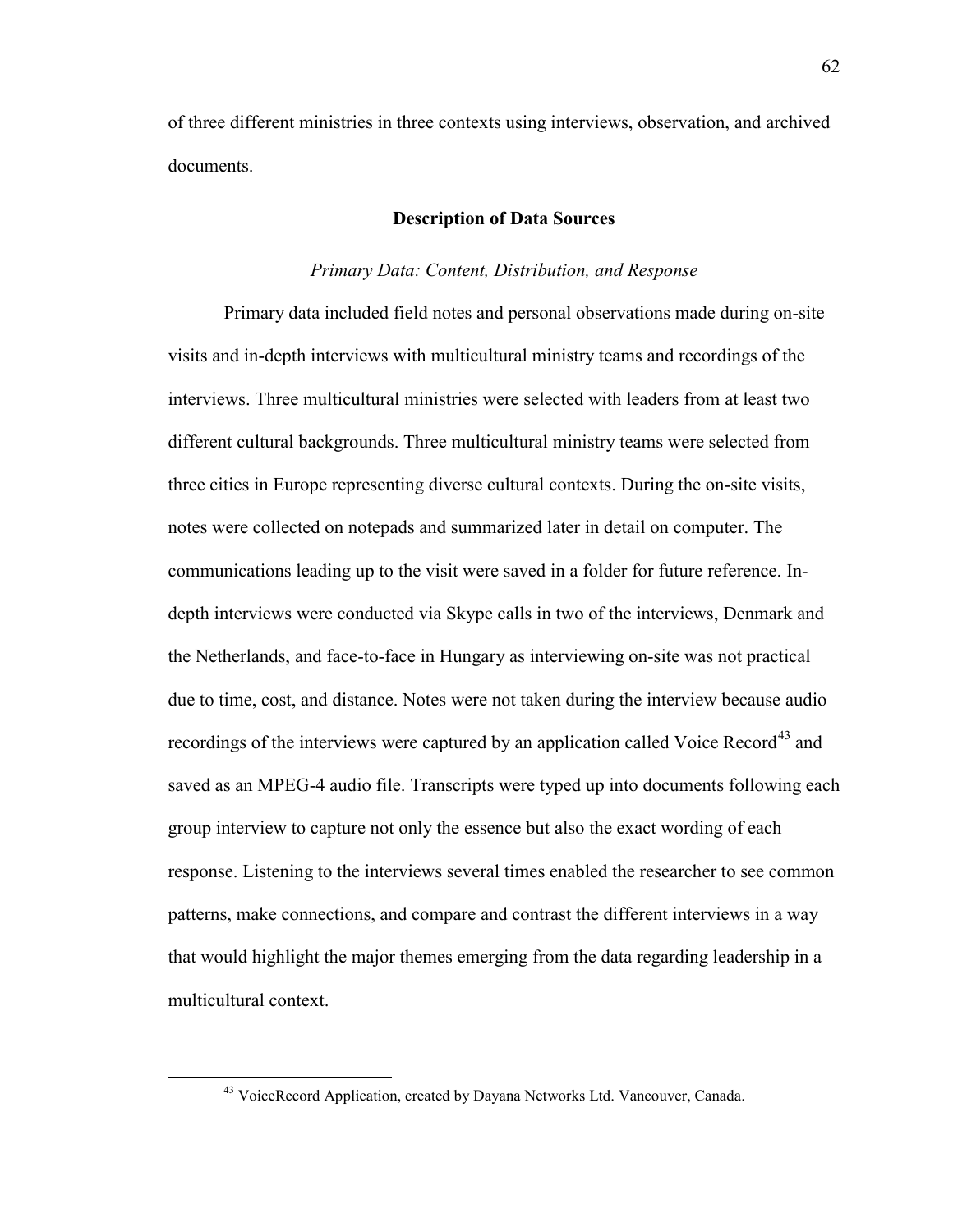of three different ministries in three contexts using interviews, observation, and archived documents.

## Description of Data Sources

### *Primary Data: Content, Distribution, and Response*

Primary data included field notes and personal observations made during on-site visits and in-depth interviews with multicultural ministry teams and recordings of the interviews. Three multicultural ministries were selected with leaders from at least two different cultural backgrounds. Three multicultural ministry teams were selected from three cities in Europe representing diverse cultural contexts. During the on-site visits, notes were collected on notepads and summarized later in detail on computer. The communications leading up to the visit were saved in a folder for future reference. In-depth interviews were conducted via Skype calls in two of the interviews, Denmark and the Netherlands, and face-to-face in Hungary as interviewing on-site was not practical due to time, cost, and distance. Notes were not taken during the interview because audio recordings of the interviews were captured by an application called Voice Record[43] and saved as an MPEG-4 audio file. Transcripts were typed up into documents following each group interview to capture not only the essence but also the exact wording of each response. Listening to the interviews several times enabled the researcher to see common patterns, make connections, and compare and contrast the different interviews in a way that would highlight the major themes emerging from the data regarding leadership in a multicultural context.

---

[43] VoiceRecord Application, created by Dayana Networks Ltd. Vancouver, Canada.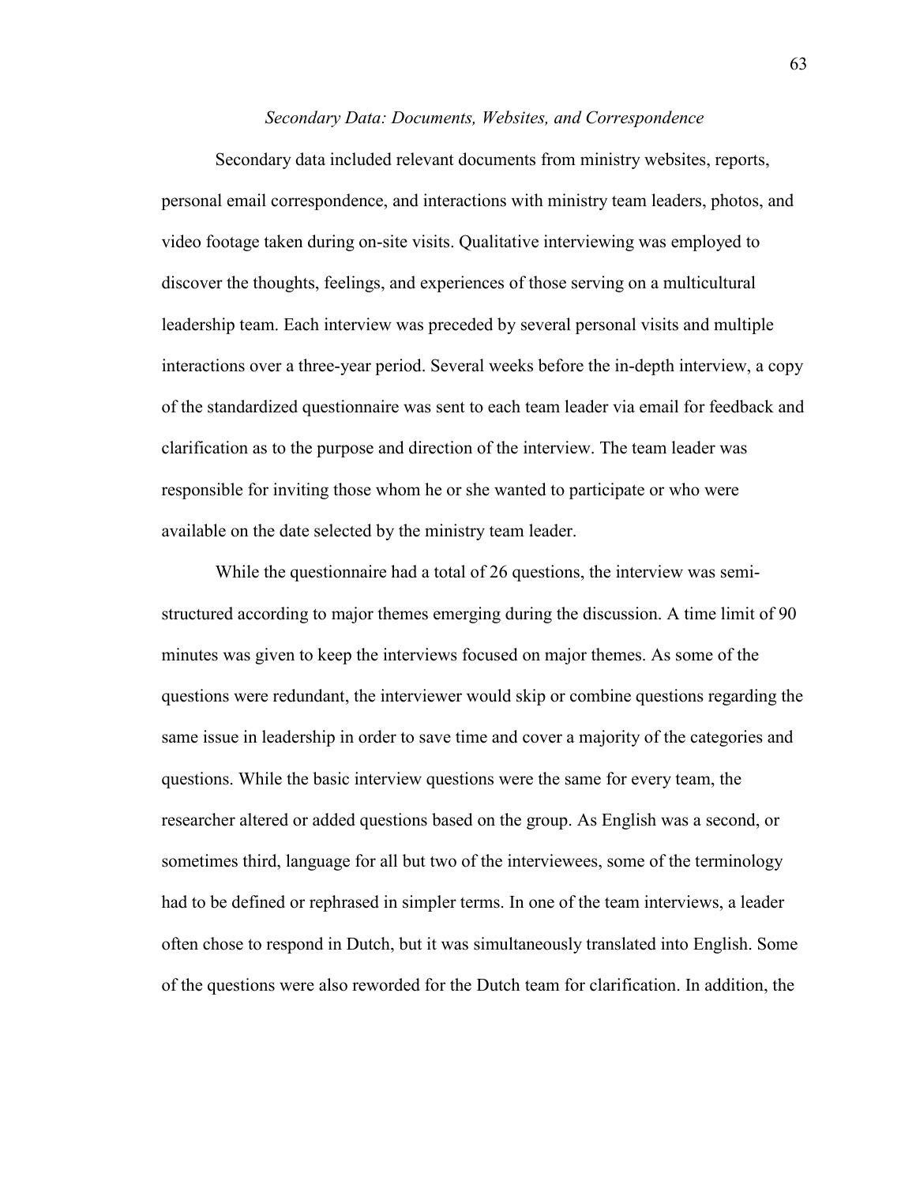### *Secondary Data: Documents, Websites, and Correspondence*

Secondary data included relevant documents from ministry websites, reports, personal email correspondence, and interactions with ministry team leaders, photos, and video footage taken during on-site visits. Qualitative interviewing was employed to discover the thoughts, feelings, and experiences of those serving on a multicultural leadership team. Each interview was preceded by several personal visits and multiple interactions over a three-year period. Several weeks before the in-depth interview, a copy of the standardized questionnaire was sent to each team leader via email for feedback and clarification as to the purpose and direction of the interview. The team leader was responsible for inviting those whom he or she wanted to participate or who were available on the date selected by the ministry team leader.

While the questionnaire had a total of 26 questions, the interview was semi-structured according to major themes emerging during the discussion. A time limit of 90 minutes was given to keep the interviews focused on major themes. As some of the questions were redundant, the interviewer would skip or combine questions regarding the same issue in leadership in order to save time and cover a majority of the categories and questions. While the basic interview questions were the same for every team, the researcher altered or added questions based on the group. As English was a second, or sometimes third, language for all but two of the interviewees, some of the terminology had to be defined or rephrased in simpler terms. In one of the team interviews, a leader often chose to respond in Dutch, but it was simultaneously translated into English. Some of the questions were also reworded for the Dutch team for clarification. In addition, the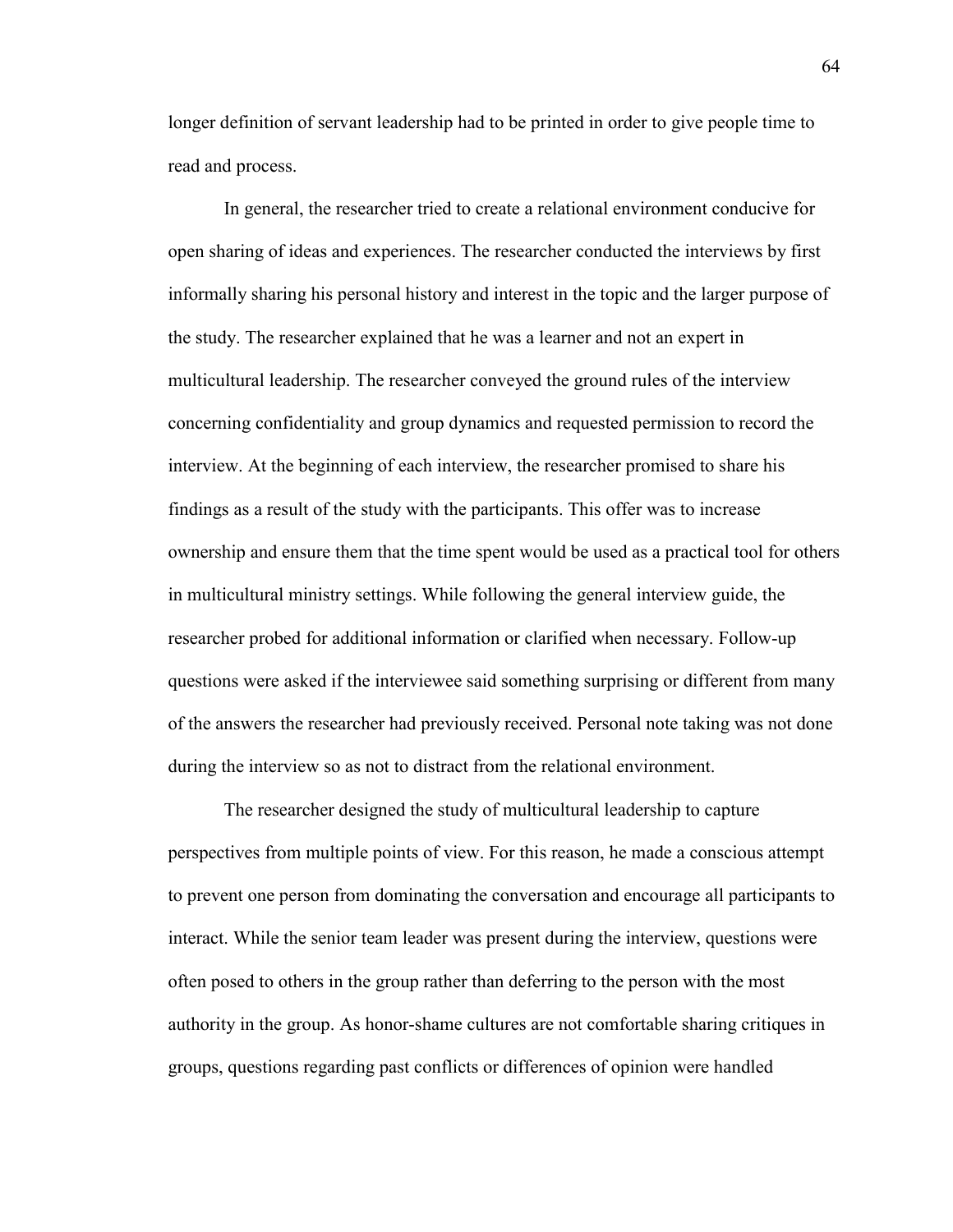longer definition of servant leadership had to be printed in order to give people time to read and process.

In general, the researcher tried to create a relational environment conducive for open sharing of ideas and experiences. The researcher conducted the interviews by first informally sharing his personal history and interest in the topic and the larger purpose of the study. The researcher explained that he was a learner and not an expert in multicultural leadership. The researcher conveyed the ground rules of the interview concerning confidentiality and group dynamics and requested permission to record the interview. At the beginning of each interview, the researcher promised to share his findings as a result of the study with the participants. This offer was to increase ownership and ensure them that the time spent would be used as a practical tool for others in multicultural ministry settings. While following the general interview guide, the researcher probed for additional information or clarified when necessary. Follow-up questions were asked if the interviewee said something surprising or different from many of the answers the researcher had previously received. Personal note taking was not done during the interview so as not to distract from the relational environment.

The researcher designed the study of multicultural leadership to capture perspectives from multiple points of view. For this reason, he made a conscious attempt to prevent one person from dominating the conversation and encourage all participants to interact. While the senior team leader was present during the interview, questions were often posed to others in the group rather than deferring to the person with the most authority in the group. As honor-shame cultures are not comfortable sharing critiques in groups, questions regarding past conflicts or differences of opinion were handled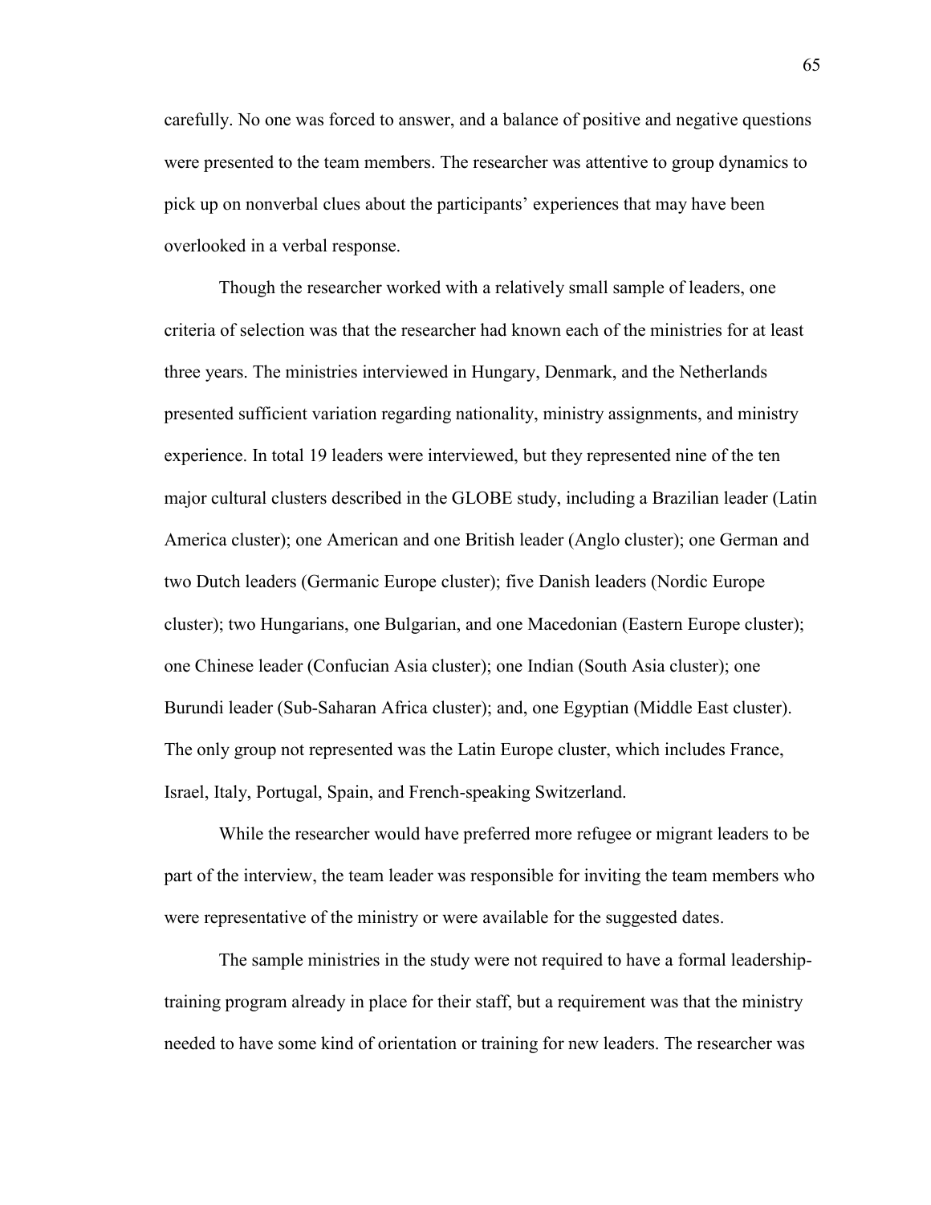carefully. No one was forced to answer, and a balance of positive and negative questions were presented to the team members. The researcher was attentive to group dynamics to pick up on nonverbal clues about the participants' experiences that may have been overlooked in a verbal response.

Though the researcher worked with a relatively small sample of leaders, one criteria of selection was that the researcher had known each of the ministries for at least three years. The ministries interviewed in Hungary, Denmark, and the Netherlands presented sufficient variation regarding nationality, ministry assignments, and ministry experience. In total 19 leaders were interviewed, but they represented nine of the ten major cultural clusters described in the GLOBE study, including a Brazilian leader (Latin America cluster); one American and one British leader (Anglo cluster); one German and two Dutch leaders (Germanic Europe cluster); five Danish leaders (Nordic Europe cluster); two Hungarians, one Bulgarian, and one Macedonian (Eastern Europe cluster); one Chinese leader (Confucian Asia cluster); one Indian (South Asia cluster); one Burundi leader (Sub-Saharan Africa cluster); and, one Egyptian (Middle East cluster). The only group not represented was the Latin Europe cluster, which includes France, Israel, Italy, Portugal, Spain, and French-speaking Switzerland.

While the researcher would have preferred more refugee or migrant leaders to be part of the interview, the team leader was responsible for inviting the team members who were representative of the ministry or were available for the suggested dates.

The sample ministries in the study were not required to have a formal leadership-training program already in place for their staff, but a requirement was that the ministry needed to have some kind of orientation or training for new leaders. The researcher was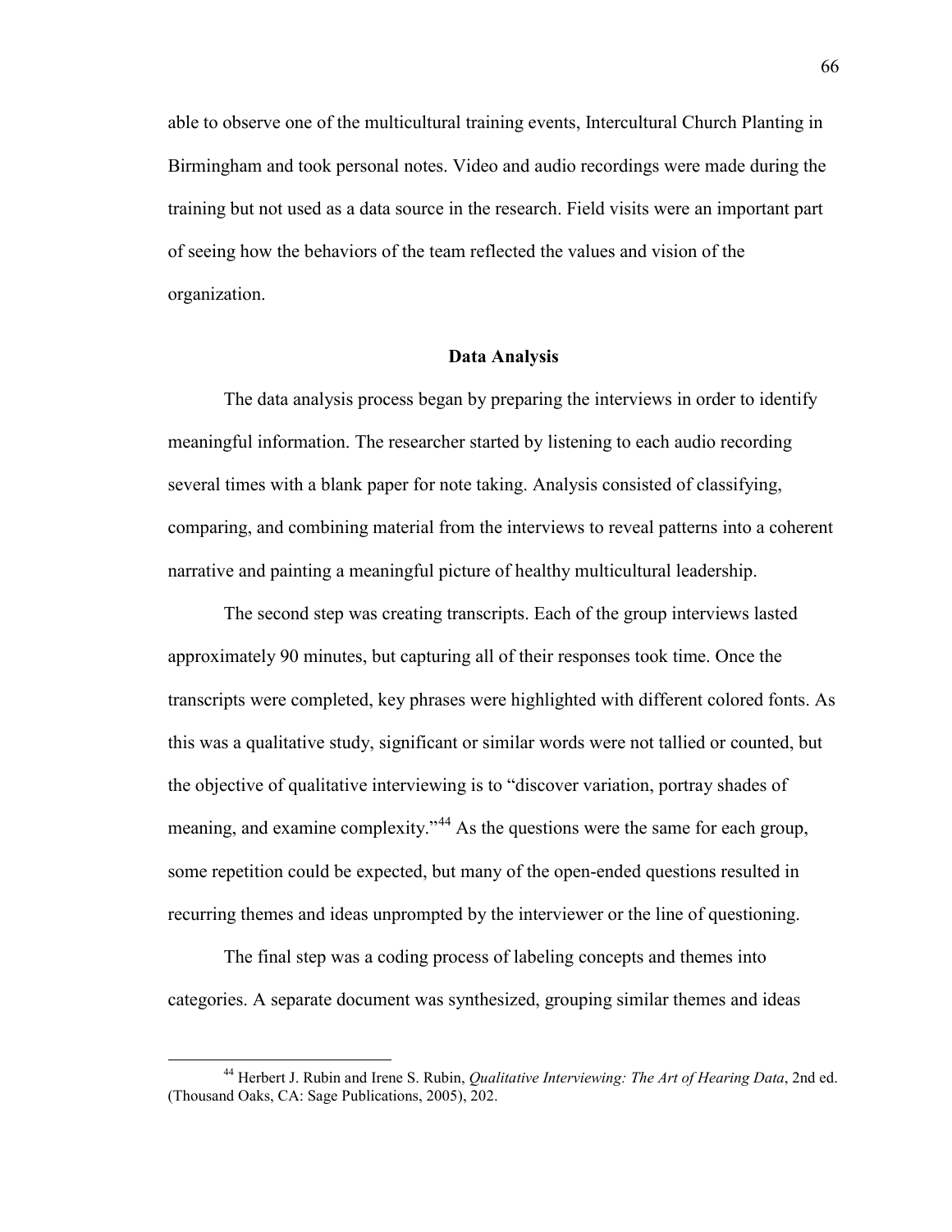able to observe one of the multicultural training events, Intercultural Church Planting in Birmingham and took personal notes. Video and audio recordings were made during the training but not used as a data source in the research. Field visits were an important part of seeing how the behaviors of the team reflected the values and vision of the organization.

## Data Analysis

The data analysis process began by preparing the interviews in order to identify meaningful information. The researcher started by listening to each audio recording several times with a blank paper for note taking. Analysis consisted of classifying, comparing, and combining material from the interviews to reveal patterns into a coherent narrative and painting a meaningful picture of healthy multicultural leadership.

The second step was creating transcripts. Each of the group interviews lasted approximately 90 minutes, but capturing all of their responses took time. Once the transcripts were completed, key phrases were highlighted with different colored fonts. As this was a qualitative study, significant or similar words were not tallied or counted, but the objective of qualitative interviewing is to "discover variation, portray shades of meaning, and examine complexity."[44] As the questions were the same for each group, some repetition could be expected, but many of the open-ended questions resulted in recurring themes and ideas unprompted by the interviewer or the line of questioning.

The final step was a coding process of labeling concepts and themes into categories. A separate document was synthesized, grouping similar themes and ideas

---

[44] Herbert J. Rubin and Irene S. Rubin, *Qualitative Interviewing: The Art of Hearing Data*, 2nd ed. (Thousand Oaks, CA: Sage Publications, 2005), 202.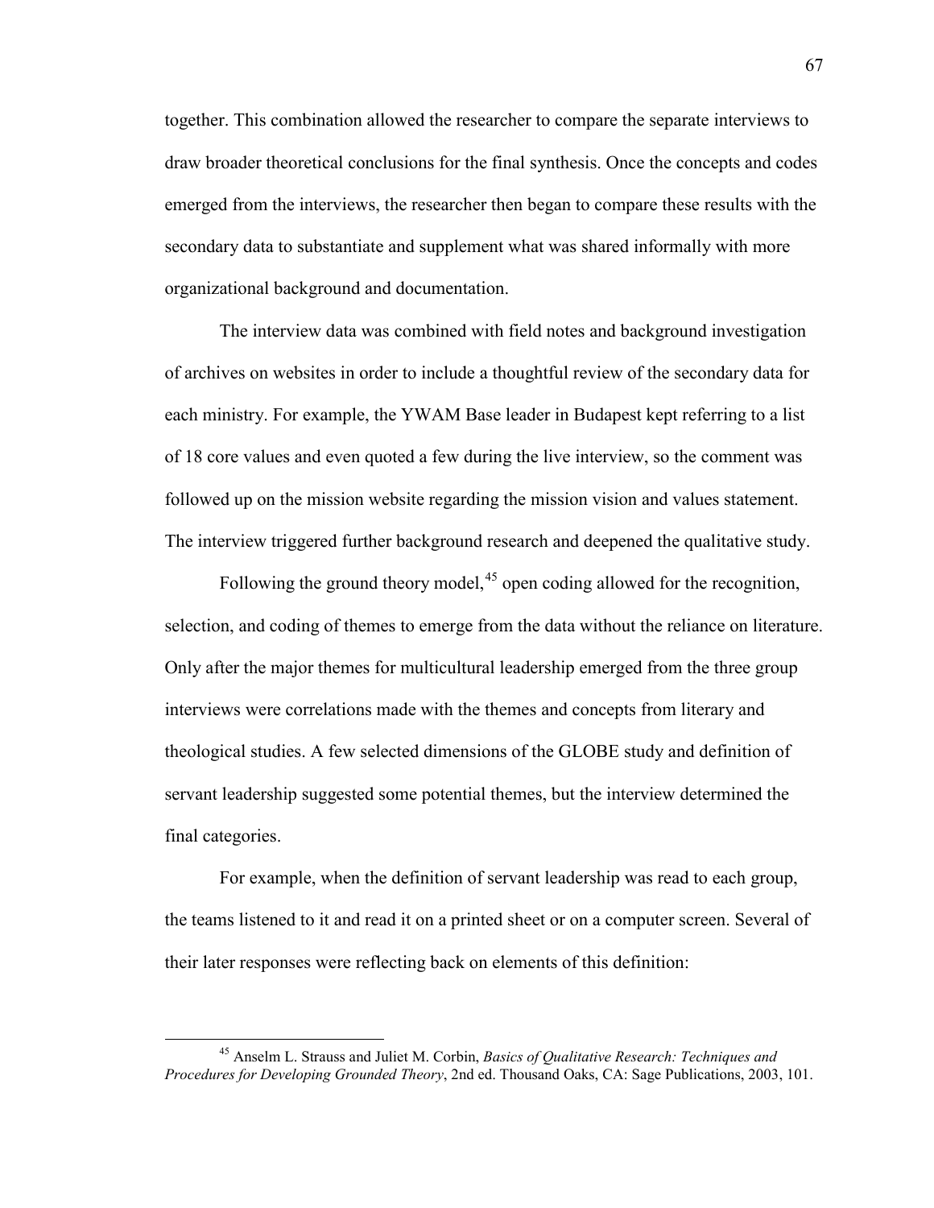together. This combination allowed the researcher to compare the separate interviews to draw broader theoretical conclusions for the final synthesis. Once the concepts and codes emerged from the interviews, the researcher then began to compare these results with the secondary data to substantiate and supplement what was shared informally with more organizational background and documentation.

The interview data was combined with field notes and background investigation of archives on websites in order to include a thoughtful review of the secondary data for each ministry. For example, the YWAM Base leader in Budapest kept referring to a list of 18 core values and even quoted a few during the live interview, so the comment was followed up on the mission website regarding the mission vision and values statement. The interview triggered further background research and deepened the qualitative study.

Following the ground theory model,[45] open coding allowed for the recognition, selection, and coding of themes to emerge from the data without the reliance on literature. Only after the major themes for multicultural leadership emerged from the three group interviews were correlations made with the themes and concepts from literary and theological studies. A few selected dimensions of the GLOBE study and definition of servant leadership suggested some potential themes, but the interview determined the final categories.

For example, when the definition of servant leadership was read to each group, the teams listened to it and read it on a printed sheet or on a computer screen. Several of their later responses were reflecting back on elements of this definition:

---

[45] Anselm L. Strauss and Juliet M. Corbin, *Basics of Qualitative Research: Techniques and Procedures for Developing Grounded Theory*, 2nd ed. Thousand Oaks, CA: Sage Publications, 2003, 101.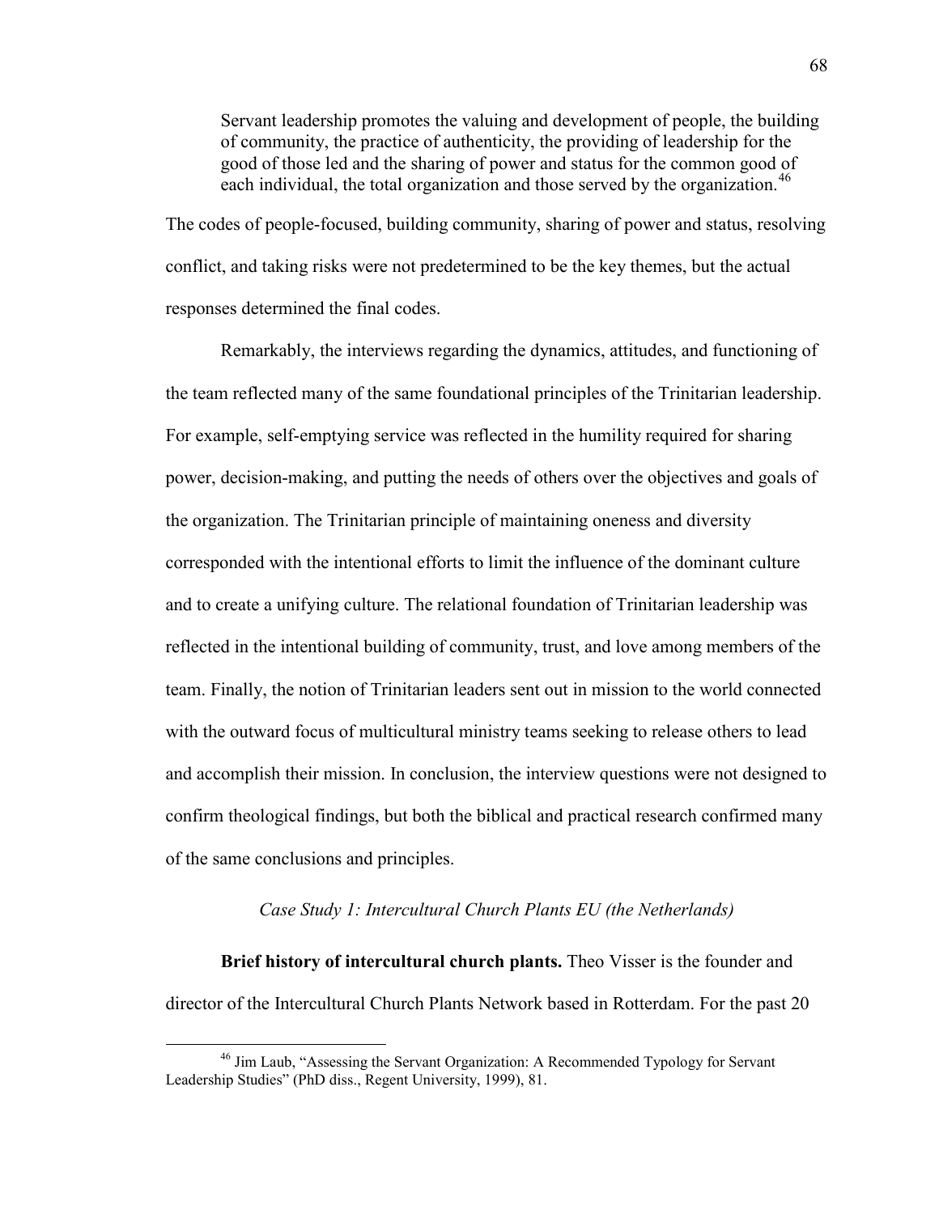> Servant leadership promotes the valuing and development of people, the building of community, the practice of authenticity, the providing of leadership for the good of those led and the sharing of power and status for the common good of each individual, the total organization and those served by the organization.[46]

The codes of people-focused, building community, sharing of power and status, resolving conflict, and taking risks were not predetermined to be the key themes, but the actual responses determined the final codes.

Remarkably, the interviews regarding the dynamics, attitudes, and functioning of the team reflected many of the same foundational principles of the Trinitarian leadership. For example, self-emptying service was reflected in the humility required for sharing power, decision-making, and putting the needs of others over the objectives and goals of the organization. The Trinitarian principle of maintaining oneness and diversity corresponded with the intentional efforts to limit the influence of the dominant culture and to create a unifying culture. The relational foundation of Trinitarian leadership was reflected in the intentional building of community, trust, and love among members of the team. Finally, the notion of Trinitarian leaders sent out in mission to the world connected with the outward focus of multicultural ministry teams seeking to release others to lead and accomplish their mission. In conclusion, the interview questions were not designed to confirm theological findings, but both the biblical and practical research confirmed many of the same conclusions and principles.

### *Case Study 1: Intercultural Church Plants EU (the Netherlands)*

**Brief history of intercultural church plants.** Theo Visser is the founder and director of the Intercultural Church Plants Network based in Rotterdam. For the past 20

[46] Jim Laub, "Assessing the Servant Organization: A Recommended Typology for Servant Leadership Studies" (PhD diss., Regent University, 1999), 81.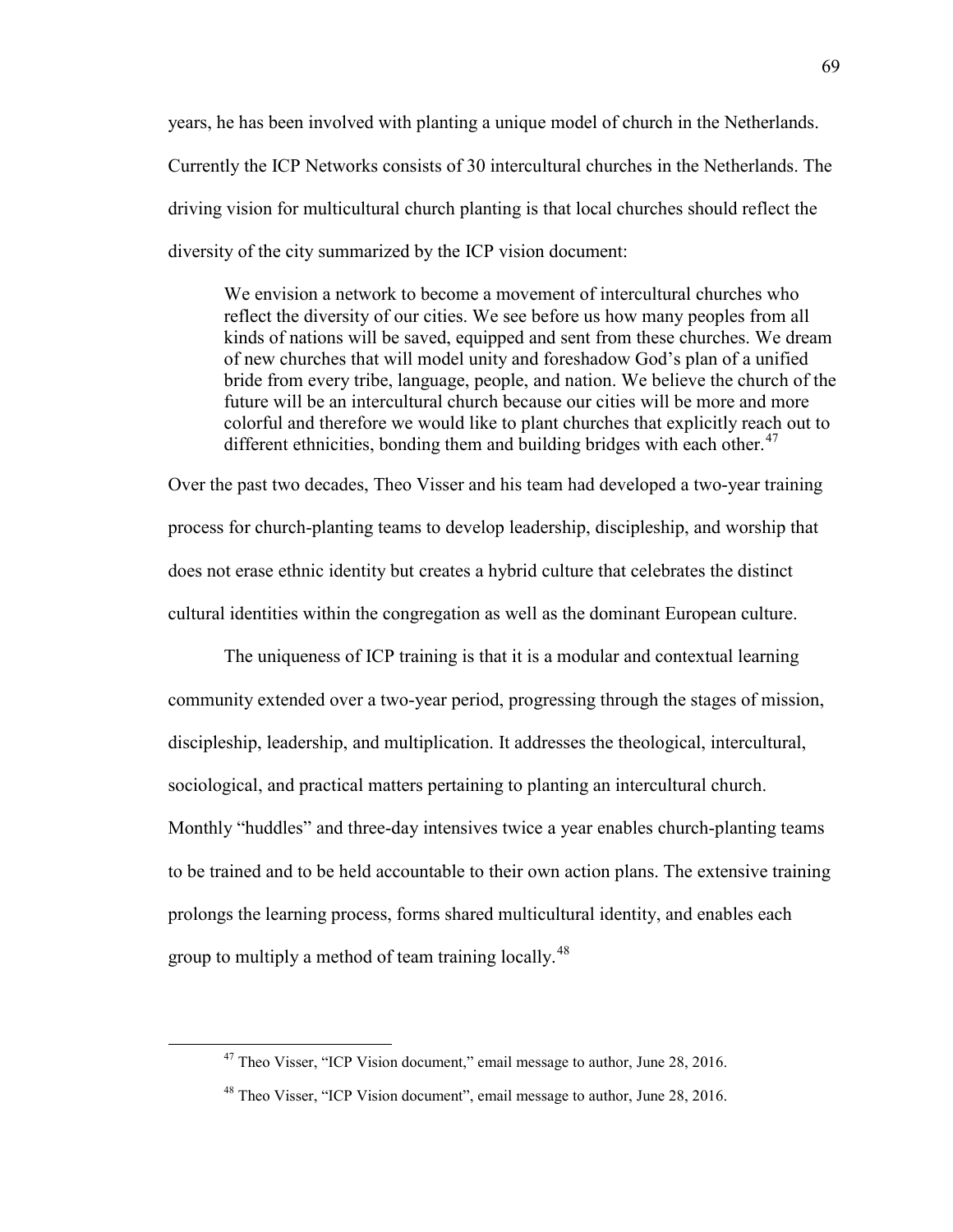years, he has been involved with planting a unique model of church in the Netherlands. Currently the ICP Networks consists of 30 intercultural churches in the Netherlands. The driving vision for multicultural church planting is that local churches should reflect the diversity of the city summarized by the ICP vision document:

> We envision a network to become a movement of intercultural churches who reflect the diversity of our cities. We see before us how many peoples from all kinds of nations will be saved, equipped and sent from these churches. We dream of new churches that will model unity and foreshadow God's plan of a unified bride from every tribe, language, people, and nation. We believe the church of the future will be an intercultural church because our cities will be more and more colorful and therefore we would like to plant churches that explicitly reach out to different ethnicities, bonding them and building bridges with each other.[47]

Over the past two decades, Theo Visser and his team had developed a two-year training process for church-planting teams to develop leadership, discipleship, and worship that does not erase ethnic identity but creates a hybrid culture that celebrates the distinct cultural identities within the congregation as well as the dominant European culture.

The uniqueness of ICP training is that it is a modular and contextual learning community extended over a two-year period, progressing through the stages of mission, discipleship, leadership, and multiplication. It addresses the theological, intercultural, sociological, and practical matters pertaining to planting an intercultural church. Monthly "huddles" and three-day intensives twice a year enables church-planting teams to be trained and to be held accountable to their own action plans. The extensive training prolongs the learning process, forms shared multicultural identity, and enables each group to multiply a method of team training locally.[48]

---

[47] Theo Visser, "ICP Vision document," email message to author, June 28, 2016.

[48] Theo Visser, "ICP Vision document", email message to author, June 28, 2016.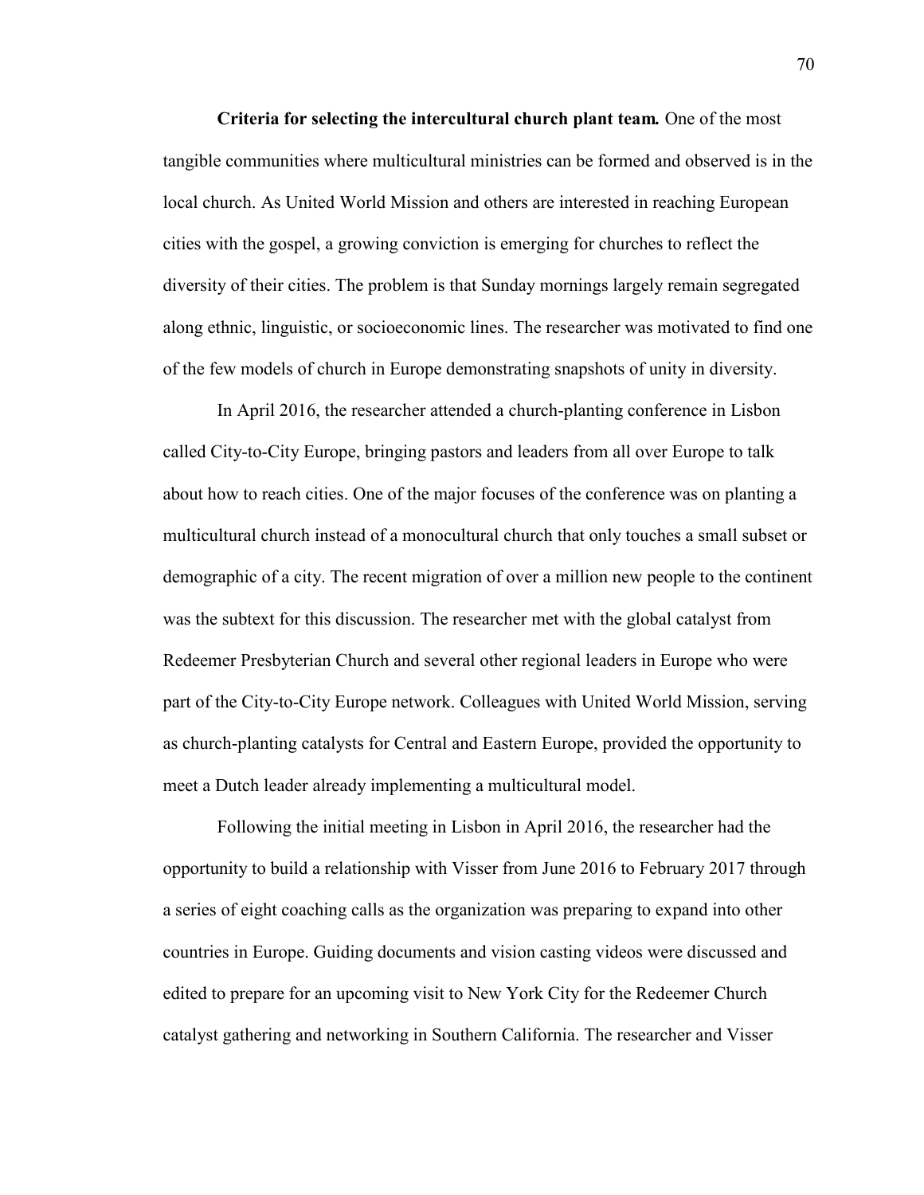**Criteria for selecting the intercultural church plant team.** One of the most tangible communities where multicultural ministries can be formed and observed is in the local church. As United World Mission and others are interested in reaching European cities with the gospel, a growing conviction is emerging for churches to reflect the diversity of their cities. The problem is that Sunday mornings largely remain segregated along ethnic, linguistic, or socioeconomic lines. The researcher was motivated to find one of the few models of church in Europe demonstrating snapshots of unity in diversity.

In April 2016, the researcher attended a church-planting conference in Lisbon called City-to-City Europe, bringing pastors and leaders from all over Europe to talk about how to reach cities. One of the major focuses of the conference was on planting a multicultural church instead of a monocultural church that only touches a small subset or demographic of a city. The recent migration of over a million new people to the continent was the subtext for this discussion. The researcher met with the global catalyst from Redeemer Presbyterian Church and several other regional leaders in Europe who were part of the City-to-City Europe network. Colleagues with United World Mission, serving as church-planting catalysts for Central and Eastern Europe, provided the opportunity to meet a Dutch leader already implementing a multicultural model.

Following the initial meeting in Lisbon in April 2016, the researcher had the opportunity to build a relationship with Visser from June 2016 to February 2017 through a series of eight coaching calls as the organization was preparing to expand into other countries in Europe. Guiding documents and vision casting videos were discussed and edited to prepare for an upcoming visit to New York City for the Redeemer Church catalyst gathering and networking in Southern California. The researcher and Visser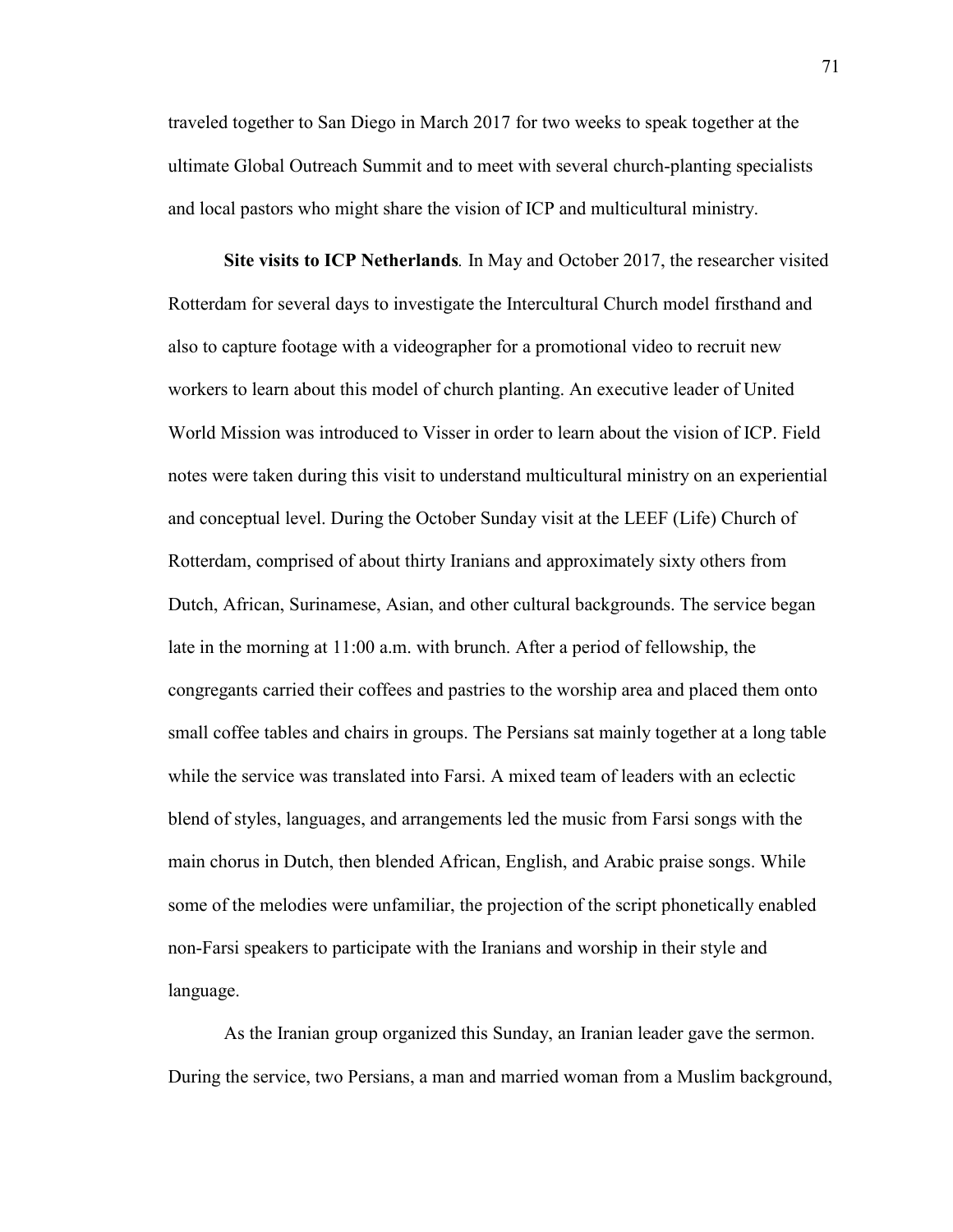traveled together to San Diego in March 2017 for two weeks to speak together at the ultimate Global Outreach Summit and to meet with several church-planting specialists and local pastors who might share the vision of ICP and multicultural ministry.

**Site visits to ICP Netherlands***.* In May and October 2017, the researcher visited Rotterdam for several days to investigate the Intercultural Church model firsthand and also to capture footage with a videographer for a promotional video to recruit new workers to learn about this model of church planting. An executive leader of United World Mission was introduced to Visser in order to learn about the vision of ICP. Field notes were taken during this visit to understand multicultural ministry on an experiential and conceptual level. During the October Sunday visit at the LEEF (Life) Church of Rotterdam, comprised of about thirty Iranians and approximately sixty others from Dutch, African, Surinamese, Asian, and other cultural backgrounds. The service began late in the morning at 11:00 a.m. with brunch. After a period of fellowship, the congregants carried their coffees and pastries to the worship area and placed them onto small coffee tables and chairs in groups. The Persians sat mainly together at a long table while the service was translated into Farsi. A mixed team of leaders with an eclectic blend of styles, languages, and arrangements led the music from Farsi songs with the main chorus in Dutch, then blended African, English, and Arabic praise songs. While some of the melodies were unfamiliar, the projection of the script phonetically enabled non-Farsi speakers to participate with the Iranians and worship in their style and language.

As the Iranian group organized this Sunday, an Iranian leader gave the sermon. During the service, two Persians, a man and married woman from a Muslim background,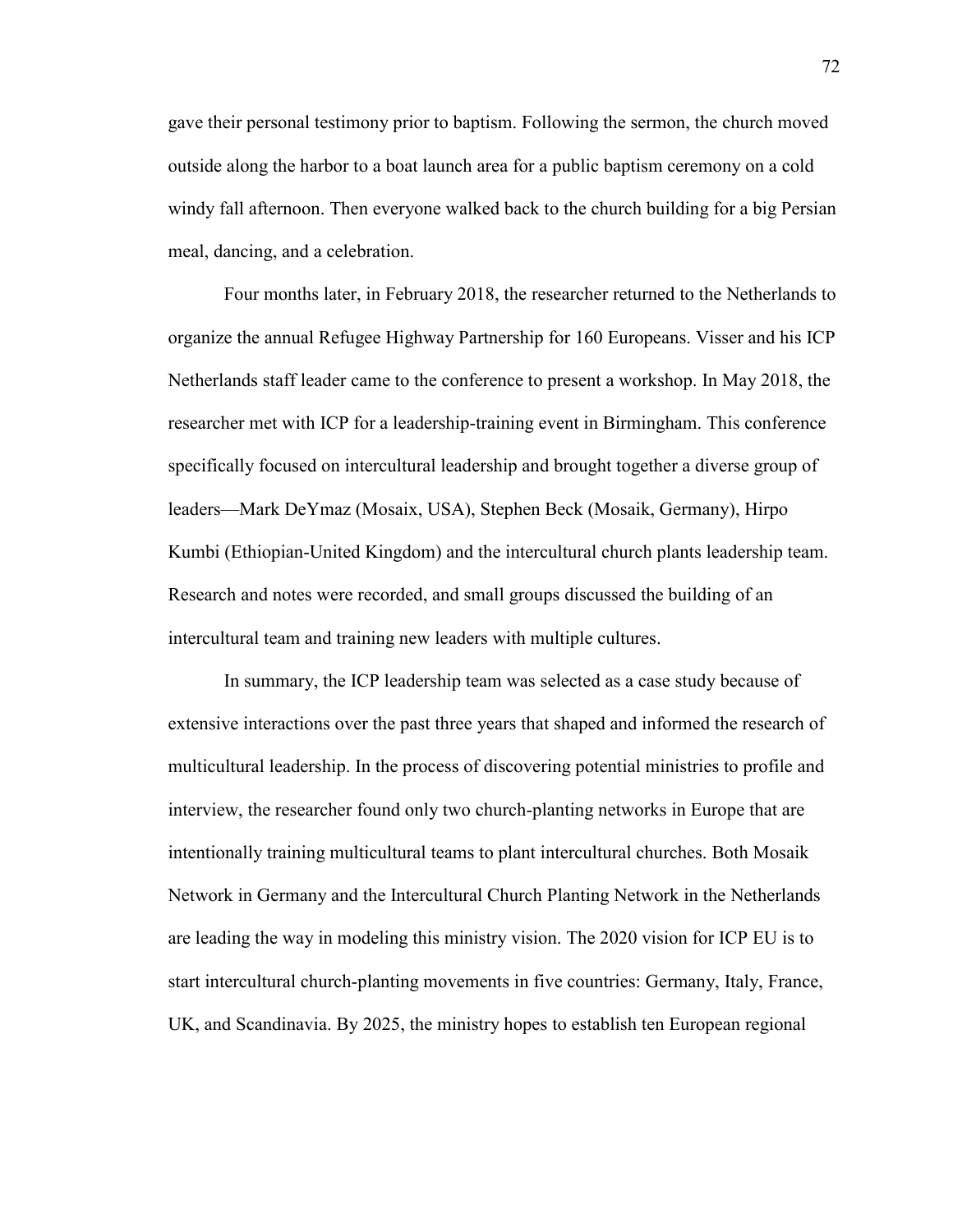gave their personal testimony prior to baptism. Following the sermon, the church moved outside along the harbor to a boat launch area for a public baptism ceremony on a cold windy fall afternoon. Then everyone walked back to the church building for a big Persian meal, dancing, and a celebration.

Four months later, in February 2018, the researcher returned to the Netherlands to organize the annual Refugee Highway Partnership for 160 Europeans. Visser and his ICP Netherlands staff leader came to the conference to present a workshop. In May 2018, the researcher met with ICP for a leadership-training event in Birmingham. This conference specifically focused on intercultural leadership and brought together a diverse group of leaders—Mark DeYmaz (Mosaix, USA), Stephen Beck (Mosaik, Germany), Hirpo Kumbi (Ethiopian-United Kingdom) and the intercultural church plants leadership team. Research and notes were recorded, and small groups discussed the building of an intercultural team and training new leaders with multiple cultures.

In summary, the ICP leadership team was selected as a case study because of extensive interactions over the past three years that shaped and informed the research of multicultural leadership. In the process of discovering potential ministries to profile and interview, the researcher found only two church-planting networks in Europe that are intentionally training multicultural teams to plant intercultural churches. Both Mosaik Network in Germany and the Intercultural Church Planting Network in the Netherlands are leading the way in modeling this ministry vision. The 2020 vision for ICP EU is to start intercultural church-planting movements in five countries: Germany, Italy, France, UK, and Scandinavia. By 2025, the ministry hopes to establish ten European regional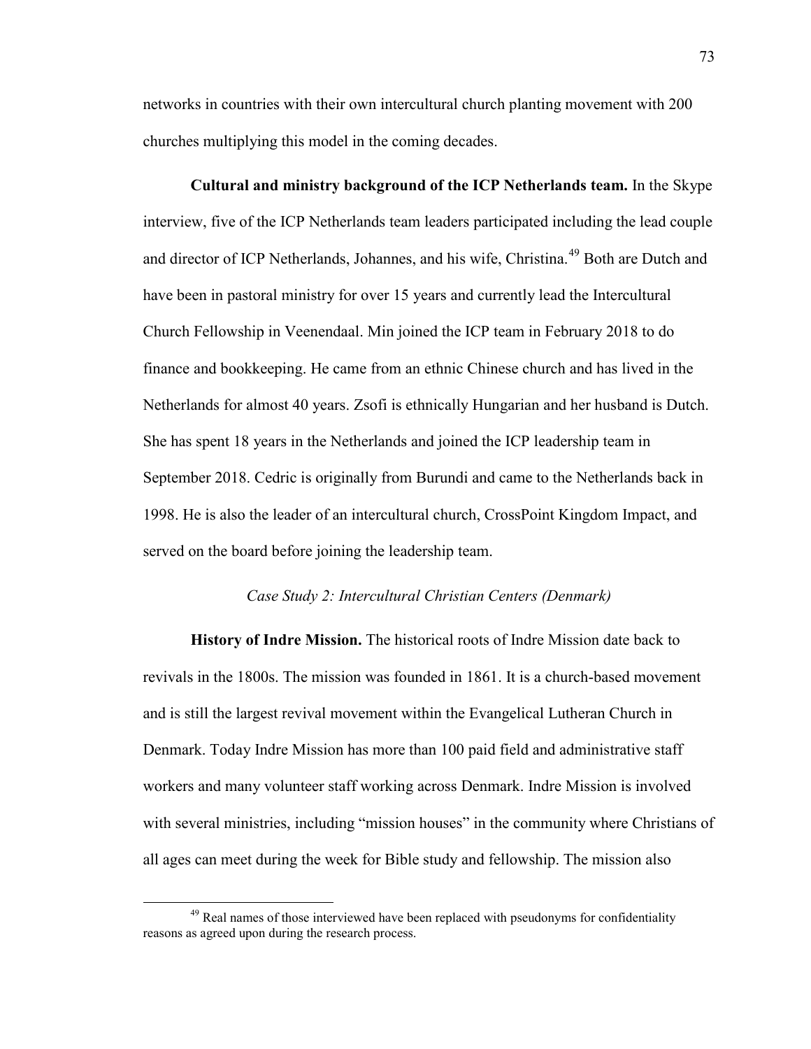networks in countries with their own intercultural church planting movement with 200 churches multiplying this model in the coming decades.

**Cultural and ministry background of the ICP Netherlands team.** In the Skype interview, five of the ICP Netherlands team leaders participated including the lead couple and director of ICP Netherlands, Johannes, and his wife, Christina.[49] Both are Dutch and have been in pastoral ministry for over 15 years and currently lead the Intercultural Church Fellowship in Veenendaal. Min joined the ICP team in February 2018 to do finance and bookkeeping. He came from an ethnic Chinese church and has lived in the Netherlands for almost 40 years. Zsofi is ethnically Hungarian and her husband is Dutch. She has spent 18 years in the Netherlands and joined the ICP leadership team in September 2018. Cedric is originally from Burundi and came to the Netherlands back in 1998. He is also the leader of an intercultural church, CrossPoint Kingdom Impact, and served on the board before joining the leadership team.

*Case Study 2: Intercultural Christian Centers (Denmark)*

**History of Indre Mission.** The historical roots of Indre Mission date back to revivals in the 1800s. The mission was founded in 1861. It is a church-based movement and is still the largest revival movement within the Evangelical Lutheran Church in Denmark. Today Indre Mission has more than 100 paid field and administrative staff workers and many volunteer staff working across Denmark. Indre Mission is involved with several ministries, including "mission houses" in the community where Christians of all ages can meet during the week for Bible study and fellowship. The mission also

[49] Real names of those interviewed have been replaced with pseudonyms for confidentiality reasons as agreed upon during the research process.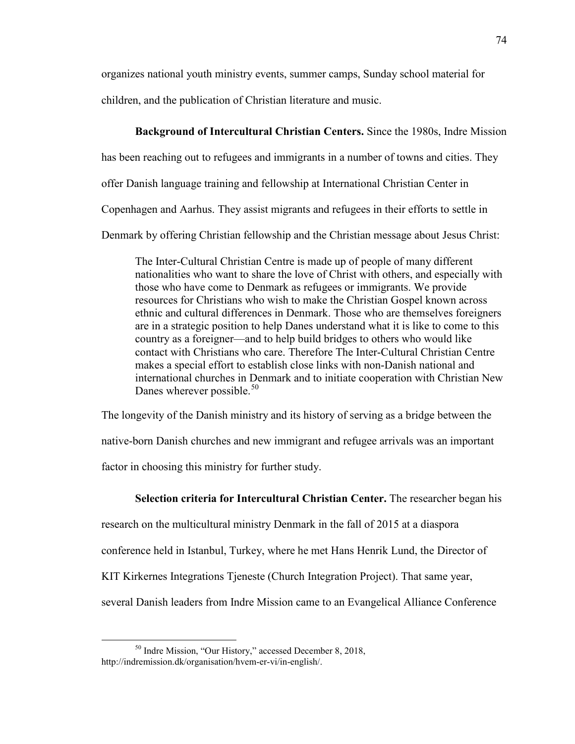organizes national youth ministry events, summer camps, Sunday school material for children, and the publication of Christian literature and music.

**Background of Intercultural Christian Centers.** Since the 1980s, Indre Mission has been reaching out to refugees and immigrants in a number of towns and cities. They offer Danish language training and fellowship at International Christian Center in Copenhagen and Aarhus. They assist migrants and refugees in their efforts to settle in Denmark by offering Christian fellowship and the Christian message about Jesus Christ:

> The Inter-Cultural Christian Centre is made up of people of many different nationalities who want to share the love of Christ with others, and especially with those who have come to Denmark as refugees or immigrants. We provide resources for Christians who wish to make the Christian Gospel known across ethnic and cultural differences in Denmark. Those who are themselves foreigners are in a strategic position to help Danes understand what it is like to come to this country as a foreigner—and to help build bridges to others who would like contact with Christians who care. Therefore The Inter-Cultural Christian Centre makes a special effort to establish close links with non-Danish national and international churches in Denmark and to initiate cooperation with Christian New Danes wherever possible.[50]

The longevity of the Danish ministry and its history of serving as a bridge between the native-born Danish churches and new immigrant and refugee arrivals was an important factor in choosing this ministry for further study.

**Selection criteria for Intercultural Christian Center.** The researcher began his research on the multicultural ministry Denmark in the fall of 2015 at a diaspora conference held in Istanbul, Turkey, where he met Hans Henrik Lund, the Director of KIT Kirkernes Integrations Tjeneste (Church Integration Project). That same year, several Danish leaders from Indre Mission came to an Evangelical Alliance Conference

---

[50] Indre Mission, "Our History," accessed December 8, 2018, http://indremission.dk/organisation/hvem-er-vi/in-english/.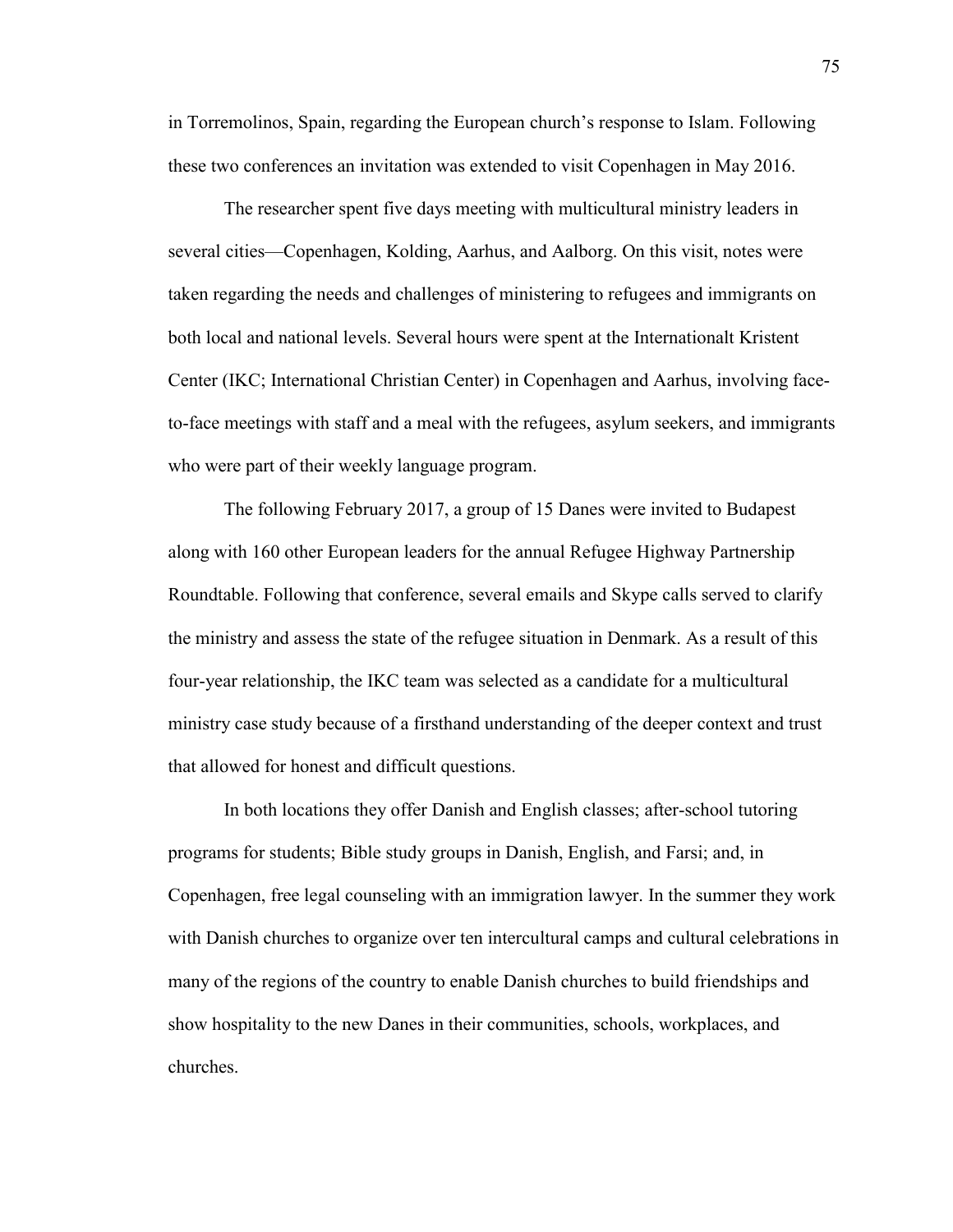in Torremolinos, Spain, regarding the European church's response to Islam. Following these two conferences an invitation was extended to visit Copenhagen in May 2016.

The researcher spent five days meeting with multicultural ministry leaders in several cities—Copenhagen, Kolding, Aarhus, and Aalborg. On this visit, notes were taken regarding the needs and challenges of ministering to refugees and immigrants on both local and national levels. Several hours were spent at the Internationalt Kristent Center (IKC; International Christian Center) in Copenhagen and Aarhus, involving face-to-face meetings with staff and a meal with the refugees, asylum seekers, and immigrants who were part of their weekly language program.

The following February 2017, a group of 15 Danes were invited to Budapest along with 160 other European leaders for the annual Refugee Highway Partnership Roundtable. Following that conference, several emails and Skype calls served to clarify the ministry and assess the state of the refugee situation in Denmark. As a result of this four-year relationship, the IKC team was selected as a candidate for a multicultural ministry case study because of a firsthand understanding of the deeper context and trust that allowed for honest and difficult questions.

In both locations they offer Danish and English classes; after-school tutoring programs for students; Bible study groups in Danish, English, and Farsi; and, in Copenhagen, free legal counseling with an immigration lawyer. In the summer they work with Danish churches to organize over ten intercultural camps and cultural celebrations in many of the regions of the country to enable Danish churches to build friendships and show hospitality to the new Danes in their communities, schools, workplaces, and churches.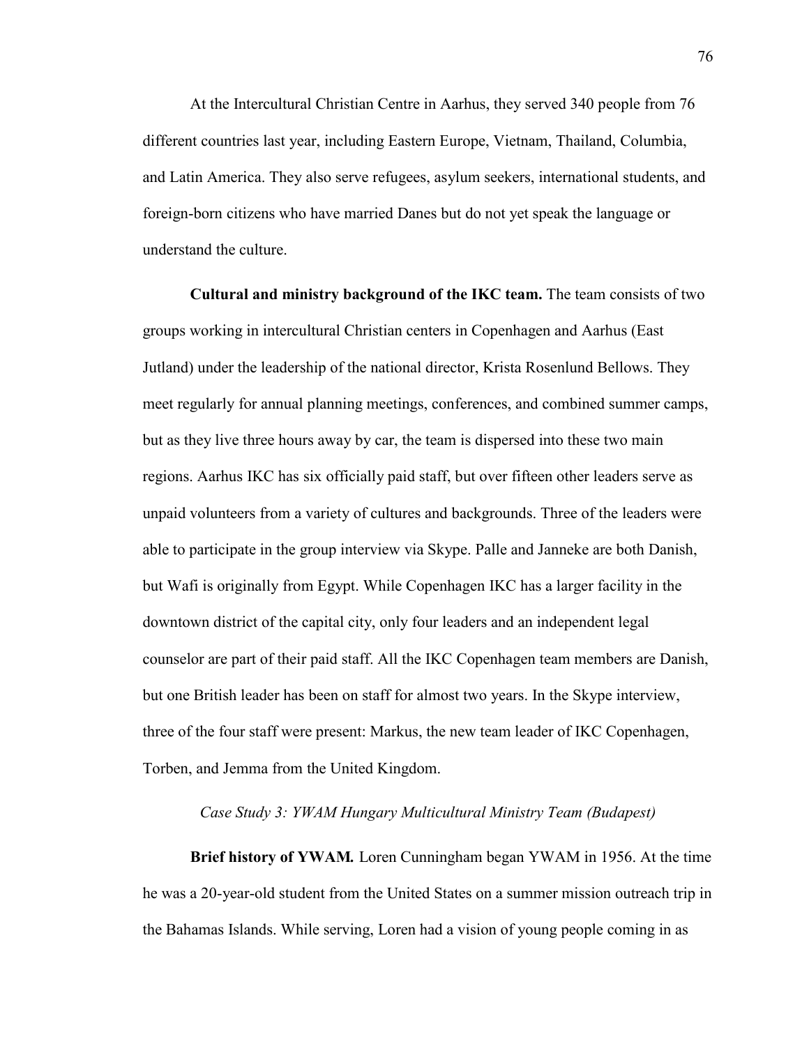At the Intercultural Christian Centre in Aarhus, they served 340 people from 76 different countries last year, including Eastern Europe, Vietnam, Thailand, Columbia, and Latin America. They also serve refugees, asylum seekers, international students, and foreign-born citizens who have married Danes but do not yet speak the language or understand the culture.

**Cultural and ministry background of the IKC team.** The team consists of two groups working in intercultural Christian centers in Copenhagen and Aarhus (East Jutland) under the leadership of the national director, Krista Rosenlund Bellows. They meet regularly for annual planning meetings, conferences, and combined summer camps, but as they live three hours away by car, the team is dispersed into these two main regions. Aarhus IKC has six officially paid staff, but over fifteen other leaders serve as unpaid volunteers from a variety of cultures and backgrounds. Three of the leaders were able to participate in the group interview via Skype. Palle and Janneke are both Danish, but Wafi is originally from Egypt. While Copenhagen IKC has a larger facility in the downtown district of the capital city, only four leaders and an independent legal counselor are part of their paid staff. All the IKC Copenhagen team members are Danish, but one British leader has been on staff for almost two years. In the Skype interview, three of the four staff were present: Markus, the new team leader of IKC Copenhagen, Torben, and Jemma from the United Kingdom.

*Case Study 3: YWAM Hungary Multicultural Ministry Team (Budapest)*

**Brief history of YWAM.** Loren Cunningham began YWAM in 1956. At the time he was a 20-year-old student from the United States on a summer mission outreach trip in the Bahamas Islands. While serving, Loren had a vision of young people coming in as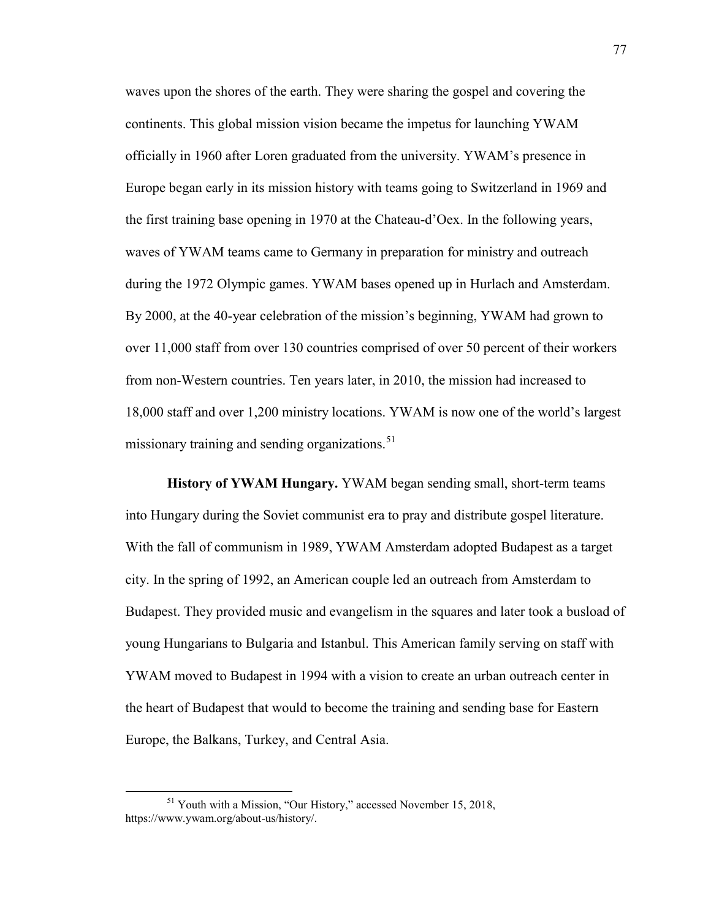waves upon the shores of the earth. They were sharing the gospel and covering the continents. This global mission vision became the impetus for launching YWAM officially in 1960 after Loren graduated from the university. YWAM's presence in Europe began early in its mission history with teams going to Switzerland in 1969 and the first training base opening in 1970 at the Chateau-d'Oex. In the following years, waves of YWAM teams came to Germany in preparation for ministry and outreach during the 1972 Olympic games. YWAM bases opened up in Hurlach and Amsterdam. By 2000, at the 40-year celebration of the mission's beginning, YWAM had grown to over 11,000 staff from over 130 countries comprised of over 50 percent of their workers from non-Western countries. Ten years later, in 2010, the mission had increased to 18,000 staff and over 1,200 ministry locations. YWAM is now one of the world's largest missionary training and sending organizations.[51]

**History of YWAM Hungary.** YWAM began sending small, short-term teams into Hungary during the Soviet communist era to pray and distribute gospel literature. With the fall of communism in 1989, YWAM Amsterdam adopted Budapest as a target city. In the spring of 1992, an American couple led an outreach from Amsterdam to Budapest. They provided music and evangelism in the squares and later took a busload of young Hungarians to Bulgaria and Istanbul. This American family serving on staff with YWAM moved to Budapest in 1994 with a vision to create an urban outreach center in the heart of Budapest that would to become the training and sending base for Eastern Europe, the Balkans, Turkey, and Central Asia.

---

[51] Youth with a Mission, "Our History," accessed November 15, 2018, https://www.ywam.org/about-us/history/.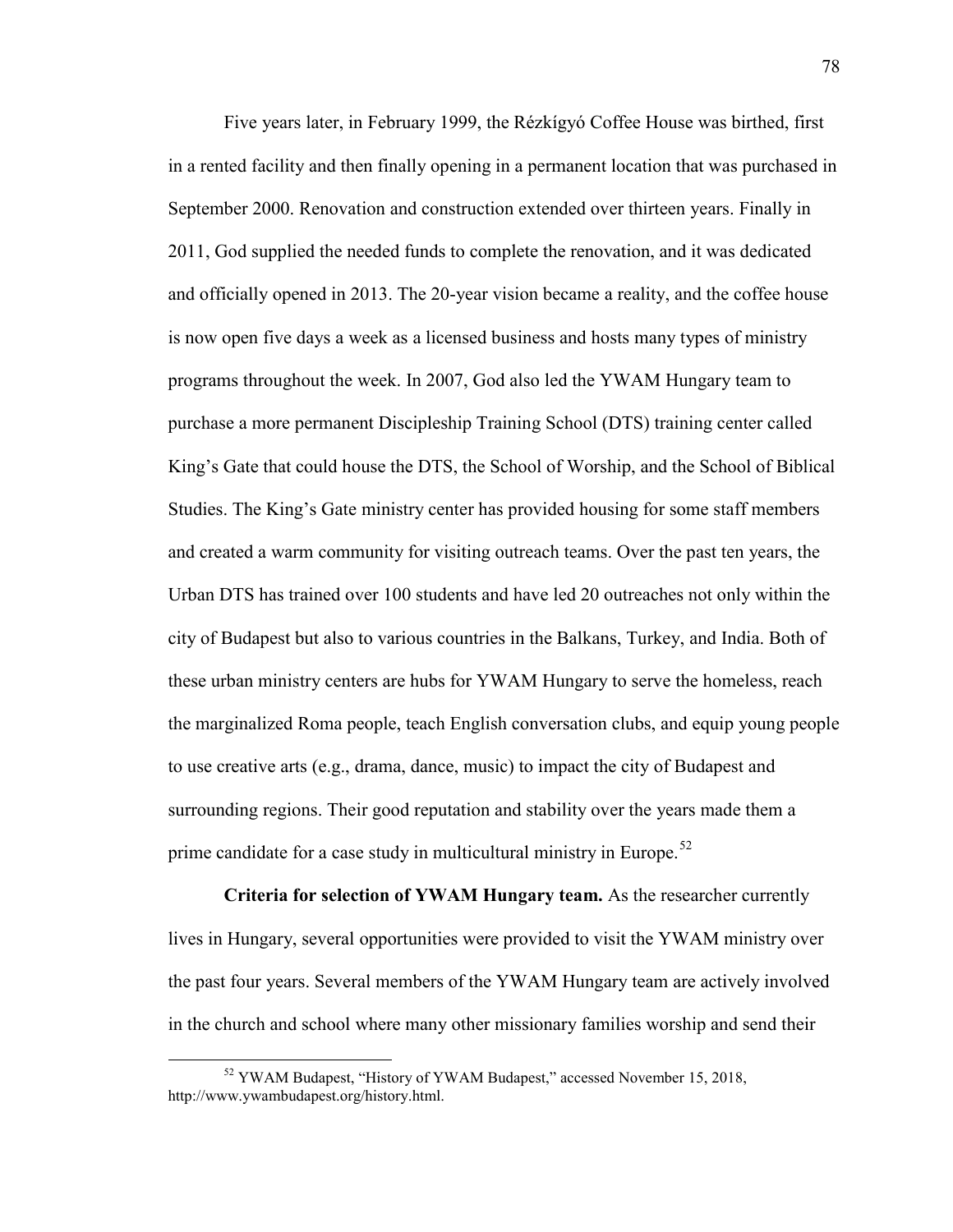Five years later, in February 1999, the Rézkígyó Coffee House was birthed, first in a rented facility and then finally opening in a permanent location that was purchased in September 2000. Renovation and construction extended over thirteen years. Finally in 2011, God supplied the needed funds to complete the renovation, and it was dedicated and officially opened in 2013. The 20-year vision became a reality, and the coffee house is now open five days a week as a licensed business and hosts many types of ministry programs throughout the week. In 2007, God also led the YWAM Hungary team to purchase a more permanent Discipleship Training School (DTS) training center called King's Gate that could house the DTS, the School of Worship, and the School of Biblical Studies. The King's Gate ministry center has provided housing for some staff members and created a warm community for visiting outreach teams. Over the past ten years, the Urban DTS has trained over 100 students and have led 20 outreaches not only within the city of Budapest but also to various countries in the Balkans, Turkey, and India. Both of these urban ministry centers are hubs for YWAM Hungary to serve the homeless, reach the marginalized Roma people, teach English conversation clubs, and equip young people to use creative arts (e.g., drama, dance, music) to impact the city of Budapest and surrounding regions. Their good reputation and stability over the years made them a prime candidate for a case study in multicultural ministry in Europe.[52]

**Criteria for selection of YWAM Hungary team.** As the researcher currently lives in Hungary, several opportunities were provided to visit the YWAM ministry over the past four years. Several members of the YWAM Hungary team are actively involved in the church and school where many other missionary families worship and send their

---

[52] YWAM Budapest, "History of YWAM Budapest," accessed November 15, 2018, http://www.ywambudapest.org/history.html.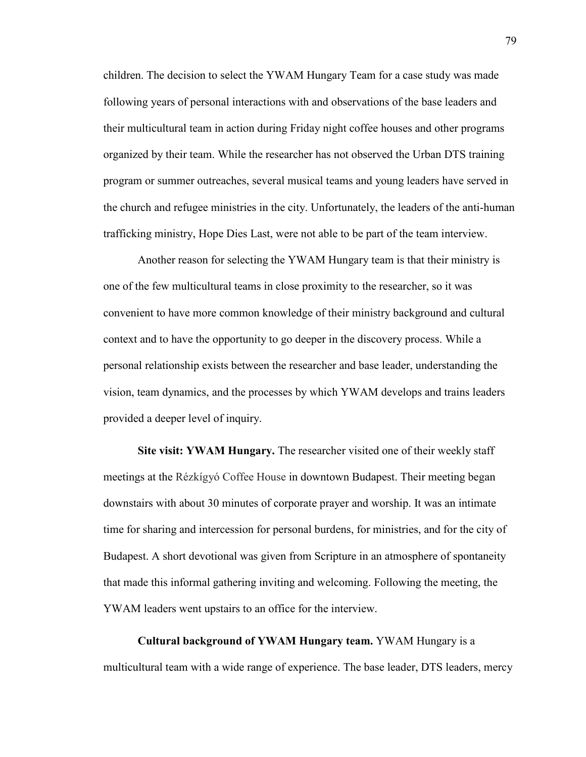children. The decision to select the YWAM Hungary Team for a case study was made following years of personal interactions with and observations of the base leaders and their multicultural team in action during Friday night coffee houses and other programs organized by their team. While the researcher has not observed the Urban DTS training program or summer outreaches, several musical teams and young leaders have served in the church and refugee ministries in the city. Unfortunately, the leaders of the anti-human trafficking ministry, Hope Dies Last, were not able to be part of the team interview.

Another reason for selecting the YWAM Hungary team is that their ministry is one of the few multicultural teams in close proximity to the researcher, so it was convenient to have more common knowledge of their ministry background and cultural context and to have the opportunity to go deeper in the discovery process. While a personal relationship exists between the researcher and base leader, understanding the vision, team dynamics, and the processes by which YWAM develops and trains leaders provided a deeper level of inquiry.

**Site visit: YWAM Hungary.** The researcher visited one of their weekly staff meetings at the Rézkígyó Coffee House in downtown Budapest. Their meeting began downstairs with about 30 minutes of corporate prayer and worship. It was an intimate time for sharing and intercession for personal burdens, for ministries, and for the city of Budapest. A short devotional was given from Scripture in an atmosphere of spontaneity that made this informal gathering inviting and welcoming. Following the meeting, the YWAM leaders went upstairs to an office for the interview.

**Cultural background of YWAM Hungary team.** YWAM Hungary is a multicultural team with a wide range of experience. The base leader, DTS leaders, mercy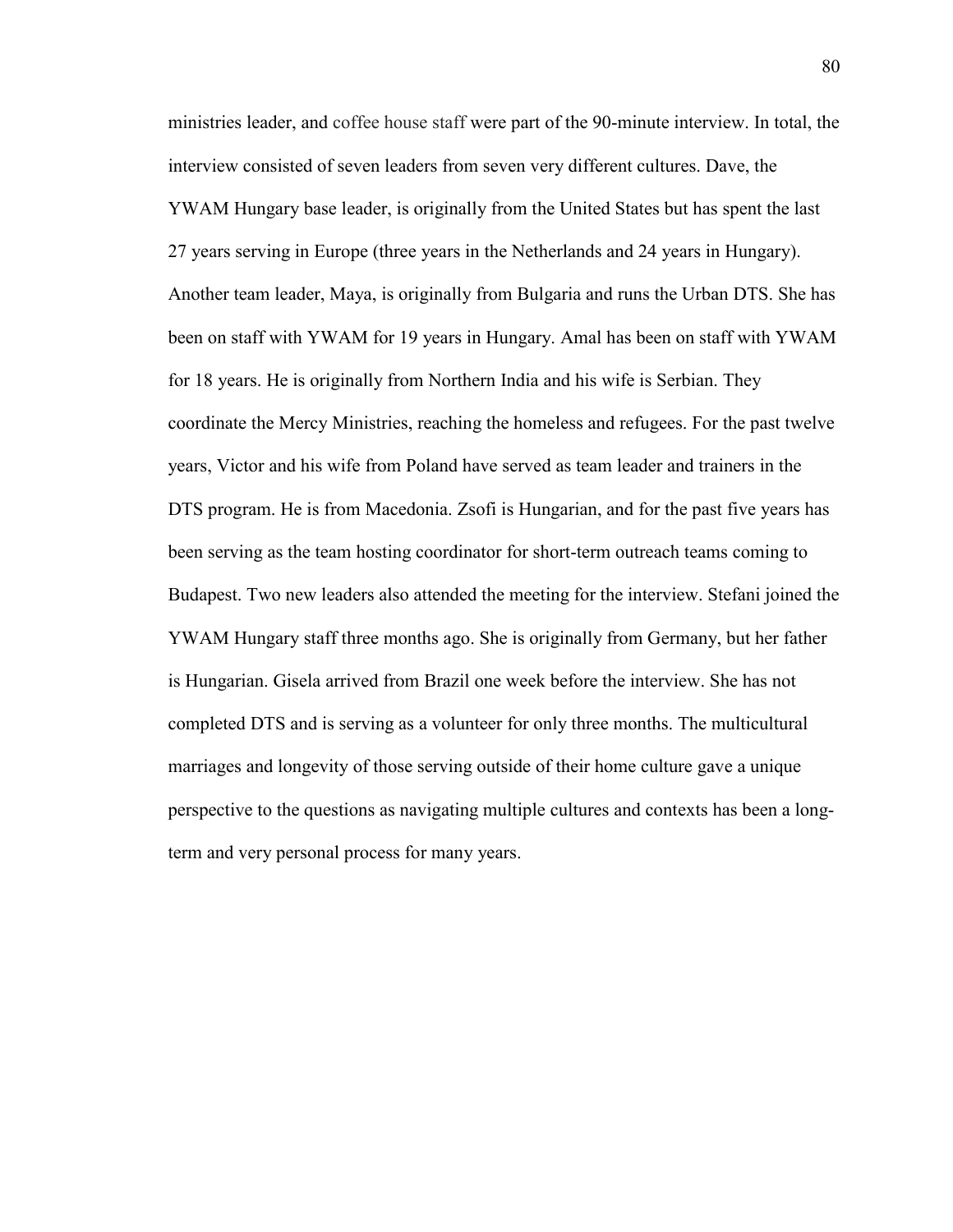ministries leader, and coffee house staff were part of the 90-minute interview. In total, the interview consisted of seven leaders from seven very different cultures. Dave, the YWAM Hungary base leader, is originally from the United States but has spent the last 27 years serving in Europe (three years in the Netherlands and 24 years in Hungary). Another team leader, Maya, is originally from Bulgaria and runs the Urban DTS. She has been on staff with YWAM for 19 years in Hungary. Amal has been on staff with YWAM for 18 years. He is originally from Northern India and his wife is Serbian. They coordinate the Mercy Ministries, reaching the homeless and refugees. For the past twelve years, Victor and his wife from Poland have served as team leader and trainers in the DTS program. He is from Macedonia. Zsofi is Hungarian, and for the past five years has been serving as the team hosting coordinator for short-term outreach teams coming to Budapest. Two new leaders also attended the meeting for the interview. Stefani joined the YWAM Hungary staff three months ago. She is originally from Germany, but her father is Hungarian. Gisela arrived from Brazil one week before the interview. She has not completed DTS and is serving as a volunteer for only three months. The multicultural marriages and longevity of those serving outside of their home culture gave a unique perspective to the questions as navigating multiple cultures and contexts has been a long-term and very personal process for many years.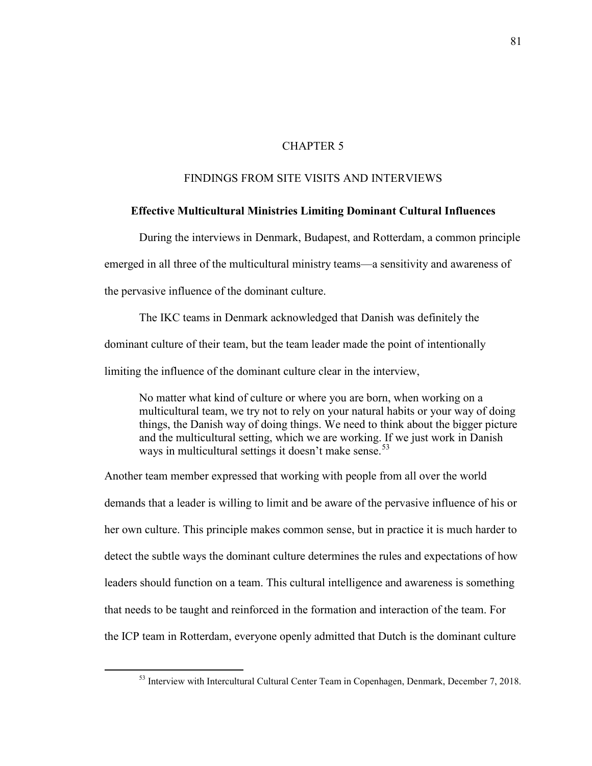# CHAPTER 5

# FINDINGS FROM SITE VISITS AND INTERVIEWS

## Effective Multicultural Ministries Limiting Dominant Cultural Influences

During the interviews in Denmark, Budapest, and Rotterdam, a common principle emerged in all three of the multicultural ministry teams—a sensitivity and awareness of the pervasive influence of the dominant culture.

The IKC teams in Denmark acknowledged that Danish was definitely the dominant culture of their team, but the team leader made the point of intentionally limiting the influence of the dominant culture clear in the interview,

> No matter what kind of culture or where you are born, when working on a multicultural team, we try not to rely on your natural habits or your way of doing things, the Danish way of doing things. We need to think about the bigger picture and the multicultural setting, which we are working. If we just work in Danish ways in multicultural settings it doesn't make sense.[53]

Another team member expressed that working with people from all over the world demands that a leader is willing to limit and be aware of the pervasive influence of his or her own culture. This principle makes common sense, but in practice it is much harder to detect the subtle ways the dominant culture determines the rules and expectations of how leaders should function on a team. This cultural intelligence and awareness is something that needs to be taught and reinforced in the formation and interaction of the team. For the ICP team in Rotterdam, everyone openly admitted that Dutch is the dominant culture

---

[53] Interview with Intercultural Cultural Center Team in Copenhagen, Denmark, December 7, 2018.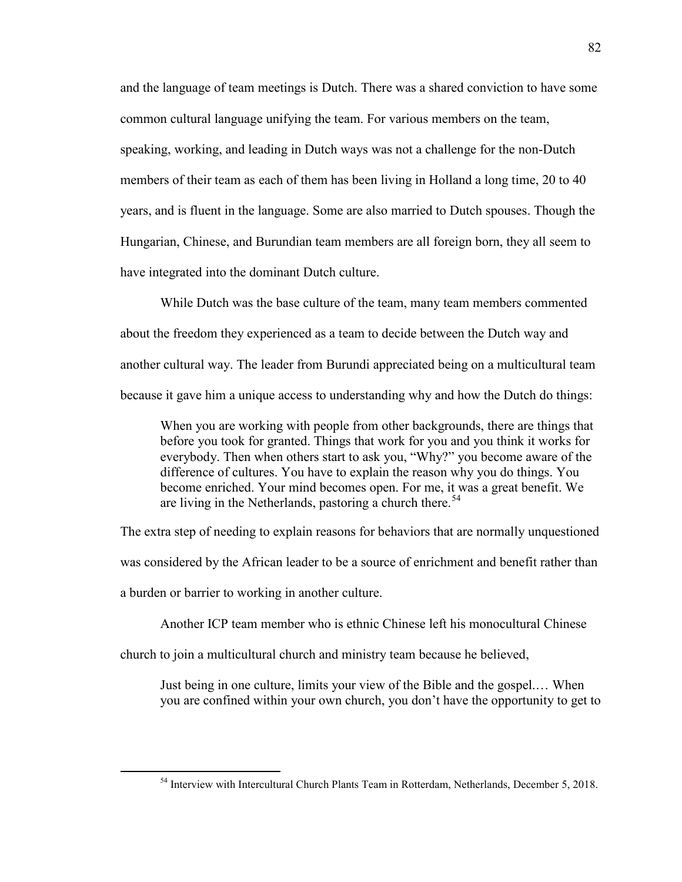and the language of team meetings is Dutch. There was a shared conviction to have some common cultural language unifying the team. For various members on the team, speaking, working, and leading in Dutch ways was not a challenge for the non-Dutch members of their team as each of them has been living in Holland a long time, 20 to 40 years, and is fluent in the language. Some are also married to Dutch spouses. Though the Hungarian, Chinese, and Burundian team members are all foreign born, they all seem to have integrated into the dominant Dutch culture.

While Dutch was the base culture of the team, many team members commented about the freedom they experienced as a team to decide between the Dutch way and another cultural way. The leader from Burundi appreciated being on a multicultural team because it gave him a unique access to understanding why and how the Dutch do things:

> When you are working with people from other backgrounds, there are things that before you took for granted. Things that work for you and you think it works for everybody. Then when others start to ask you, "Why?" you become aware of the difference of cultures. You have to explain the reason why you do things. You become enriched. Your mind becomes open. For me, it was a great benefit. We are living in the Netherlands, pastoring a church there.[54]

The extra step of needing to explain reasons for behaviors that are normally unquestioned was considered by the African leader to be a source of enrichment and benefit rather than a burden or barrier to working in another culture.

Another ICP team member who is ethnic Chinese left his monocultural Chinese church to join a multicultural church and ministry team because he believed,

> Just being in one culture, limits your view of the Bible and the gospel.… When you are confined within your own church, you don't have the opportunity to get to

---

[54] Interview with Intercultural Church Plants Team in Rotterdam, Netherlands, December 5, 2018.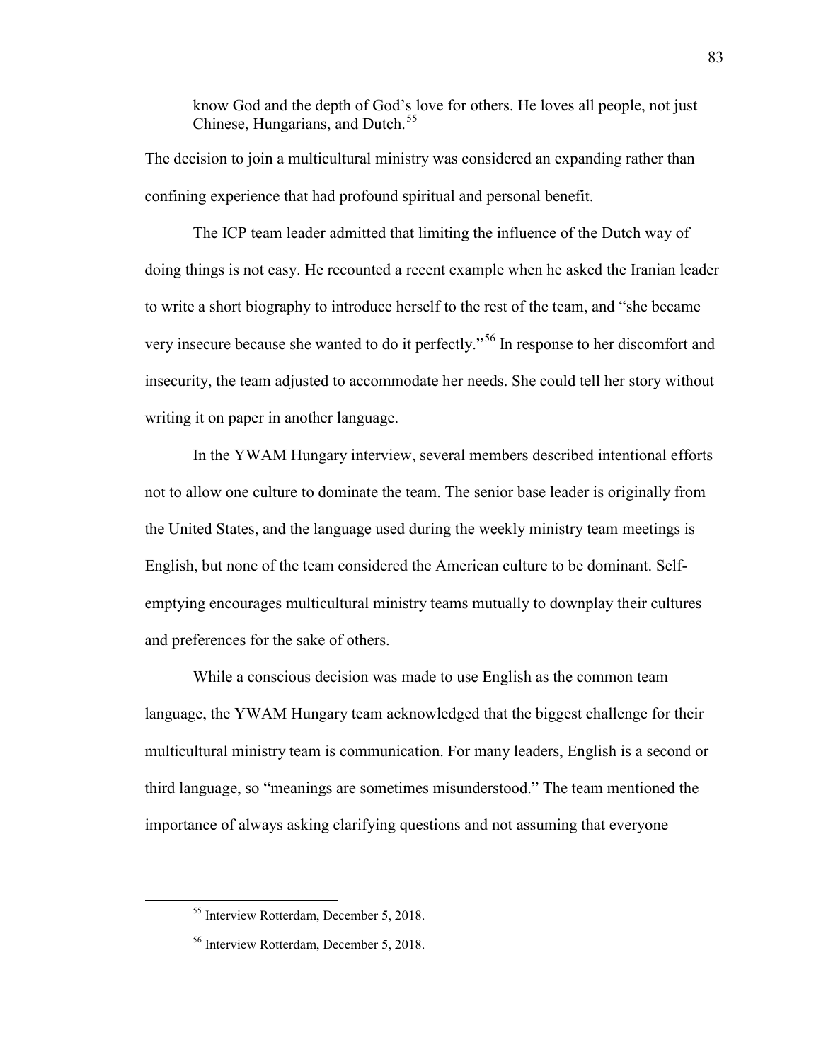> know God and the depth of God's love for others. He loves all people, not just Chinese, Hungarians, and Dutch.[55]

The decision to join a multicultural ministry was considered an expanding rather than confining experience that had profound spiritual and personal benefit.

The ICP team leader admitted that limiting the influence of the Dutch way of doing things is not easy. He recounted a recent example when he asked the Iranian leader to write a short biography to introduce herself to the rest of the team, and "she became very insecure because she wanted to do it perfectly."[56] In response to her discomfort and insecurity, the team adjusted to accommodate her needs. She could tell her story without writing it on paper in another language.

In the YWAM Hungary interview, several members described intentional efforts not to allow one culture to dominate the team. The senior base leader is originally from the United States, and the language used during the weekly ministry team meetings is English, but none of the team considered the American culture to be dominant. Self-emptying encourages multicultural ministry teams mutually to downplay their cultures and preferences for the sake of others.

While a conscious decision was made to use English as the common team language, the YWAM Hungary team acknowledged that the biggest challenge for their multicultural ministry team is communication. For many leaders, English is a second or third language, so "meanings are sometimes misunderstood." The team mentioned the importance of always asking clarifying questions and not assuming that everyone

---

[55] Interview Rotterdam, December 5, 2018.

[56] Interview Rotterdam, December 5, 2018.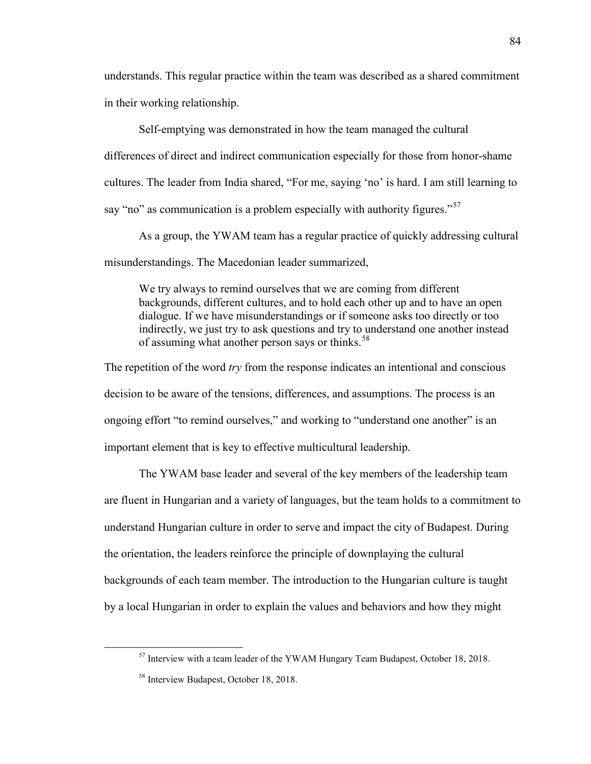understands. This regular practice within the team was described as a shared commitment in their working relationship.

Self-emptying was demonstrated in how the team managed the cultural differences of direct and indirect communication especially for those from honor-shame cultures. The leader from India shared, "For me, saying 'no' is hard. I am still learning to say "no" as communication is a problem especially with authority figures."[57]

As a group, the YWAM team has a regular practice of quickly addressing cultural misunderstandings. The Macedonian leader summarized,

> We try always to remind ourselves that we are coming from different backgrounds, different cultures, and to hold each other up and to have an open dialogue. If we have misunderstandings or if someone asks too directly or too indirectly, we just try to ask questions and try to understand one another instead of assuming what another person says or thinks.[58]

The repetition of the word *try* from the response indicates an intentional and conscious decision to be aware of the tensions, differences, and assumptions. The process is an ongoing effort "to remind ourselves," and working to "understand one another" is an important element that is key to effective multicultural leadership.

The YWAM base leader and several of the key members of the leadership team are fluent in Hungarian and a variety of languages, but the team holds to a commitment to understand Hungarian culture in order to serve and impact the city of Budapest. During the orientation, the leaders reinforce the principle of downplaying the cultural backgrounds of each team member. The introduction to the Hungarian culture is taught by a local Hungarian in order to explain the values and behaviors and how they might

---

[57] Interview with a team leader of the YWAM Hungary Team Budapest, October 18, 2018.

[58] Interview Budapest, October 18, 2018.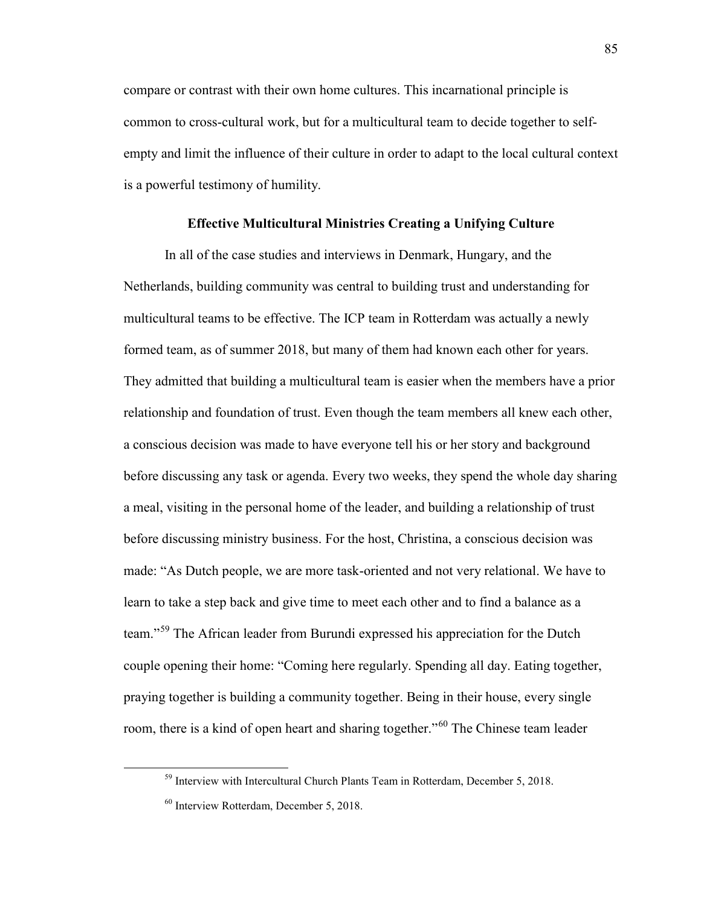compare or contrast with their own home cultures. This incarnational principle is common to cross-cultural work, but for a multicultural team to decide together to self-empty and limit the influence of their culture in order to adapt to the local cultural context is a powerful testimony of humility.

### Effective Multicultural Ministries Creating a Unifying Culture

In all of the case studies and interviews in Denmark, Hungary, and the Netherlands, building community was central to building trust and understanding for multicultural teams to be effective. The ICP team in Rotterdam was actually a newly formed team, as of summer 2018, but many of them had known each other for years. They admitted that building a multicultural team is easier when the members have a prior relationship and foundation of trust. Even though the team members all knew each other, a conscious decision was made to have everyone tell his or her story and background before discussing any task or agenda. Every two weeks, they spend the whole day sharing a meal, visiting in the personal home of the leader, and building a relationship of trust before discussing ministry business. For the host, Christina, a conscious decision was made: "As Dutch people, we are more task-oriented and not very relational. We have to learn to take a step back and give time to meet each other and to find a balance as a team."[59] The African leader from Burundi expressed his appreciation for the Dutch couple opening their home: "Coming here regularly. Spending all day. Eating together, praying together is building a community together. Being in their house, every single room, there is a kind of open heart and sharing together."[60] The Chinese team leader

[59] Interview with Intercultural Church Plants Team in Rotterdam, December 5, 2018.

[60] Interview Rotterdam, December 5, 2018.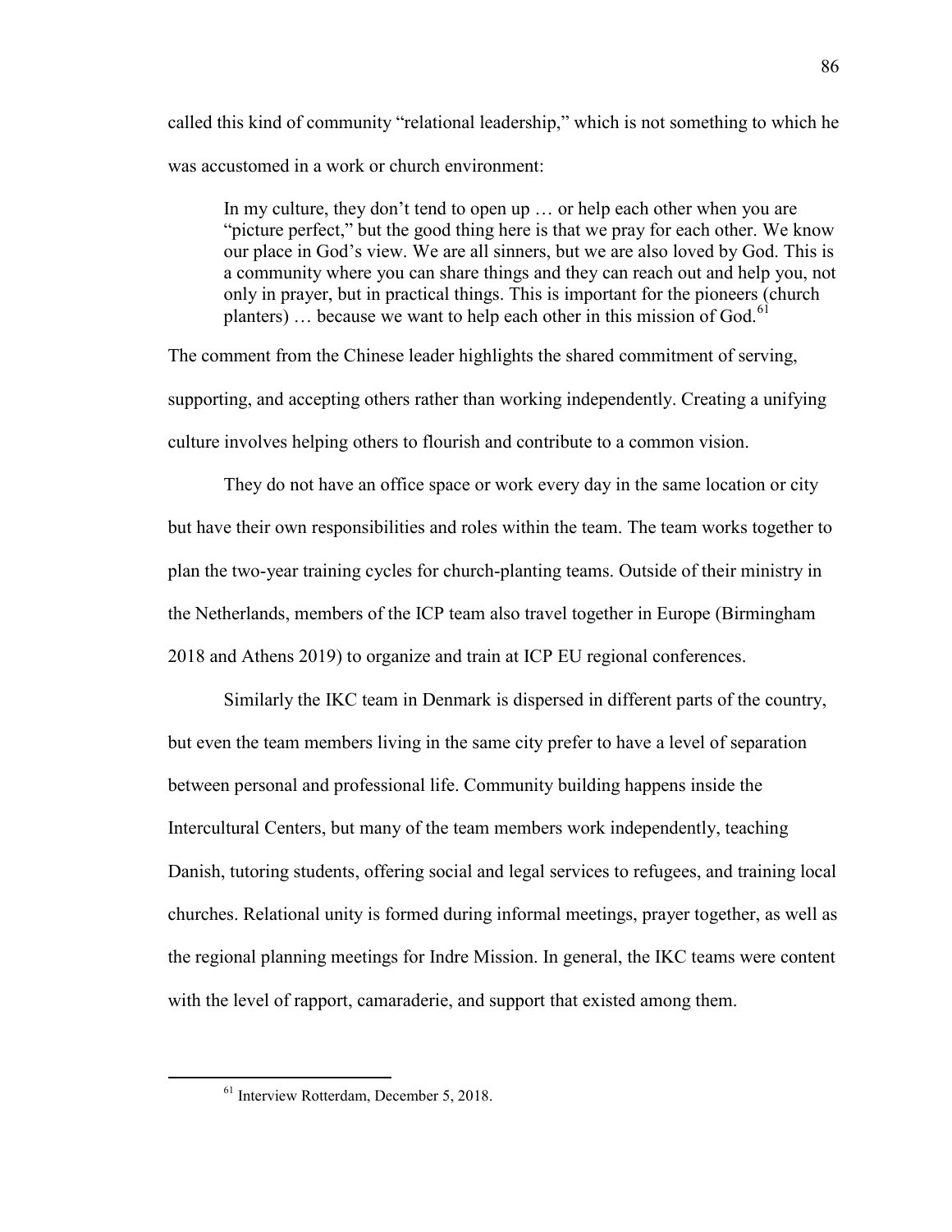called this kind of community "relational leadership," which is not something to which he was accustomed in a work or church environment:

> In my culture, they don't tend to open up … or help each other when you are "picture perfect," but the good thing here is that we pray for each other. We know our place in God's view. We are all sinners, but we are also loved by God. This is a community where you can share things and they can reach out and help you, not only in prayer, but in practical things. This is important for the pioneers (church planters) … because we want to help each other in this mission of God.[61]

The comment from the Chinese leader highlights the shared commitment of serving, supporting, and accepting others rather than working independently. Creating a unifying culture involves helping others to flourish and contribute to a common vision.

They do not have an office space or work every day in the same location or city but have their own responsibilities and roles within the team. The team works together to plan the two-year training cycles for church-planting teams. Outside of their ministry in the Netherlands, members of the ICP team also travel together in Europe (Birmingham 2018 and Athens 2019) to organize and train at ICP EU regional conferences.

Similarly the IKC team in Denmark is dispersed in different parts of the country, but even the team members living in the same city prefer to have a level of separation between personal and professional life. Community building happens inside the Intercultural Centers, but many of the team members work independently, teaching Danish, tutoring students, offering social and legal services to refugees, and training local churches. Relational unity is formed during informal meetings, prayer together, as well as the regional planning meetings for Indre Mission. In general, the IKC teams were content with the level of rapport, camaraderie, and support that existed among them.

---

[61] Interview Rotterdam, December 5, 2018.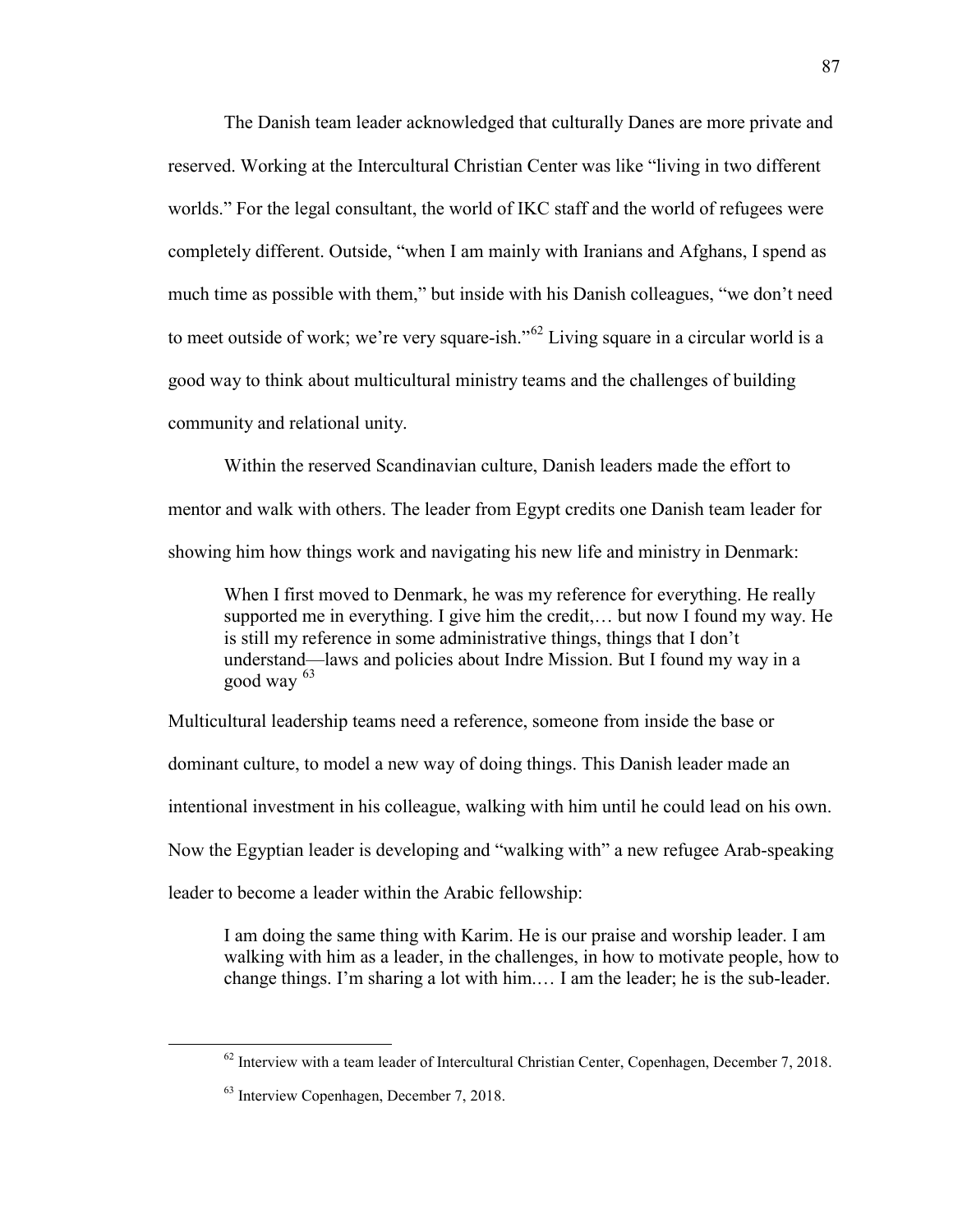The Danish team leader acknowledged that culturally Danes are more private and reserved. Working at the Intercultural Christian Center was like "living in two different worlds." For the legal consultant, the world of IKC staff and the world of refugees were completely different. Outside, "when I am mainly with Iranians and Afghans, I spend as much time as possible with them," but inside with his Danish colleagues, "we don't need to meet outside of work; we're very square-ish."[62] Living square in a circular world is a good way to think about multicultural ministry teams and the challenges of building community and relational unity.

Within the reserved Scandinavian culture, Danish leaders made the effort to mentor and walk with others. The leader from Egypt credits one Danish team leader for showing him how things work and navigating his new life and ministry in Denmark:

> When I first moved to Denmark, he was my reference for everything. He really supported me in everything. I give him the credit,… but now I found my way. He is still my reference in some administrative things, things that I don't understand—laws and policies about Indre Mission. But I found my way in a good way [63]

Multicultural leadership teams need a reference, someone from inside the base or dominant culture, to model a new way of doing things. This Danish leader made an intentional investment in his colleague, walking with him until he could lead on his own. Now the Egyptian leader is developing and "walking with" a new refugee Arab-speaking leader to become a leader within the Arabic fellowship:

> I am doing the same thing with Karim. He is our praise and worship leader. I am walking with him as a leader, in the challenges, in how to motivate people, how to change things. I'm sharing a lot with him.… I am the leader; he is the sub-leader.

---

[62] Interview with a team leader of Intercultural Christian Center, Copenhagen, December 7, 2018.

[63] Interview Copenhagen, December 7, 2018.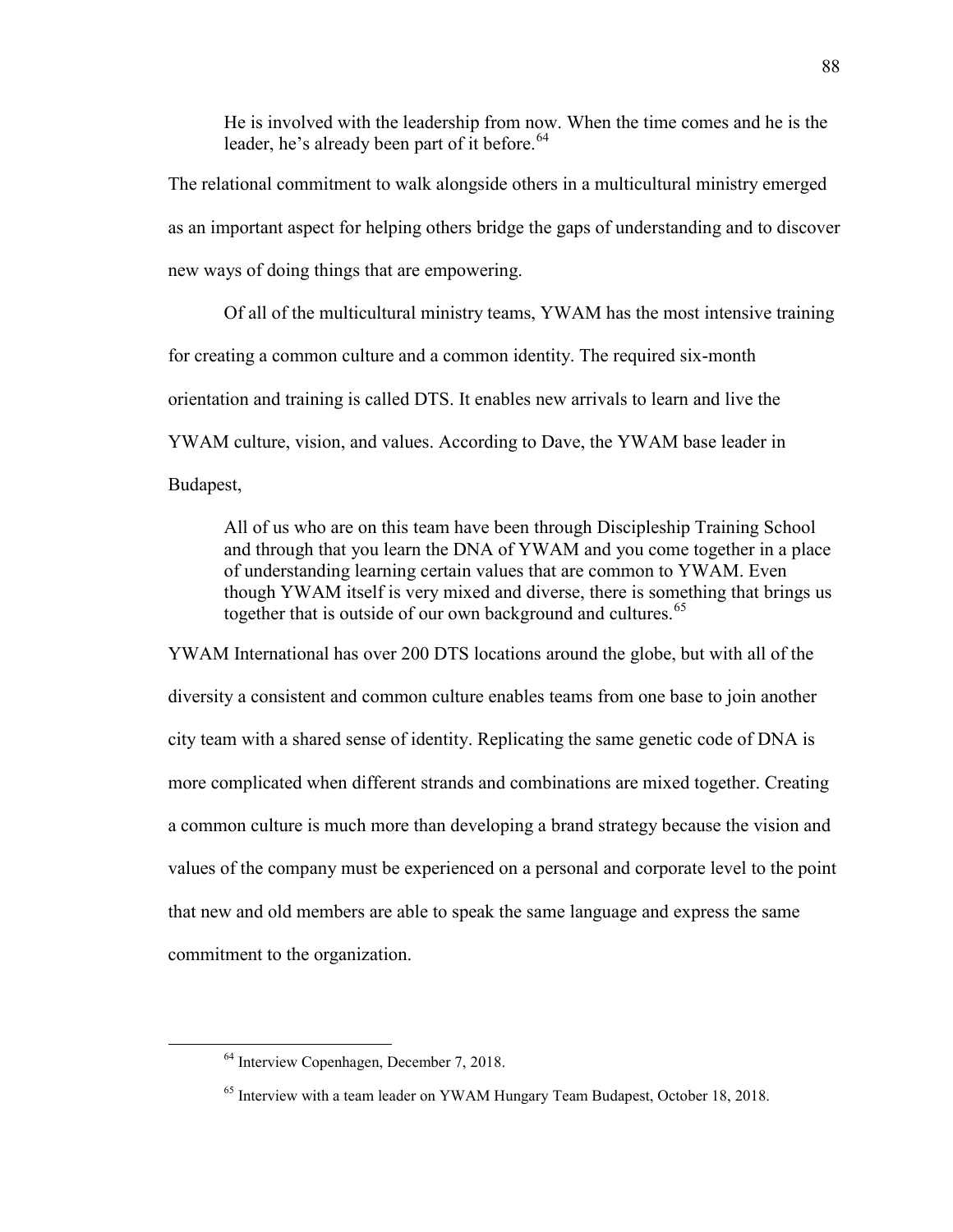> He is involved with the leadership from now. When the time comes and he is the leader, he's already been part of it before.[64]

The relational commitment to walk alongside others in a multicultural ministry emerged as an important aspect for helping others bridge the gaps of understanding and to discover new ways of doing things that are empowering.

Of all of the multicultural ministry teams, YWAM has the most intensive training for creating a common culture and a common identity. The required six-month orientation and training is called DTS. It enables new arrivals to learn and live the YWAM culture, vision, and values. According to Dave, the YWAM base leader in Budapest,

> All of us who are on this team have been through Discipleship Training School and through that you learn the DNA of YWAM and you come together in a place of understanding learning certain values that are common to YWAM. Even though YWAM itself is very mixed and diverse, there is something that brings us together that is outside of our own background and cultures.[65]

YWAM International has over 200 DTS locations around the globe, but with all of the diversity a consistent and common culture enables teams from one base to join another city team with a shared sense of identity. Replicating the same genetic code of DNA is more complicated when different strands and combinations are mixed together. Creating a common culture is much more than developing a brand strategy because the vision and values of the company must be experienced on a personal and corporate level to the point that new and old members are able to speak the same language and express the same commitment to the organization.

---

[64] Interview Copenhagen, December 7, 2018.

[65] Interview with a team leader on YWAM Hungary Team Budapest, October 18, 2018.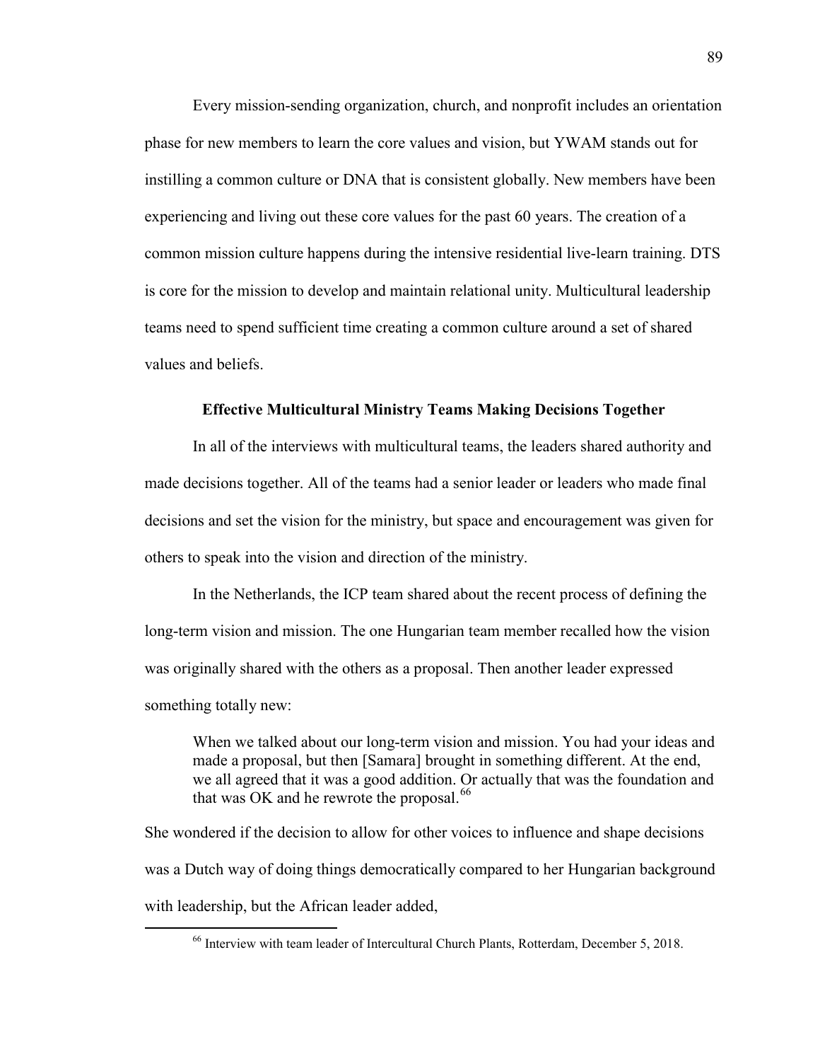Every mission-sending organization, church, and nonprofit includes an orientation phase for new members to learn the core values and vision, but YWAM stands out for instilling a common culture or DNA that is consistent globally. New members have been experiencing and living out these core values for the past 60 years. The creation of a common mission culture happens during the intensive residential live-learn training. DTS is core for the mission to develop and maintain relational unity. Multicultural leadership teams need to spend sufficient time creating a common culture around a set of shared values and beliefs.

### Effective Multicultural Ministry Teams Making Decisions Together

In all of the interviews with multicultural teams, the leaders shared authority and made decisions together. All of the teams had a senior leader or leaders who made final decisions and set the vision for the ministry, but space and encouragement was given for others to speak into the vision and direction of the ministry.

In the Netherlands, the ICP team shared about the recent process of defining the long-term vision and mission. The one Hungarian team member recalled how the vision was originally shared with the others as a proposal. Then another leader expressed something totally new:

> When we talked about our long-term vision and mission. You had your ideas and made a proposal, but then [Samara] brought in something different. At the end, we all agreed that it was a good addition. Or actually that was the foundation and that was OK and he rewrote the proposal.[66]

She wondered if the decision to allow for other voices to influence and shape decisions was a Dutch way of doing things democratically compared to her Hungarian background with leadership, but the African leader added,

[66] Interview with team leader of Intercultural Church Plants, Rotterdam, December 5, 2018.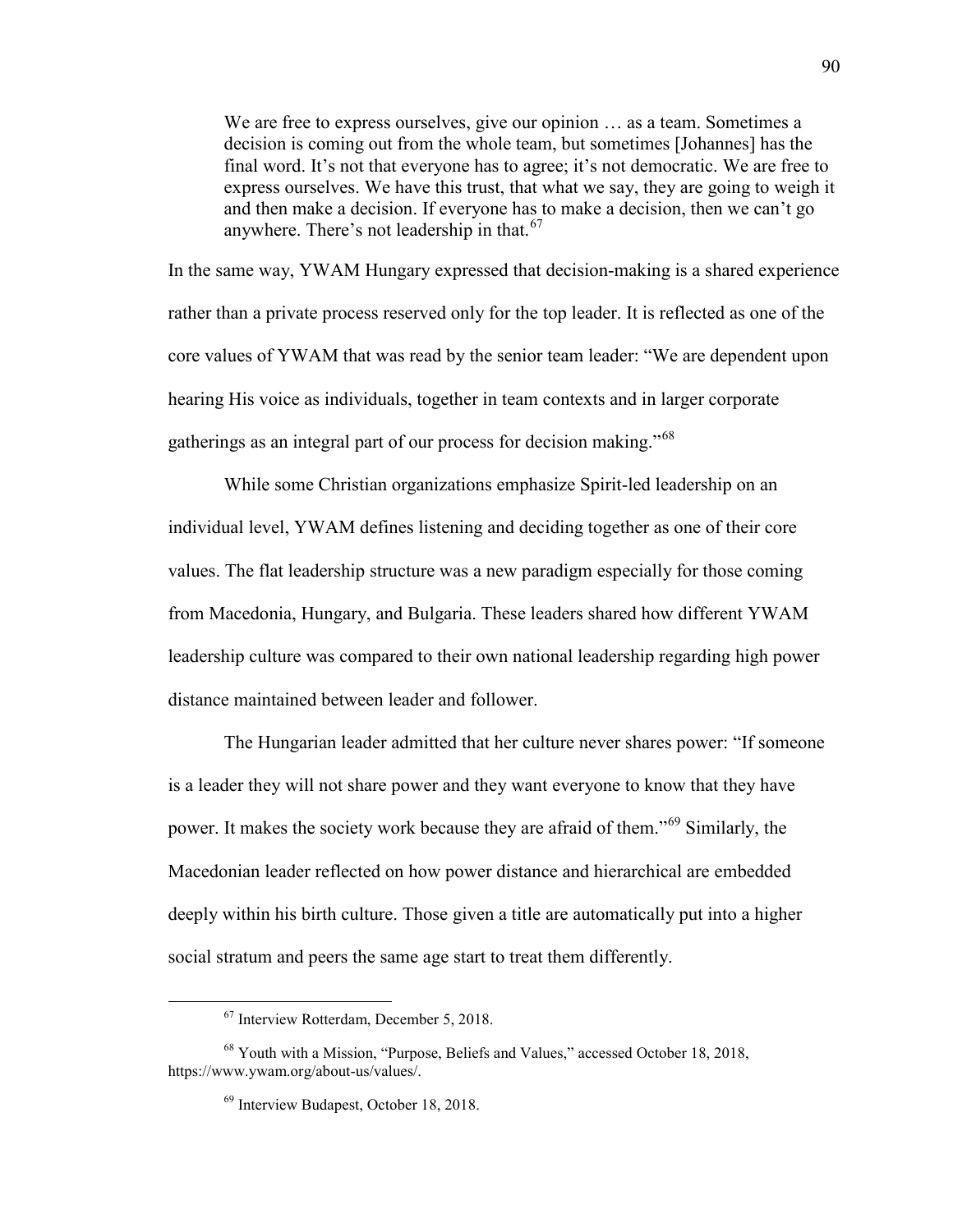> We are free to express ourselves, give our opinion … as a team. Sometimes a decision is coming out from the whole team, but sometimes [Johannes] has the final word. It's not that everyone has to agree; it's not democratic. We are free to express ourselves. We have this trust, that what we say, they are going to weigh it and then make a decision. If everyone has to make a decision, then we can't go anywhere. There's not leadership in that.[67]

In the same way, YWAM Hungary expressed that decision-making is a shared experience rather than a private process reserved only for the top leader. It is reflected as one of the core values of YWAM that was read by the senior team leader: "We are dependent upon hearing His voice as individuals, together in team contexts and in larger corporate gatherings as an integral part of our process for decision making."[68]

While some Christian organizations emphasize Spirit-led leadership on an individual level, YWAM defines listening and deciding together as one of their core values. The flat leadership structure was a new paradigm especially for those coming from Macedonia, Hungary, and Bulgaria. These leaders shared how different YWAM leadership culture was compared to their own national leadership regarding high power distance maintained between leader and follower.

The Hungarian leader admitted that her culture never shares power: "If someone is a leader they will not share power and they want everyone to know that they have power. It makes the society work because they are afraid of them."[69] Similarly, the Macedonian leader reflected on how power distance and hierarchical are embedded deeply within his birth culture. Those given a title are automatically put into a higher social stratum and peers the same age start to treat them differently.

---

[67] Interview Rotterdam, December 5, 2018.

[68] Youth with a Mission, "Purpose, Beliefs and Values," accessed October 18, 2018, https://www.ywam.org/about-us/values/.

[69] Interview Budapest, October 18, 2018.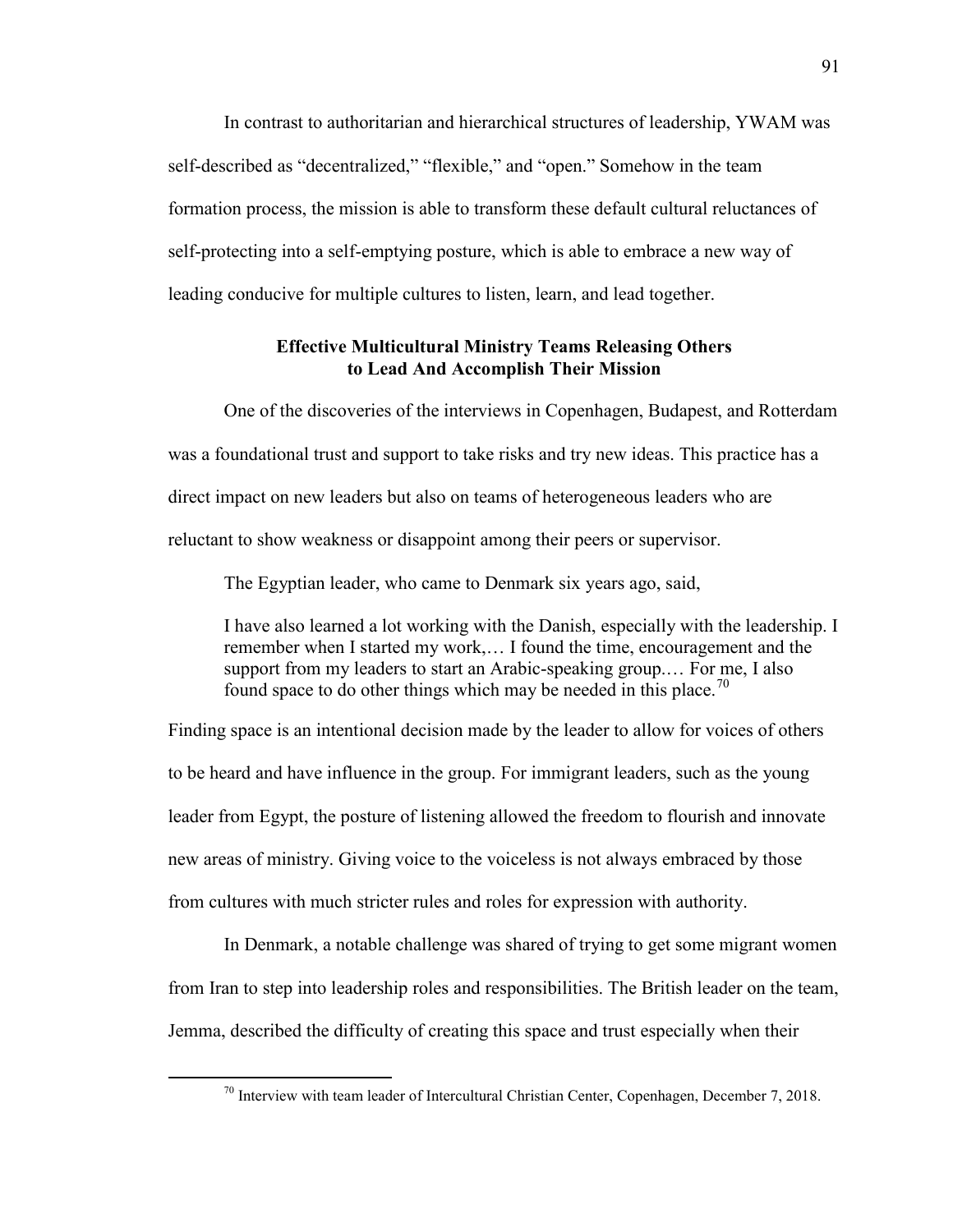In contrast to authoritarian and hierarchical structures of leadership, YWAM was self-described as "decentralized," "flexible," and "open." Somehow in the team formation process, the mission is able to transform these default cultural reluctances of self-protecting into a self-emptying posture, which is able to embrace a new way of leading conducive for multiple cultures to listen, learn, and lead together.

### Effective Multicultural Ministry Teams Releasing Others to Lead And Accomplish Their Mission

One of the discoveries of the interviews in Copenhagen, Budapest, and Rotterdam was a foundational trust and support to take risks and try new ideas. This practice has a direct impact on new leaders but also on teams of heterogeneous leaders who are reluctant to show weakness or disappoint among their peers or supervisor.

The Egyptian leader, who came to Denmark six years ago, said,

> I have also learned a lot working with the Danish, especially with the leadership. I remember when I started my work,… I found the time, encouragement and the support from my leaders to start an Arabic-speaking group.… For me, I also found space to do other things which may be needed in this place.[70]

Finding space is an intentional decision made by the leader to allow for voices of others to be heard and have influence in the group. For immigrant leaders, such as the young leader from Egypt, the posture of listening allowed the freedom to flourish and innovate new areas of ministry. Giving voice to the voiceless is not always embraced by those from cultures with much stricter rules and roles for expression with authority.

In Denmark, a notable challenge was shared of trying to get some migrant women from Iran to step into leadership roles and responsibilities. The British leader on the team, Jemma, described the difficulty of creating this space and trust especially when their

---

[70] Interview with team leader of Intercultural Christian Center, Copenhagen, December 7, 2018.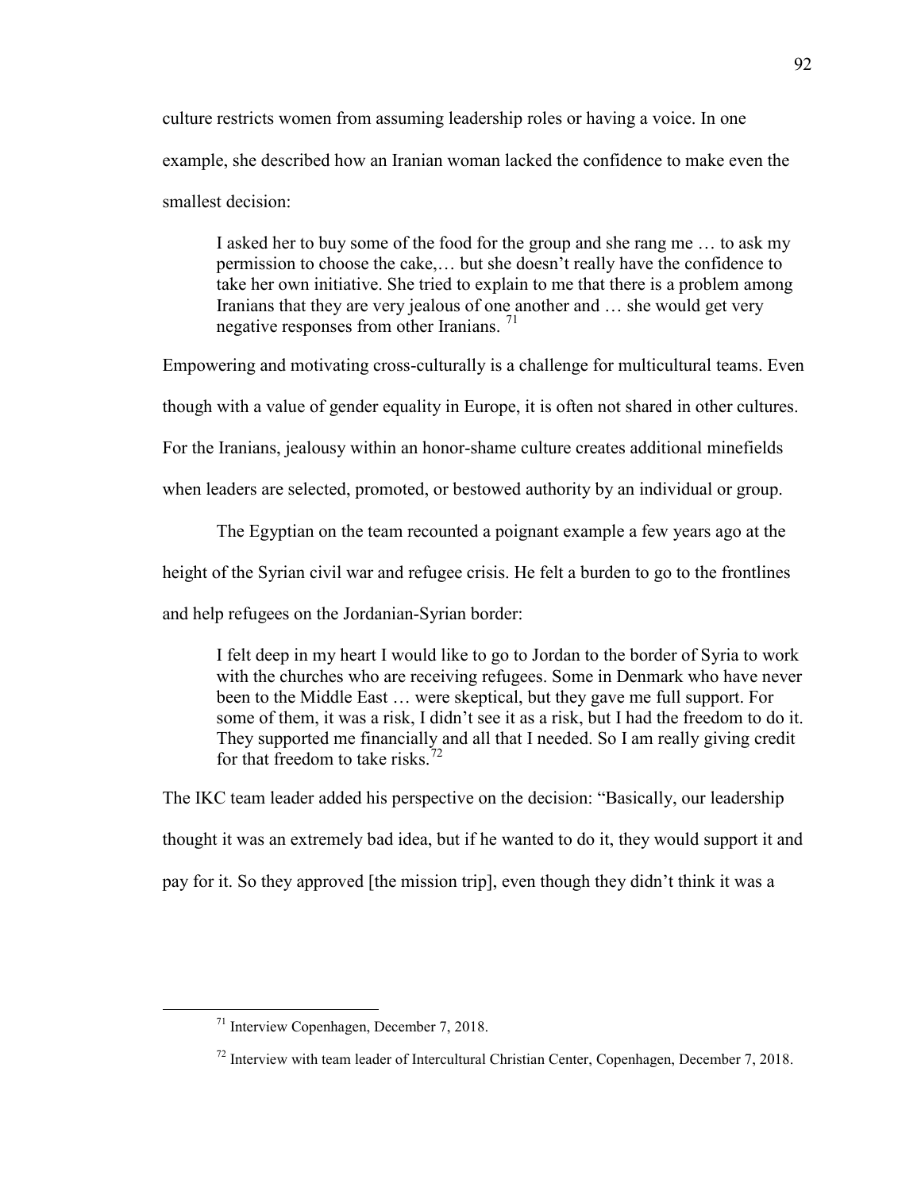culture restricts women from assuming leadership roles or having a voice. In one example, she described how an Iranian woman lacked the confidence to make even the smallest decision:

> I asked her to buy some of the food for the group and she rang me … to ask my permission to choose the cake,… but she doesn't really have the confidence to take her own initiative. She tried to explain to me that there is a problem among Iranians that they are very jealous of one another and … she would get very negative responses from other Iranians. [71]

Empowering and motivating cross-culturally is a challenge for multicultural teams. Even though with a value of gender equality in Europe, it is often not shared in other cultures. For the Iranians, jealousy within an honor-shame culture creates additional minefields when leaders are selected, promoted, or bestowed authority by an individual or group.

The Egyptian on the team recounted a poignant example a few years ago at the height of the Syrian civil war and refugee crisis. He felt a burden to go to the frontlines and help refugees on the Jordanian-Syrian border:

> I felt deep in my heart I would like to go to Jordan to the border of Syria to work with the churches who are receiving refugees. Some in Denmark who have never been to the Middle East … were skeptical, but they gave me full support. For some of them, it was a risk, I didn't see it as a risk, but I had the freedom to do it. They supported me financially and all that I needed. So I am really giving credit for that freedom to take risks.[72]

The IKC team leader added his perspective on the decision: "Basically, our leadership thought it was an extremely bad idea, but if he wanted to do it, they would support it and pay for it. So they approved [the mission trip], even though they didn't think it was a

---

[71] Interview Copenhagen, December 7, 2018.

[72] Interview with team leader of Intercultural Christian Center, Copenhagen, December 7, 2018.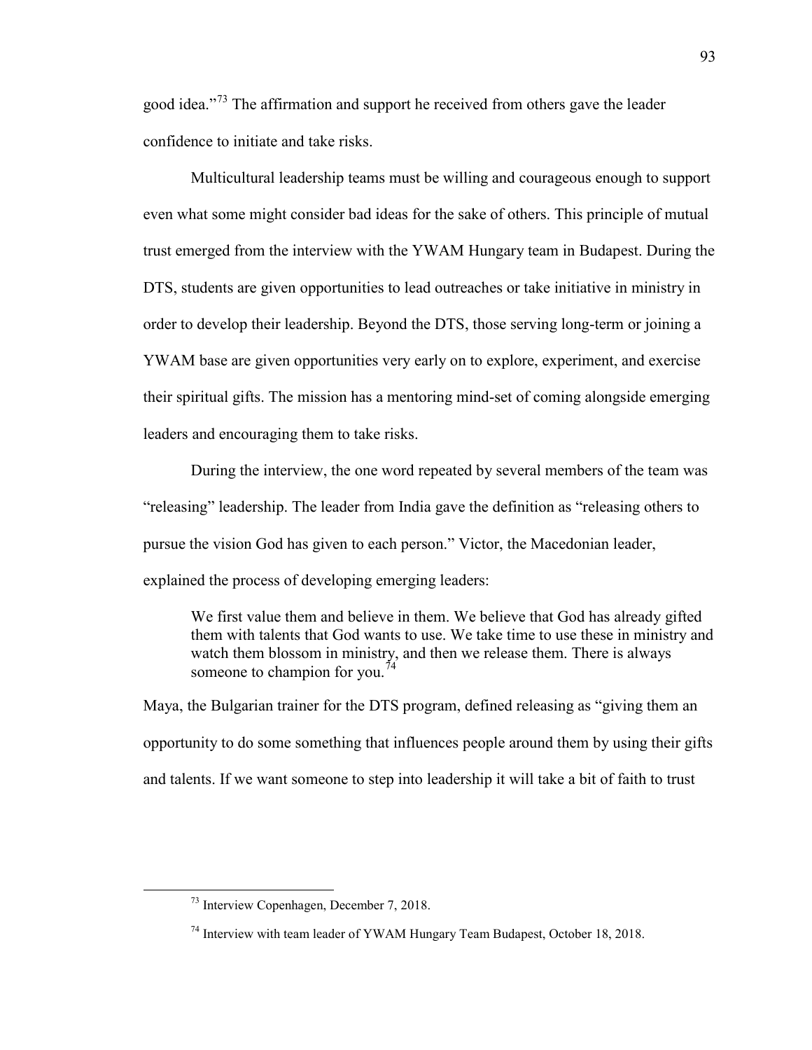good idea."[73] The affirmation and support he received from others gave the leader confidence to initiate and take risks.

Multicultural leadership teams must be willing and courageous enough to support even what some might consider bad ideas for the sake of others. This principle of mutual trust emerged from the interview with the YWAM Hungary team in Budapest. During the DTS, students are given opportunities to lead outreaches or take initiative in ministry in order to develop their leadership. Beyond the DTS, those serving long-term or joining a YWAM base are given opportunities very early on to explore, experiment, and exercise their spiritual gifts. The mission has a mentoring mind-set of coming alongside emerging leaders and encouraging them to take risks.

During the interview, the one word repeated by several members of the team was "releasing" leadership. The leader from India gave the definition as "releasing others to pursue the vision God has given to each person." Victor, the Macedonian leader, explained the process of developing emerging leaders:

> We first value them and believe in them. We believe that God has already gifted them with talents that God wants to use. We take time to use these in ministry and watch them blossom in ministry, and then we release them. There is always someone to champion for you.[74]

Maya, the Bulgarian trainer for the DTS program, defined releasing as "giving them an opportunity to do some something that influences people around them by using their gifts and talents. If we want someone to step into leadership it will take a bit of faith to trust

---

[73] Interview Copenhagen, December 7, 2018.

[74] Interview with team leader of YWAM Hungary Team Budapest, October 18, 2018.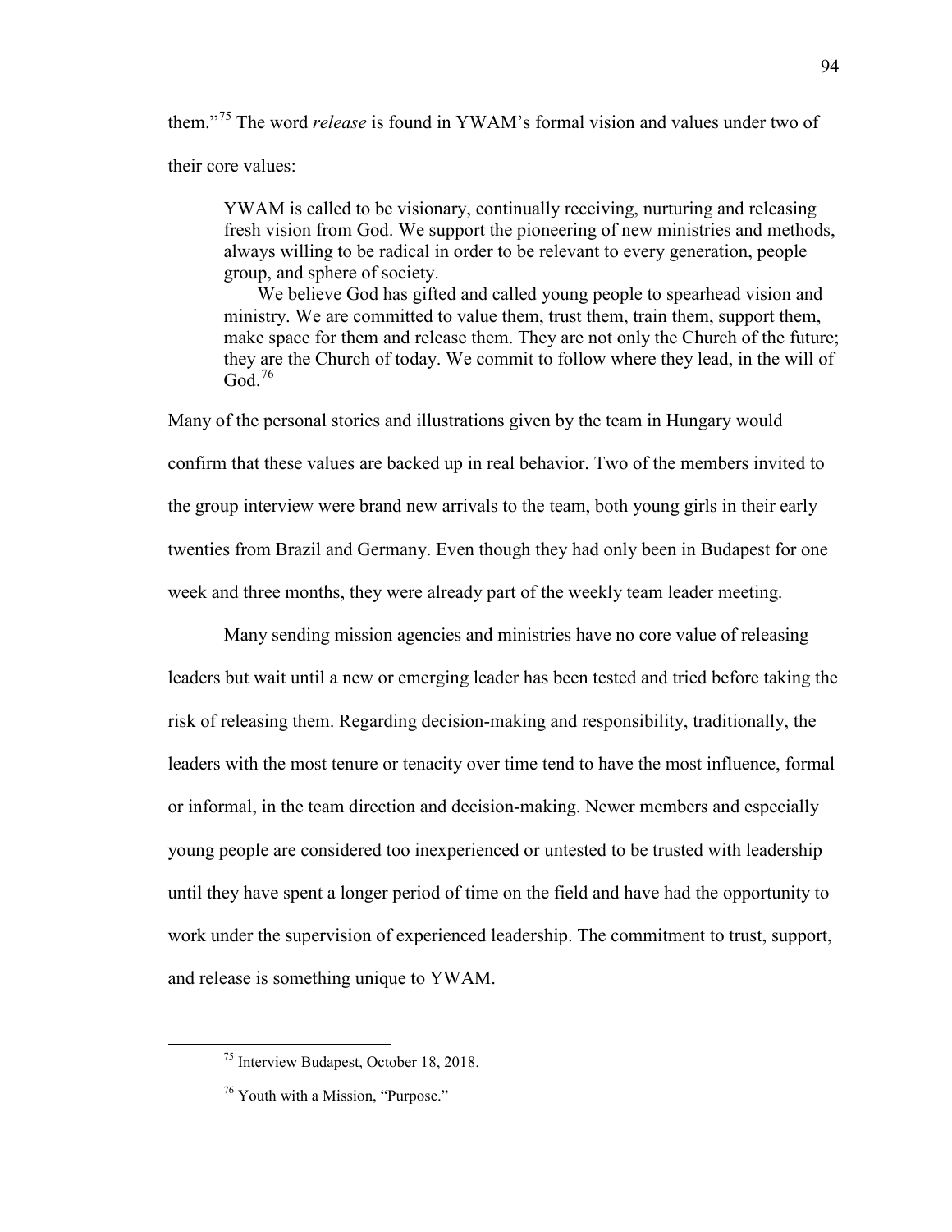them."[75] The word *release* is found in YWAM's formal vision and values under two of their core values:

> YWAM is called to be visionary, continually receiving, nurturing and releasing fresh vision from God. We support the pioneering of new ministries and methods, always willing to be radical in order to be relevant to every generation, people group, and sphere of society.
>
> We believe God has gifted and called young people to spearhead vision and ministry. We are committed to value them, trust them, train them, support them, make space for them and release them. They are not only the Church of the future; they are the Church of today. We commit to follow where they lead, in the will of God.[76]

Many of the personal stories and illustrations given by the team in Hungary would confirm that these values are backed up in real behavior. Two of the members invited to the group interview were brand new arrivals to the team, both young girls in their early twenties from Brazil and Germany. Even though they had only been in Budapest for one week and three months, they were already part of the weekly team leader meeting.

Many sending mission agencies and ministries have no core value of releasing leaders but wait until a new or emerging leader has been tested and tried before taking the risk of releasing them. Regarding decision-making and responsibility, traditionally, the leaders with the most tenure or tenacity over time tend to have the most influence, formal or informal, in the team direction and decision-making. Newer members and especially young people are considered too inexperienced or untested to be trusted with leadership until they have spent a longer period of time on the field and have had the opportunity to work under the supervision of experienced leadership. The commitment to trust, support, and release is something unique to YWAM.

---

[75] Interview Budapest, October 18, 2018.

[76] Youth with a Mission, "Purpose."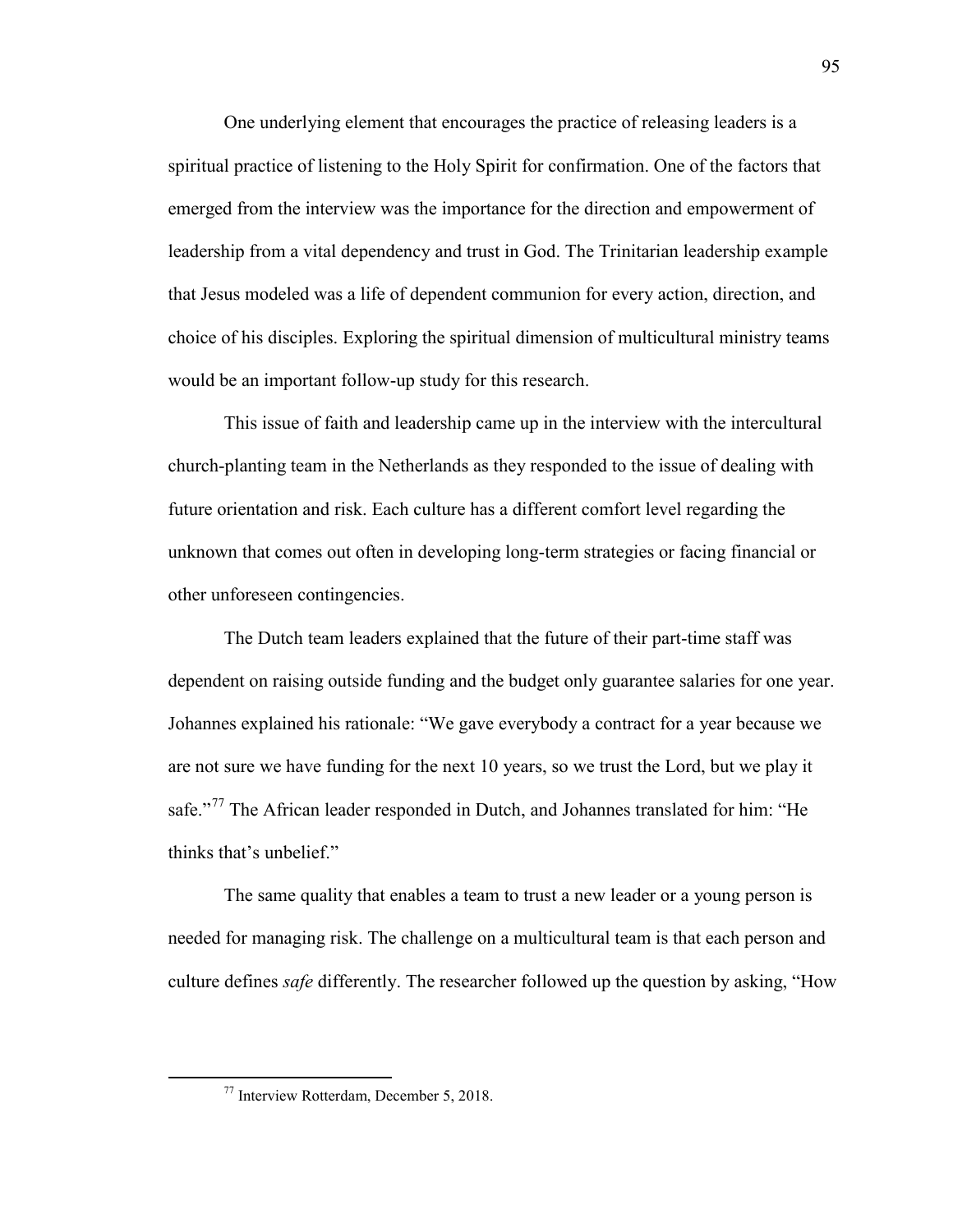One underlying element that encourages the practice of releasing leaders is a spiritual practice of listening to the Holy Spirit for confirmation. One of the factors that emerged from the interview was the importance for the direction and empowerment of leadership from a vital dependency and trust in God. The Trinitarian leadership example that Jesus modeled was a life of dependent communion for every action, direction, and choice of his disciples. Exploring the spiritual dimension of multicultural ministry teams would be an important follow-up study for this research.

This issue of faith and leadership came up in the interview with the intercultural church-planting team in the Netherlands as they responded to the issue of dealing with future orientation and risk. Each culture has a different comfort level regarding the unknown that comes out often in developing long-term strategies or facing financial or other unforeseen contingencies.

The Dutch team leaders explained that the future of their part-time staff was dependent on raising outside funding and the budget only guarantee salaries for one year. Johannes explained his rationale: "We gave everybody a contract for a year because we are not sure we have funding for the next 10 years, so we trust the Lord, but we play it safe."[77] The African leader responded in Dutch, and Johannes translated for him: "He thinks that's unbelief."

The same quality that enables a team to trust a new leader or a young person is needed for managing risk. The challenge on a multicultural team is that each person and culture defines *safe* differently. The researcher followed up the question by asking, "How

---

[77] Interview Rotterdam, December 5, 2018.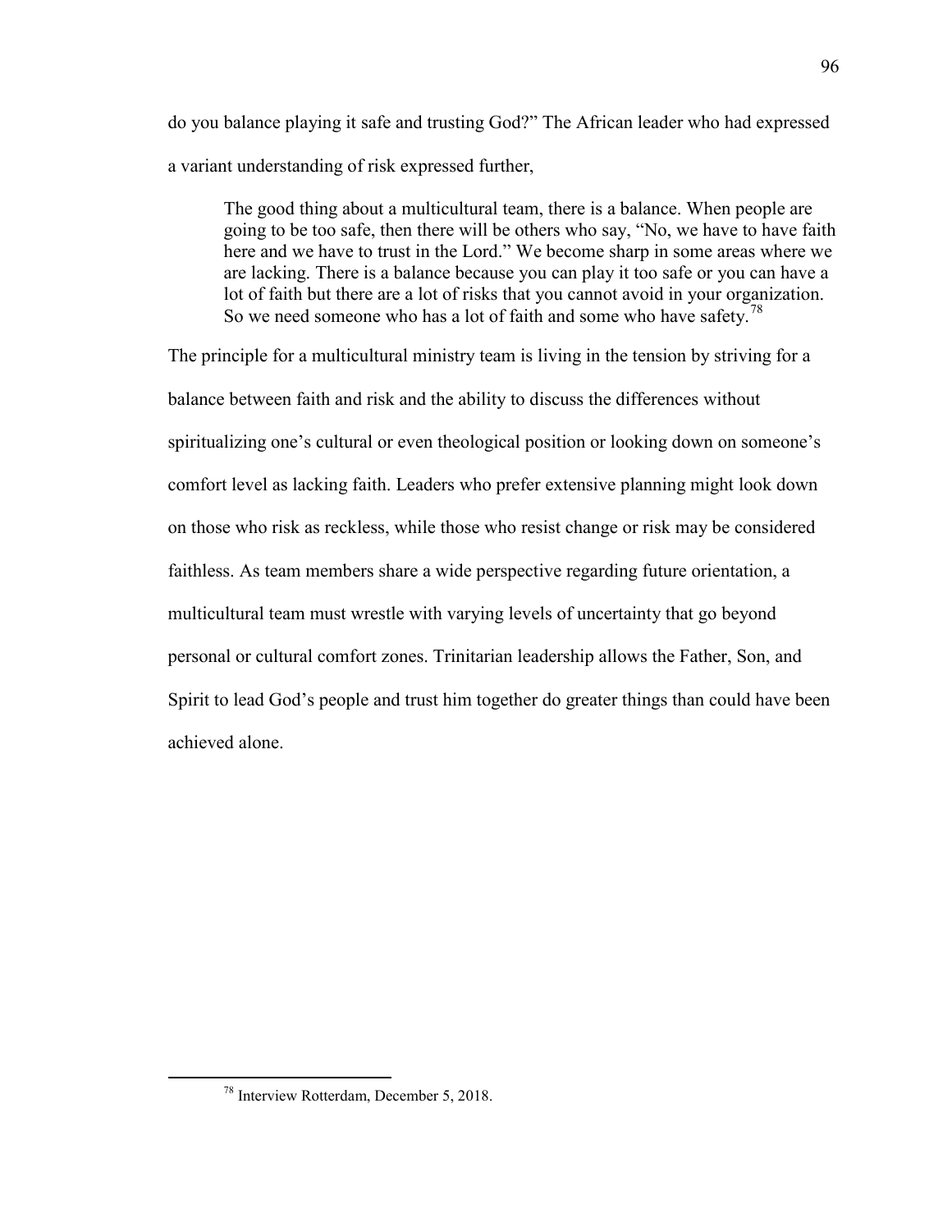do you balance playing it safe and trusting God?" The African leader who had expressed a variant understanding of risk expressed further,

> The good thing about a multicultural team, there is a balance. When people are going to be too safe, then there will be others who say, "No, we have to have faith here and we have to trust in the Lord." We become sharp in some areas where we are lacking. There is a balance because you can play it too safe or you can have a lot of faith but there are a lot of risks that you cannot avoid in your organization. So we need someone who has a lot of faith and some who have safety.[78]

The principle for a multicultural ministry team is living in the tension by striving for a balance between faith and risk and the ability to discuss the differences without spiritualizing one's cultural or even theological position or looking down on someone's comfort level as lacking faith. Leaders who prefer extensive planning might look down on those who risk as reckless, while those who resist change or risk may be considered faithless. As team members share a wide perspective regarding future orientation, a multicultural team must wrestle with varying levels of uncertainty that go beyond personal or cultural comfort zones. Trinitarian leadership allows the Father, Son, and Spirit to lead God's people and trust him together do greater things than could have been achieved alone.

---

[78] Interview Rotterdam, December 5, 2018.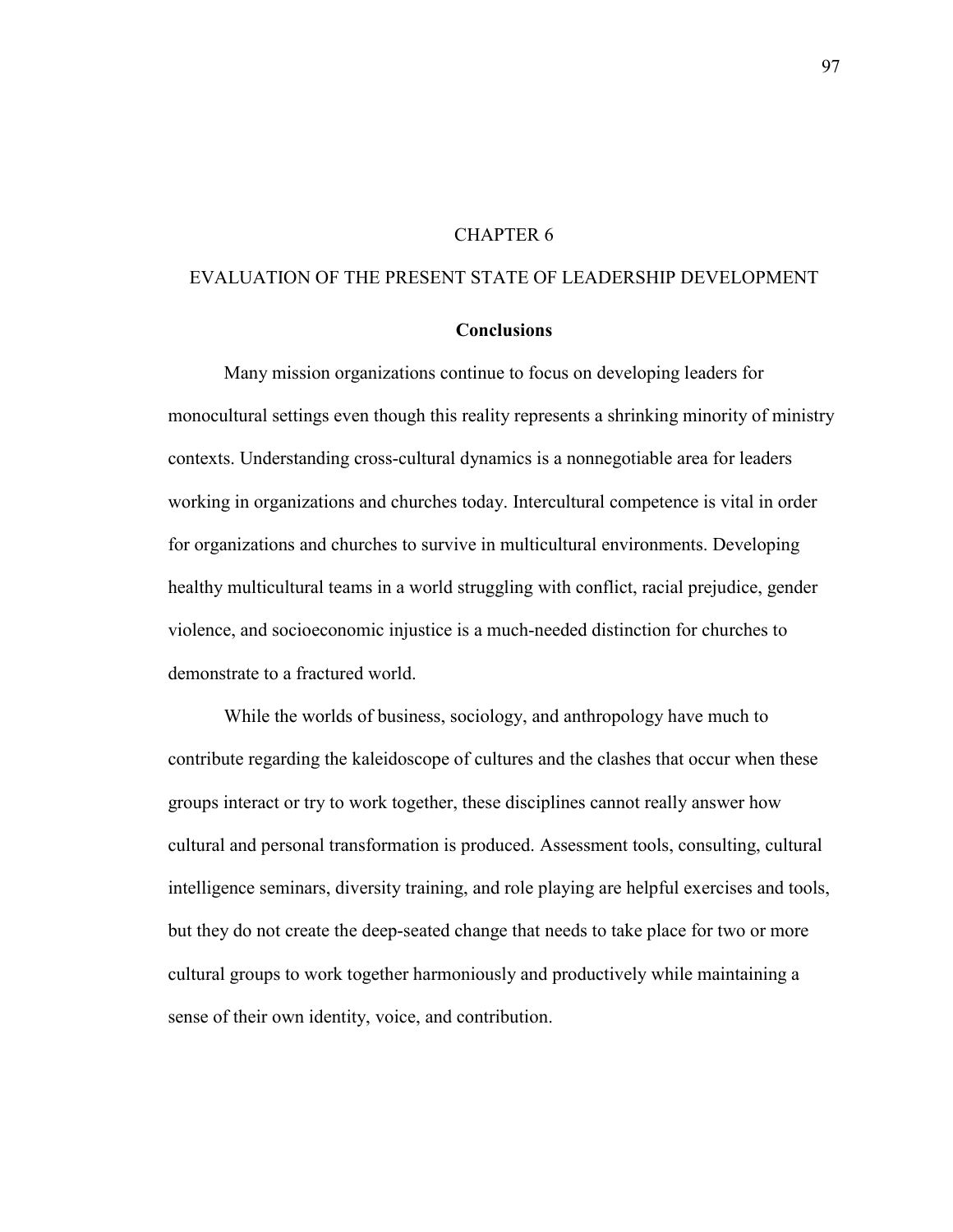# CHAPTER 6

# EVALUATION OF THE PRESENT STATE OF LEADERSHIP DEVELOPMENT

## Conclusions

Many mission organizations continue to focus on developing leaders for monocultural settings even though this reality represents a shrinking minority of ministry contexts. Understanding cross-cultural dynamics is a nonnegotiable area for leaders working in organizations and churches today. Intercultural competence is vital in order for organizations and churches to survive in multicultural environments. Developing healthy multicultural teams in a world struggling with conflict, racial prejudice, gender violence, and socioeconomic injustice is a much-needed distinction for churches to demonstrate to a fractured world.

While the worlds of business, sociology, and anthropology have much to contribute regarding the kaleidoscope of cultures and the clashes that occur when these groups interact or try to work together, these disciplines cannot really answer how cultural and personal transformation is produced. Assessment tools, consulting, cultural intelligence seminars, diversity training, and role playing are helpful exercises and tools, but they do not create the deep-seated change that needs to take place for two or more cultural groups to work together harmoniously and productively while maintaining a sense of their own identity, voice, and contribution.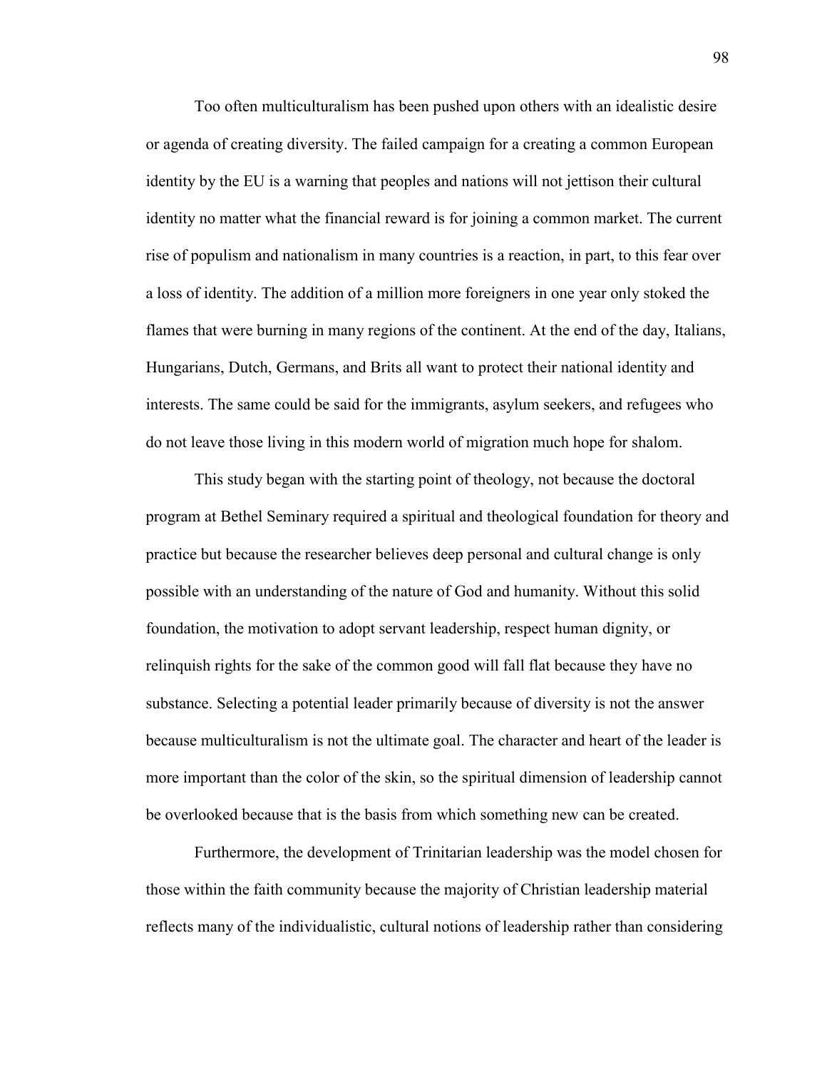Too often multiculturalism has been pushed upon others with an idealistic desire or agenda of creating diversity. The failed campaign for a creating a common European identity by the EU is a warning that peoples and nations will not jettison their cultural identity no matter what the financial reward is for joining a common market. The current rise of populism and nationalism in many countries is a reaction, in part, to this fear over a loss of identity. The addition of a million more foreigners in one year only stoked the flames that were burning in many regions of the continent. At the end of the day, Italians, Hungarians, Dutch, Germans, and Brits all want to protect their national identity and interests. The same could be said for the immigrants, asylum seekers, and refugees who do not leave those living in this modern world of migration much hope for shalom.

This study began with the starting point of theology, not because the doctoral program at Bethel Seminary required a spiritual and theological foundation for theory and practice but because the researcher believes deep personal and cultural change is only possible with an understanding of the nature of God and humanity. Without this solid foundation, the motivation to adopt servant leadership, respect human dignity, or relinquish rights for the sake of the common good will fall flat because they have no substance. Selecting a potential leader primarily because of diversity is not the answer because multiculturalism is not the ultimate goal. The character and heart of the leader is more important than the color of the skin, so the spiritual dimension of leadership cannot be overlooked because that is the basis from which something new can be created.

Furthermore, the development of Trinitarian leadership was the model chosen for those within the faith community because the majority of Christian leadership material reflects many of the individualistic, cultural notions of leadership rather than considering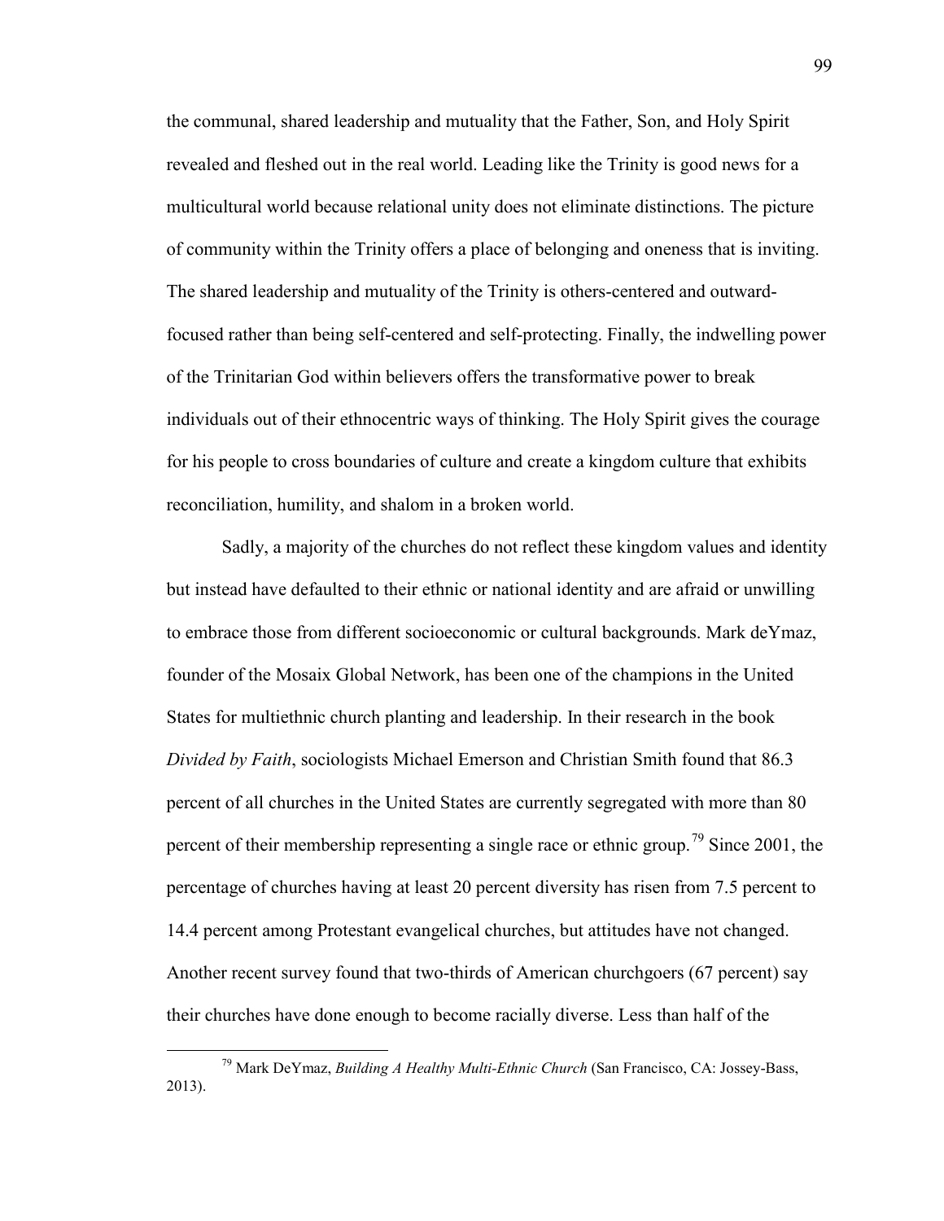the communal, shared leadership and mutuality that the Father, Son, and Holy Spirit revealed and fleshed out in the real world. Leading like the Trinity is good news for a multicultural world because relational unity does not eliminate distinctions. The picture of community within the Trinity offers a place of belonging and oneness that is inviting. The shared leadership and mutuality of the Trinity is others-centered and outward-focused rather than being self-centered and self-protecting. Finally, the indwelling power of the Trinitarian God within believers offers the transformative power to break individuals out of their ethnocentric ways of thinking. The Holy Spirit gives the courage for his people to cross boundaries of culture and create a kingdom culture that exhibits reconciliation, humility, and shalom in a broken world.

Sadly, a majority of the churches do not reflect these kingdom values and identity but instead have defaulted to their ethnic or national identity and are afraid or unwilling to embrace those from different socioeconomic or cultural backgrounds. Mark deYmaz, founder of the Mosaix Global Network, has been one of the champions in the United States for multiethnic church planting and leadership. In their research in the book *Divided by Faith*, sociologists Michael Emerson and Christian Smith found that 86.3 percent of all churches in the United States are currently segregated with more than 80 percent of their membership representing a single race or ethnic group.[79] Since 2001, the percentage of churches having at least 20 percent diversity has risen from 7.5 percent to 14.4 percent among Protestant evangelical churches, but attitudes have not changed. Another recent survey found that two-thirds of American churchgoers (67 percent) say their churches have done enough to become racially diverse. Less than half of the

[79] Mark DeYmaz, *Building A Healthy Multi-Ethnic Church* (San Francisco, CA: Jossey-Bass, 2013).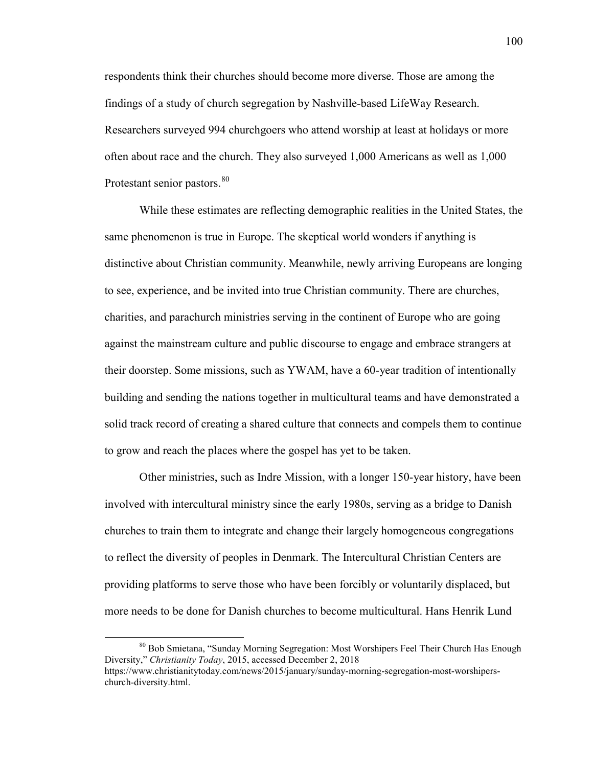respondents think their churches should become more diverse. Those are among the findings of a study of church segregation by Nashville-based LifeWay Research. Researchers surveyed 994 churchgoers who attend worship at least at holidays or more often about race and the church. They also surveyed 1,000 Americans as well as 1,000 Protestant senior pastors.[80]

While these estimates are reflecting demographic realities in the United States, the same phenomenon is true in Europe. The skeptical world wonders if anything is distinctive about Christian community. Meanwhile, newly arriving Europeans are longing to see, experience, and be invited into true Christian community. There are churches, charities, and parachurch ministries serving in the continent of Europe who are going against the mainstream culture and public discourse to engage and embrace strangers at their doorstep. Some missions, such as YWAM, have a 60-year tradition of intentionally building and sending the nations together in multicultural teams and have demonstrated a solid track record of creating a shared culture that connects and compels them to continue to grow and reach the places where the gospel has yet to be taken.

Other ministries, such as Indre Mission, with a longer 150-year history, have been involved with intercultural ministry since the early 1980s, serving as a bridge to Danish churches to train them to integrate and change their largely homogeneous congregations to reflect the diversity of peoples in Denmark. The Intercultural Christian Centers are providing platforms to serve those who have been forcibly or voluntarily displaced, but more needs to be done for Danish churches to become multicultural. Hans Henrik Lund

[80] Bob Smietana, "Sunday Morning Segregation: Most Worshipers Feel Their Church Has Enough Diversity," *Christianity Today*, 2015, accessed December 2, 2018 https://www.christianitytoday.com/news/2015/january/sunday-morning-segregation-most-worshipers-church-diversity.html.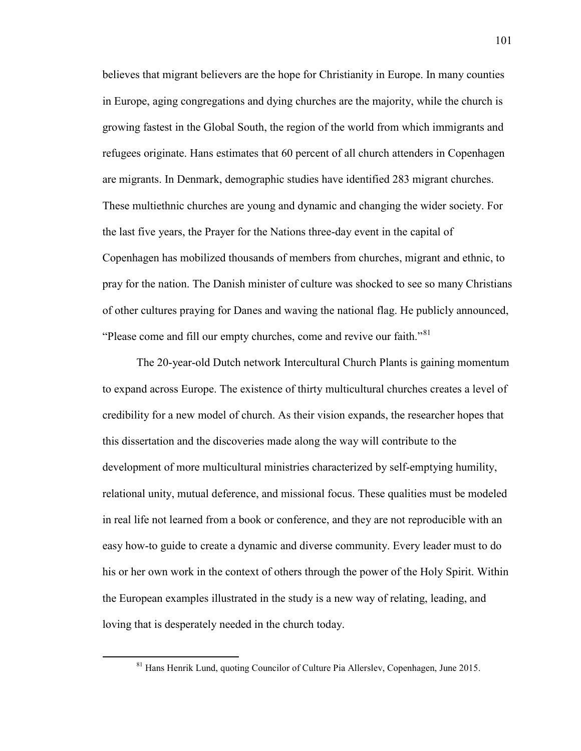believes that migrant believers are the hope for Christianity in Europe. In many counties in Europe, aging congregations and dying churches are the majority, while the church is growing fastest in the Global South, the region of the world from which immigrants and refugees originate. Hans estimates that 60 percent of all church attenders in Copenhagen are migrants. In Denmark, demographic studies have identified 283 migrant churches. These multiethnic churches are young and dynamic and changing the wider society. For the last five years, the Prayer for the Nations three-day event in the capital of Copenhagen has mobilized thousands of members from churches, migrant and ethnic, to pray for the nation. The Danish minister of culture was shocked to see so many Christians of other cultures praying for Danes and waving the national flag. He publicly announced, "Please come and fill our empty churches, come and revive our faith."[81]

The 20-year-old Dutch network Intercultural Church Plants is gaining momentum to expand across Europe. The existence of thirty multicultural churches creates a level of credibility for a new model of church. As their vision expands, the researcher hopes that this dissertation and the discoveries made along the way will contribute to the development of more multicultural ministries characterized by self-emptying humility, relational unity, mutual deference, and missional focus. These qualities must be modeled in real life not learned from a book or conference, and they are not reproducible with an easy how-to guide to create a dynamic and diverse community. Every leader must to do his or her own work in the context of others through the power of the Holy Spirit. Within the European examples illustrated in the study is a new way of relating, leading, and loving that is desperately needed in the church today.

---

[81] Hans Henrik Lund, quoting Councilor of Culture Pia Allerslev, Copenhagen, June 2015.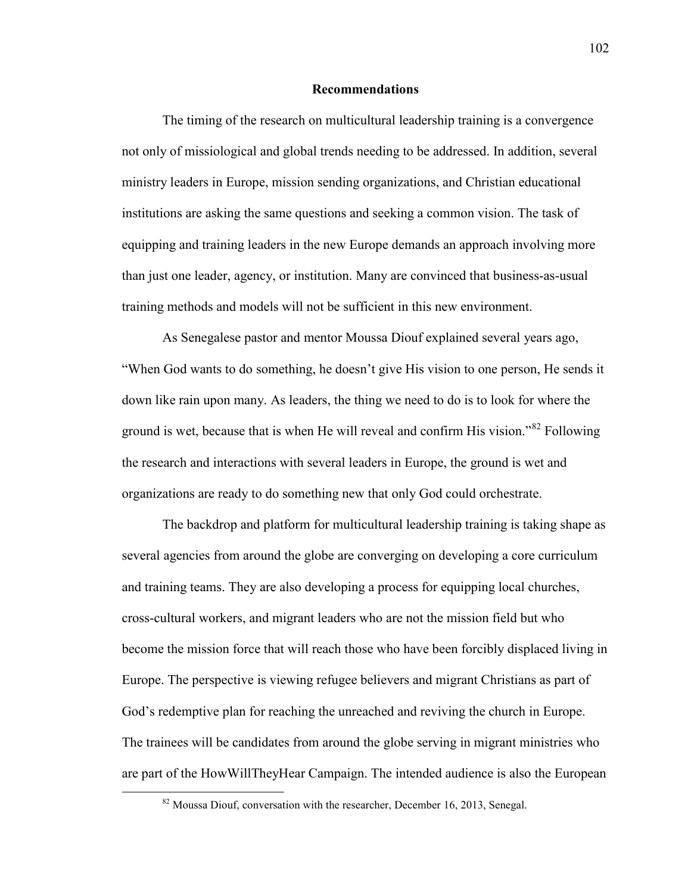## Recommendations

The timing of the research on multicultural leadership training is a convergence not only of missiological and global trends needing to be addressed. In addition, several ministry leaders in Europe, mission sending organizations, and Christian educational institutions are asking the same questions and seeking a common vision. The task of equipping and training leaders in the new Europe demands an approach involving more than just one leader, agency, or institution. Many are convinced that business-as-usual training methods and models will not be sufficient in this new environment.

As Senegalese pastor and mentor Moussa Diouf explained several years ago, "When God wants to do something, he doesn't give His vision to one person, He sends it down like rain upon many. As leaders, the thing we need to do is to look for where the ground is wet, because that is when He will reveal and confirm His vision."[82] Following the research and interactions with several leaders in Europe, the ground is wet and organizations are ready to do something new that only God could orchestrate.

The backdrop and platform for multicultural leadership training is taking shape as several agencies from around the globe are converging on developing a core curriculum and training teams. They are also developing a process for equipping local churches, cross-cultural workers, and migrant leaders who are not the mission field but who become the mission force that will reach those who have been forcibly displaced living in Europe. The perspective is viewing refugee believers and migrant Christians as part of God's redemptive plan for reaching the unreached and reviving the church in Europe. The trainees will be candidates from around the globe serving in migrant ministries who are part of the HowWillTheyHear Campaign. The intended audience is also the European

[82] Moussa Diouf, conversation with the researcher, December 16, 2013, Senegal.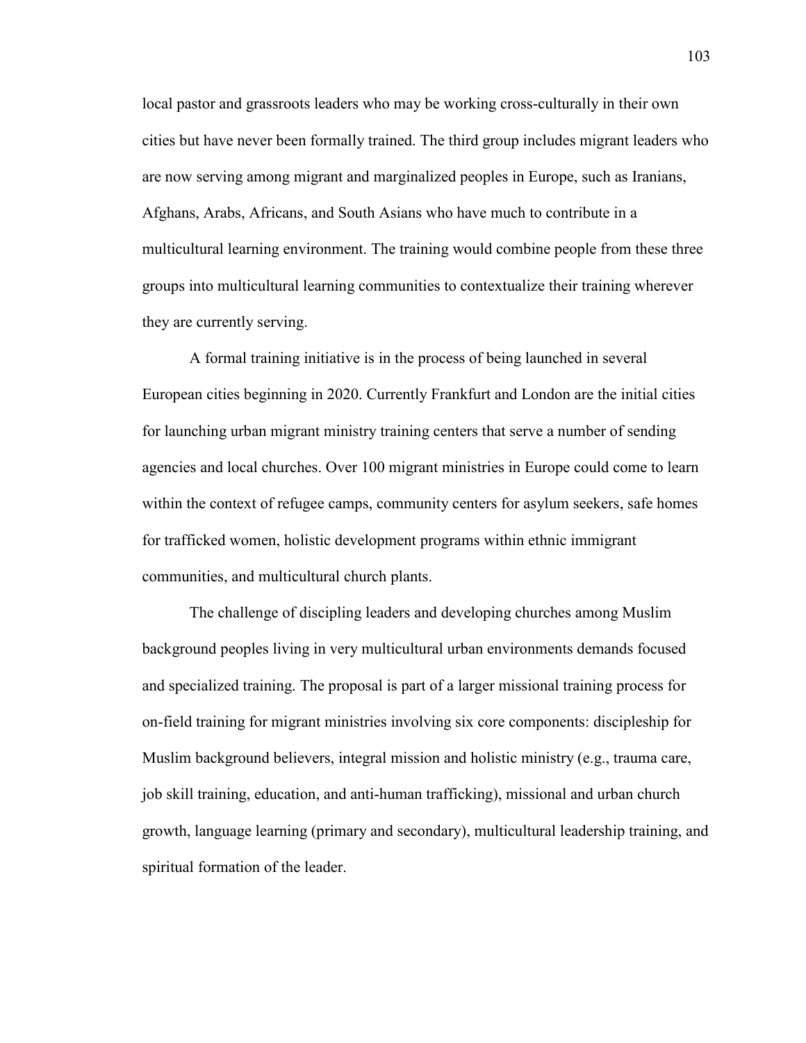local pastor and grassroots leaders who may be working cross-culturally in their own cities but have never been formally trained. The third group includes migrant leaders who are now serving among migrant and marginalized peoples in Europe, such as Iranians, Afghans, Arabs, Africans, and South Asians who have much to contribute in a multicultural learning environment. The training would combine people from these three groups into multicultural learning communities to contextualize their training wherever they are currently serving.

A formal training initiative is in the process of being launched in several European cities beginning in 2020. Currently Frankfurt and London are the initial cities for launching urban migrant ministry training centers that serve a number of sending agencies and local churches. Over 100 migrant ministries in Europe could come to learn within the context of refugee camps, community centers for asylum seekers, safe homes for trafficked women, holistic development programs within ethnic immigrant communities, and multicultural church plants.

The challenge of discipling leaders and developing churches among Muslim background peoples living in very multicultural urban environments demands focused and specialized training. The proposal is part of a larger missional training process for on-field training for migrant ministries involving six core components: discipleship for Muslim background believers, integral mission and holistic ministry (e.g., trauma care, job skill training, education, and anti-human trafficking), missional and urban church growth, language learning (primary and secondary), multicultural leadership training, and spiritual formation of the leader.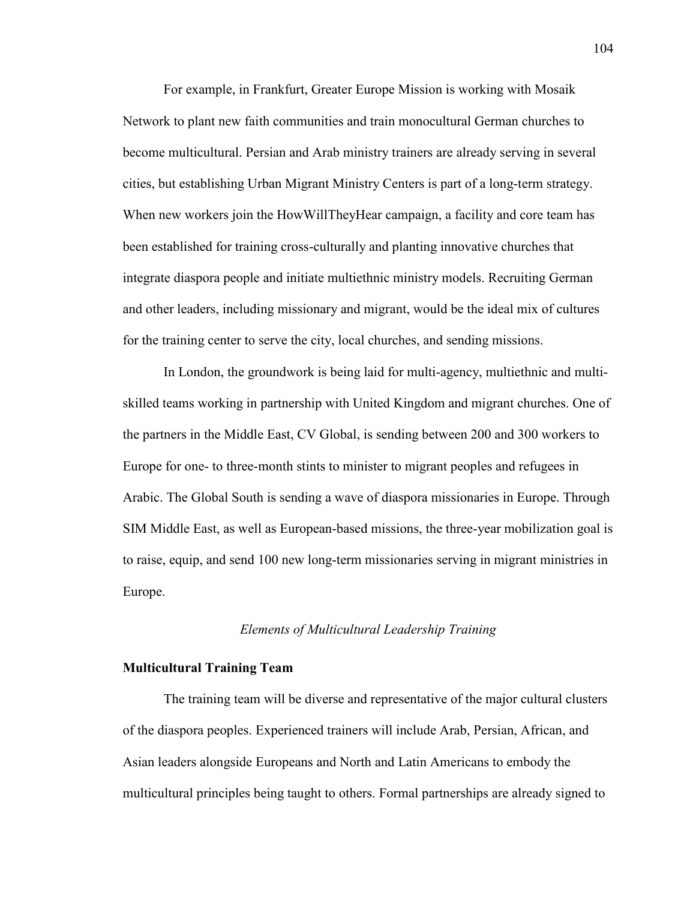For example, in Frankfurt, Greater Europe Mission is working with Mosaik Network to plant new faith communities and train monocultural German churches to become multicultural. Persian and Arab ministry trainers are already serving in several cities, but establishing Urban Migrant Ministry Centers is part of a long-term strategy. When new workers join the HowWillTheyHear campaign, a facility and core team has been established for training cross-culturally and planting innovative churches that integrate diaspora people and initiate multiethnic ministry models. Recruiting German and other leaders, including missionary and migrant, would be the ideal mix of cultures for the training center to serve the city, local churches, and sending missions.

In London, the groundwork is being laid for multi-agency, multiethnic and multi-skilled teams working in partnership with United Kingdom and migrant churches. One of the partners in the Middle East, CV Global, is sending between 200 and 300 workers to Europe for one- to three-month stints to minister to migrant peoples and refugees in Arabic. The Global South is sending a wave of diaspora missionaries in Europe. Through SIM Middle East, as well as European-based missions, the three-year mobilization goal is to raise, equip, and send 100 new long-term missionaries serving in migrant ministries in Europe.

## *Elements of Multicultural Leadership Training*

### **Multicultural Training Team**

The training team will be diverse and representative of the major cultural clusters of the diaspora peoples. Experienced trainers will include Arab, Persian, African, and Asian leaders alongside Europeans and North and Latin Americans to embody the multicultural principles being taught to others. Formal partnerships are already signed to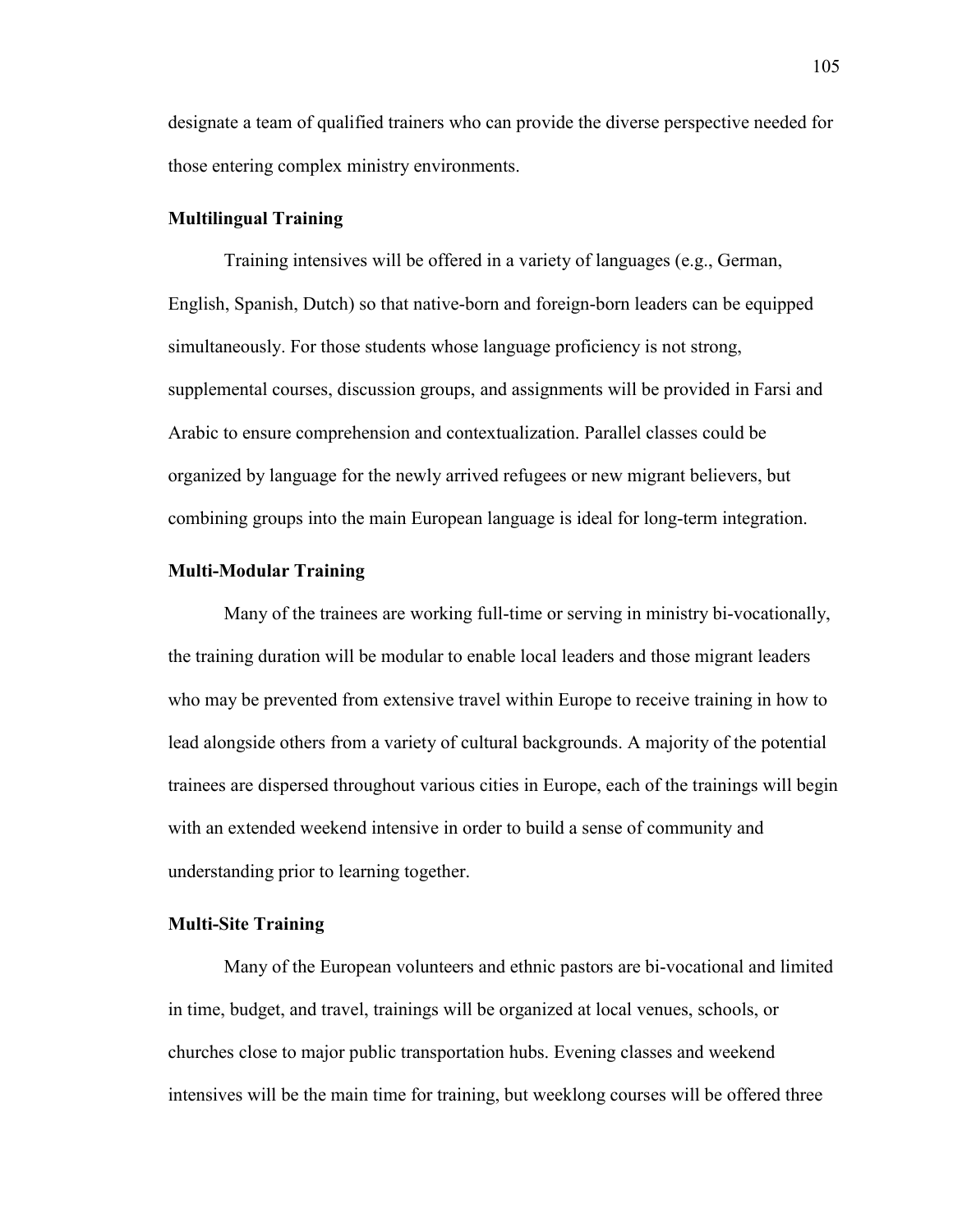designate a team of qualified trainers who can provide the diverse perspective needed for those entering complex ministry environments.

### Multilingual Training

Training intensives will be offered in a variety of languages (e.g., German, English, Spanish, Dutch) so that native-born and foreign-born leaders can be equipped simultaneously. For those students whose language proficiency is not strong, supplemental courses, discussion groups, and assignments will be provided in Farsi and Arabic to ensure comprehension and contextualization. Parallel classes could be organized by language for the newly arrived refugees or new migrant believers, but combining groups into the main European language is ideal for long-term integration.

### Multi-Modular Training

Many of the trainees are working full-time or serving in ministry bi-vocationally, the training duration will be modular to enable local leaders and those migrant leaders who may be prevented from extensive travel within Europe to receive training in how to lead alongside others from a variety of cultural backgrounds. A majority of the potential trainees are dispersed throughout various cities in Europe, each of the trainings will begin with an extended weekend intensive in order to build a sense of community and understanding prior to learning together.

### Multi-Site Training

Many of the European volunteers and ethnic pastors are bi-vocational and limited in time, budget, and travel, trainings will be organized at local venues, schools, or churches close to major public transportation hubs. Evening classes and weekend intensives will be the main time for training, but weeklong courses will be offered three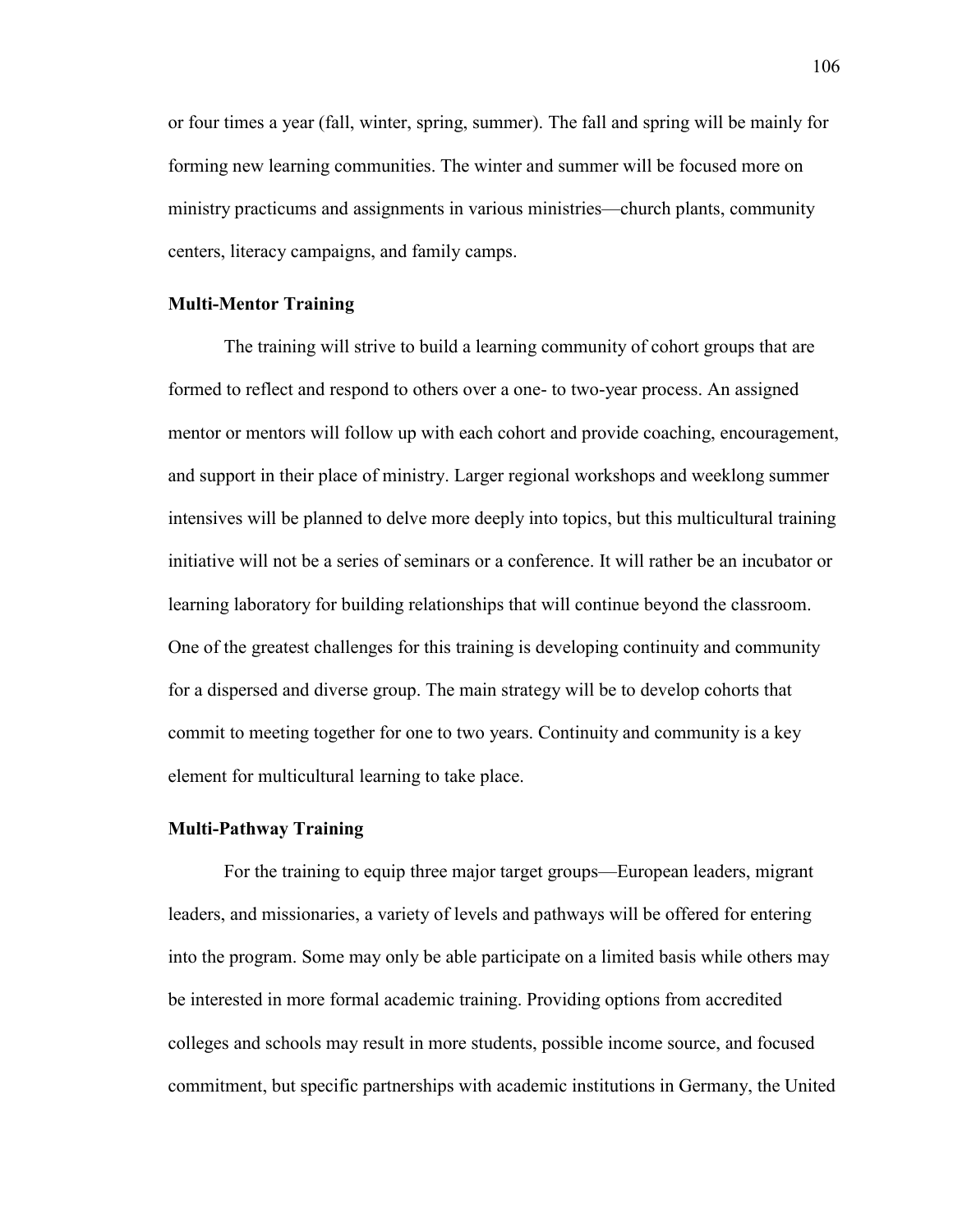or four times a year (fall, winter, spring, summer). The fall and spring will be mainly for forming new learning communities. The winter and summer will be focused more on ministry practicums and assignments in various ministries—church plants, community centers, literacy campaigns, and family camps.

### Multi-Mentor Training

The training will strive to build a learning community of cohort groups that are formed to reflect and respond to others over a one- to two-year process. An assigned mentor or mentors will follow up with each cohort and provide coaching, encouragement, and support in their place of ministry. Larger regional workshops and weeklong summer intensives will be planned to delve more deeply into topics, but this multicultural training initiative will not be a series of seminars or a conference. It will rather be an incubator or learning laboratory for building relationships that will continue beyond the classroom. One of the greatest challenges for this training is developing continuity and community for a dispersed and diverse group. The main strategy will be to develop cohorts that commit to meeting together for one to two years. Continuity and community is a key element for multicultural learning to take place.

### Multi-Pathway Training

For the training to equip three major target groups—European leaders, migrant leaders, and missionaries, a variety of levels and pathways will be offered for entering into the program. Some may only be able participate on a limited basis while others may be interested in more formal academic training. Providing options from accredited colleges and schools may result in more students, possible income source, and focused commitment, but specific partnerships with academic institutions in Germany, the United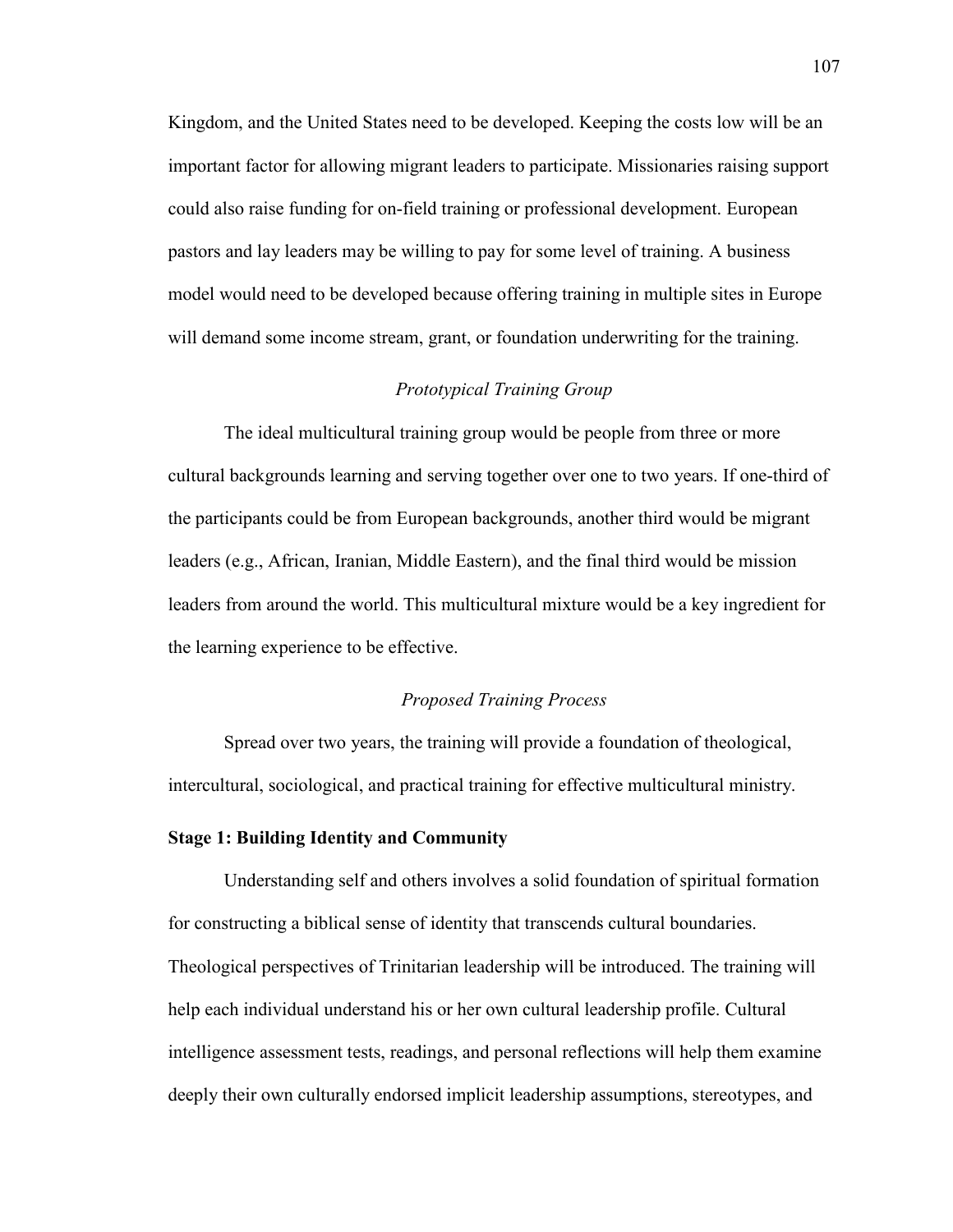Kingdom, and the United States need to be developed. Keeping the costs low will be an important factor for allowing migrant leaders to participate. Missionaries raising support could also raise funding for on-field training or professional development. European pastors and lay leaders may be willing to pay for some level of training. A business model would need to be developed because offering training in multiple sites in Europe will demand some income stream, grant, or foundation underwriting for the training.

### *Prototypical Training Group*

The ideal multicultural training group would be people from three or more cultural backgrounds learning and serving together over one to two years. If one-third of the participants could be from European backgrounds, another third would be migrant leaders (e.g., African, Iranian, Middle Eastern), and the final third would be mission leaders from around the world. This multicultural mixture would be a key ingredient for the learning experience to be effective.

### *Proposed Training Process*

Spread over two years, the training will provide a foundation of theological, intercultural, sociological, and practical training for effective multicultural ministry.

**Stage 1: Building Identity and Community**

Understanding self and others involves a solid foundation of spiritual formation for constructing a biblical sense of identity that transcends cultural boundaries. Theological perspectives of Trinitarian leadership will be introduced. The training will help each individual understand his or her own cultural leadership profile. Cultural intelligence assessment tests, readings, and personal reflections will help them examine deeply their own culturally endorsed implicit leadership assumptions, stereotypes, and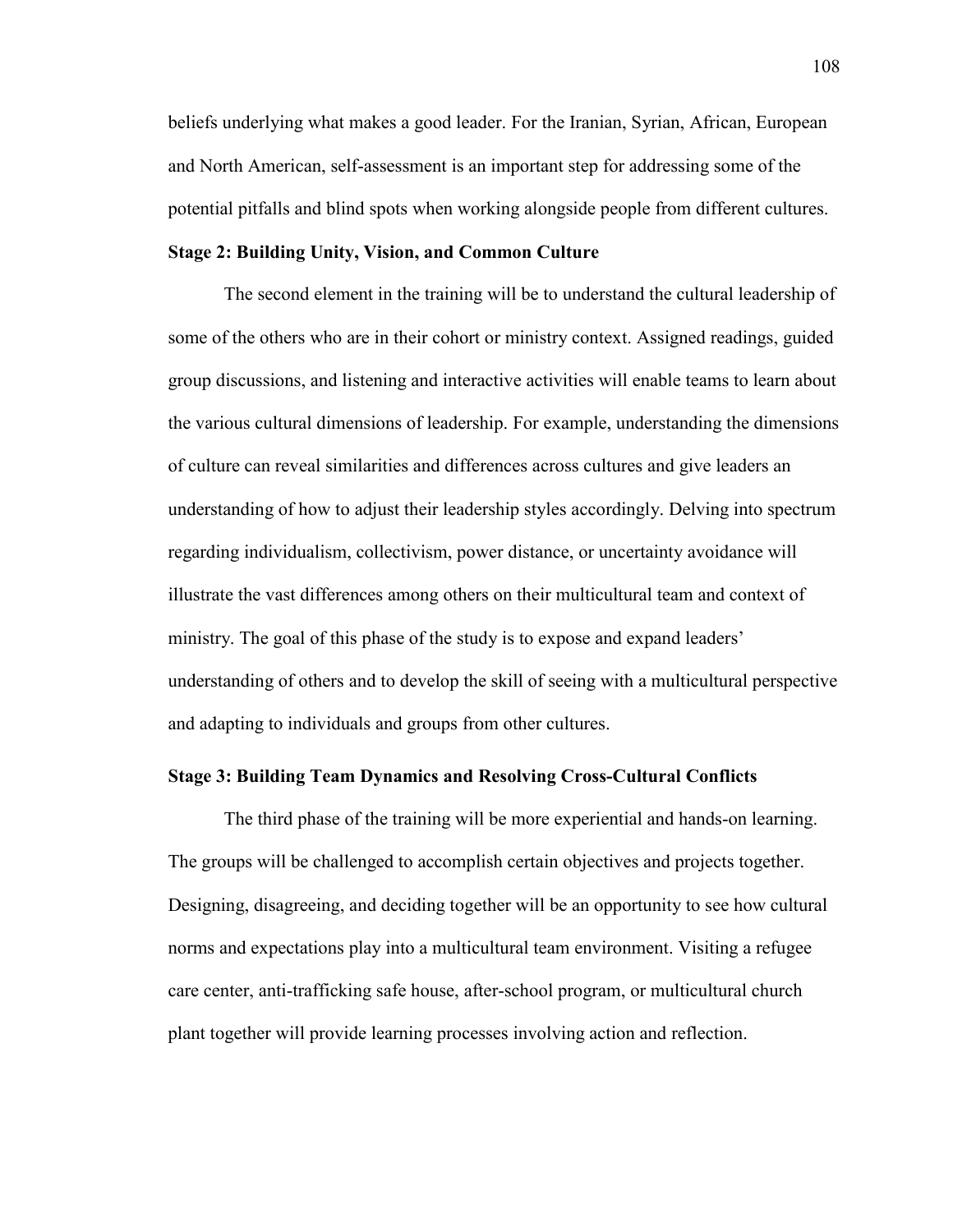beliefs underlying what makes a good leader. For the Iranian, Syrian, African, European and North American, self-assessment is an important step for addressing some of the potential pitfalls and blind spots when working alongside people from different cultures.

**Stage 2: Building Unity, Vision, and Common Culture**

The second element in the training will be to understand the cultural leadership of some of the others who are in their cohort or ministry context. Assigned readings, guided group discussions, and listening and interactive activities will enable teams to learn about the various cultural dimensions of leadership. For example, understanding the dimensions of culture can reveal similarities and differences across cultures and give leaders an understanding of how to adjust their leadership styles accordingly. Delving into spectrum regarding individualism, collectivism, power distance, or uncertainty avoidance will illustrate the vast differences among others on their multicultural team and context of ministry. The goal of this phase of the study is to expose and expand leaders' understanding of others and to develop the skill of seeing with a multicultural perspective and adapting to individuals and groups from other cultures.

**Stage 3: Building Team Dynamics and Resolving Cross-Cultural Conflicts**

The third phase of the training will be more experiential and hands-on learning. The groups will be challenged to accomplish certain objectives and projects together. Designing, disagreeing, and deciding together will be an opportunity to see how cultural norms and expectations play into a multicultural team environment. Visiting a refugee care center, anti-trafficking safe house, after-school program, or multicultural church plant together will provide learning processes involving action and reflection.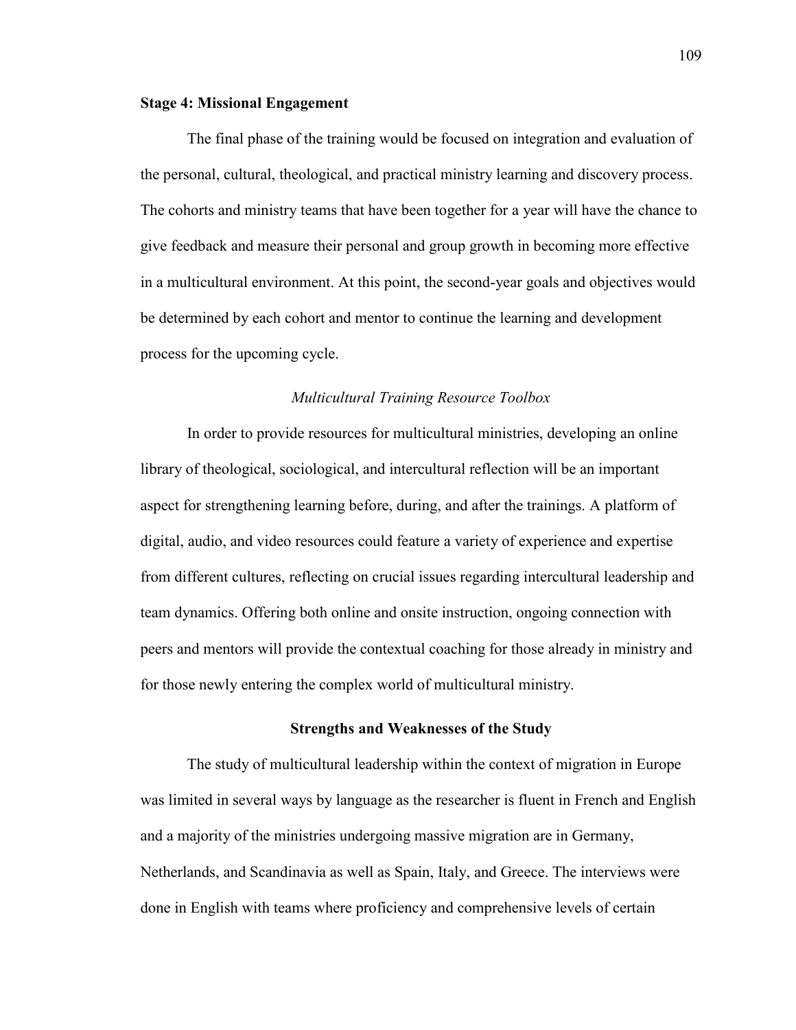**Stage 4: Missional Engagement**

The final phase of the training would be focused on integration and evaluation of the personal, cultural, theological, and practical ministry learning and discovery process. The cohorts and ministry teams that have been together for a year will have the chance to give feedback and measure their personal and group growth in becoming more effective in a multicultural environment. At this point, the second-year goals and objectives would be determined by each cohort and mentor to continue the learning and development process for the upcoming cycle.

*Multicultural Training Resource Toolbox*

In order to provide resources for multicultural ministries, developing an online library of theological, sociological, and intercultural reflection will be an important aspect for strengthening learning before, during, and after the trainings. A platform of digital, audio, and video resources could feature a variety of experience and expertise from different cultures, reflecting on crucial issues regarding intercultural leadership and team dynamics. Offering both online and onsite instruction, ongoing connection with peers and mentors will provide the contextual coaching for those already in ministry and for those newly entering the complex world of multicultural ministry.

## Strengths and Weaknesses of the Study

The study of multicultural leadership within the context of migration in Europe was limited in several ways by language as the researcher is fluent in French and English and a majority of the ministries undergoing massive migration are in Germany, Netherlands, and Scandinavia as well as Spain, Italy, and Greece. The interviews were done in English with teams where proficiency and comprehensive levels of certain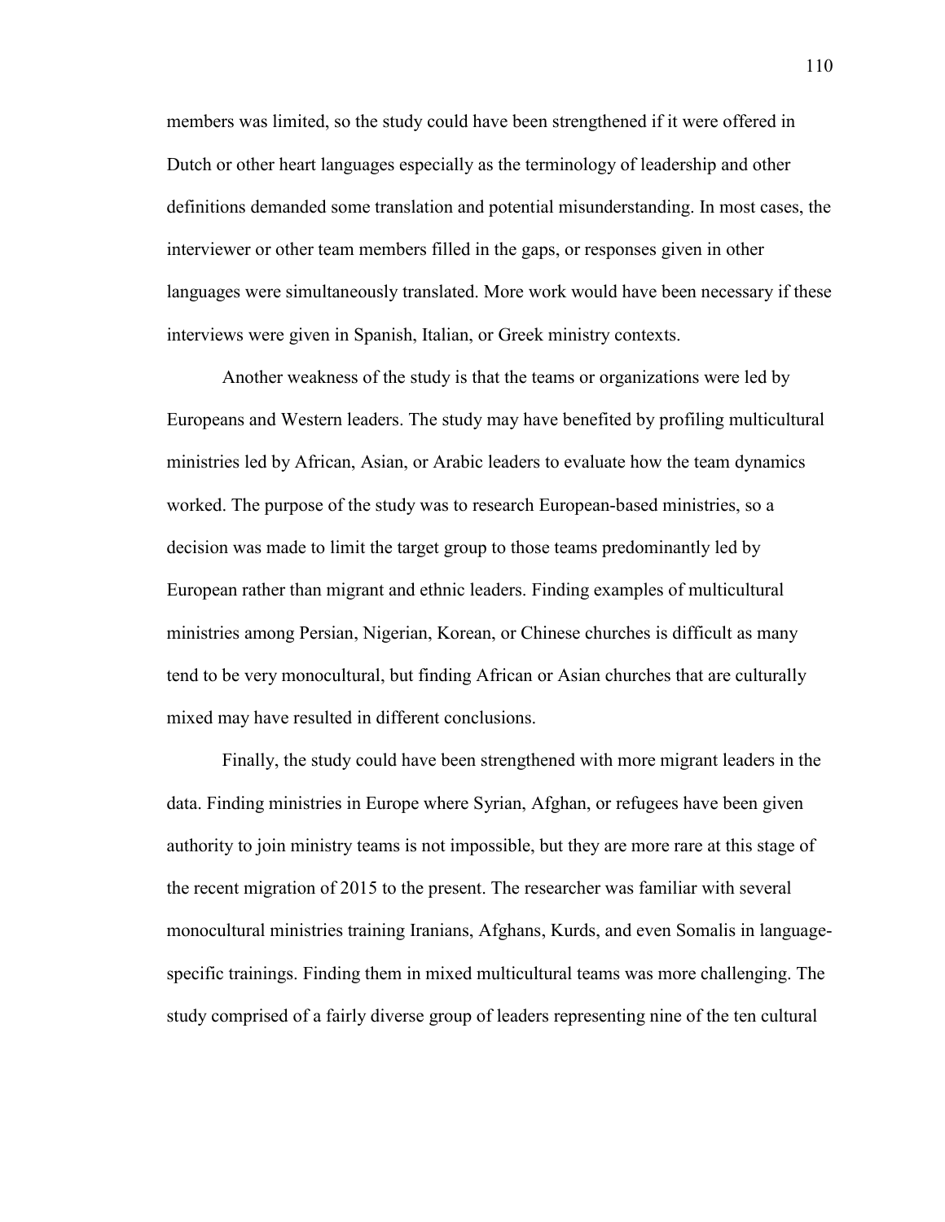members was limited, so the study could have been strengthened if it were offered in Dutch or other heart languages especially as the terminology of leadership and other definitions demanded some translation and potential misunderstanding. In most cases, the interviewer or other team members filled in the gaps, or responses given in other languages were simultaneously translated. More work would have been necessary if these interviews were given in Spanish, Italian, or Greek ministry contexts.

Another weakness of the study is that the teams or organizations were led by Europeans and Western leaders. The study may have benefited by profiling multicultural ministries led by African, Asian, or Arabic leaders to evaluate how the team dynamics worked. The purpose of the study was to research European-based ministries, so a decision was made to limit the target group to those teams predominantly led by European rather than migrant and ethnic leaders. Finding examples of multicultural ministries among Persian, Nigerian, Korean, or Chinese churches is difficult as many tend to be very monocultural, but finding African or Asian churches that are culturally mixed may have resulted in different conclusions.

Finally, the study could have been strengthened with more migrant leaders in the data. Finding ministries in Europe where Syrian, Afghan, or refugees have been given authority to join ministry teams is not impossible, but they are more rare at this stage of the recent migration of 2015 to the present. The researcher was familiar with several monocultural ministries training Iranians, Afghans, Kurds, and even Somalis in language-specific trainings. Finding them in mixed multicultural teams was more challenging. The study comprised of a fairly diverse group of leaders representing nine of the ten cultural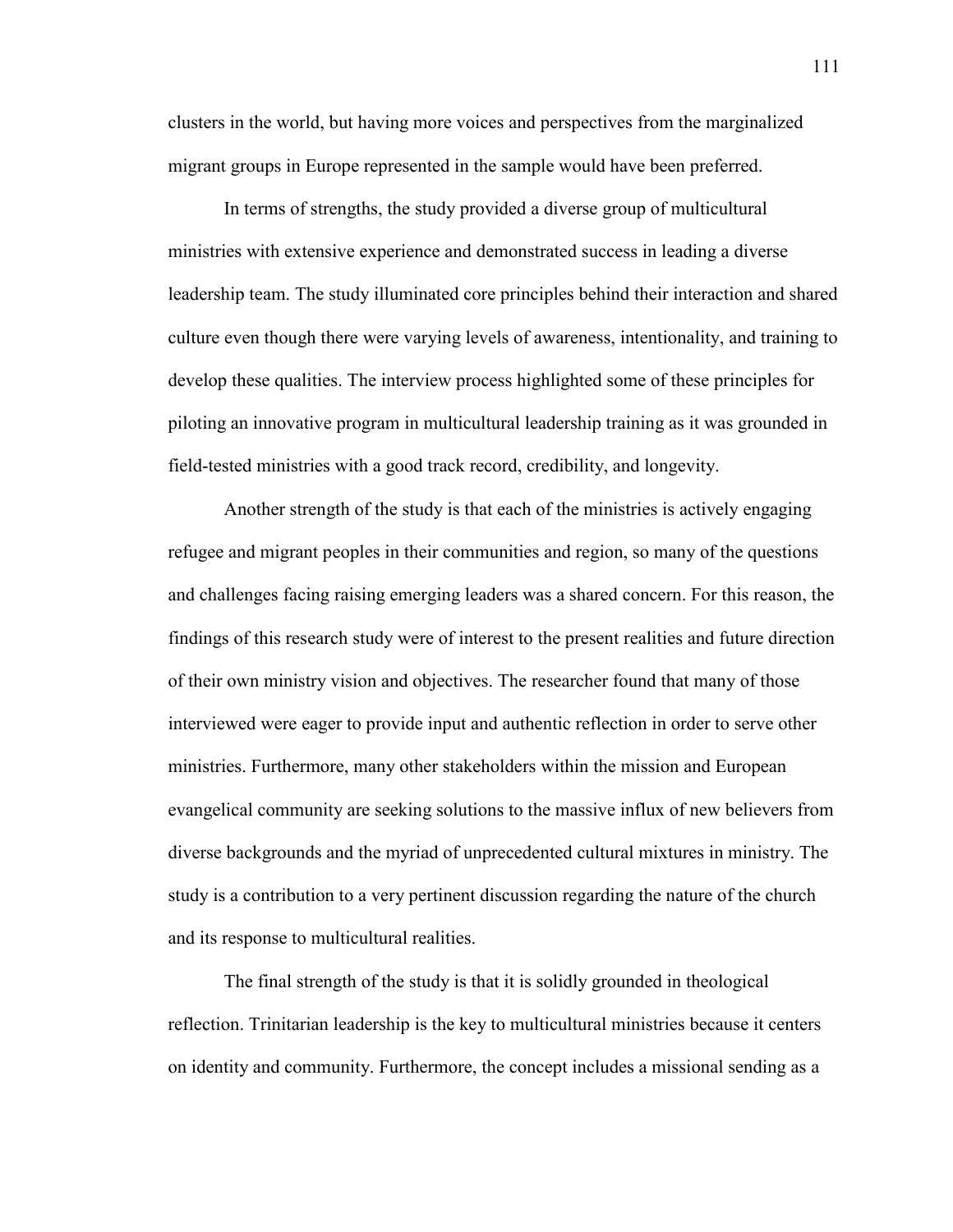clusters in the world, but having more voices and perspectives from the marginalized migrant groups in Europe represented in the sample would have been preferred.

In terms of strengths, the study provided a diverse group of multicultural ministries with extensive experience and demonstrated success in leading a diverse leadership team. The study illuminated core principles behind their interaction and shared culture even though there were varying levels of awareness, intentionality, and training to develop these qualities. The interview process highlighted some of these principles for piloting an innovative program in multicultural leadership training as it was grounded in field-tested ministries with a good track record, credibility, and longevity.

Another strength of the study is that each of the ministries is actively engaging refugee and migrant peoples in their communities and region, so many of the questions and challenges facing raising emerging leaders was a shared concern. For this reason, the findings of this research study were of interest to the present realities and future direction of their own ministry vision and objectives. The researcher found that many of those interviewed were eager to provide input and authentic reflection in order to serve other ministries. Furthermore, many other stakeholders within the mission and European evangelical community are seeking solutions to the massive influx of new believers from diverse backgrounds and the myriad of unprecedented cultural mixtures in ministry. The study is a contribution to a very pertinent discussion regarding the nature of the church and its response to multicultural realities.

The final strength of the study is that it is solidly grounded in theological reflection. Trinitarian leadership is the key to multicultural ministries because it centers on identity and community. Furthermore, the concept includes a missional sending as a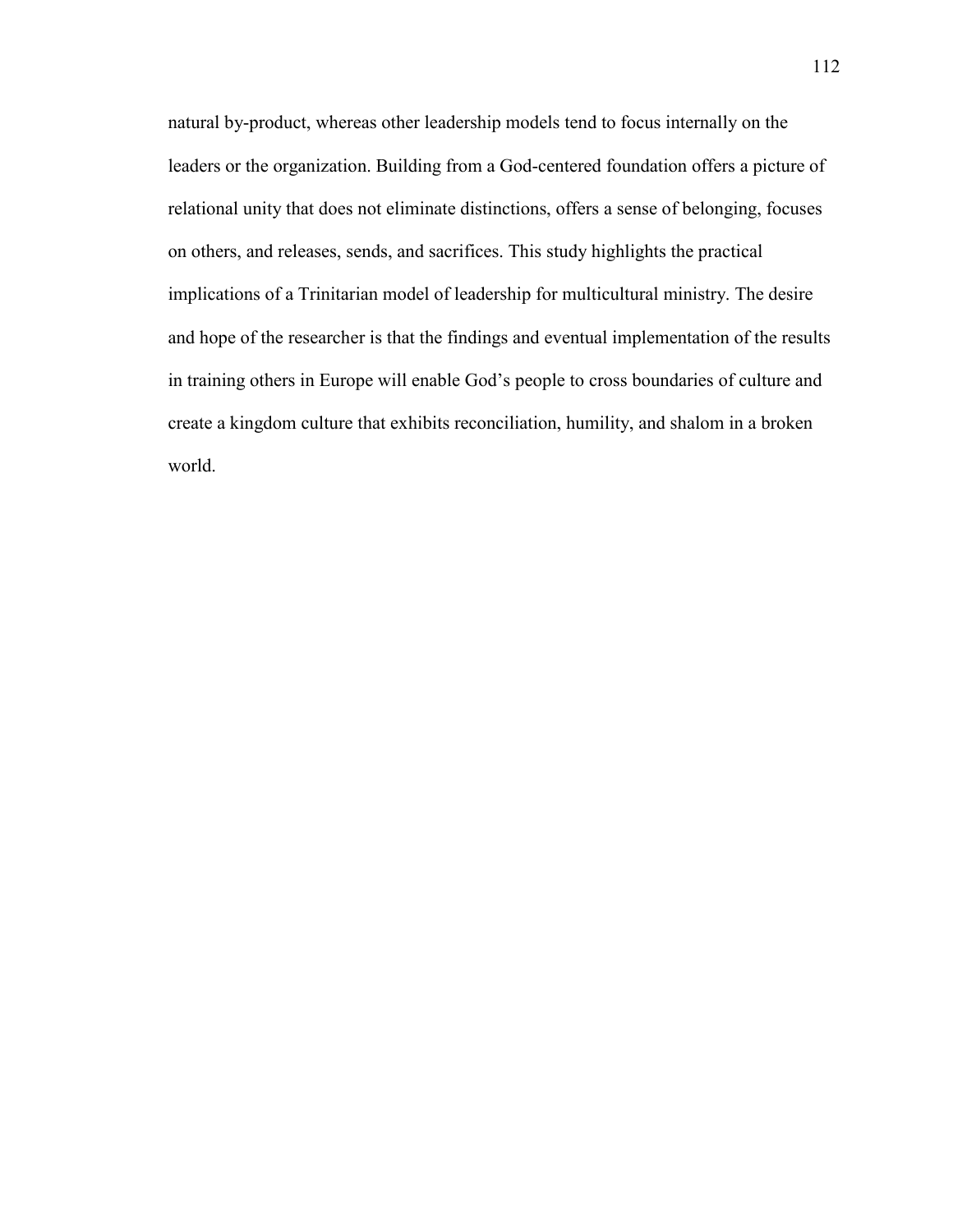natural by-product, whereas other leadership models tend to focus internally on the leaders or the organization. Building from a God-centered foundation offers a picture of relational unity that does not eliminate distinctions, offers a sense of belonging, focuses on others, and releases, sends, and sacrifices. This study highlights the practical implications of a Trinitarian model of leadership for multicultural ministry. The desire and hope of the researcher is that the findings and eventual implementation of the results in training others in Europe will enable God's people to cross boundaries of culture and create a kingdom culture that exhibits reconciliation, humility, and shalom in a broken world.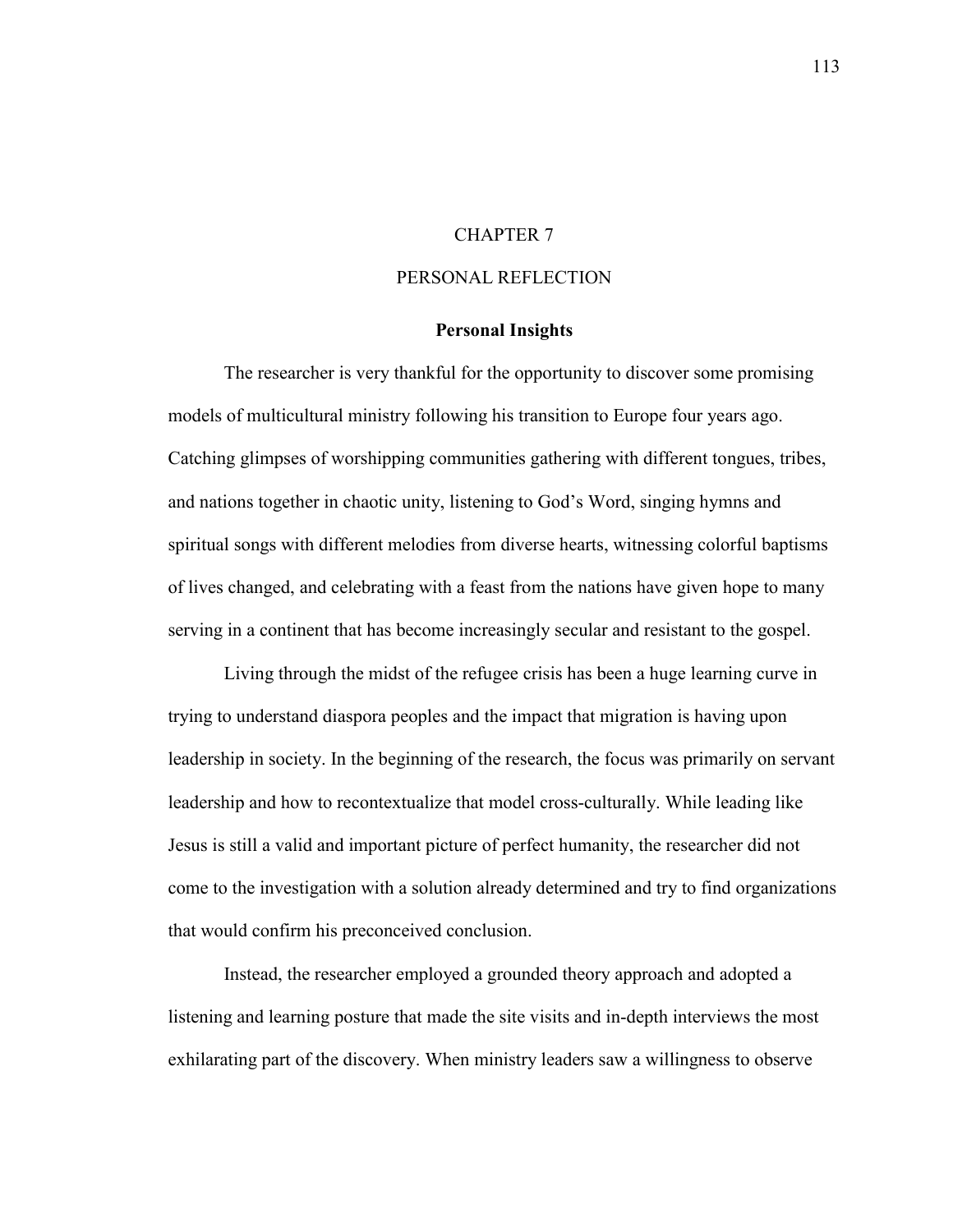# CHAPTER 7

# PERSONAL REFLECTION

## Personal Insights

The researcher is very thankful for the opportunity to discover some promising models of multicultural ministry following his transition to Europe four years ago. Catching glimpses of worshipping communities gathering with different tongues, tribes, and nations together in chaotic unity, listening to God's Word, singing hymns and spiritual songs with different melodies from diverse hearts, witnessing colorful baptisms of lives changed, and celebrating with a feast from the nations have given hope to many serving in a continent that has become increasingly secular and resistant to the gospel.

Living through the midst of the refugee crisis has been a huge learning curve in trying to understand diaspora peoples and the impact that migration is having upon leadership in society. In the beginning of the research, the focus was primarily on servant leadership and how to recontextualize that model cross-culturally. While leading like Jesus is still a valid and important picture of perfect humanity, the researcher did not come to the investigation with a solution already determined and try to find organizations that would confirm his preconceived conclusion.

Instead, the researcher employed a grounded theory approach and adopted a listening and learning posture that made the site visits and in-depth interviews the most exhilarating part of the discovery. When ministry leaders saw a willingness to observe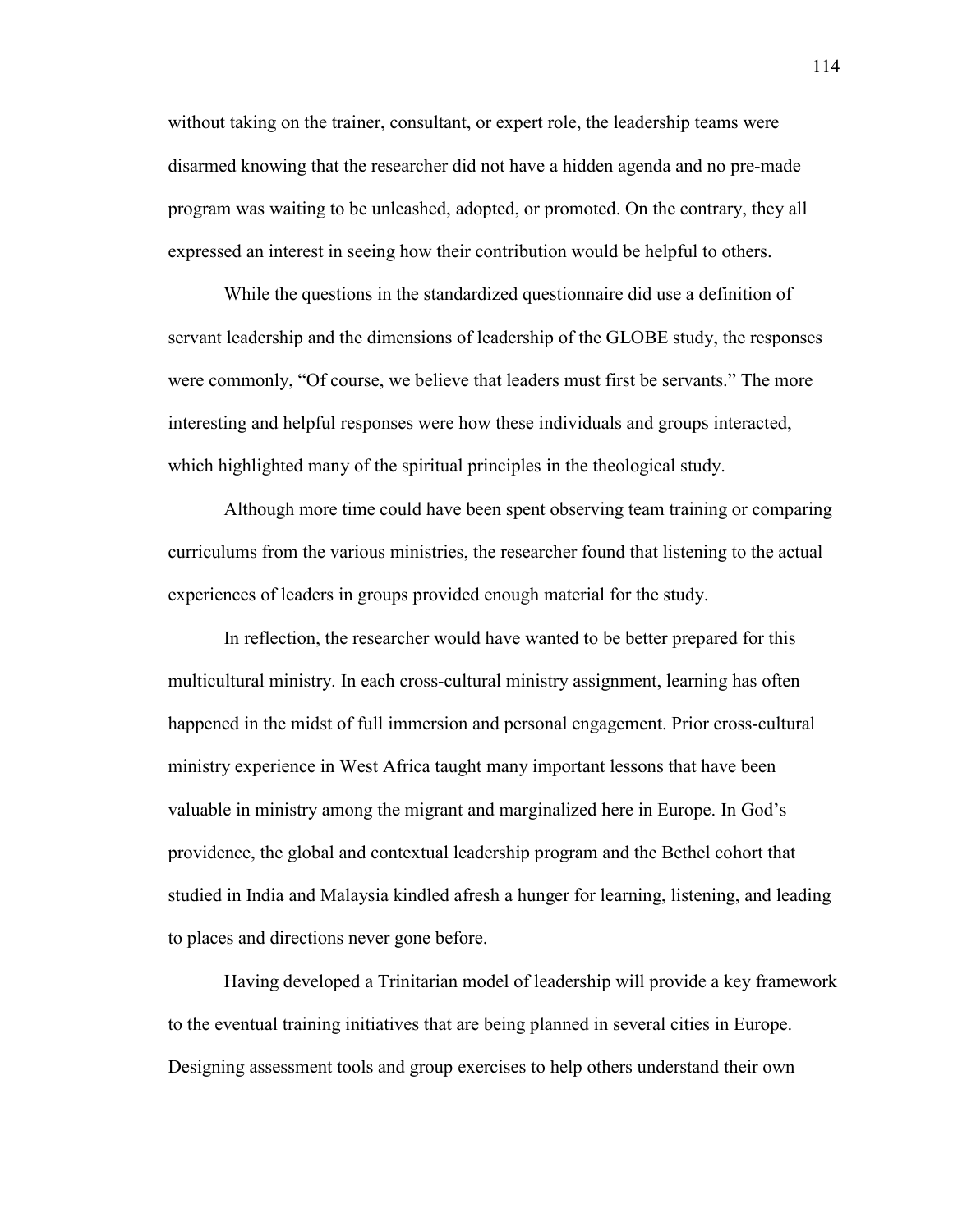without taking on the trainer, consultant, or expert role, the leadership teams were disarmed knowing that the researcher did not have a hidden agenda and no pre-made program was waiting to be unleashed, adopted, or promoted. On the contrary, they all expressed an interest in seeing how their contribution would be helpful to others.

While the questions in the standardized questionnaire did use a definition of servant leadership and the dimensions of leadership of the GLOBE study, the responses were commonly, "Of course, we believe that leaders must first be servants." The more interesting and helpful responses were how these individuals and groups interacted, which highlighted many of the spiritual principles in the theological study.

Although more time could have been spent observing team training or comparing curriculums from the various ministries, the researcher found that listening to the actual experiences of leaders in groups provided enough material for the study.

In reflection, the researcher would have wanted to be better prepared for this multicultural ministry. In each cross-cultural ministry assignment, learning has often happened in the midst of full immersion and personal engagement. Prior cross-cultural ministry experience in West Africa taught many important lessons that have been valuable in ministry among the migrant and marginalized here in Europe. In God's providence, the global and contextual leadership program and the Bethel cohort that studied in India and Malaysia kindled afresh a hunger for learning, listening, and leading to places and directions never gone before.

Having developed a Trinitarian model of leadership will provide a key framework to the eventual training initiatives that are being planned in several cities in Europe. Designing assessment tools and group exercises to help others understand their own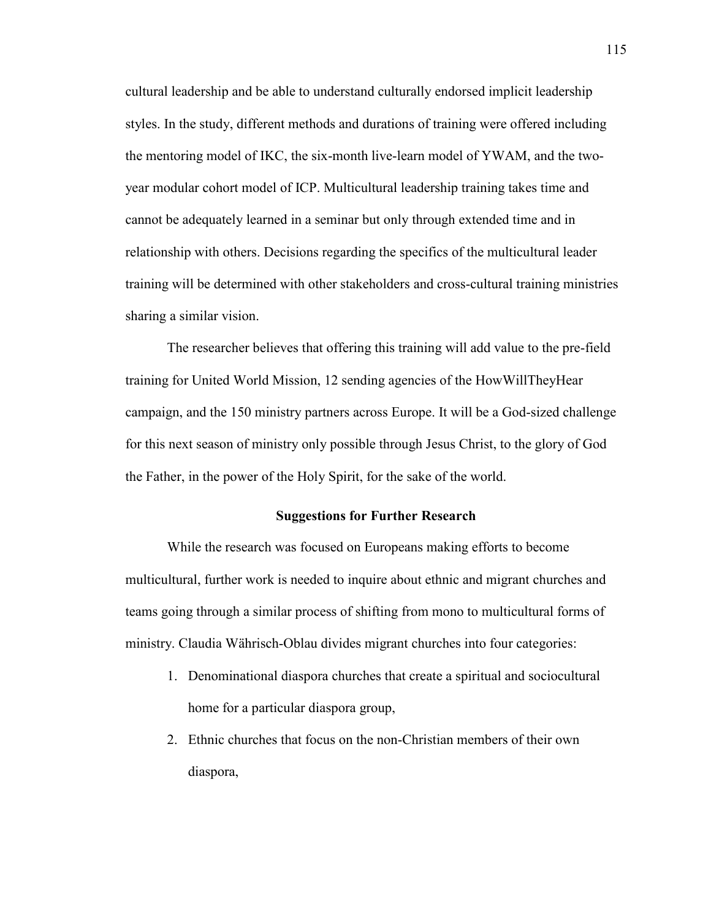cultural leadership and be able to understand culturally endorsed implicit leadership styles. In the study, different methods and durations of training were offered including the mentoring model of IKC, the six-month live-learn model of YWAM, and the two-year modular cohort model of ICP. Multicultural leadership training takes time and cannot be adequately learned in a seminar but only through extended time and in relationship with others. Decisions regarding the specifics of the multicultural leader training will be determined with other stakeholders and cross-cultural training ministries sharing a similar vision.

The researcher believes that offering this training will add value to the pre-field training for United World Mission, 12 sending agencies of the HowWillTheyHear campaign, and the 150 ministry partners across Europe. It will be a God-sized challenge for this next season of ministry only possible through Jesus Christ, to the glory of God the Father, in the power of the Holy Spirit, for the sake of the world.

## Suggestions for Further Research

While the research was focused on Europeans making efforts to become multicultural, further work is needed to inquire about ethnic and migrant churches and teams going through a similar process of shifting from mono to multicultural forms of ministry. Claudia Währisch-Oblau divides migrant churches into four categories:

1. Denominational diaspora churches that create a spiritual and sociocultural home for a particular diaspora group,
2. Ethnic churches that focus on the non-Christian members of their own diaspora,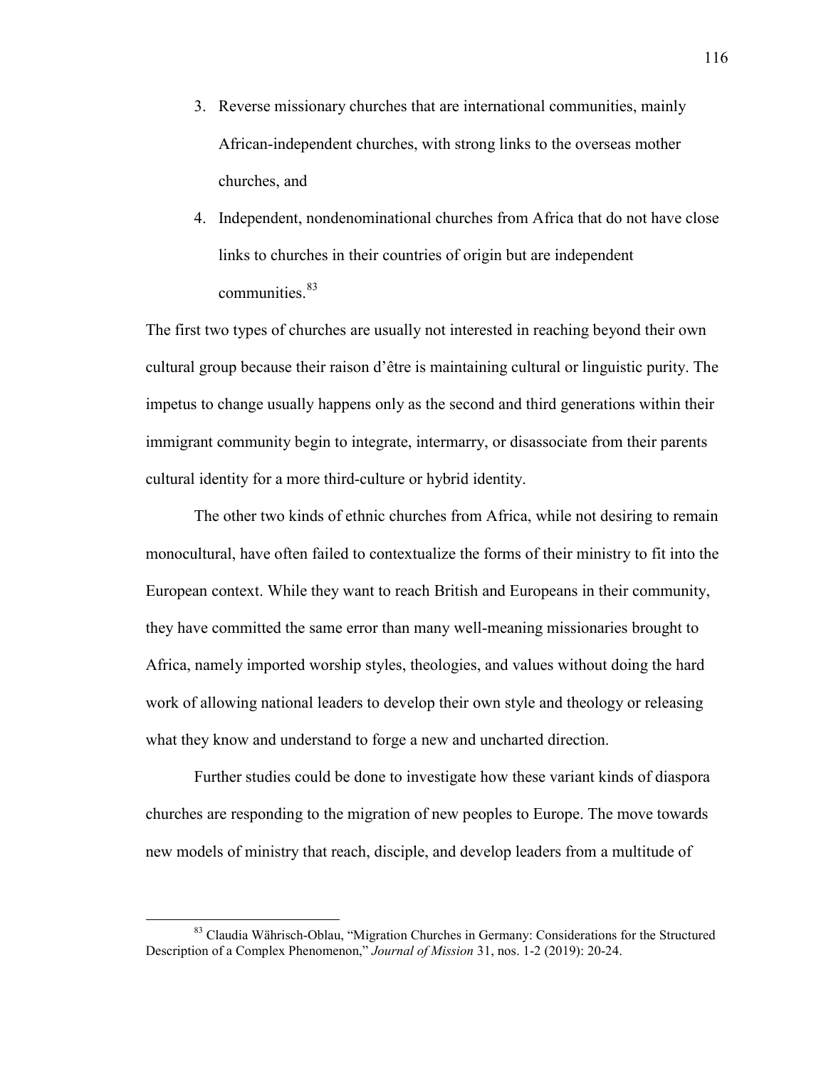3. Reverse missionary churches that are international communities, mainly African-independent churches, with strong links to the overseas mother churches, and
4. Independent, nondenominational churches from Africa that do not have close links to churches in their countries of origin but are independent communities.[83]

The first two types of churches are usually not interested in reaching beyond their own cultural group because their raison d'être is maintaining cultural or linguistic purity. The impetus to change usually happens only as the second and third generations within their immigrant community begin to integrate, intermarry, or disassociate from their parents cultural identity for a more third-culture or hybrid identity.

The other two kinds of ethnic churches from Africa, while not desiring to remain monocultural, have often failed to contextualize the forms of their ministry to fit into the European context. While they want to reach British and Europeans in their community, they have committed the same error than many well-meaning missionaries brought to Africa, namely imported worship styles, theologies, and values without doing the hard work of allowing national leaders to develop their own style and theology or releasing what they know and understand to forge a new and uncharted direction.

Further studies could be done to investigate how these variant kinds of diaspora churches are responding to the migration of new peoples to Europe. The move towards new models of ministry that reach, disciple, and develop leaders from a multitude of

---

[83] Claudia Währisch-Oblau, "Migration Churches in Germany: Considerations for the Structured Description of a Complex Phenomenon," *Journal of Mission* 31, nos. 1-2 (2019): 20-24.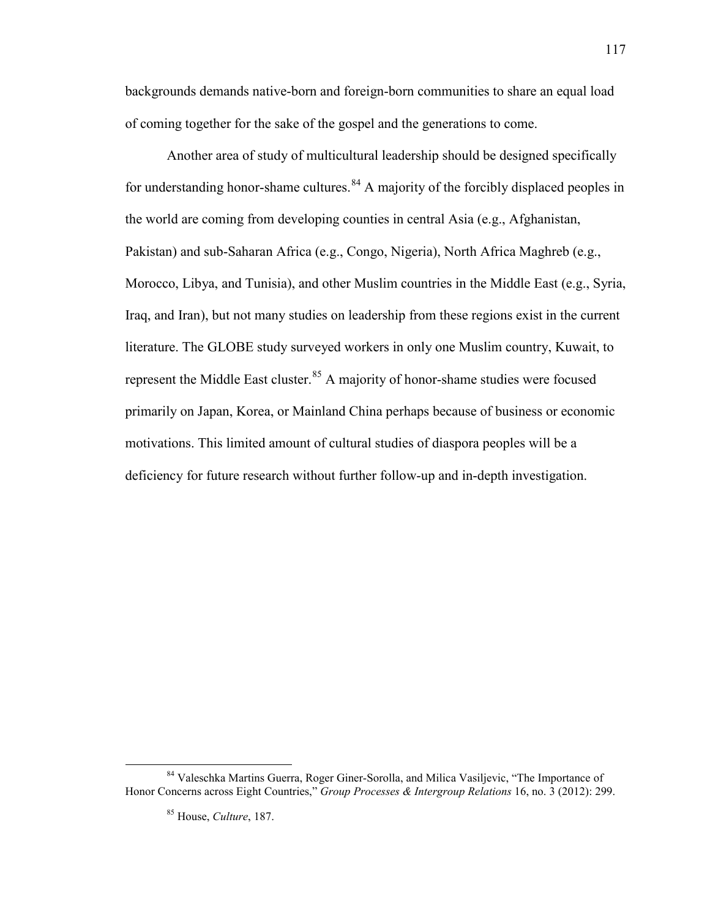backgrounds demands native-born and foreign-born communities to share an equal load of coming together for the sake of the gospel and the generations to come.

Another area of study of multicultural leadership should be designed specifically for understanding honor-shame cultures.[84] A majority of the forcibly displaced peoples in the world are coming from developing counties in central Asia (e.g., Afghanistan, Pakistan) and sub-Saharan Africa (e.g., Congo, Nigeria), North Africa Maghreb (e.g., Morocco, Libya, and Tunisia), and other Muslim countries in the Middle East (e.g., Syria, Iraq, and Iran), but not many studies on leadership from these regions exist in the current literature. The GLOBE study surveyed workers in only one Muslim country, Kuwait, to represent the Middle East cluster.[85] A majority of honor-shame studies were focused primarily on Japan, Korea, or Mainland China perhaps because of business or economic motivations. This limited amount of cultural studies of diaspora peoples will be a deficiency for future research without further follow-up and in-depth investigation.

---

[84] Valeschka Martins Guerra, Roger Giner-Sorolla, and Milica Vasiljevic, "The Importance of Honor Concerns across Eight Countries," *Group Processes & Intergroup Relations* 16, no. 3 (2012): 299.

[85] House, *Culture*, 187.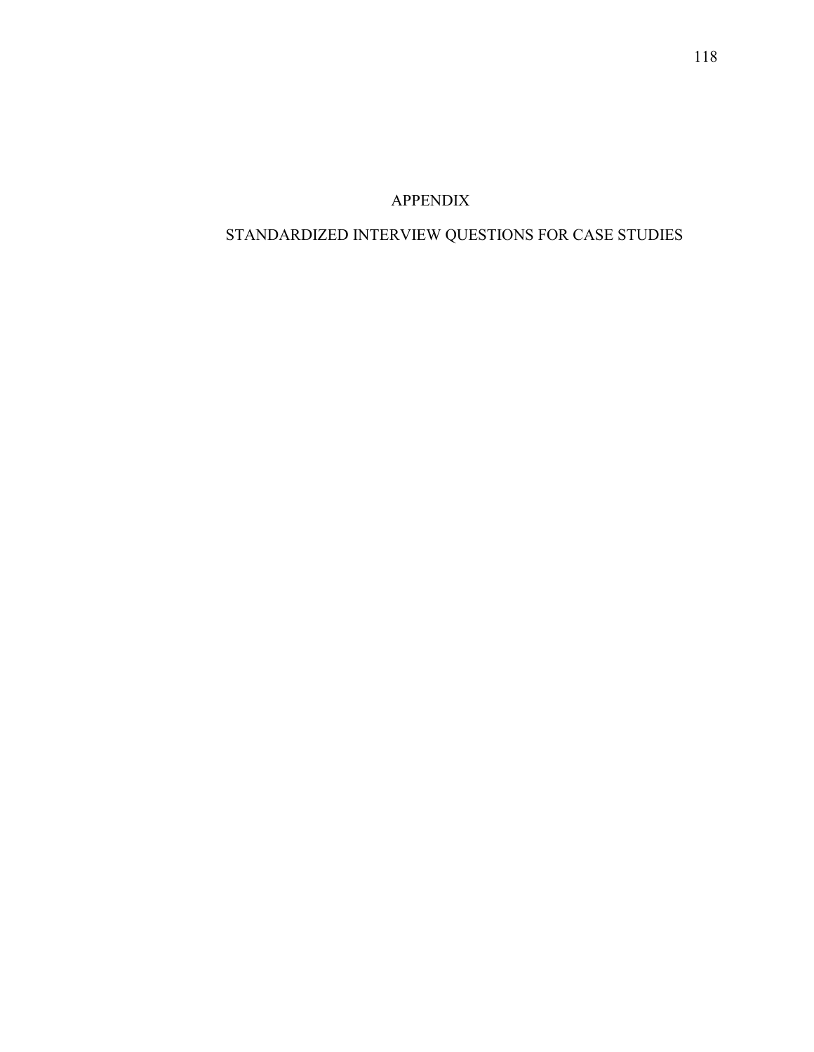# APPENDIX

# STANDARDIZED INTERVIEW QUESTIONS FOR CASE STUDIES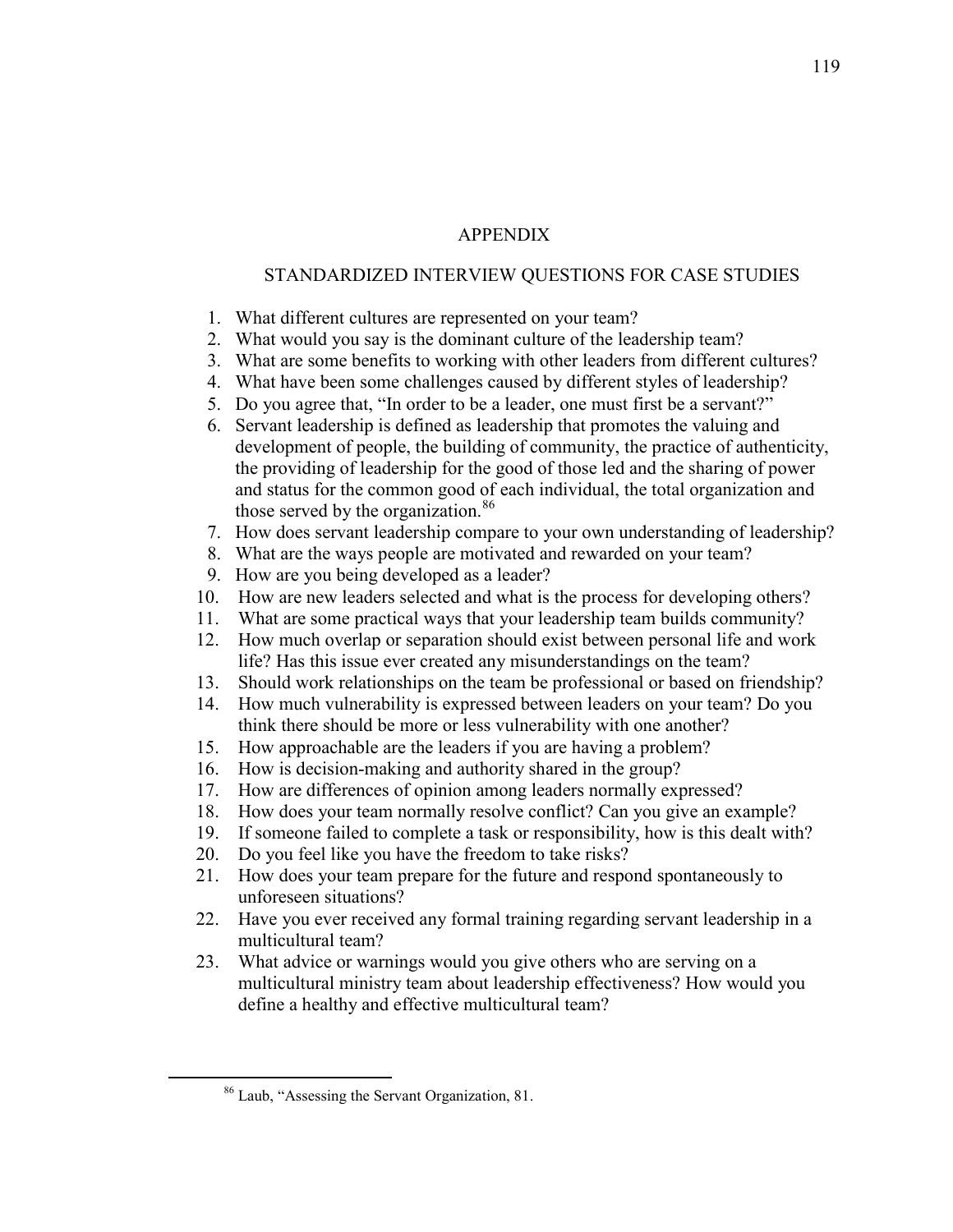# APPENDIX

## STANDARDIZED INTERVIEW QUESTIONS FOR CASE STUDIES

1. What different cultures are represented on your team?
2. What would you say is the dominant culture of the leadership team?
3. What are some benefits to working with other leaders from different cultures?
4. What have been some challenges caused by different styles of leadership?
5. Do you agree that, "In order to be a leader, one must first be a servant?"
6. Servant leadership is defined as leadership that promotes the valuing and development of people, the building of community, the practice of authenticity, the providing of leadership for the good of those led and the sharing of power and status for the common good of each individual, the total organization and those served by the organization.[86]
7. How does servant leadership compare to your own understanding of leadership?
8. What are the ways people are motivated and rewarded on your team?
9. How are you being developed as a leader?
10. How are new leaders selected and what is the process for developing others?
11. What are some practical ways that your leadership team builds community?
12. How much overlap or separation should exist between personal life and work life? Has this issue ever created any misunderstandings on the team?
13. Should work relationships on the team be professional or based on friendship?
14. How much vulnerability is expressed between leaders on your team? Do you think there should be more or less vulnerability with one another?
15. How approachable are the leaders if you are having a problem?
16. How is decision-making and authority shared in the group?
17. How are differences of opinion among leaders normally expressed?
18. How does your team normally resolve conflict? Can you give an example?
19. If someone failed to complete a task or responsibility, how is this dealt with?
20. Do you feel like you have the freedom to take risks?
21. How does your team prepare for the future and respond spontaneously to unforeseen situations?
22. Have you ever received any formal training regarding servant leadership in a multicultural team?
23. What advice or warnings would you give others who are serving on a multicultural ministry team about leadership effectiveness? How would you define a healthy and effective multicultural team?

---

[86] Laub, "Assessing the Servant Organization, 81.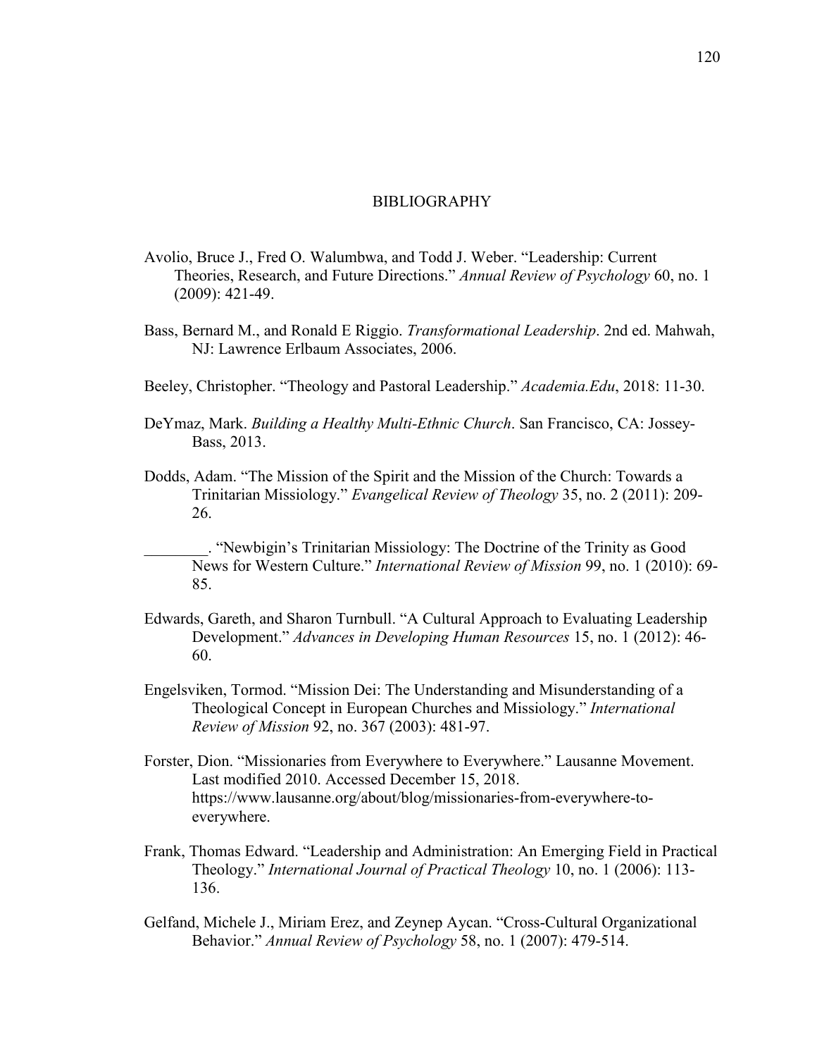# BIBLIOGRAPHY

Avolio, Bruce J., Fred O. Walumbwa, and Todd J. Weber. "Leadership: Current Theories, Research, and Future Directions." *Annual Review of Psychology* 60, no. 1 (2009): 421-49.

Bass, Bernard M., and Ronald E Riggio. *Transformational Leadership*. 2nd ed. Mahwah, NJ: Lawrence Erlbaum Associates, 2006.

Beeley, Christopher. "Theology and Pastoral Leadership." *Academia.Edu*, 2018: 11-30.

DeYmaz, Mark. *Building a Healthy Multi-Ethnic Church*. San Francisco, CA: Jossey-Bass, 2013.

Dodds, Adam. "The Mission of the Spirit and the Mission of the Church: Towards a Trinitarian Missiology." *Evangelical Review of Theology* 35, no. 2 (2011): 209-26.

________. "Newbigin's Trinitarian Missiology: The Doctrine of the Trinity as Good News for Western Culture." *International Review of Mission* 99, no. 1 (2010): 69-85.

Edwards, Gareth, and Sharon Turnbull. "A Cultural Approach to Evaluating Leadership Development." *Advances in Developing Human Resources* 15, no. 1 (2012): 46-60.

Engelsviken, Tormod. "Mission Dei: The Understanding and Misunderstanding of a Theological Concept in European Churches and Missiology." *International Review of Mission* 92, no. 367 (2003): 481-97.

Forster, Dion. "Missionaries from Everywhere to Everywhere." Lausanne Movement. Last modified 2010. Accessed December 15, 2018. https://www.lausanne.org/about/blog/missionaries-from-everywhere-to-everywhere.

Frank, Thomas Edward. "Leadership and Administration: An Emerging Field in Practical Theology." *International Journal of Practical Theology* 10, no. 1 (2006): 113-136.

Gelfand, Michele J., Miriam Erez, and Zeynep Aycan. "Cross-Cultural Organizational Behavior." *Annual Review of Psychology* 58, no. 1 (2007): 479-514.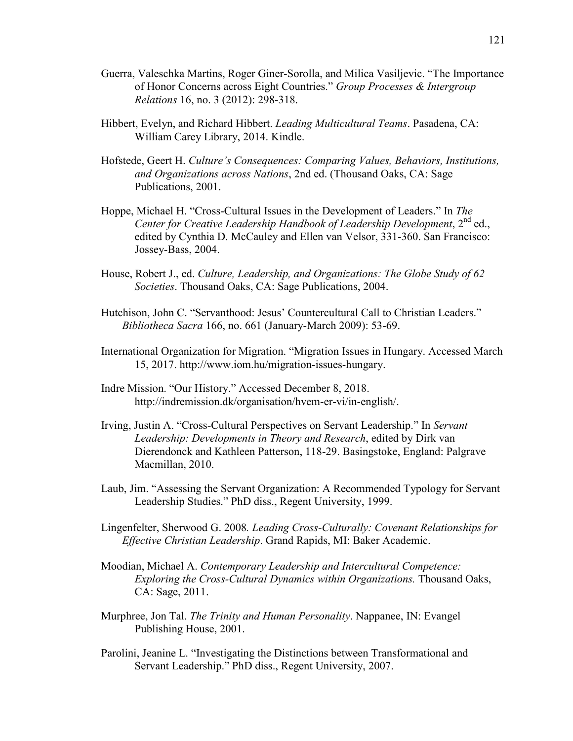Guerra, Valeschka Martins, Roger Giner-Sorolla, and Milica Vasiljevic. "The Importance of Honor Concerns across Eight Countries." *Group Processes & Intergroup Relations* 16, no. 3 (2012): 298-318.

Hibbert, Evelyn, and Richard Hibbert. *Leading Multicultural Teams*. Pasadena, CA: William Carey Library, 2014. Kindle.

Hofstede, Geert H. *Culture's Consequences: Comparing Values, Behaviors, Institutions, and Organizations across Nations*, 2nd ed. (Thousand Oaks, CA: Sage Publications, 2001.

Hoppe, Michael H. "Cross-Cultural Issues in the Development of Leaders." In *The Center for Creative Leadership Handbook of Leadership Development*, 2nd ed., edited by Cynthia D. McCauley and Ellen van Velsor, 331-360. San Francisco: Jossey-Bass, 2004.

House, Robert J., ed. *Culture, Leadership, and Organizations: The Globe Study of 62 Societies*. Thousand Oaks, CA: Sage Publications, 2004.

Hutchison, John C. "Servanthood: Jesus' Countercultural Call to Christian Leaders." *Bibliotheca Sacra* 166, no. 661 (January-March 2009): 53-69.

International Organization for Migration. "Migration Issues in Hungary. Accessed March 15, 2017. http://www.iom.hu/migration-issues-hungary.

Indre Mission. "Our History." Accessed December 8, 2018. http://indremission.dk/organisation/hvem-er-vi/in-english/.

Irving, Justin A. "Cross-Cultural Perspectives on Servant Leadership." In *Servant Leadership: Developments in Theory and Research*, edited by Dirk van Dierendonck and Kathleen Patterson, 118-29. Basingstoke, England: Palgrave Macmillan, 2010.

Laub, Jim. "Assessing the Servant Organization: A Recommended Typology for Servant Leadership Studies." PhD diss., Regent University, 1999.

Lingenfelter, Sherwood G. 2008. *Leading Cross-Culturally: Covenant Relationships for Effective Christian Leadership*. Grand Rapids, MI: Baker Academic.

Moodian, Michael A. *Contemporary Leadership and Intercultural Competence: Exploring the Cross-Cultural Dynamics within Organizations.* Thousand Oaks, CA: Sage, 2011.

Murphree, Jon Tal. *The Trinity and Human Personality*. Nappanee, IN: Evangel Publishing House, 2001.

Parolini, Jeanine L. "Investigating the Distinctions between Transformational and Servant Leadership." PhD diss., Regent University, 2007.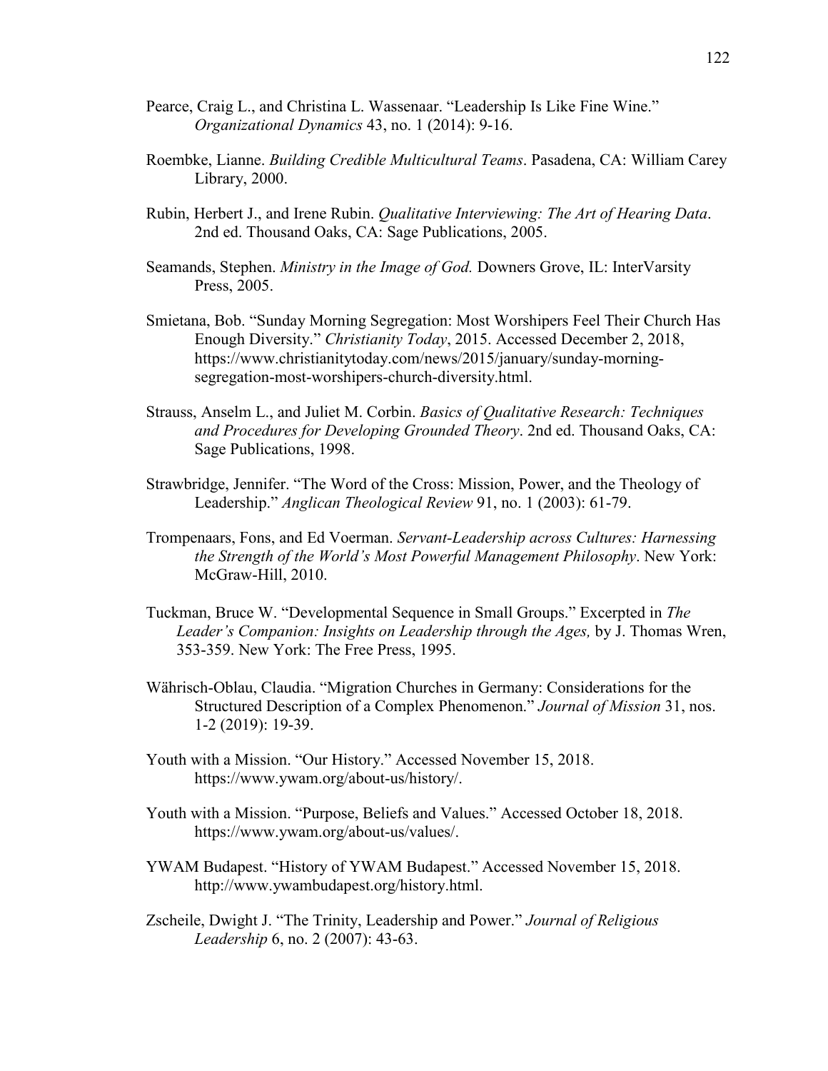Pearce, Craig L., and Christina L. Wassenaar. "Leadership Is Like Fine Wine." *Organizational Dynamics* 43, no. 1 (2014): 9-16.

Roembke, Lianne. *Building Credible Multicultural Teams*. Pasadena, CA: William Carey Library, 2000.

Rubin, Herbert J., and Irene Rubin. *Qualitative Interviewing: The Art of Hearing Data*. 2nd ed. Thousand Oaks, CA: Sage Publications, 2005.

Seamands, Stephen. *Ministry in the Image of God.* Downers Grove, IL: InterVarsity Press, 2005.

Smietana, Bob. "Sunday Morning Segregation: Most Worshipers Feel Their Church Has Enough Diversity." *Christianity Today*, 2015. Accessed December 2, 2018, https://www.christianitytoday.com/news/2015/january/sunday-morning-segregation-most-worshipers-church-diversity.html.

Strauss, Anselm L., and Juliet M. Corbin. *Basics of Qualitative Research: Techniques and Procedures for Developing Grounded Theory*. 2nd ed. Thousand Oaks, CA: Sage Publications, 1998.

Strawbridge, Jennifer. "The Word of the Cross: Mission, Power, and the Theology of Leadership." *Anglican Theological Review* 91, no. 1 (2003): 61-79.

Trompenaars, Fons, and Ed Voerman. *Servant-Leadership across Cultures: Harnessing the Strength of the World's Most Powerful Management Philosophy*. New York: McGraw-Hill, 2010.

Tuckman, Bruce W. "Developmental Sequence in Small Groups." Excerpted in *The Leader's Companion: Insights on Leadership through the Ages,* by J. Thomas Wren, 353-359. New York: The Free Press, 1995.

Währisch-Oblau, Claudia. "Migration Churches in Germany: Considerations for the Structured Description of a Complex Phenomenon." *Journal of Mission* 31, nos. 1-2 (2019): 19-39.

Youth with a Mission. "Our History." Accessed November 15, 2018. https://www.ywam.org/about-us/history/.

Youth with a Mission. "Purpose, Beliefs and Values." Accessed October 18, 2018. https://www.ywam.org/about-us/values/.

YWAM Budapest. "History of YWAM Budapest." Accessed November 15, 2018. http://www.ywambudapest.org/history.html.

Zscheile, Dwight J. "The Trinity, Leadership and Power." *Journal of Religious Leadership* 6, no. 2 (2007): 43-63.